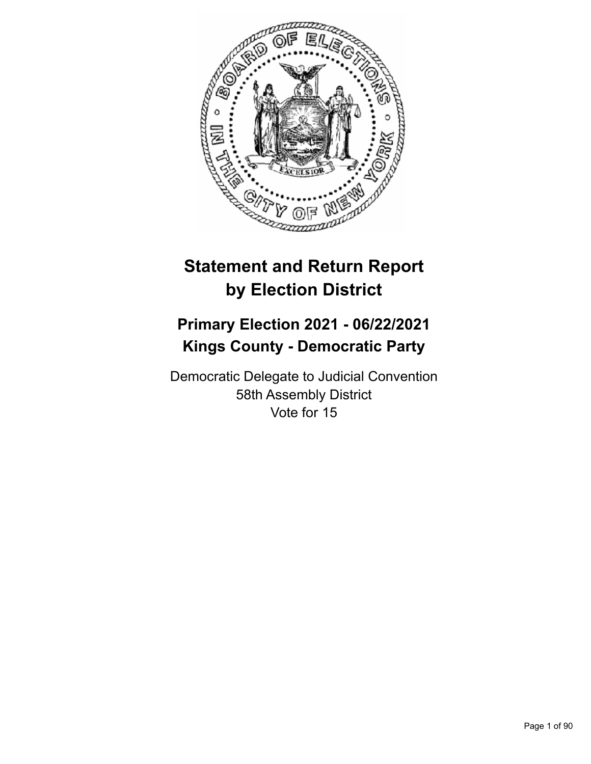# Statement and Return Report by Election District

## Primary Election 2021 - 06/22/2021
## Kings County - Democratic Party

Democratic Delegate to Judicial Convention
58th Assembly District
Vote for 15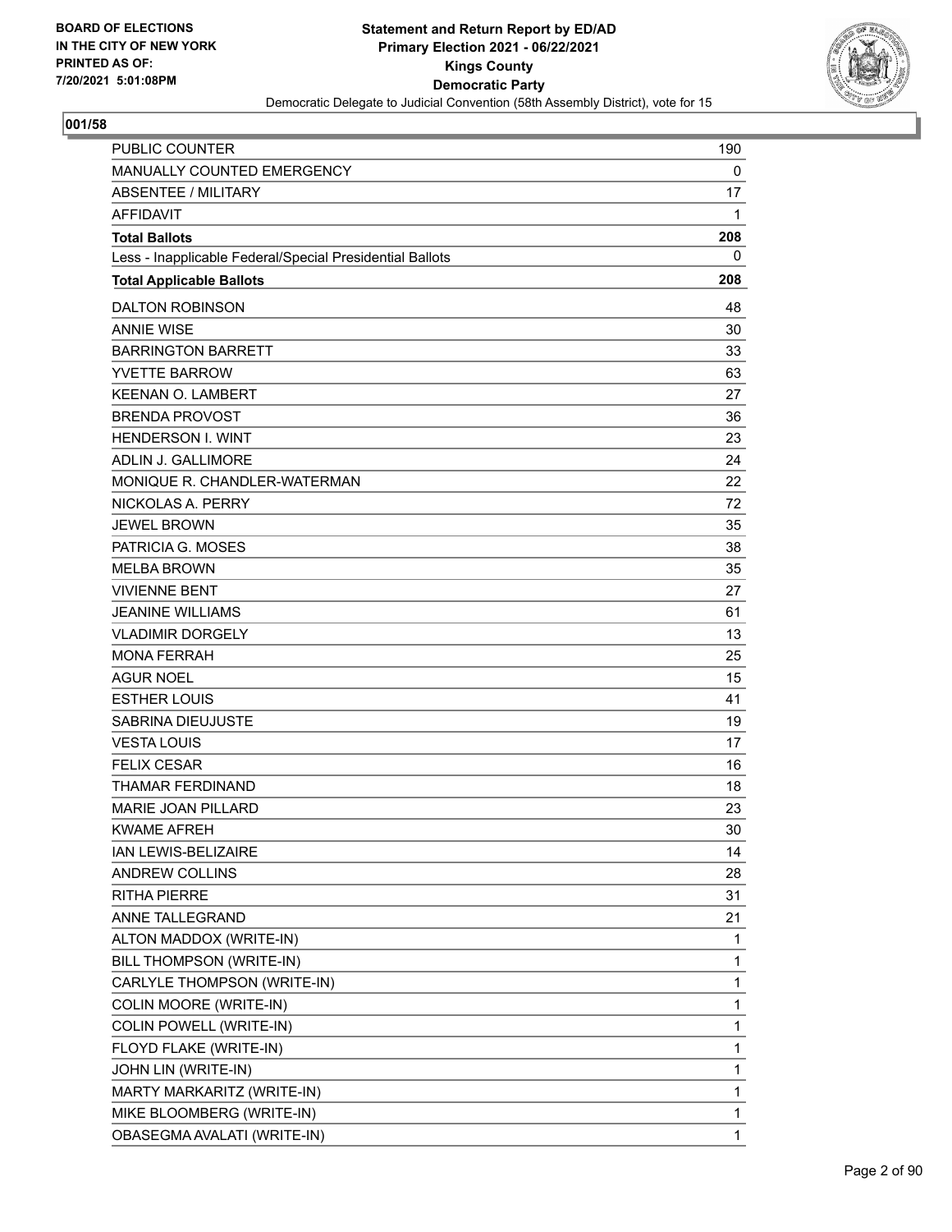**BOARD OF ELECTIONS IN THE CITY OF NEW YORK PRINTED AS OF: 7/20/2021 5:01:08PM**

**Statement and Return Report by ED/AD**
**Primary Election 2021 - 06/22/2021**
**Kings County**
**Democratic Party**
Democratic Delegate to Judicial Convention (58th Assembly District), vote for 15

**001/58**

| | |
|---|---|
| PUBLIC COUNTER | 190 |
| MANUALLY COUNTED EMERGENCY | 0 |
| ABSENTEE / MILITARY | 17 |
| AFFIDAVIT | 1 |
| **Total Ballots** | **208** |
| Less - Inapplicable Federal/Special Presidential Ballots | 0 |
| **Total Applicable Ballots** | **208** |
| DALTON ROBINSON | 48 |
| ANNIE WISE | 30 |
| BARRINGTON BARRETT | 33 |
| YVETTE BARROW | 63 |
| KEENAN O. LAMBERT | 27 |
| BRENDA PROVOST | 36 |
| HENDERSON I. WINT | 23 |
| ADLIN J. GALLIMORE | 24 |
| MONIQUE R. CHANDLER-WATERMAN | 22 |
| NICKOLAS A. PERRY | 72 |
| JEWEL BROWN | 35 |
| PATRICIA G. MOSES | 38 |
| MELBA BROWN | 35 |
| VIVIENNE BENT | 27 |
| JEANINE WILLIAMS | 61 |
| VLADIMIR DORGELY | 13 |
| MONA FERRAH | 25 |
| AGUR NOEL | 15 |
| ESTHER LOUIS | 41 |
| SABRINA DIEUJUSTE | 19 |
| VESTA LOUIS | 17 |
| FELIX CESAR | 16 |
| THAMAR FERDINAND | 18 |
| MARIE JOAN PILLARD | 23 |
| KWAME AFREH | 30 |
| IAN LEWIS-BELIZAIRE | 14 |
| ANDREW COLLINS | 28 |
| RITHA PIERRE | 31 |
| ANNE TALLEGRAND | 21 |
| ALTON MADDOX (WRITE-IN) | 1 |
| BILL THOMPSON (WRITE-IN) | 1 |
| CARLYLE THOMPSON (WRITE-IN) | 1 |
| COLIN MOORE (WRITE-IN) | 1 |
| COLIN POWELL (WRITE-IN) | 1 |
| FLOYD FLAKE (WRITE-IN) | 1 |
| JOHN LIN (WRITE-IN) | 1 |
| MARTY MARKARITZ (WRITE-IN) | 1 |
| MIKE BLOOMBERG (WRITE-IN) | 1 |
| OBASEGMA AVALATI (WRITE-IN) | 1 |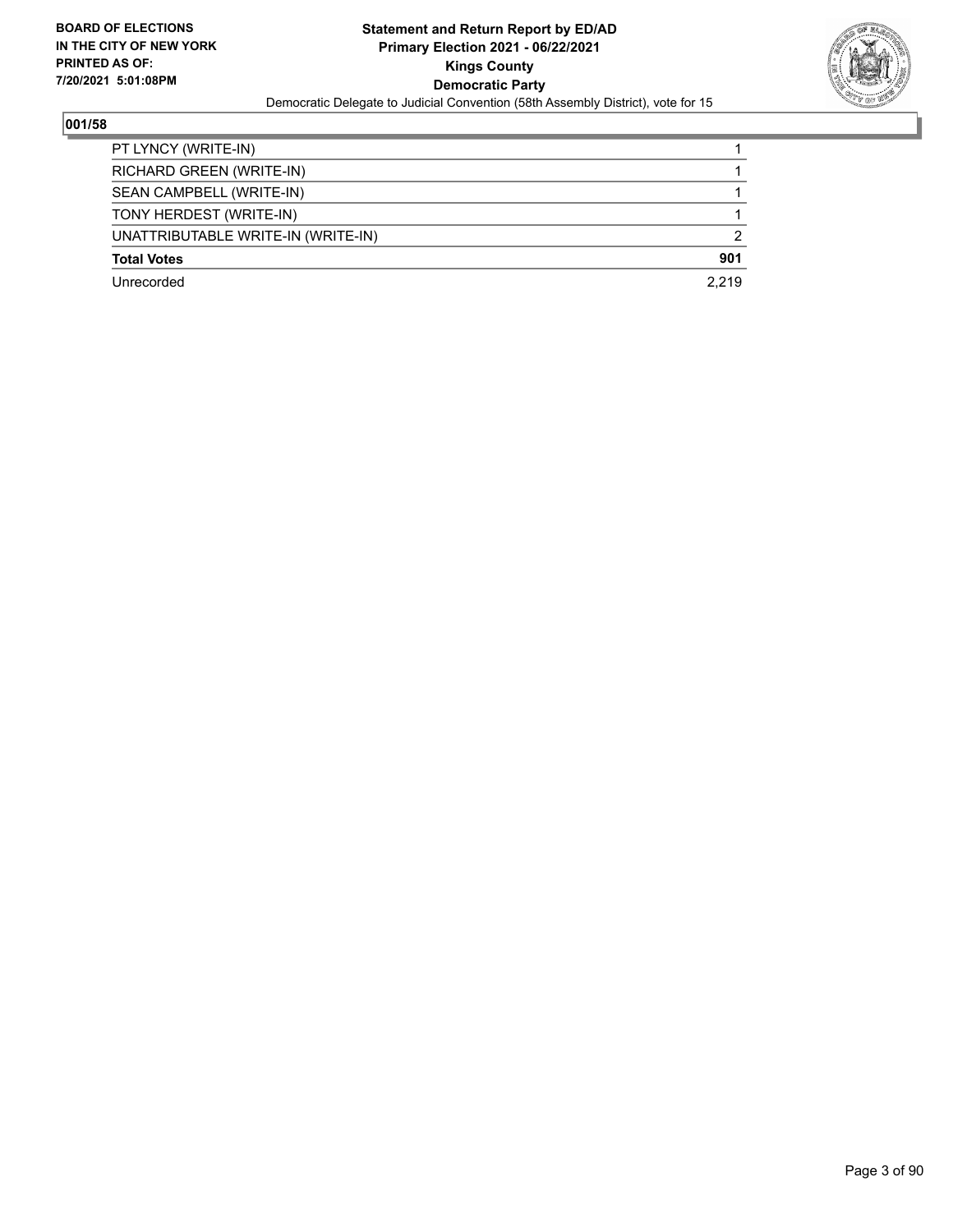**Statement and Return Report by ED/AD**
**Primary Election 2021 - 06/22/2021**
**Kings County**
**Democratic Party**
Democratic Delegate to Judicial Convention (58th Assembly District), vote for 15

BOARD OF ELECTIONS IN THE CITY OF NEW YORK PRINTED AS OF: 7/20/2021 5:01:08PM

### 001/58

| | |
|---|---|
| PT LYNCY (WRITE-IN) | 1 |
| RICHARD GREEN (WRITE-IN) | 1 |
| SEAN CAMPBELL (WRITE-IN) | 1 |
| TONY HERDEST (WRITE-IN) | 1 |
| UNATTRIBUTABLE WRITE-IN (WRITE-IN) | 2 |
| **Total Votes** | **901** |
| Unrecorded | 2,219 |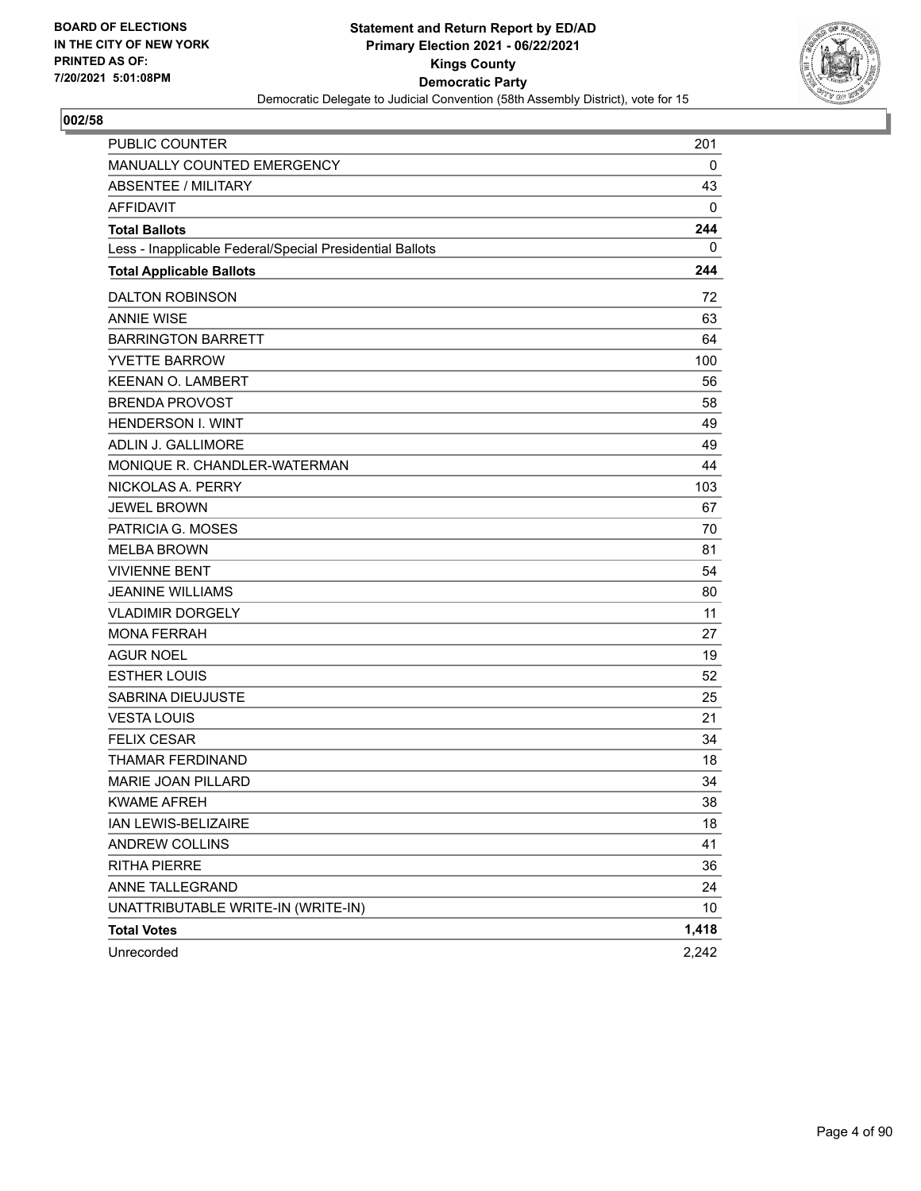BOARD OF ELECTIONS
IN THE CITY OF NEW YORK
PRINTED AS OF:
7/20/2021 5:01:08PM

**Statement and Return Report by ED/AD**
**Primary Election 2021 - 06/22/2021**
**Kings County**
**Democratic Party**
Democratic Delegate to Judicial Convention (58th Assembly District), vote for 15

## 002/58

| | |
|---|---|
| PUBLIC COUNTER | 201 |
| MANUALLY COUNTED EMERGENCY | 0 |
| ABSENTEE / MILITARY | 43 |
| AFFIDAVIT | 0 |
| **Total Ballots** | **244** |
| Less - Inapplicable Federal/Special Presidential Ballots | 0 |
| **Total Applicable Ballots** | **244** |
| DALTON ROBINSON | 72 |
| ANNIE WISE | 63 |
| BARRINGTON BARRETT | 64 |
| YVETTE BARROW | 100 |
| KEENAN O. LAMBERT | 56 |
| BRENDA PROVOST | 58 |
| HENDERSON I. WINT | 49 |
| ADLIN J. GALLIMORE | 49 |
| MONIQUE R. CHANDLER-WATERMAN | 44 |
| NICKOLAS A. PERRY | 103 |
| JEWEL BROWN | 67 |
| PATRICIA G. MOSES | 70 |
| MELBA BROWN | 81 |
| VIVIENNE BENT | 54 |
| JEANINE WILLIAMS | 80 |
| VLADIMIR DORGELY | 11 |
| MONA FERRAH | 27 |
| AGUR NOEL | 19 |
| ESTHER LOUIS | 52 |
| SABRINA DIEUJUSTE | 25 |
| VESTA LOUIS | 21 |
| FELIX CESAR | 34 |
| THAMAR FERDINAND | 18 |
| MARIE JOAN PILLARD | 34 |
| KWAME AFREH | 38 |
| IAN LEWIS-BELIZAIRE | 18 |
| ANDREW COLLINS | 41 |
| RITHA PIERRE | 36 |
| ANNE TALLEGRAND | 24 |
| UNATTRIBUTABLE WRITE-IN (WRITE-IN) | 10 |
| **Total Votes** | **1,418** |
| Unrecorded | 2,242 |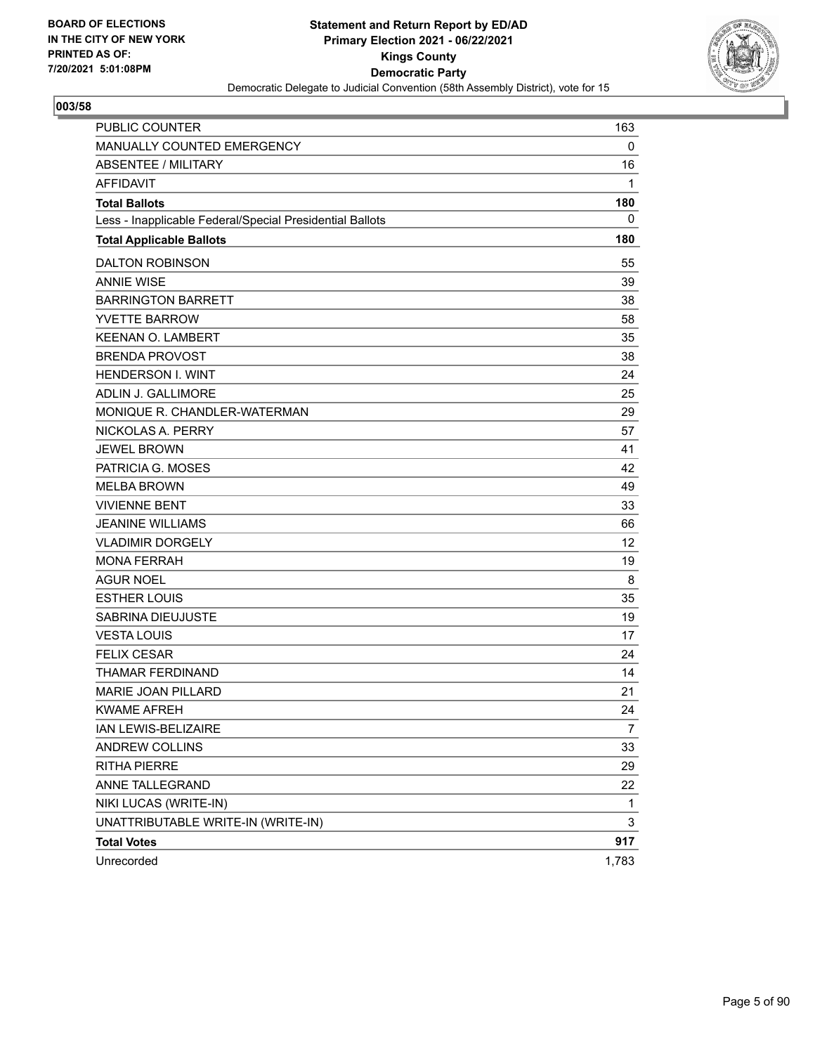**BOARD OF ELECTIONS IN THE CITY OF NEW YORK PRINTED AS OF: 7/20/2021 5:01:08PM**

**Statement and Return Report by ED/AD Primary Election 2021 - 06/22/2021 Kings County Democratic Party**

Democratic Delegate to Judicial Convention (58th Assembly District), vote for 15

## 003/58

| | |
|---|---|
| PUBLIC COUNTER | 163 |
| MANUALLY COUNTED EMERGENCY | 0 |
| ABSENTEE / MILITARY | 16 |
| AFFIDAVIT | 1 |
| **Total Ballots** | **180** |
| Less - Inapplicable Federal/Special Presidential Ballots | 0 |
| **Total Applicable Ballots** | **180** |
| DALTON ROBINSON | 55 |
| ANNIE WISE | 39 |
| BARRINGTON BARRETT | 38 |
| YVETTE BARROW | 58 |
| KEENAN O. LAMBERT | 35 |
| BRENDA PROVOST | 38 |
| HENDERSON I. WINT | 24 |
| ADLIN J. GALLIMORE | 25 |
| MONIQUE R. CHANDLER-WATERMAN | 29 |
| NICKOLAS A. PERRY | 57 |
| JEWEL BROWN | 41 |
| PATRICIA G. MOSES | 42 |
| MELBA BROWN | 49 |
| VIVIENNE BENT | 33 |
| JEANINE WILLIAMS | 66 |
| VLADIMIR DORGELY | 12 |
| MONA FERRAH | 19 |
| AGUR NOEL | 8 |
| ESTHER LOUIS | 35 |
| SABRINA DIEUJUSTE | 19 |
| VESTA LOUIS | 17 |
| FELIX CESAR | 24 |
| THAMAR FERDINAND | 14 |
| MARIE JOAN PILLARD | 21 |
| KWAME AFREH | 24 |
| IAN LEWIS-BELIZAIRE | 7 |
| ANDREW COLLINS | 33 |
| RITHA PIERRE | 29 |
| ANNE TALLEGRAND | 22 |
| NIKI LUCAS (WRITE-IN) | 1 |
| UNATTRIBUTABLE WRITE-IN (WRITE-IN) | 3 |
| **Total Votes** | **917** |
| Unrecorded | 1,783 |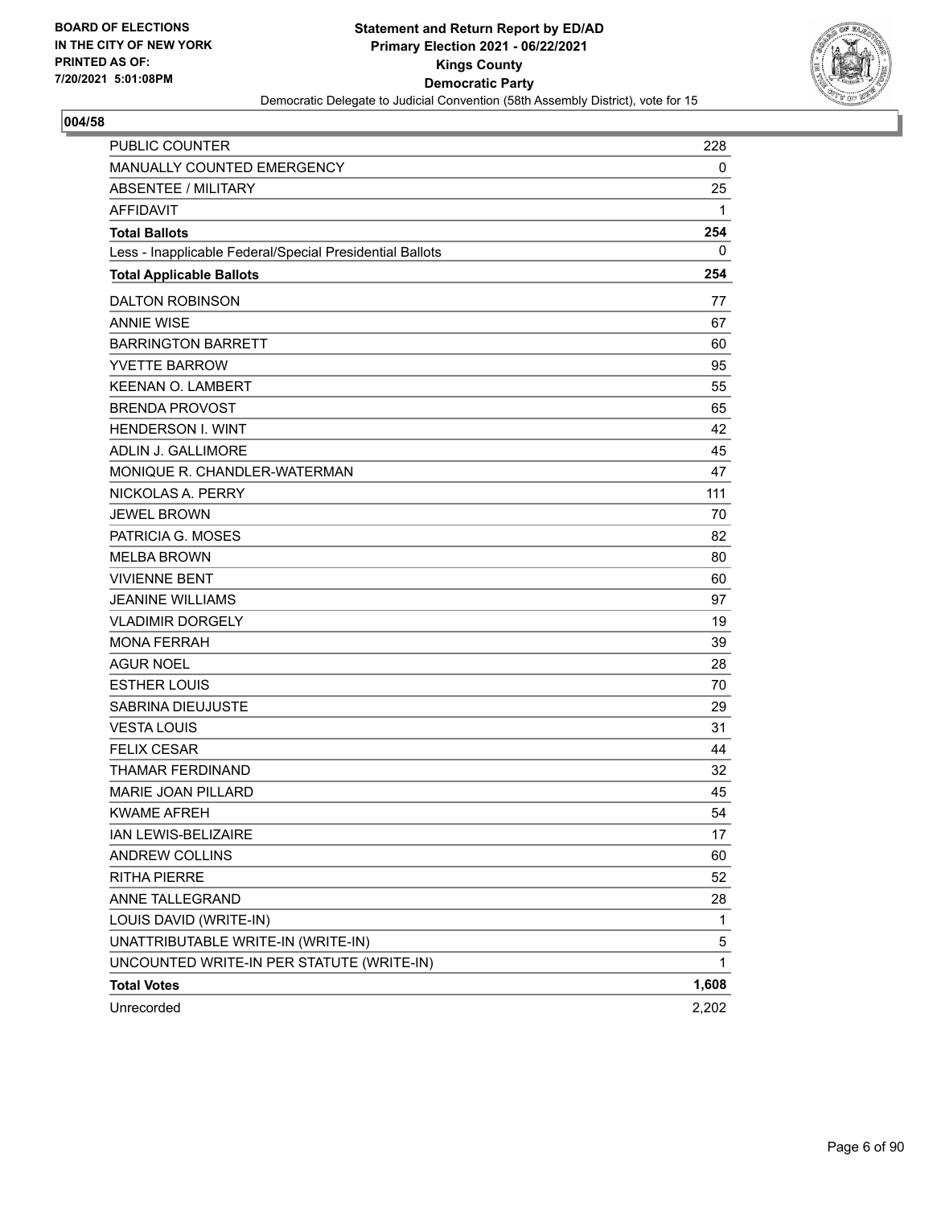BOARD OF ELECTIONS
IN THE CITY OF NEW YORK
PRINTED AS OF:
7/20/2021 5:01:08PM

**Statement and Return Report by ED/AD**
**Primary Election 2021 - 06/22/2021**
**Kings County**
**Democratic Party**
Democratic Delegate to Judicial Convention (58th Assembly District), vote for 15

**004/58**

| | |
|---|---|
| PUBLIC COUNTER | 228 |
| MANUALLY COUNTED EMERGENCY | 0 |
| ABSENTEE / MILITARY | 25 |
| AFFIDAVIT | 1 |
| **Total Ballots** | **254** |
| Less - Inapplicable Federal/Special Presidential Ballots | 0 |
| **Total Applicable Ballots** | **254** |
| DALTON ROBINSON | 77 |
| ANNIE WISE | 67 |
| BARRINGTON BARRETT | 60 |
| YVETTE BARROW | 95 |
| KEENAN O. LAMBERT | 55 |
| BRENDA PROVOST | 65 |
| HENDERSON I. WINT | 42 |
| ADLIN J. GALLIMORE | 45 |
| MONIQUE R. CHANDLER-WATERMAN | 47 |
| NICKOLAS A. PERRY | 111 |
| JEWEL BROWN | 70 |
| PATRICIA G. MOSES | 82 |
| MELBA BROWN | 80 |
| VIVIENNE BENT | 60 |
| JEANINE WILLIAMS | 97 |
| VLADIMIR DORGELY | 19 |
| MONA FERRAH | 39 |
| AGUR NOEL | 28 |
| ESTHER LOUIS | 70 |
| SABRINA DIEUJUSTE | 29 |
| VESTA LOUIS | 31 |
| FELIX CESAR | 44 |
| THAMAR FERDINAND | 32 |
| MARIE JOAN PILLARD | 45 |
| KWAME AFREH | 54 |
| IAN LEWIS-BELIZAIRE | 17 |
| ANDREW COLLINS | 60 |
| RITHA PIERRE | 52 |
| ANNE TALLEGRAND | 28 |
| LOUIS DAVID (WRITE-IN) | 1 |
| UNATTRIBUTABLE WRITE-IN (WRITE-IN) | 5 |
| UNCOUNTED WRITE-IN PER STATUTE (WRITE-IN) | 1 |
| **Total Votes** | **1,608** |
| Unrecorded | 2,202 |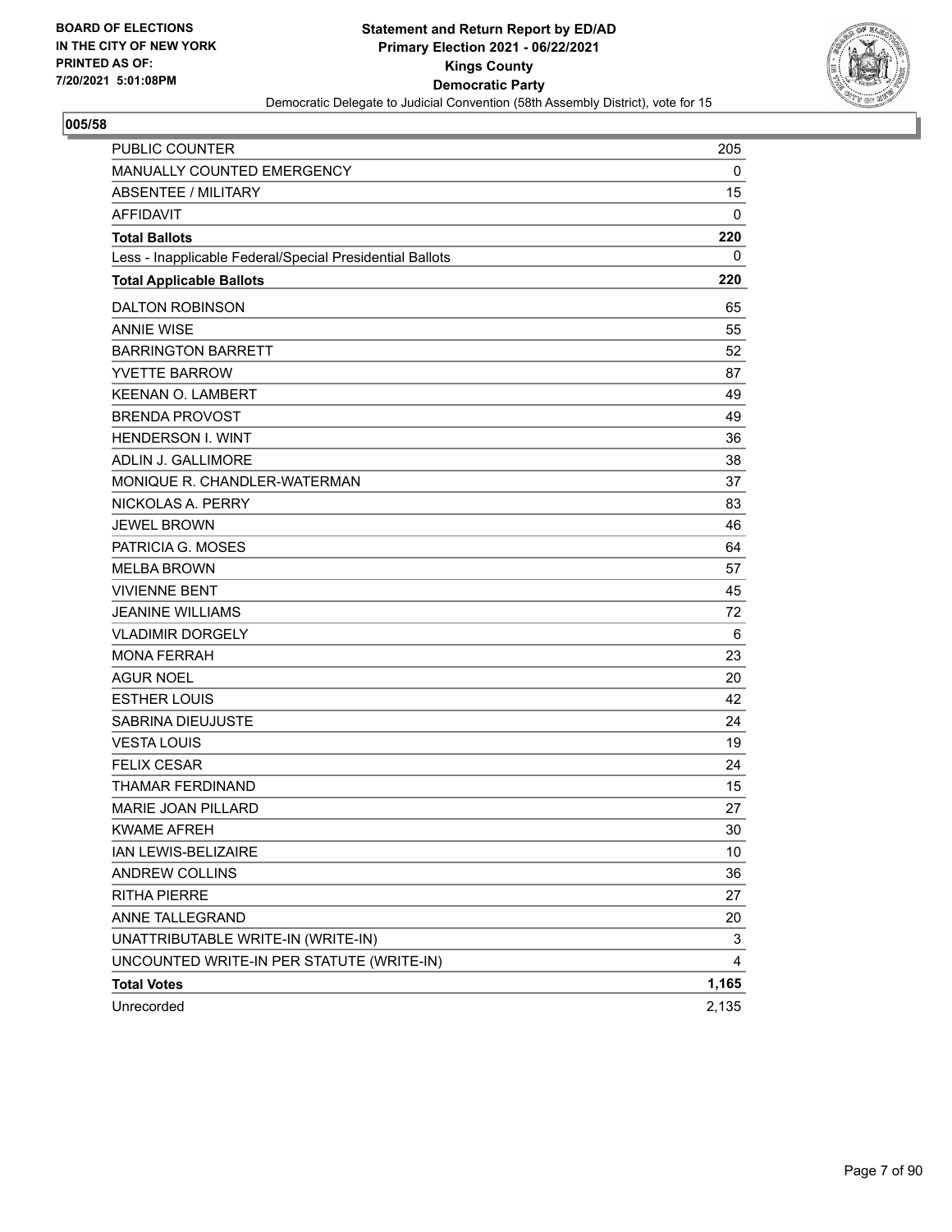**BOARD OF ELECTIONS IN THE CITY OF NEW YORK PRINTED AS OF: 7/20/2021 5:01:08PM**

**Statement and Return Report by ED/AD**
**Primary Election 2021 - 06/22/2021**
**Kings County**
**Democratic Party**
Democratic Delegate to Judicial Convention (58th Assembly District), vote for 15

## 005/58

| | |
|---|---|
| PUBLIC COUNTER | 205 |
| MANUALLY COUNTED EMERGENCY | 0 |
| ABSENTEE / MILITARY | 15 |
| AFFIDAVIT | 0 |
| **Total Ballots** | **220** |
| Less - Inapplicable Federal/Special Presidential Ballots | 0 |
| **Total Applicable Ballots** | **220** |
| DALTON ROBINSON | 65 |
| ANNIE WISE | 55 |
| BARRINGTON BARRETT | 52 |
| YVETTE BARROW | 87 |
| KEENAN O. LAMBERT | 49 |
| BRENDA PROVOST | 49 |
| HENDERSON I. WINT | 36 |
| ADLIN J. GALLIMORE | 38 |
| MONIQUE R. CHANDLER-WATERMAN | 37 |
| NICKOLAS A. PERRY | 83 |
| JEWEL BROWN | 46 |
| PATRICIA G. MOSES | 64 |
| MELBA BROWN | 57 |
| VIVIENNE BENT | 45 |
| JEANINE WILLIAMS | 72 |
| VLADIMIR DORGELY | 6 |
| MONA FERRAH | 23 |
| AGUR NOEL | 20 |
| ESTHER LOUIS | 42 |
| SABRINA DIEUJUSTE | 24 |
| VESTA LOUIS | 19 |
| FELIX CESAR | 24 |
| THAMAR FERDINAND | 15 |
| MARIE JOAN PILLARD | 27 |
| KWAME AFREH | 30 |
| IAN LEWIS-BELIZAIRE | 10 |
| ANDREW COLLINS | 36 |
| RITHA PIERRE | 27 |
| ANNE TALLEGRAND | 20 |
| UNATTRIBUTABLE WRITE-IN (WRITE-IN) | 3 |
| UNCOUNTED WRITE-IN PER STATUTE (WRITE-IN) | 4 |
| **Total Votes** | **1,165** |
| Unrecorded | 2,135 |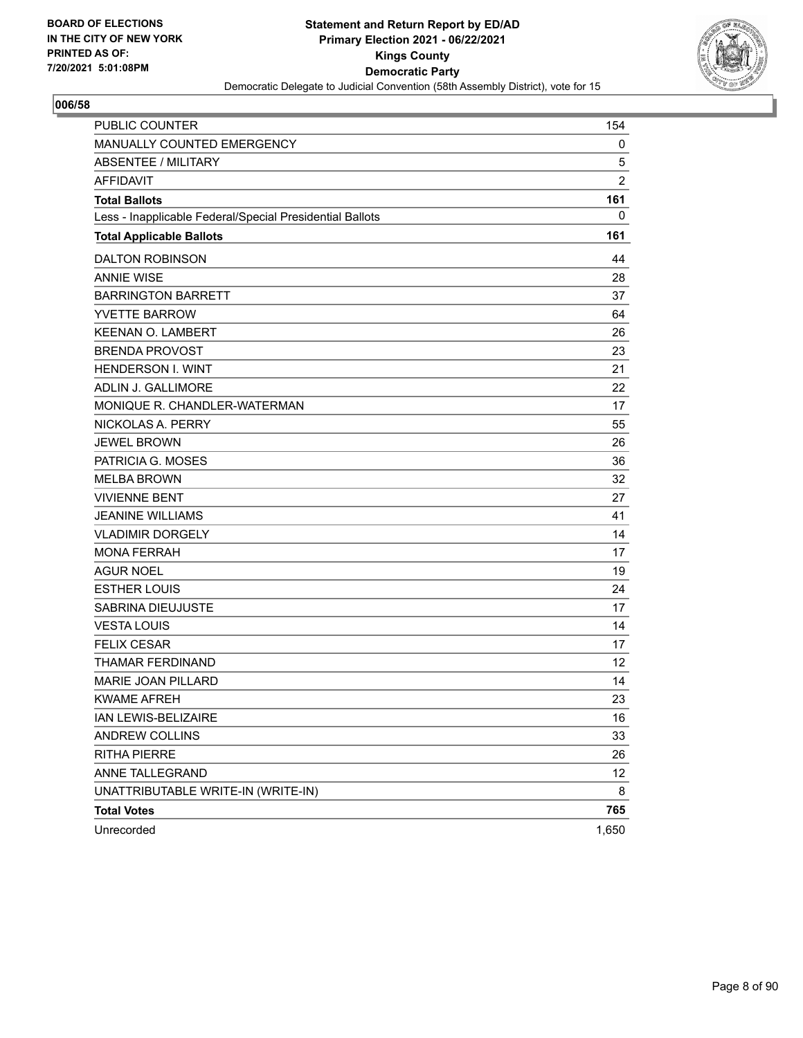BOARD OF ELECTIONS
IN THE CITY OF NEW YORK
PRINTED AS OF:
7/20/2021 5:01:08PM

**Statement and Return Report by ED/AD**
**Primary Election 2021 - 06/22/2021**
**Kings County**
**Democratic Party**
Democratic Delegate to Judicial Convention (58th Assembly District), vote for 15

## 006/58

| | |
|---|---|
| PUBLIC COUNTER | 154 |
| MANUALLY COUNTED EMERGENCY | 0 |
| ABSENTEE / MILITARY | 5 |
| AFFIDAVIT | 2 |
| **Total Ballots** | **161** |
| Less - Inapplicable Federal/Special Presidential Ballots | 0 |
| **Total Applicable Ballots** | **161** |
| DALTON ROBINSON | 44 |
| ANNIE WISE | 28 |
| BARRINGTON BARRETT | 37 |
| YVETTE BARROW | 64 |
| KEENAN O. LAMBERT | 26 |
| BRENDA PROVOST | 23 |
| HENDERSON I. WINT | 21 |
| ADLIN J. GALLIMORE | 22 |
| MONIQUE R. CHANDLER-WATERMAN | 17 |
| NICKOLAS A. PERRY | 55 |
| JEWEL BROWN | 26 |
| PATRICIA G. MOSES | 36 |
| MELBA BROWN | 32 |
| VIVIENNE BENT | 27 |
| JEANINE WILLIAMS | 41 |
| VLADIMIR DORGELY | 14 |
| MONA FERRAH | 17 |
| AGUR NOEL | 19 |
| ESTHER LOUIS | 24 |
| SABRINA DIEUJUSTE | 17 |
| VESTA LOUIS | 14 |
| FELIX CESAR | 17 |
| THAMAR FERDINAND | 12 |
| MARIE JOAN PILLARD | 14 |
| KWAME AFREH | 23 |
| IAN LEWIS-BELIZAIRE | 16 |
| ANDREW COLLINS | 33 |
| RITHA PIERRE | 26 |
| ANNE TALLEGRAND | 12 |
| UNATTRIBUTABLE WRITE-IN (WRITE-IN) | 8 |
| **Total Votes** | **765** |
| Unrecorded | 1,650 |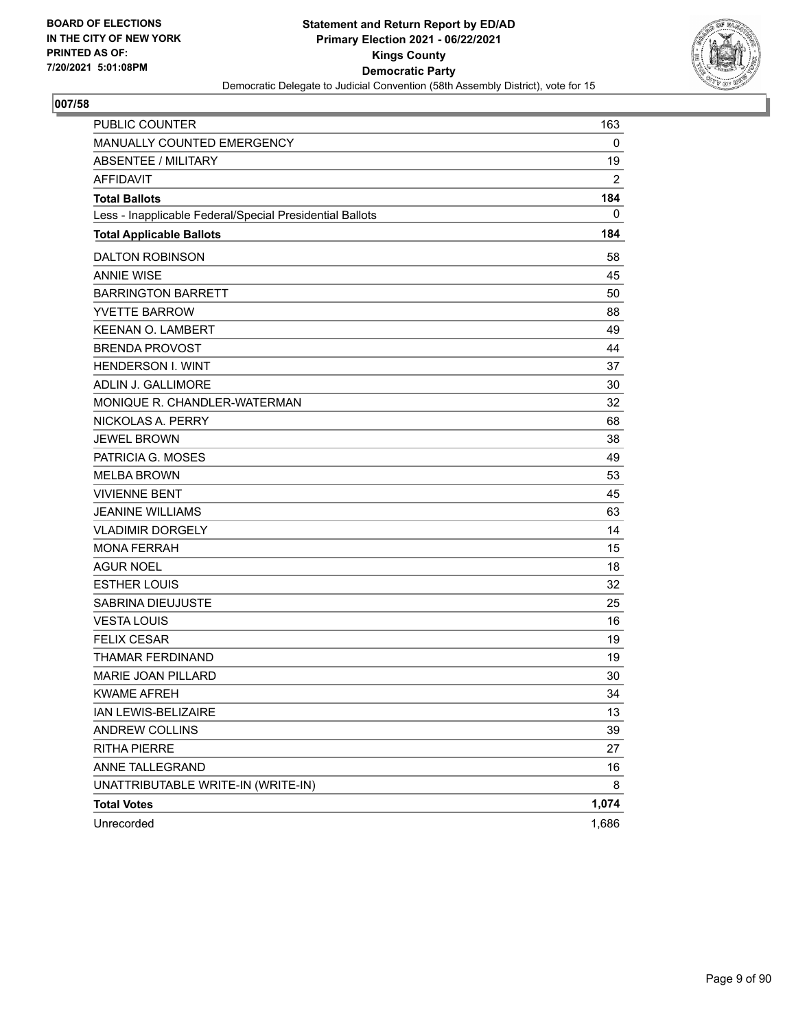BOARD OF ELECTIONS
IN THE CITY OF NEW YORK
PRINTED AS OF:
7/20/2021 5:01:08PM

**Statement and Return Report by ED/AD**
**Primary Election 2021 - 06/22/2021**
**Kings County**
**Democratic Party**
Democratic Delegate to Judicial Convention (58th Assembly District), vote for 15

**007/58**

| | |
|---|---|
| PUBLIC COUNTER | 163 |
| MANUALLY COUNTED EMERGENCY | 0 |
| ABSENTEE / MILITARY | 19 |
| AFFIDAVIT | 2 |
| **Total Ballots** | **184** |
| Less - Inapplicable Federal/Special Presidential Ballots | 0 |
| **Total Applicable Ballots** | **184** |
| DALTON ROBINSON | 58 |
| ANNIE WISE | 45 |
| BARRINGTON BARRETT | 50 |
| YVETTE BARROW | 88 |
| KEENAN O. LAMBERT | 49 |
| BRENDA PROVOST | 44 |
| HENDERSON I. WINT | 37 |
| ADLIN J. GALLIMORE | 30 |
| MONIQUE R. CHANDLER-WATERMAN | 32 |
| NICKOLAS A. PERRY | 68 |
| JEWEL BROWN | 38 |
| PATRICIA G. MOSES | 49 |
| MELBA BROWN | 53 |
| VIVIENNE BENT | 45 |
| JEANINE WILLIAMS | 63 |
| VLADIMIR DORGELY | 14 |
| MONA FERRAH | 15 |
| AGUR NOEL | 18 |
| ESTHER LOUIS | 32 |
| SABRINA DIEUJUSTE | 25 |
| VESTA LOUIS | 16 |
| FELIX CESAR | 19 |
| THAMAR FERDINAND | 19 |
| MARIE JOAN PILLARD | 30 |
| KWAME AFREH | 34 |
| IAN LEWIS-BELIZAIRE | 13 |
| ANDREW COLLINS | 39 |
| RITHA PIERRE | 27 |
| ANNE TALLEGRAND | 16 |
| UNATTRIBUTABLE WRITE-IN (WRITE-IN) | 8 |
| **Total Votes** | **1,074** |
| Unrecorded | 1,686 |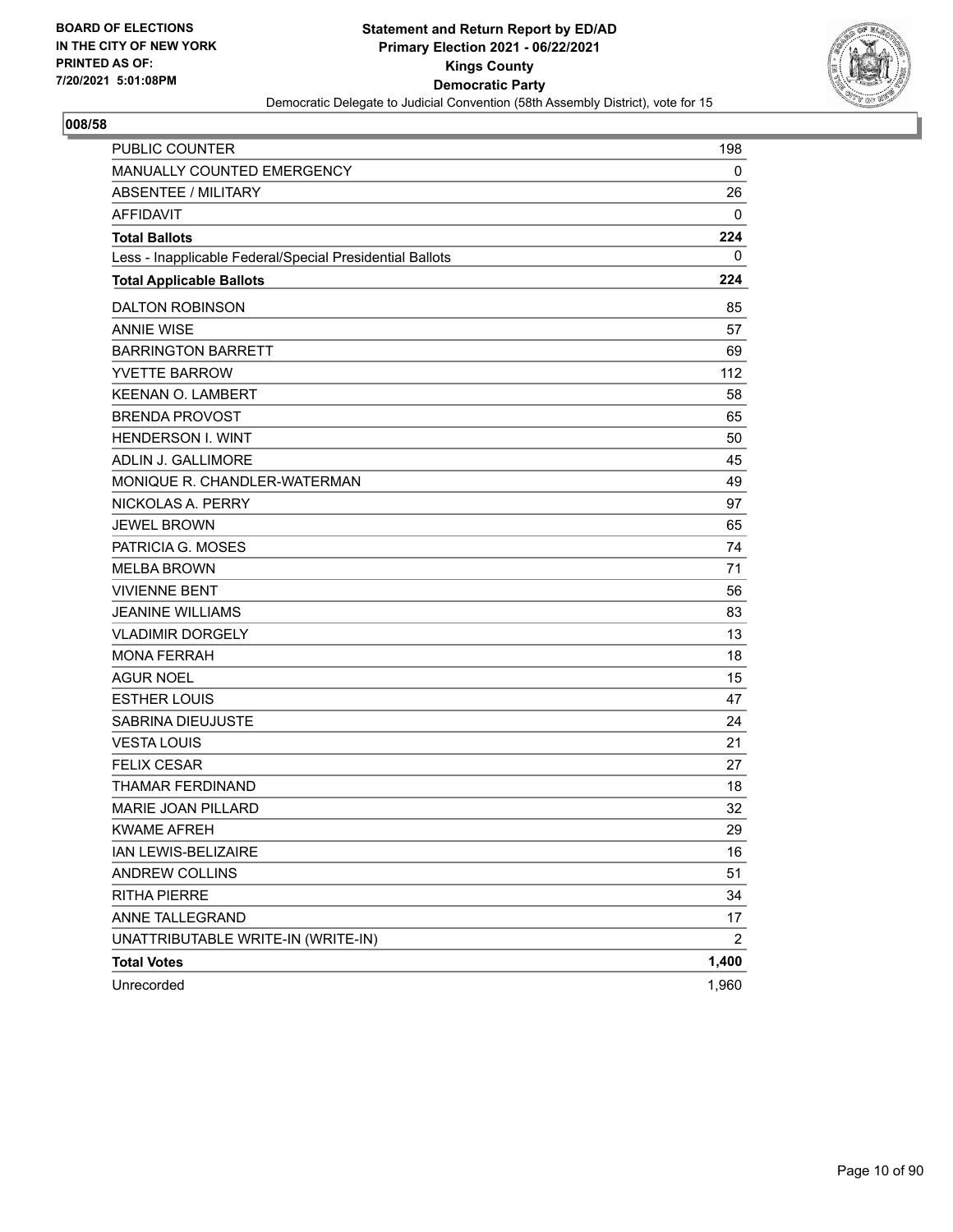BOARD OF ELECTIONS
IN THE CITY OF NEW YORK
PRINTED AS OF:
7/20/2021 5:01:08PM

**Statement and Return Report by ED/AD**
**Primary Election 2021 - 06/22/2021**
**Kings County**
**Democratic Party**
Democratic Delegate to Judicial Convention (58th Assembly District), vote for 15

**008/58**

| | |
|---|---|
| PUBLIC COUNTER | 198 |
| MANUALLY COUNTED EMERGENCY | 0 |
| ABSENTEE / MILITARY | 26 |
| AFFIDAVIT | 0 |
| **Total Ballots** | **224** |
| Less - Inapplicable Federal/Special Presidential Ballots | 0 |
| **Total Applicable Ballots** | **224** |
| DALTON ROBINSON | 85 |
| ANNIE WISE | 57 |
| BARRINGTON BARRETT | 69 |
| YVETTE BARROW | 112 |
| KEENAN O. LAMBERT | 58 |
| BRENDA PROVOST | 65 |
| HENDERSON I. WINT | 50 |
| ADLIN J. GALLIMORE | 45 |
| MONIQUE R. CHANDLER-WATERMAN | 49 |
| NICKOLAS A. PERRY | 97 |
| JEWEL BROWN | 65 |
| PATRICIA G. MOSES | 74 |
| MELBA BROWN | 71 |
| VIVIENNE BENT | 56 |
| JEANINE WILLIAMS | 83 |
| VLADIMIR DORGELY | 13 |
| MONA FERRAH | 18 |
| AGUR NOEL | 15 |
| ESTHER LOUIS | 47 |
| SABRINA DIEUJUSTE | 24 |
| VESTA LOUIS | 21 |
| FELIX CESAR | 27 |
| THAMAR FERDINAND | 18 |
| MARIE JOAN PILLARD | 32 |
| KWAME AFREH | 29 |
| IAN LEWIS-BELIZAIRE | 16 |
| ANDREW COLLINS | 51 |
| RITHA PIERRE | 34 |
| ANNE TALLEGRAND | 17 |
| UNATTRIBUTABLE WRITE-IN (WRITE-IN) | 2 |
| **Total Votes** | **1,400** |
| Unrecorded | 1,960 |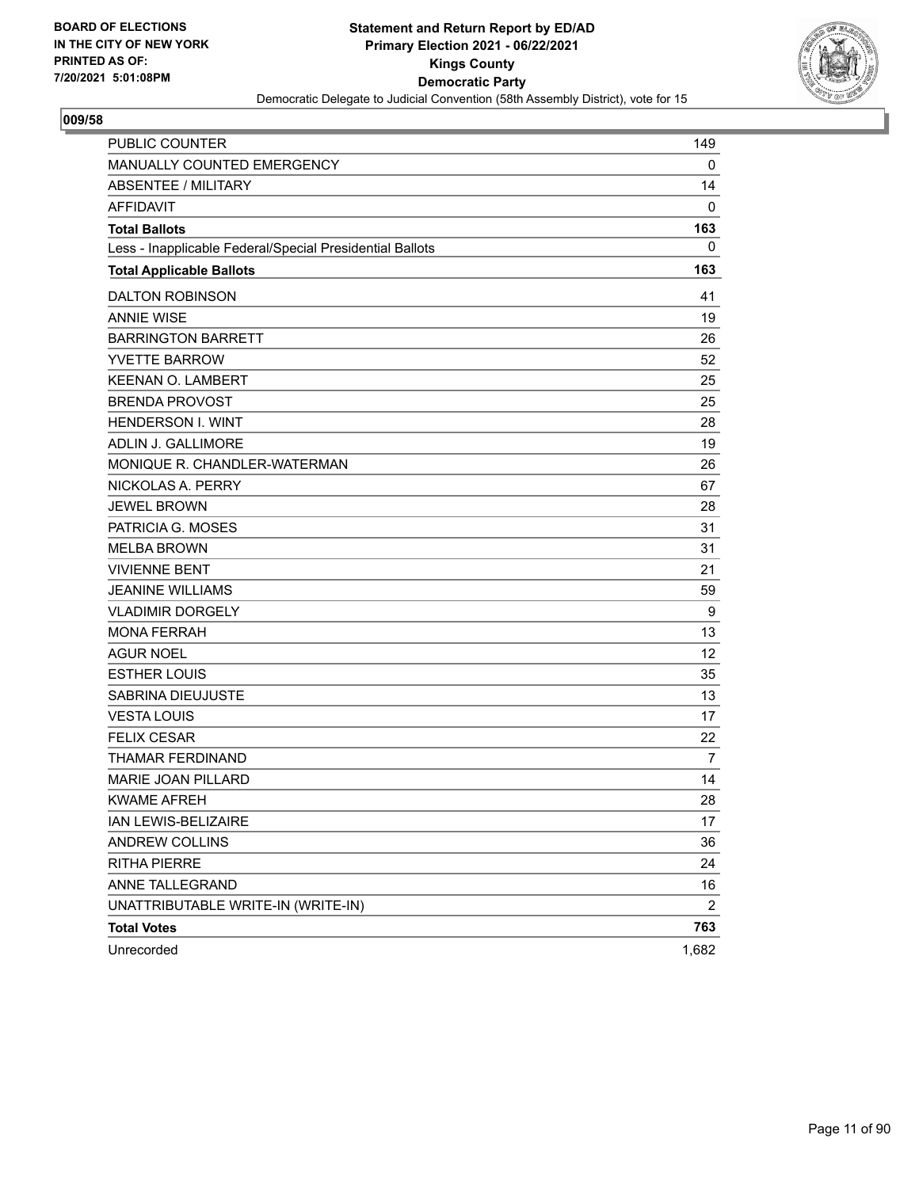BOARD OF ELECTIONS
IN THE CITY OF NEW YORK
PRINTED AS OF:
7/20/2021 5:01:08PM

**Statement and Return Report by ED/AD**
**Primary Election 2021 - 06/22/2021**
**Kings County**
**Democratic Party**
Democratic Delegate to Judicial Convention (58th Assembly District), vote for 15

**009/58**

| | |
|---|---|
| PUBLIC COUNTER | 149 |
| MANUALLY COUNTED EMERGENCY | 0 |
| ABSENTEE / MILITARY | 14 |
| AFFIDAVIT | 0 |
| **Total Ballots** | **163** |
| Less - Inapplicable Federal/Special Presidential Ballots | 0 |
| **Total Applicable Ballots** | **163** |
| DALTON ROBINSON | 41 |
| ANNIE WISE | 19 |
| BARRINGTON BARRETT | 26 |
| YVETTE BARROW | 52 |
| KEENAN O. LAMBERT | 25 |
| BRENDA PROVOST | 25 |
| HENDERSON I. WINT | 28 |
| ADLIN J. GALLIMORE | 19 |
| MONIQUE R. CHANDLER-WATERMAN | 26 |
| NICKOLAS A. PERRY | 67 |
| JEWEL BROWN | 28 |
| PATRICIA G. MOSES | 31 |
| MELBA BROWN | 31 |
| VIVIENNE BENT | 21 |
| JEANINE WILLIAMS | 59 |
| VLADIMIR DORGELY | 9 |
| MONA FERRAH | 13 |
| AGUR NOEL | 12 |
| ESTHER LOUIS | 35 |
| SABRINA DIEUJUSTE | 13 |
| VESTA LOUIS | 17 |
| FELIX CESAR | 22 |
| THAMAR FERDINAND | 7 |
| MARIE JOAN PILLARD | 14 |
| KWAME AFREH | 28 |
| IAN LEWIS-BELIZAIRE | 17 |
| ANDREW COLLINS | 36 |
| RITHA PIERRE | 24 |
| ANNE TALLEGRAND | 16 |
| UNATTRIBUTABLE WRITE-IN (WRITE-IN) | 2 |
| **Total Votes** | **763** |
| Unrecorded | 1,682 |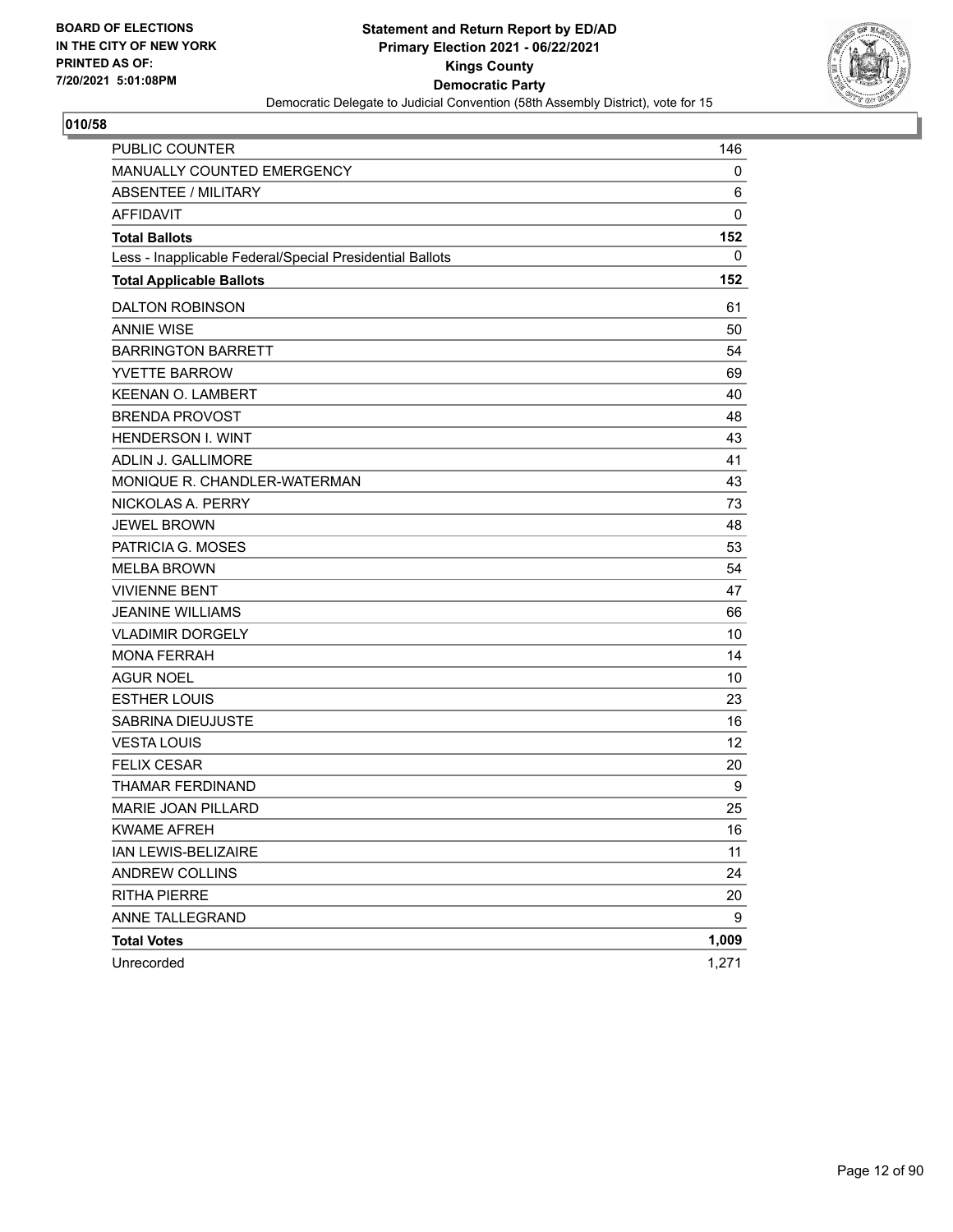BOARD OF ELECTIONS
IN THE CITY OF NEW YORK
PRINTED AS OF:
7/20/2021 5:01:08PM

**Statement and Return Report by ED/AD**
**Primary Election 2021 - 06/22/2021**
**Kings County**
**Democratic Party**
Democratic Delegate to Judicial Convention (58th Assembly District), vote for 15

## 010/58

| | |
|---|---|
| PUBLIC COUNTER | 146 |
| MANUALLY COUNTED EMERGENCY | 0 |
| ABSENTEE / MILITARY | 6 |
| AFFIDAVIT | 0 |
| **Total Ballots** | **152** |
| Less - Inapplicable Federal/Special Presidential Ballots | 0 |
| **Total Applicable Ballots** | **152** |
| DALTON ROBINSON | 61 |
| ANNIE WISE | 50 |
| BARRINGTON BARRETT | 54 |
| YVETTE BARROW | 69 |
| KEENAN O. LAMBERT | 40 |
| BRENDA PROVOST | 48 |
| HENDERSON I. WINT | 43 |
| ADLIN J. GALLIMORE | 41 |
| MONIQUE R. CHANDLER-WATERMAN | 43 |
| NICKOLAS A. PERRY | 73 |
| JEWEL BROWN | 48 |
| PATRICIA G. MOSES | 53 |
| MELBA BROWN | 54 |
| VIVIENNE BENT | 47 |
| JEANINE WILLIAMS | 66 |
| VLADIMIR DORGELY | 10 |
| MONA FERRAH | 14 |
| AGUR NOEL | 10 |
| ESTHER LOUIS | 23 |
| SABRINA DIEUJUSTE | 16 |
| VESTA LOUIS | 12 |
| FELIX CESAR | 20 |
| THAMAR FERDINAND | 9 |
| MARIE JOAN PILLARD | 25 |
| KWAME AFREH | 16 |
| IAN LEWIS-BELIZAIRE | 11 |
| ANDREW COLLINS | 24 |
| RITHA PIERRE | 20 |
| ANNE TALLEGRAND | 9 |
| **Total Votes** | **1,009** |
| Unrecorded | 1,271 |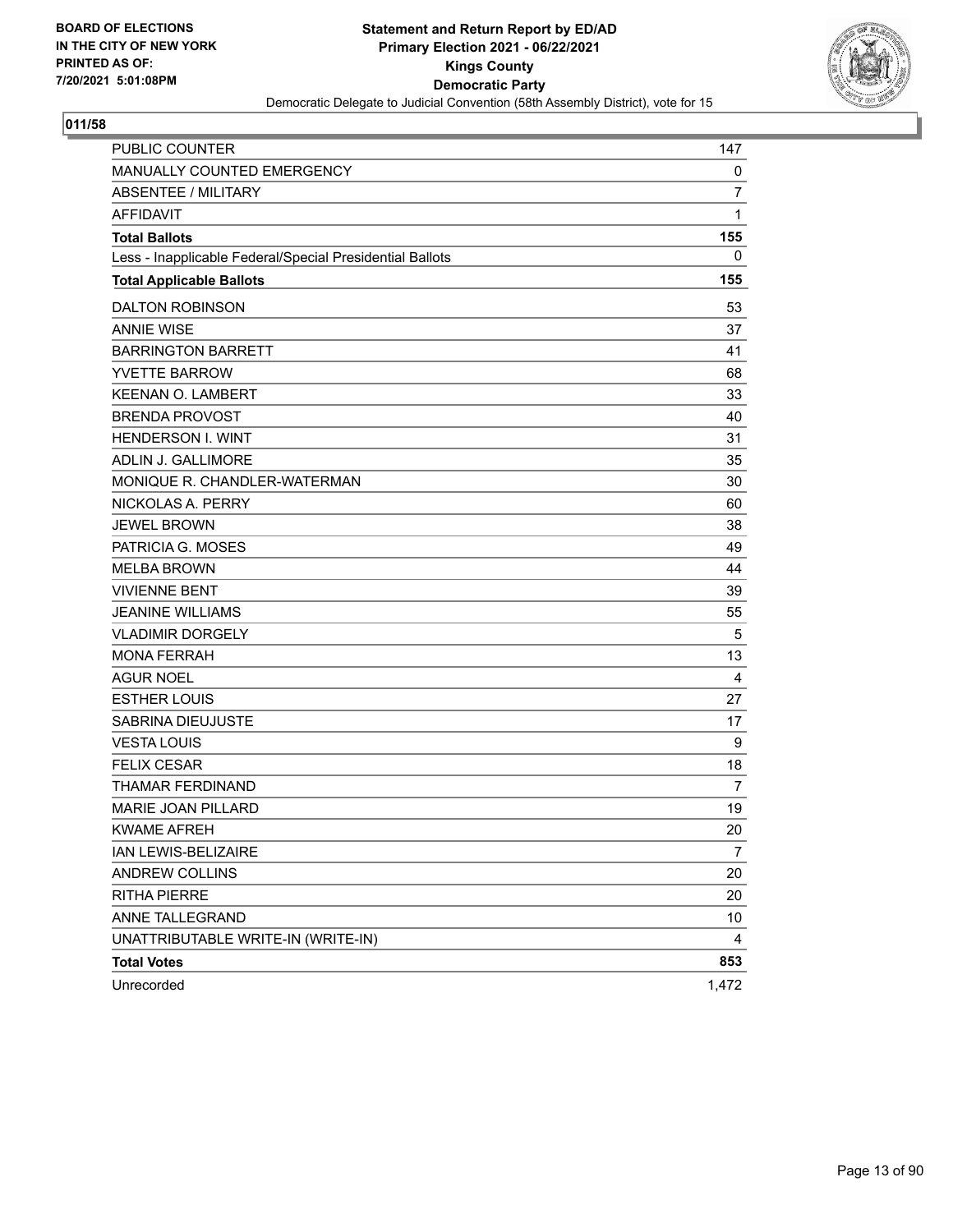BOARD OF ELECTIONS
IN THE CITY OF NEW YORK
PRINTED AS OF:
7/20/2021 5:01:08PM

**Statement and Return Report by ED/AD**
**Primary Election 2021 - 06/22/2021**
**Kings County**
**Democratic Party**
Democratic Delegate to Judicial Convention (58th Assembly District), vote for 15

## 011/58

| | |
|---|---|
| PUBLIC COUNTER | 147 |
| MANUALLY COUNTED EMERGENCY | 0 |
| ABSENTEE / MILITARY | 7 |
| AFFIDAVIT | 1 |
| **Total Ballots** | **155** |
| Less - Inapplicable Federal/Special Presidential Ballots | 0 |
| **Total Applicable Ballots** | **155** |
| DALTON ROBINSON | 53 |
| ANNIE WISE | 37 |
| BARRINGTON BARRETT | 41 |
| YVETTE BARROW | 68 |
| KEENAN O. LAMBERT | 33 |
| BRENDA PROVOST | 40 |
| HENDERSON I. WINT | 31 |
| ADLIN J. GALLIMORE | 35 |
| MONIQUE R. CHANDLER-WATERMAN | 30 |
| NICKOLAS A. PERRY | 60 |
| JEWEL BROWN | 38 |
| PATRICIA G. MOSES | 49 |
| MELBA BROWN | 44 |
| VIVIENNE BENT | 39 |
| JEANINE WILLIAMS | 55 |
| VLADIMIR DORGELY | 5 |
| MONA FERRAH | 13 |
| AGUR NOEL | 4 |
| ESTHER LOUIS | 27 |
| SABRINA DIEUJUSTE | 17 |
| VESTA LOUIS | 9 |
| FELIX CESAR | 18 |
| THAMAR FERDINAND | 7 |
| MARIE JOAN PILLARD | 19 |
| KWAME AFREH | 20 |
| IAN LEWIS-BELIZAIRE | 7 |
| ANDREW COLLINS | 20 |
| RITHA PIERRE | 20 |
| ANNE TALLEGRAND | 10 |
| UNATTRIBUTABLE WRITE-IN (WRITE-IN) | 4 |
| **Total Votes** | **853** |
| Unrecorded | 1,472 |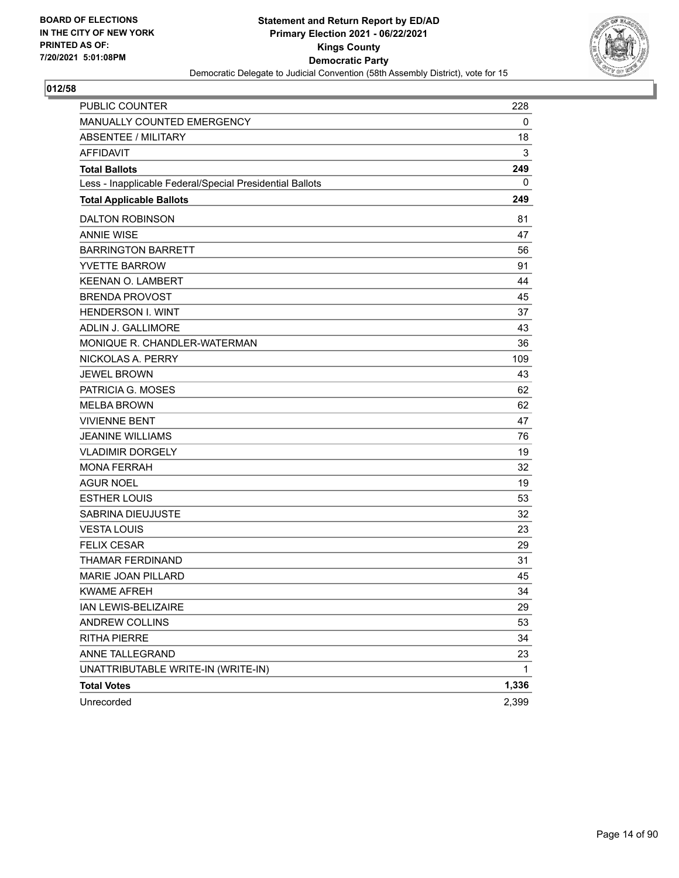BOARD OF ELECTIONS
IN THE CITY OF NEW YORK
PRINTED AS OF:
7/20/2021 5:01:08PM

**Statement and Return Report by ED/AD**
**Primary Election 2021 - 06/22/2021**
**Kings County**
**Democratic Party**
Democratic Delegate to Judicial Convention (58th Assembly District), vote for 15

## 012/58

| | |
|---|---|
| PUBLIC COUNTER | 228 |
| MANUALLY COUNTED EMERGENCY | 0 |
| ABSENTEE / MILITARY | 18 |
| AFFIDAVIT | 3 |
| **Total Ballots** | **249** |
| Less - Inapplicable Federal/Special Presidential Ballots | 0 |
| **Total Applicable Ballots** | **249** |
| DALTON ROBINSON | 81 |
| ANNIE WISE | 47 |
| BARRINGTON BARRETT | 56 |
| YVETTE BARROW | 91 |
| KEENAN O. LAMBERT | 44 |
| BRENDA PROVOST | 45 |
| HENDERSON I. WINT | 37 |
| ADLIN J. GALLIMORE | 43 |
| MONIQUE R. CHANDLER-WATERMAN | 36 |
| NICKOLAS A. PERRY | 109 |
| JEWEL BROWN | 43 |
| PATRICIA G. MOSES | 62 |
| MELBA BROWN | 62 |
| VIVIENNE BENT | 47 |
| JEANINE WILLIAMS | 76 |
| VLADIMIR DORGELY | 19 |
| MONA FERRAH | 32 |
| AGUR NOEL | 19 |
| ESTHER LOUIS | 53 |
| SABRINA DIEUJUSTE | 32 |
| VESTA LOUIS | 23 |
| FELIX CESAR | 29 |
| THAMAR FERDINAND | 31 |
| MARIE JOAN PILLARD | 45 |
| KWAME AFREH | 34 |
| IAN LEWIS-BELIZAIRE | 29 |
| ANDREW COLLINS | 53 |
| RITHA PIERRE | 34 |
| ANNE TALLEGRAND | 23 |
| UNATTRIBUTABLE WRITE-IN (WRITE-IN) | 1 |
| **Total Votes** | **1,336** |
| Unrecorded | 2,399 |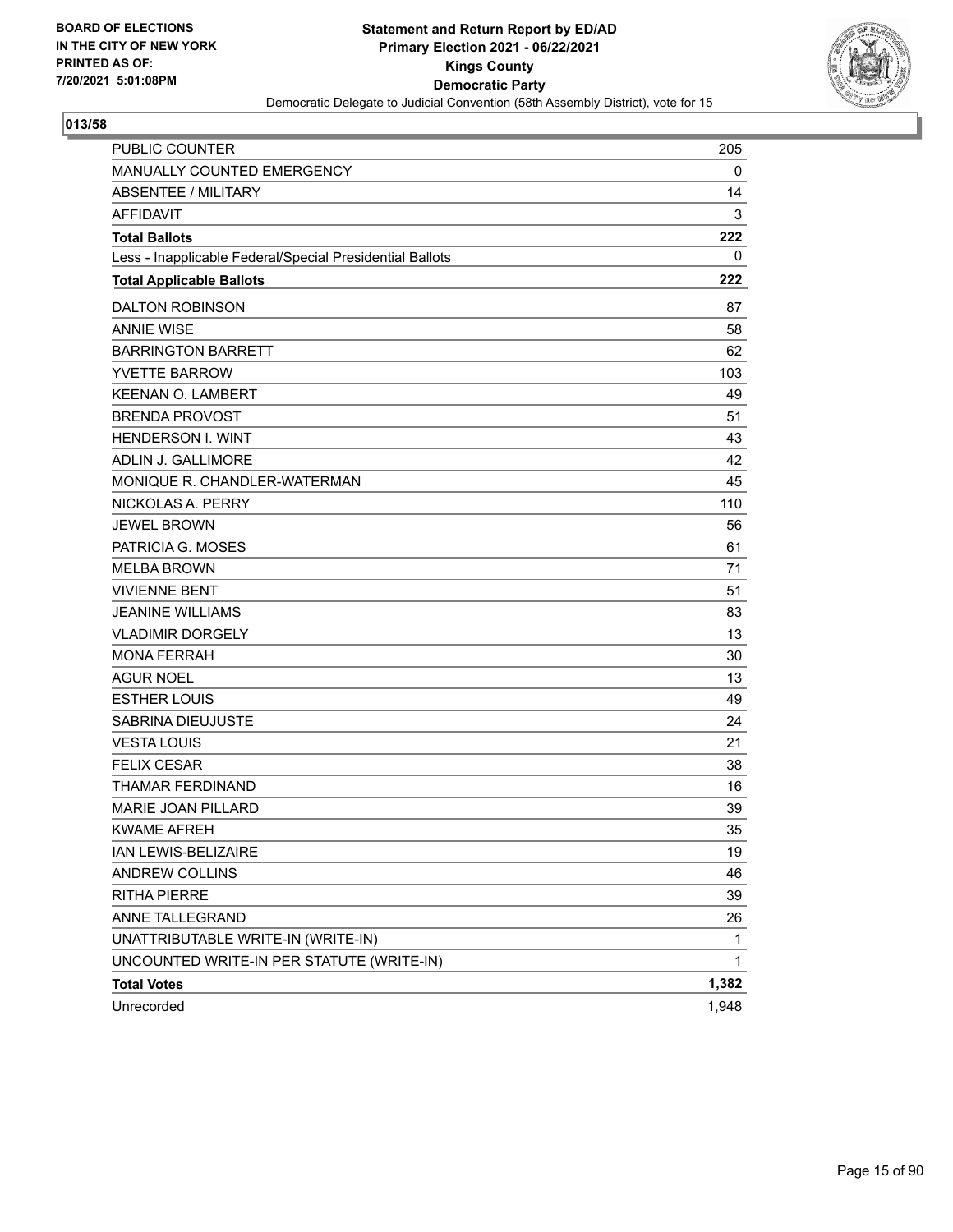BOARD OF ELECTIONS
IN THE CITY OF NEW YORK
PRINTED AS OF:
7/20/2021 5:01:08PM

**Statement and Return Report by ED/AD**
**Primary Election 2021 - 06/22/2021**
**Kings County**
**Democratic Party**
Democratic Delegate to Judicial Convention (58th Assembly District), vote for 15

**013/58**

| | |
|---|---|
| PUBLIC COUNTER | 205 |
| MANUALLY COUNTED EMERGENCY | 0 |
| ABSENTEE / MILITARY | 14 |
| AFFIDAVIT | 3 |
| **Total Ballots** | **222** |
| Less - Inapplicable Federal/Special Presidential Ballots | 0 |
| **Total Applicable Ballots** | **222** |
| DALTON ROBINSON | 87 |
| ANNIE WISE | 58 |
| BARRINGTON BARRETT | 62 |
| YVETTE BARROW | 103 |
| KEENAN O. LAMBERT | 49 |
| BRENDA PROVOST | 51 |
| HENDERSON I. WINT | 43 |
| ADLIN J. GALLIMORE | 42 |
| MONIQUE R. CHANDLER-WATERMAN | 45 |
| NICKOLAS A. PERRY | 110 |
| JEWEL BROWN | 56 |
| PATRICIA G. MOSES | 61 |
| MELBA BROWN | 71 |
| VIVIENNE BENT | 51 |
| JEANINE WILLIAMS | 83 |
| VLADIMIR DORGELY | 13 |
| MONA FERRAH | 30 |
| AGUR NOEL | 13 |
| ESTHER LOUIS | 49 |
| SABRINA DIEUJUSTE | 24 |
| VESTA LOUIS | 21 |
| FELIX CESAR | 38 |
| THAMAR FERDINAND | 16 |
| MARIE JOAN PILLARD | 39 |
| KWAME AFREH | 35 |
| IAN LEWIS-BELIZAIRE | 19 |
| ANDREW COLLINS | 46 |
| RITHA PIERRE | 39 |
| ANNE TALLEGRAND | 26 |
| UNATTRIBUTABLE WRITE-IN (WRITE-IN) | 1 |
| UNCOUNTED WRITE-IN PER STATUTE (WRITE-IN) | 1 |
| **Total Votes** | **1,382** |
| Unrecorded | 1,948 |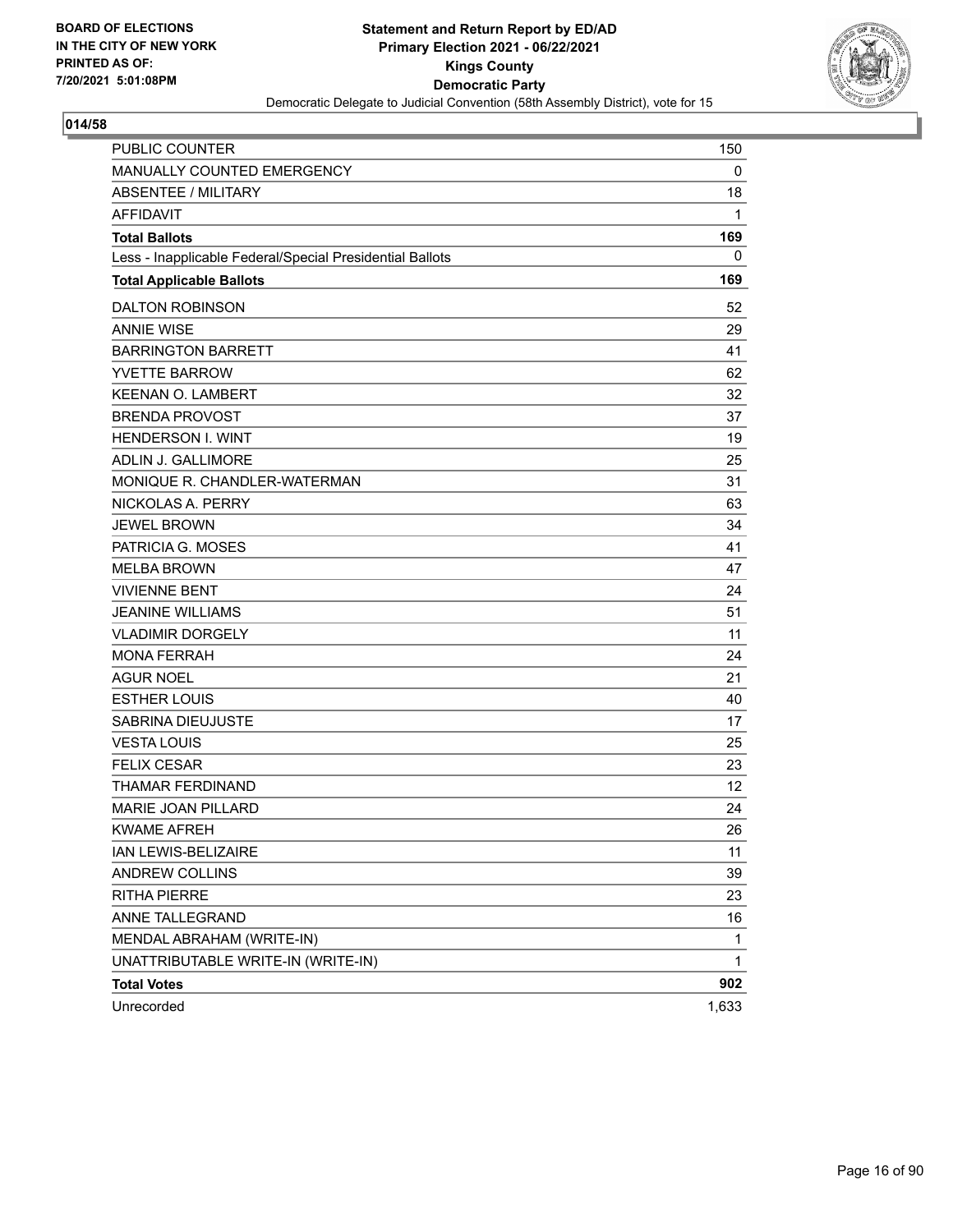**BOARD OF ELECTIONS IN THE CITY OF NEW YORK PRINTED AS OF: 7/20/2021 5:01:08PM**

**Statement and Return Report by ED/AD**
**Primary Election 2021 - 06/22/2021**
**Kings County**
**Democratic Party**
Democratic Delegate to Judicial Convention (58th Assembly District), vote for 15

**014/58**

| | |
|---|---|
| PUBLIC COUNTER | 150 |
| MANUALLY COUNTED EMERGENCY | 0 |
| ABSENTEE / MILITARY | 18 |
| AFFIDAVIT | 1 |
| **Total Ballots** | **169** |
| Less - Inapplicable Federal/Special Presidential Ballots | 0 |
| **Total Applicable Ballots** | **169** |
| DALTON ROBINSON | 52 |
| ANNIE WISE | 29 |
| BARRINGTON BARRETT | 41 |
| YVETTE BARROW | 62 |
| KEENAN O. LAMBERT | 32 |
| BRENDA PROVOST | 37 |
| HENDERSON I. WINT | 19 |
| ADLIN J. GALLIMORE | 25 |
| MONIQUE R. CHANDLER-WATERMAN | 31 |
| NICKOLAS A. PERRY | 63 |
| JEWEL BROWN | 34 |
| PATRICIA G. MOSES | 41 |
| MELBA BROWN | 47 |
| VIVIENNE BENT | 24 |
| JEANINE WILLIAMS | 51 |
| VLADIMIR DORGELY | 11 |
| MONA FERRAH | 24 |
| AGUR NOEL | 21 |
| ESTHER LOUIS | 40 |
| SABRINA DIEUJUSTE | 17 |
| VESTA LOUIS | 25 |
| FELIX CESAR | 23 |
| THAMAR FERDINAND | 12 |
| MARIE JOAN PILLARD | 24 |
| KWAME AFREH | 26 |
| IAN LEWIS-BELIZAIRE | 11 |
| ANDREW COLLINS | 39 |
| RITHA PIERRE | 23 |
| ANNE TALLEGRAND | 16 |
| MENDAL ABRAHAM (WRITE-IN) | 1 |
| UNATTRIBUTABLE WRITE-IN (WRITE-IN) | 1 |
| **Total Votes** | **902** |
| Unrecorded | 1,633 |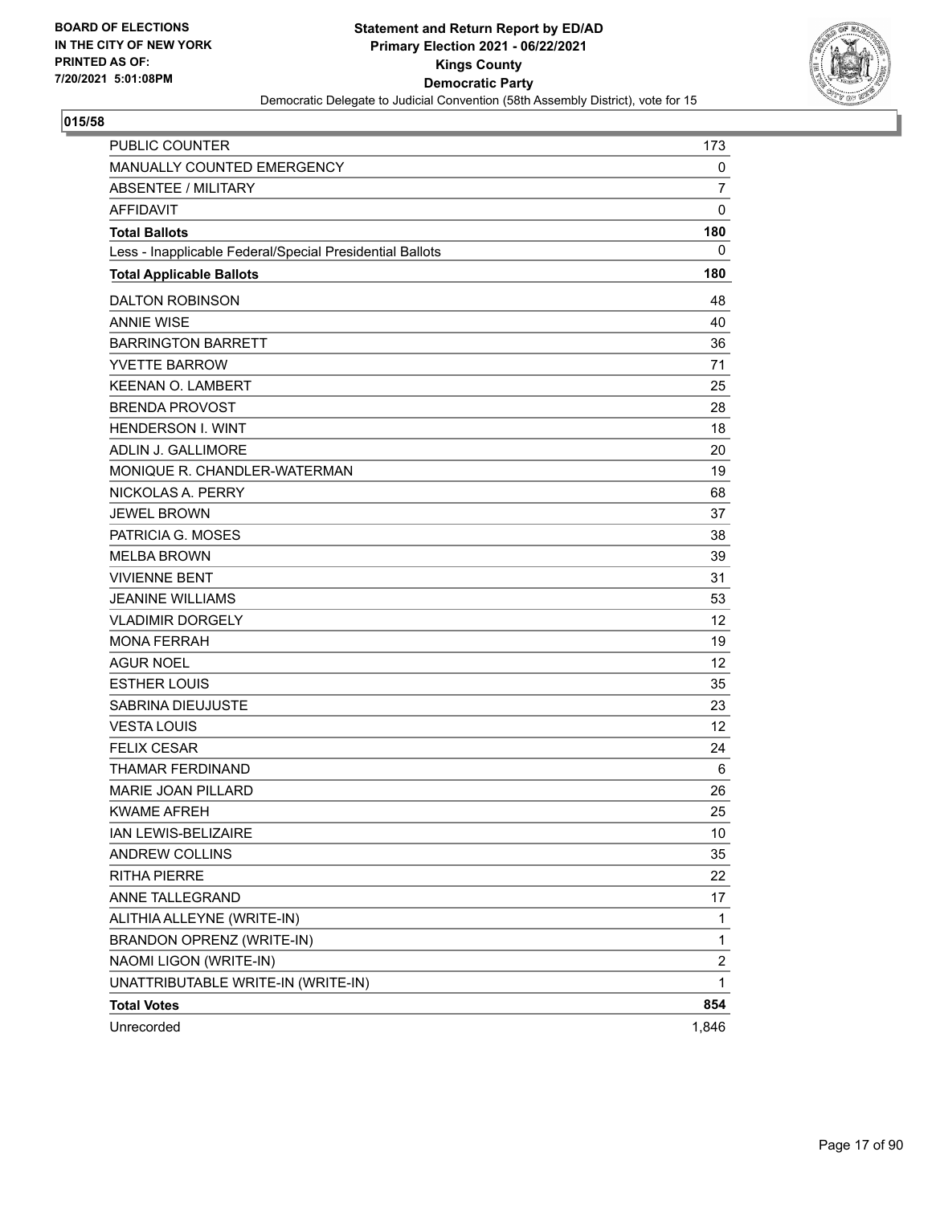**BOARD OF ELECTIONS IN THE CITY OF NEW YORK PRINTED AS OF: 7/20/2021 5:01:08PM**

**Statement and Return Report by ED/AD**
**Primary Election 2021 - 06/22/2021**
**Kings County**
**Democratic Party**
Democratic Delegate to Judicial Convention (58th Assembly District), vote for 15

**015/58**

| | |
|---|---|
| PUBLIC COUNTER | 173 |
| MANUALLY COUNTED EMERGENCY | 0 |
| ABSENTEE / MILITARY | 7 |
| AFFIDAVIT | 0 |
| **Total Ballots** | **180** |
| Less - Inapplicable Federal/Special Presidential Ballots | 0 |
| **Total Applicable Ballots** | **180** |
| DALTON ROBINSON | 48 |
| ANNIE WISE | 40 |
| BARRINGTON BARRETT | 36 |
| YVETTE BARROW | 71 |
| KEENAN O. LAMBERT | 25 |
| BRENDA PROVOST | 28 |
| HENDERSON I. WINT | 18 |
| ADLIN J. GALLIMORE | 20 |
| MONIQUE R. CHANDLER-WATERMAN | 19 |
| NICKOLAS A. PERRY | 68 |
| JEWEL BROWN | 37 |
| PATRICIA G. MOSES | 38 |
| MELBA BROWN | 39 |
| VIVIENNE BENT | 31 |
| JEANINE WILLIAMS | 53 |
| VLADIMIR DORGELY | 12 |
| MONA FERRAH | 19 |
| AGUR NOEL | 12 |
| ESTHER LOUIS | 35 |
| SABRINA DIEUJUSTE | 23 |
| VESTA LOUIS | 12 |
| FELIX CESAR | 24 |
| THAMAR FERDINAND | 6 |
| MARIE JOAN PILLARD | 26 |
| KWAME AFREH | 25 |
| IAN LEWIS-BELIZAIRE | 10 |
| ANDREW COLLINS | 35 |
| RITHA PIERRE | 22 |
| ANNE TALLEGRAND | 17 |
| ALITHIA ALLEYNE (WRITE-IN) | 1 |
| BRANDON OPRENZ (WRITE-IN) | 1 |
| NAOMI LIGON (WRITE-IN) | 2 |
| UNATTRIBUTABLE WRITE-IN (WRITE-IN) | 1 |
| **Total Votes** | **854** |
| Unrecorded | 1,846 |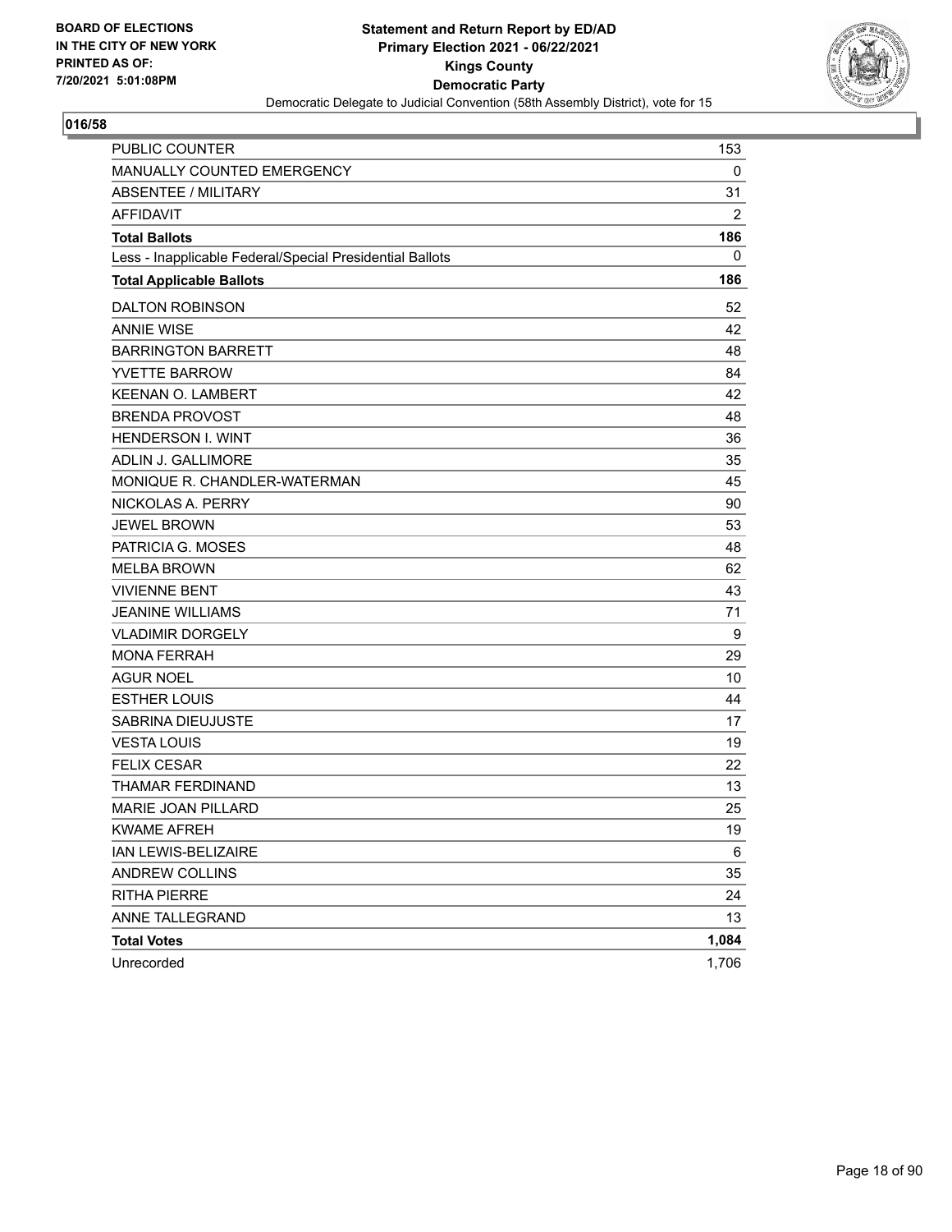BOARD OF ELECTIONS
IN THE CITY OF NEW YORK
PRINTED AS OF:
7/20/2021 5:01:08PM

**Statement and Return Report by ED/AD**
**Primary Election 2021 - 06/22/2021**
**Kings County**
**Democratic Party**
Democratic Delegate to Judicial Convention (58th Assembly District), vote for 15

**016/58**

| | |
|---|---|
| PUBLIC COUNTER | 153 |
| MANUALLY COUNTED EMERGENCY | 0 |
| ABSENTEE / MILITARY | 31 |
| AFFIDAVIT | 2 |
| **Total Ballots** | **186** |
| Less - Inapplicable Federal/Special Presidential Ballots | 0 |
| **Total Applicable Ballots** | **186** |
| DALTON ROBINSON | 52 |
| ANNIE WISE | 42 |
| BARRINGTON BARRETT | 48 |
| YVETTE BARROW | 84 |
| KEENAN O. LAMBERT | 42 |
| BRENDA PROVOST | 48 |
| HENDERSON I. WINT | 36 |
| ADLIN J. GALLIMORE | 35 |
| MONIQUE R. CHANDLER-WATERMAN | 45 |
| NICKOLAS A. PERRY | 90 |
| JEWEL BROWN | 53 |
| PATRICIA G. MOSES | 48 |
| MELBA BROWN | 62 |
| VIVIENNE BENT | 43 |
| JEANINE WILLIAMS | 71 |
| VLADIMIR DORGELY | 9 |
| MONA FERRAH | 29 |
| AGUR NOEL | 10 |
| ESTHER LOUIS | 44 |
| SABRINA DIEUJUSTE | 17 |
| VESTA LOUIS | 19 |
| FELIX CESAR | 22 |
| THAMAR FERDINAND | 13 |
| MARIE JOAN PILLARD | 25 |
| KWAME AFREH | 19 |
| IAN LEWIS-BELIZAIRE | 6 |
| ANDREW COLLINS | 35 |
| RITHA PIERRE | 24 |
| ANNE TALLEGRAND | 13 |
| **Total Votes** | **1,084** |
| Unrecorded | 1,706 |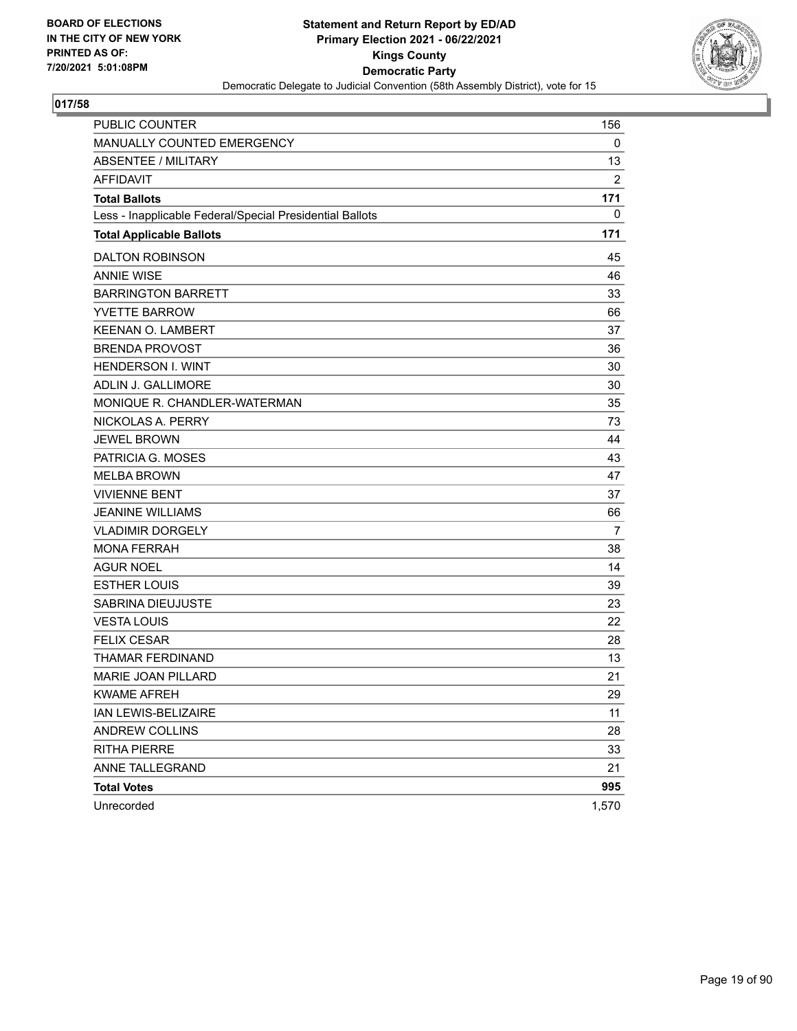**BOARD OF ELECTIONS IN THE CITY OF NEW YORK PRINTED AS OF: 7/20/2021 5:01:08PM**

**Statement and Return Report by ED/AD**
**Primary Election 2021 - 06/22/2021**
**Kings County**
**Democratic Party**
Democratic Delegate to Judicial Convention (58th Assembly District), vote for 15

## 017/58

| | |
|---|---|
| PUBLIC COUNTER | 156 |
| MANUALLY COUNTED EMERGENCY | 0 |
| ABSENTEE / MILITARY | 13 |
| AFFIDAVIT | 2 |
| **Total Ballots** | **171** |
| Less - Inapplicable Federal/Special Presidential Ballots | 0 |
| **Total Applicable Ballots** | **171** |
| DALTON ROBINSON | 45 |
| ANNIE WISE | 46 |
| BARRINGTON BARRETT | 33 |
| YVETTE BARROW | 66 |
| KEENAN O. LAMBERT | 37 |
| BRENDA PROVOST | 36 |
| HENDERSON I. WINT | 30 |
| ADLIN J. GALLIMORE | 30 |
| MONIQUE R. CHANDLER-WATERMAN | 35 |
| NICKOLAS A. PERRY | 73 |
| JEWEL BROWN | 44 |
| PATRICIA G. MOSES | 43 |
| MELBA BROWN | 47 |
| VIVIENNE BENT | 37 |
| JEANINE WILLIAMS | 66 |
| VLADIMIR DORGELY | 7 |
| MONA FERRAH | 38 |
| AGUR NOEL | 14 |
| ESTHER LOUIS | 39 |
| SABRINA DIEUJUSTE | 23 |
| VESTA LOUIS | 22 |
| FELIX CESAR | 28 |
| THAMAR FERDINAND | 13 |
| MARIE JOAN PILLARD | 21 |
| KWAME AFREH | 29 |
| IAN LEWIS-BELIZAIRE | 11 |
| ANDREW COLLINS | 28 |
| RITHA PIERRE | 33 |
| ANNE TALLEGRAND | 21 |
| **Total Votes** | **995** |
| Unrecorded | 1,570 |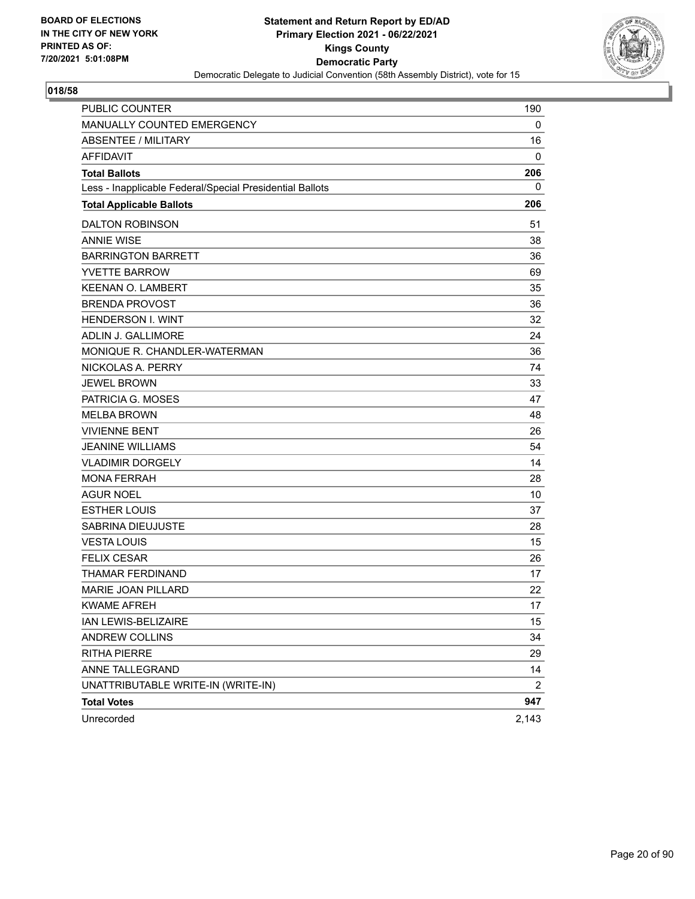BOARD OF ELECTIONS
IN THE CITY OF NEW YORK
PRINTED AS OF:
7/20/2021 5:01:08PM

**Statement and Return Report by ED/AD**
**Primary Election 2021 - 06/22/2021**
**Kings County**
**Democratic Party**
Democratic Delegate to Judicial Convention (58th Assembly District), vote for 15

## 018/58

| | |
|---|---|
| PUBLIC COUNTER | 190 |
| MANUALLY COUNTED EMERGENCY | 0 |
| ABSENTEE / MILITARY | 16 |
| AFFIDAVIT | 0 |
| **Total Ballots** | **206** |
| Less - Inapplicable Federal/Special Presidential Ballots | 0 |
| **Total Applicable Ballots** | **206** |
| DALTON ROBINSON | 51 |
| ANNIE WISE | 38 |
| BARRINGTON BARRETT | 36 |
| YVETTE BARROW | 69 |
| KEENAN O. LAMBERT | 35 |
| BRENDA PROVOST | 36 |
| HENDERSON I. WINT | 32 |
| ADLIN J. GALLIMORE | 24 |
| MONIQUE R. CHANDLER-WATERMAN | 36 |
| NICKOLAS A. PERRY | 74 |
| JEWEL BROWN | 33 |
| PATRICIA G. MOSES | 47 |
| MELBA BROWN | 48 |
| VIVIENNE BENT | 26 |
| JEANINE WILLIAMS | 54 |
| VLADIMIR DORGELY | 14 |
| MONA FERRAH | 28 |
| AGUR NOEL | 10 |
| ESTHER LOUIS | 37 |
| SABRINA DIEUJUSTE | 28 |
| VESTA LOUIS | 15 |
| FELIX CESAR | 26 |
| THAMAR FERDINAND | 17 |
| MARIE JOAN PILLARD | 22 |
| KWAME AFREH | 17 |
| IAN LEWIS-BELIZAIRE | 15 |
| ANDREW COLLINS | 34 |
| RITHA PIERRE | 29 |
| ANNE TALLEGRAND | 14 |
| UNATTRIBUTABLE WRITE-IN (WRITE-IN) | 2 |
| **Total Votes** | **947** |
| Unrecorded | 2,143 |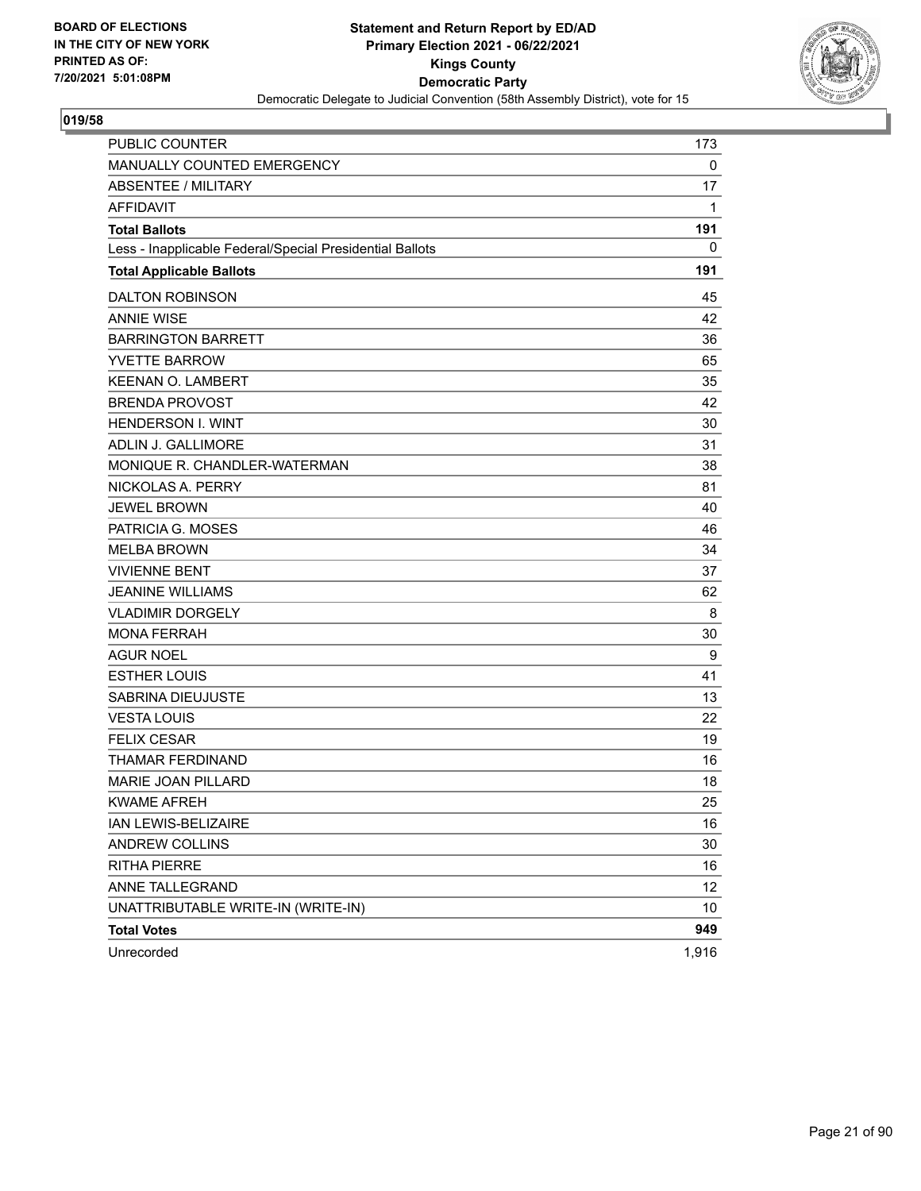BOARD OF ELECTIONS
IN THE CITY OF NEW YORK
PRINTED AS OF:
7/20/2021 5:01:08PM

**Statement and Return Report by ED/AD**
**Primary Election 2021 - 06/22/2021**
**Kings County**
**Democratic Party**
Democratic Delegate to Judicial Convention (58th Assembly District), vote for 15

**019/58**

| | |
|---|---|
| PUBLIC COUNTER | 173 |
| MANUALLY COUNTED EMERGENCY | 0 |
| ABSENTEE / MILITARY | 17 |
| AFFIDAVIT | 1 |
| **Total Ballots** | **191** |
| Less - Inapplicable Federal/Special Presidential Ballots | 0 |
| **Total Applicable Ballots** | **191** |
| DALTON ROBINSON | 45 |
| ANNIE WISE | 42 |
| BARRINGTON BARRETT | 36 |
| YVETTE BARROW | 65 |
| KEENAN O. LAMBERT | 35 |
| BRENDA PROVOST | 42 |
| HENDERSON I. WINT | 30 |
| ADLIN J. GALLIMORE | 31 |
| MONIQUE R. CHANDLER-WATERMAN | 38 |
| NICKOLAS A. PERRY | 81 |
| JEWEL BROWN | 40 |
| PATRICIA G. MOSES | 46 |
| MELBA BROWN | 34 |
| VIVIENNE BENT | 37 |
| JEANINE WILLIAMS | 62 |
| VLADIMIR DORGELY | 8 |
| MONA FERRAH | 30 |
| AGUR NOEL | 9 |
| ESTHER LOUIS | 41 |
| SABRINA DIEUJUSTE | 13 |
| VESTA LOUIS | 22 |
| FELIX CESAR | 19 |
| THAMAR FERDINAND | 16 |
| MARIE JOAN PILLARD | 18 |
| KWAME AFREH | 25 |
| IAN LEWIS-BELIZAIRE | 16 |
| ANDREW COLLINS | 30 |
| RITHA PIERRE | 16 |
| ANNE TALLEGRAND | 12 |
| UNATTRIBUTABLE WRITE-IN (WRITE-IN) | 10 |
| **Total Votes** | **949** |
| Unrecorded | 1,916 |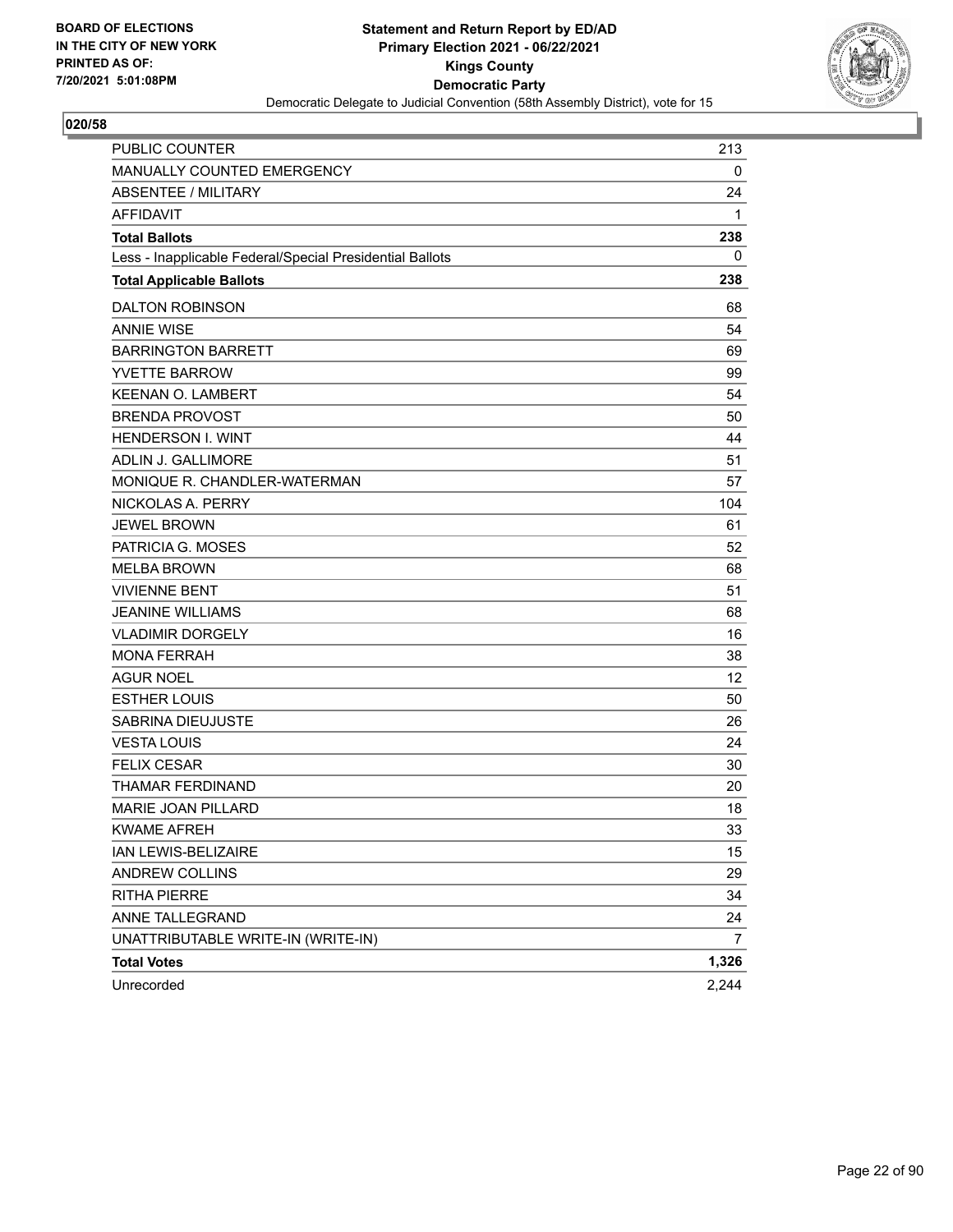BOARD OF ELECTIONS
IN THE CITY OF NEW YORK
PRINTED AS OF:
7/20/2021 5:01:08PM

**Statement and Return Report by ED/AD**
**Primary Election 2021 - 06/22/2021**
**Kings County**
**Democratic Party**
Democratic Delegate to Judicial Convention (58th Assembly District), vote for 15

## 020/58

| | |
|---|---|
| PUBLIC COUNTER | 213 |
| MANUALLY COUNTED EMERGENCY | 0 |
| ABSENTEE / MILITARY | 24 |
| AFFIDAVIT | 1 |
| **Total Ballots** | **238** |
| Less - Inapplicable Federal/Special Presidential Ballots | 0 |
| **Total Applicable Ballots** | **238** |
| DALTON ROBINSON | 68 |
| ANNIE WISE | 54 |
| BARRINGTON BARRETT | 69 |
| YVETTE BARROW | 99 |
| KEENAN O. LAMBERT | 54 |
| BRENDA PROVOST | 50 |
| HENDERSON I. WINT | 44 |
| ADLIN J. GALLIMORE | 51 |
| MONIQUE R. CHANDLER-WATERMAN | 57 |
| NICKOLAS A. PERRY | 104 |
| JEWEL BROWN | 61 |
| PATRICIA G. MOSES | 52 |
| MELBA BROWN | 68 |
| VIVIENNE BENT | 51 |
| JEANINE WILLIAMS | 68 |
| VLADIMIR DORGELY | 16 |
| MONA FERRAH | 38 |
| AGUR NOEL | 12 |
| ESTHER LOUIS | 50 |
| SABRINA DIEUJUSTE | 26 |
| VESTA LOUIS | 24 |
| FELIX CESAR | 30 |
| THAMAR FERDINAND | 20 |
| MARIE JOAN PILLARD | 18 |
| KWAME AFREH | 33 |
| IAN LEWIS-BELIZAIRE | 15 |
| ANDREW COLLINS | 29 |
| RITHA PIERRE | 34 |
| ANNE TALLEGRAND | 24 |
| UNATTRIBUTABLE WRITE-IN (WRITE-IN) | 7 |
| **Total Votes** | **1,326** |
| Unrecorded | 2,244 |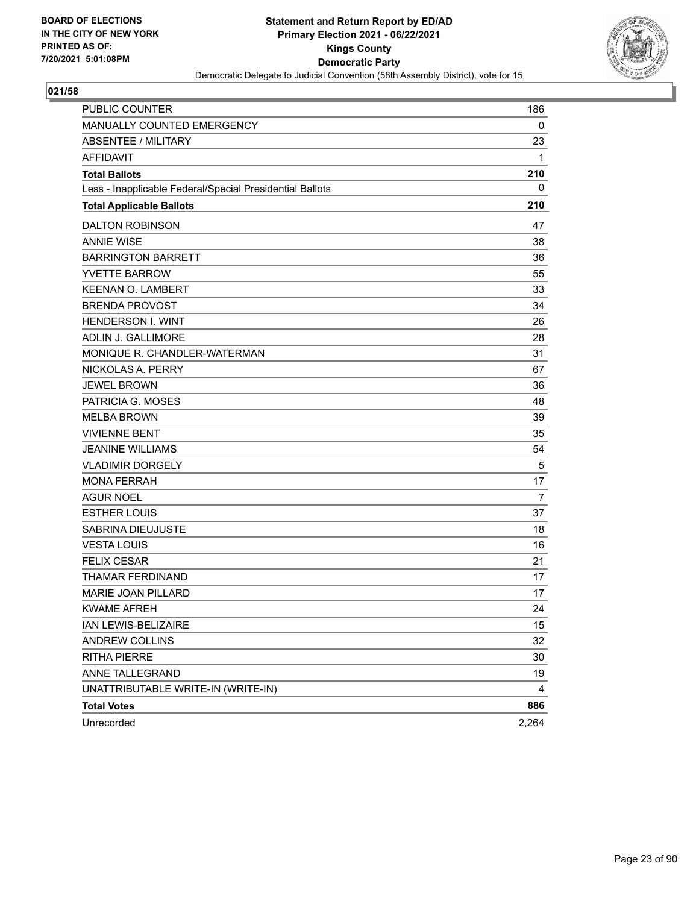BOARD OF ELECTIONS
IN THE CITY OF NEW YORK
PRINTED AS OF:
7/20/2021 5:01:08PM

**Statement and Return Report by ED/AD**
**Primary Election 2021 - 06/22/2021**
**Kings County**
**Democratic Party**
Democratic Delegate to Judicial Convention (58th Assembly District), vote for 15

## 021/58

| | |
|---|---|
| PUBLIC COUNTER | 186 |
| MANUALLY COUNTED EMERGENCY | 0 |
| ABSENTEE / MILITARY | 23 |
| AFFIDAVIT | 1 |
| **Total Ballots** | **210** |
| Less - Inapplicable Federal/Special Presidential Ballots | 0 |
| **Total Applicable Ballots** | **210** |
| DALTON ROBINSON | 47 |
| ANNIE WISE | 38 |
| BARRINGTON BARRETT | 36 |
| YVETTE BARROW | 55 |
| KEENAN O. LAMBERT | 33 |
| BRENDA PROVOST | 34 |
| HENDERSON I. WINT | 26 |
| ADLIN J. GALLIMORE | 28 |
| MONIQUE R. CHANDLER-WATERMAN | 31 |
| NICKOLAS A. PERRY | 67 |
| JEWEL BROWN | 36 |
| PATRICIA G. MOSES | 48 |
| MELBA BROWN | 39 |
| VIVIENNE BENT | 35 |
| JEANINE WILLIAMS | 54 |
| VLADIMIR DORGELY | 5 |
| MONA FERRAH | 17 |
| AGUR NOEL | 7 |
| ESTHER LOUIS | 37 |
| SABRINA DIEUJUSTE | 18 |
| VESTA LOUIS | 16 |
| FELIX CESAR | 21 |
| THAMAR FERDINAND | 17 |
| MARIE JOAN PILLARD | 17 |
| KWAME AFREH | 24 |
| IAN LEWIS-BELIZAIRE | 15 |
| ANDREW COLLINS | 32 |
| RITHA PIERRE | 30 |
| ANNE TALLEGRAND | 19 |
| UNATTRIBUTABLE WRITE-IN (WRITE-IN) | 4 |
| **Total Votes** | **886** |
| Unrecorded | 2,264 |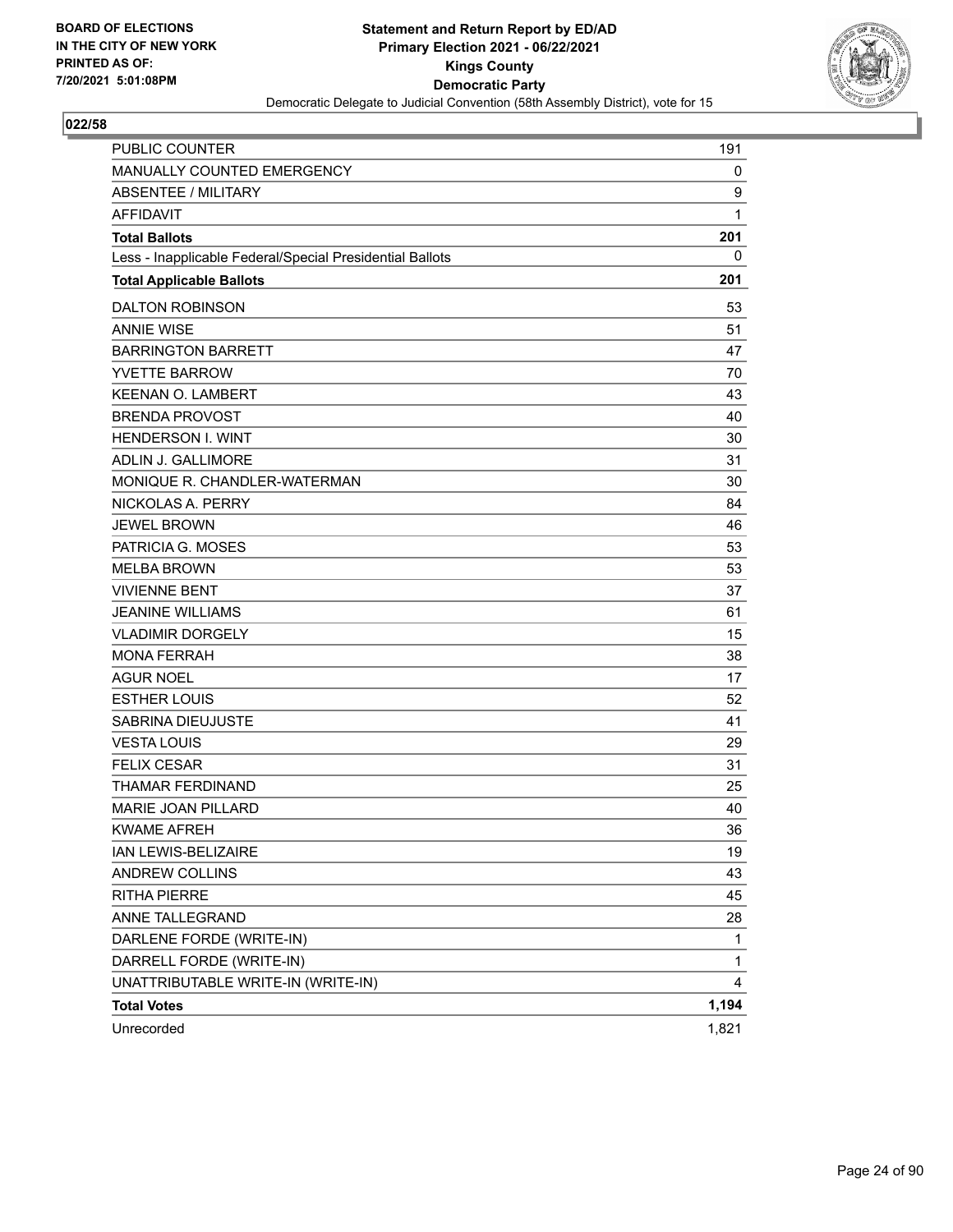BOARD OF ELECTIONS
IN THE CITY OF NEW YORK
PRINTED AS OF:
7/20/2021 5:01:08PM

**Statement and Return Report by ED/AD**
**Primary Election 2021 - 06/22/2021**
**Kings County**
**Democratic Party**
Democratic Delegate to Judicial Convention (58th Assembly District), vote for 15

## 022/58

| | |
|---|---|
| PUBLIC COUNTER | 191 |
| MANUALLY COUNTED EMERGENCY | 0 |
| ABSENTEE / MILITARY | 9 |
| AFFIDAVIT | 1 |
| **Total Ballots** | **201** |
| Less - Inapplicable Federal/Special Presidential Ballots | 0 |
| **Total Applicable Ballots** | **201** |
| DALTON ROBINSON | 53 |
| ANNIE WISE | 51 |
| BARRINGTON BARRETT | 47 |
| YVETTE BARROW | 70 |
| KEENAN O. LAMBERT | 43 |
| BRENDA PROVOST | 40 |
| HENDERSON I. WINT | 30 |
| ADLIN J. GALLIMORE | 31 |
| MONIQUE R. CHANDLER-WATERMAN | 30 |
| NICKOLAS A. PERRY | 84 |
| JEWEL BROWN | 46 |
| PATRICIA G. MOSES | 53 |
| MELBA BROWN | 53 |
| VIVIENNE BENT | 37 |
| JEANINE WILLIAMS | 61 |
| VLADIMIR DORGELY | 15 |
| MONA FERRAH | 38 |
| AGUR NOEL | 17 |
| ESTHER LOUIS | 52 |
| SABRINA DIEUJUSTE | 41 |
| VESTA LOUIS | 29 |
| FELIX CESAR | 31 |
| THAMAR FERDINAND | 25 |
| MARIE JOAN PILLARD | 40 |
| KWAME AFREH | 36 |
| IAN LEWIS-BELIZAIRE | 19 |
| ANDREW COLLINS | 43 |
| RITHA PIERRE | 45 |
| ANNE TALLEGRAND | 28 |
| DARLENE FORDE (WRITE-IN) | 1 |
| DARRELL FORDE (WRITE-IN) | 1 |
| UNATTRIBUTABLE WRITE-IN (WRITE-IN) | 4 |
| **Total Votes** | **1,194** |
| Unrecorded | 1,821 |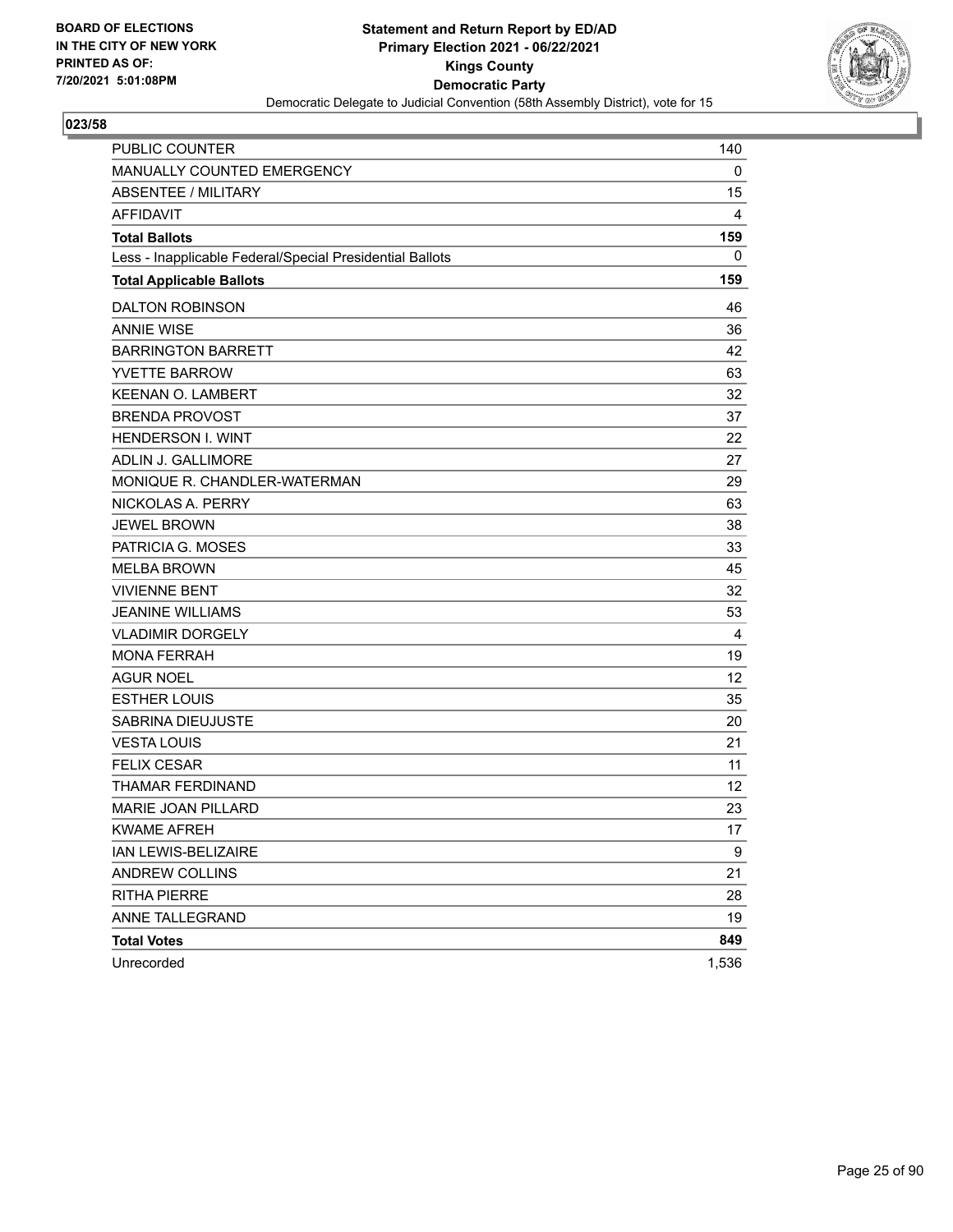BOARD OF ELECTIONS
IN THE CITY OF NEW YORK
PRINTED AS OF:
7/20/2021 5:01:08PM

**Statement and Return Report by ED/AD**
**Primary Election 2021 - 06/22/2021**
**Kings County**
**Democratic Party**
Democratic Delegate to Judicial Convention (58th Assembly District), vote for 15

**023/58**

| | |
|---|---|
| PUBLIC COUNTER | 140 |
| MANUALLY COUNTED EMERGENCY | 0 |
| ABSENTEE / MILITARY | 15 |
| AFFIDAVIT | 4 |
| **Total Ballots** | **159** |
| Less - Inapplicable Federal/Special Presidential Ballots | 0 |
| **Total Applicable Ballots** | **159** |
| DALTON ROBINSON | 46 |
| ANNIE WISE | 36 |
| BARRINGTON BARRETT | 42 |
| YVETTE BARROW | 63 |
| KEENAN O. LAMBERT | 32 |
| BRENDA PROVOST | 37 |
| HENDERSON I. WINT | 22 |
| ADLIN J. GALLIMORE | 27 |
| MONIQUE R. CHANDLER-WATERMAN | 29 |
| NICKOLAS A. PERRY | 63 |
| JEWEL BROWN | 38 |
| PATRICIA G. MOSES | 33 |
| MELBA BROWN | 45 |
| VIVIENNE BENT | 32 |
| JEANINE WILLIAMS | 53 |
| VLADIMIR DORGELY | 4 |
| MONA FERRAH | 19 |
| AGUR NOEL | 12 |
| ESTHER LOUIS | 35 |
| SABRINA DIEUJUSTE | 20 |
| VESTA LOUIS | 21 |
| FELIX CESAR | 11 |
| THAMAR FERDINAND | 12 |
| MARIE JOAN PILLARD | 23 |
| KWAME AFREH | 17 |
| IAN LEWIS-BELIZAIRE | 9 |
| ANDREW COLLINS | 21 |
| RITHA PIERRE | 28 |
| ANNE TALLEGRAND | 19 |
| **Total Votes** | **849** |
| Unrecorded | 1,536 |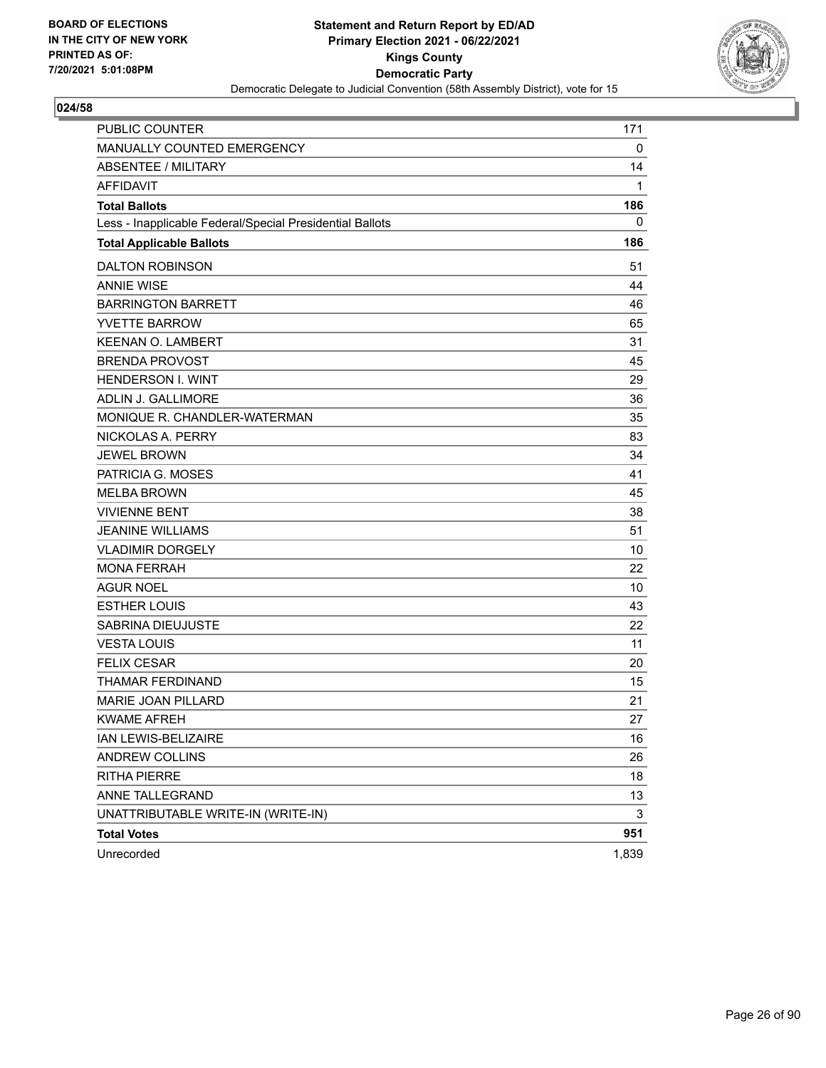BOARD OF ELECTIONS
IN THE CITY OF NEW YORK
PRINTED AS OF:
7/20/2021 5:01:08PM

**Statement and Return Report by ED/AD**
**Primary Election 2021 - 06/22/2021**
**Kings County**
**Democratic Party**
Democratic Delegate to Judicial Convention (58th Assembly District), vote for 15

**024/58**

| | |
|---|---|
| PUBLIC COUNTER | 171 |
| MANUALLY COUNTED EMERGENCY | 0 |
| ABSENTEE / MILITARY | 14 |
| AFFIDAVIT | 1 |
| **Total Ballots** | **186** |
| Less - Inapplicable Federal/Special Presidential Ballots | 0 |
| **Total Applicable Ballots** | **186** |
| DALTON ROBINSON | 51 |
| ANNIE WISE | 44 |
| BARRINGTON BARRETT | 46 |
| YVETTE BARROW | 65 |
| KEENAN O. LAMBERT | 31 |
| BRENDA PROVOST | 45 |
| HENDERSON I. WINT | 29 |
| ADLIN J. GALLIMORE | 36 |
| MONIQUE R. CHANDLER-WATERMAN | 35 |
| NICKOLAS A. PERRY | 83 |
| JEWEL BROWN | 34 |
| PATRICIA G. MOSES | 41 |
| MELBA BROWN | 45 |
| VIVIENNE BENT | 38 |
| JEANINE WILLIAMS | 51 |
| VLADIMIR DORGELY | 10 |
| MONA FERRAH | 22 |
| AGUR NOEL | 10 |
| ESTHER LOUIS | 43 |
| SABRINA DIEUJUSTE | 22 |
| VESTA LOUIS | 11 |
| FELIX CESAR | 20 |
| THAMAR FERDINAND | 15 |
| MARIE JOAN PILLARD | 21 |
| KWAME AFREH | 27 |
| IAN LEWIS-BELIZAIRE | 16 |
| ANDREW COLLINS | 26 |
| RITHA PIERRE | 18 |
| ANNE TALLEGRAND | 13 |
| UNATTRIBUTABLE WRITE-IN (WRITE-IN) | 3 |
| **Total Votes** | **951** |
| Unrecorded | 1,839 |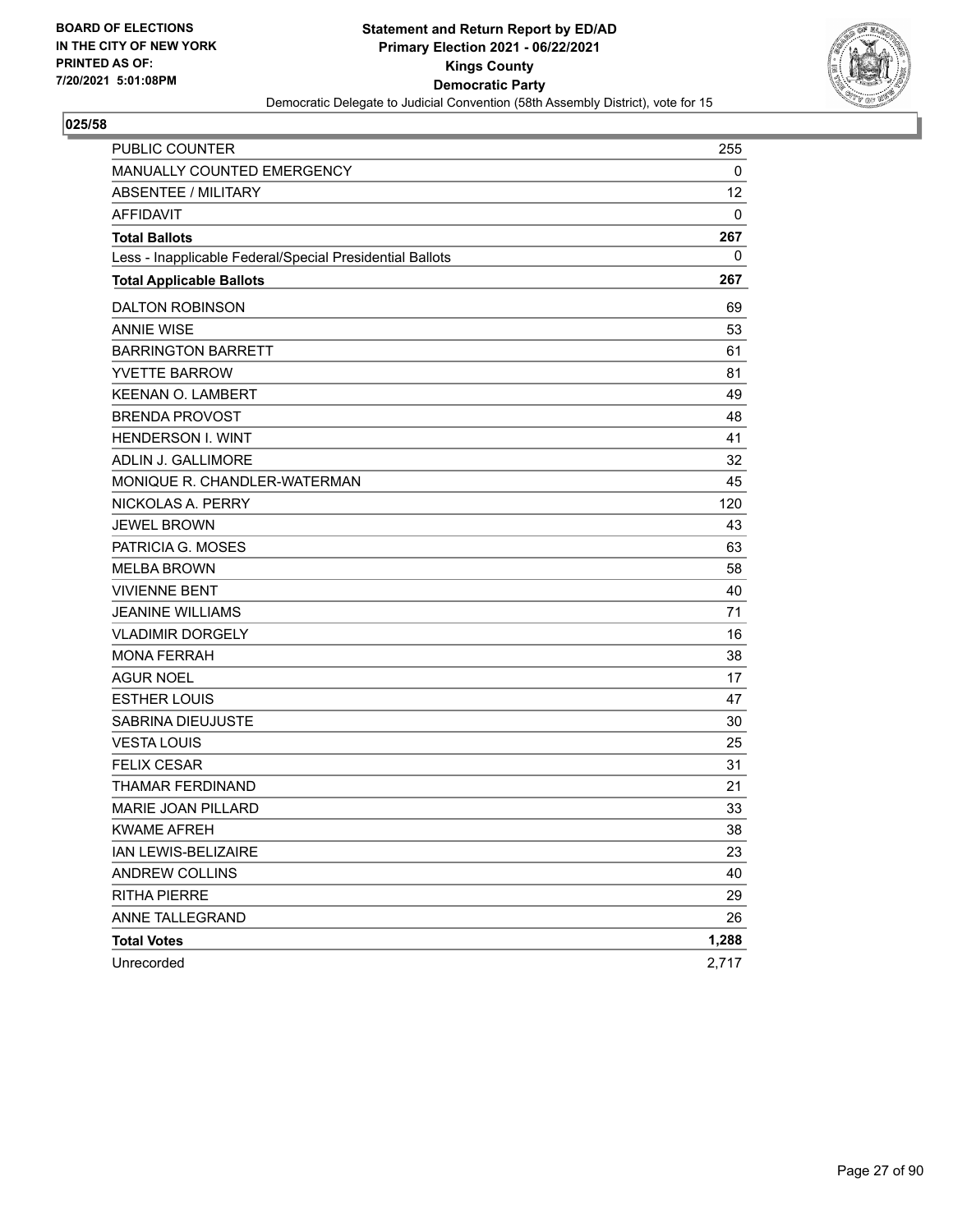**BOARD OF ELECTIONS IN THE CITY OF NEW YORK PRINTED AS OF: 7/20/2021 5:01:08PM**

**Statement and Return Report by ED/AD Primary Election 2021 - 06/22/2021 Kings County Democratic Party**

Democratic Delegate to Judicial Convention (58th Assembly District), vote for 15

## 025/58

| | |
|---|---|
| PUBLIC COUNTER | 255 |
| MANUALLY COUNTED EMERGENCY | 0 |
| ABSENTEE / MILITARY | 12 |
| AFFIDAVIT | 0 |
| **Total Ballots** | **267** |
| Less - Inapplicable Federal/Special Presidential Ballots | 0 |
| **Total Applicable Ballots** | **267** |
| DALTON ROBINSON | 69 |
| ANNIE WISE | 53 |
| BARRINGTON BARRETT | 61 |
| YVETTE BARROW | 81 |
| KEENAN O. LAMBERT | 49 |
| BRENDA PROVOST | 48 |
| HENDERSON I. WINT | 41 |
| ADLIN J. GALLIMORE | 32 |
| MONIQUE R. CHANDLER-WATERMAN | 45 |
| NICKOLAS A. PERRY | 120 |
| JEWEL BROWN | 43 |
| PATRICIA G. MOSES | 63 |
| MELBA BROWN | 58 |
| VIVIENNE BENT | 40 |
| JEANINE WILLIAMS | 71 |
| VLADIMIR DORGELY | 16 |
| MONA FERRAH | 38 |
| AGUR NOEL | 17 |
| ESTHER LOUIS | 47 |
| SABRINA DIEUJUSTE | 30 |
| VESTA LOUIS | 25 |
| FELIX CESAR | 31 |
| THAMAR FERDINAND | 21 |
| MARIE JOAN PILLARD | 33 |
| KWAME AFREH | 38 |
| IAN LEWIS-BELIZAIRE | 23 |
| ANDREW COLLINS | 40 |
| RITHA PIERRE | 29 |
| ANNE TALLEGRAND | 26 |
| **Total Votes** | **1,288** |
| Unrecorded | 2,717 |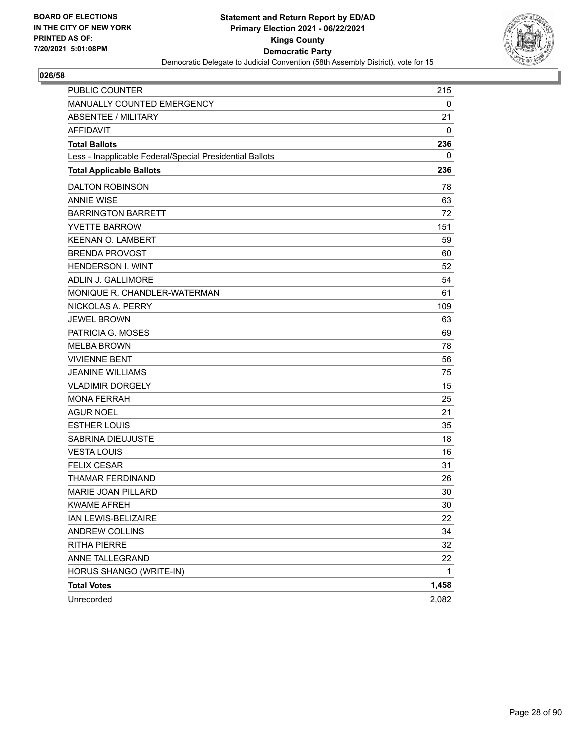BOARD OF ELECTIONS
IN THE CITY OF NEW YORK
PRINTED AS OF:
7/20/2021 5:01:08PM

**Statement and Return Report by ED/AD**
**Primary Election 2021 - 06/22/2021**
**Kings County**
**Democratic Party**
Democratic Delegate to Judicial Convention (58th Assembly District), vote for 15

**026/58**

| | |
|---|---|
| PUBLIC COUNTER | 215 |
| MANUALLY COUNTED EMERGENCY | 0 |
| ABSENTEE / MILITARY | 21 |
| AFFIDAVIT | 0 |
| **Total Ballots** | **236** |
| Less - Inapplicable Federal/Special Presidential Ballots | 0 |
| **Total Applicable Ballots** | **236** |
| DALTON ROBINSON | 78 |
| ANNIE WISE | 63 |
| BARRINGTON BARRETT | 72 |
| YVETTE BARROW | 151 |
| KEENAN O. LAMBERT | 59 |
| BRENDA PROVOST | 60 |
| HENDERSON I. WINT | 52 |
| ADLIN J. GALLIMORE | 54 |
| MONIQUE R. CHANDLER-WATERMAN | 61 |
| NICKOLAS A. PERRY | 109 |
| JEWEL BROWN | 63 |
| PATRICIA G. MOSES | 69 |
| MELBA BROWN | 78 |
| VIVIENNE BENT | 56 |
| JEANINE WILLIAMS | 75 |
| VLADIMIR DORGELY | 15 |
| MONA FERRAH | 25 |
| AGUR NOEL | 21 |
| ESTHER LOUIS | 35 |
| SABRINA DIEUJUSTE | 18 |
| VESTA LOUIS | 16 |
| FELIX CESAR | 31 |
| THAMAR FERDINAND | 26 |
| MARIE JOAN PILLARD | 30 |
| KWAME AFREH | 30 |
| IAN LEWIS-BELIZAIRE | 22 |
| ANDREW COLLINS | 34 |
| RITHA PIERRE | 32 |
| ANNE TALLEGRAND | 22 |
| HORUS SHANGO (WRITE-IN) | 1 |
| **Total Votes** | **1,458** |
| Unrecorded | 2,082 |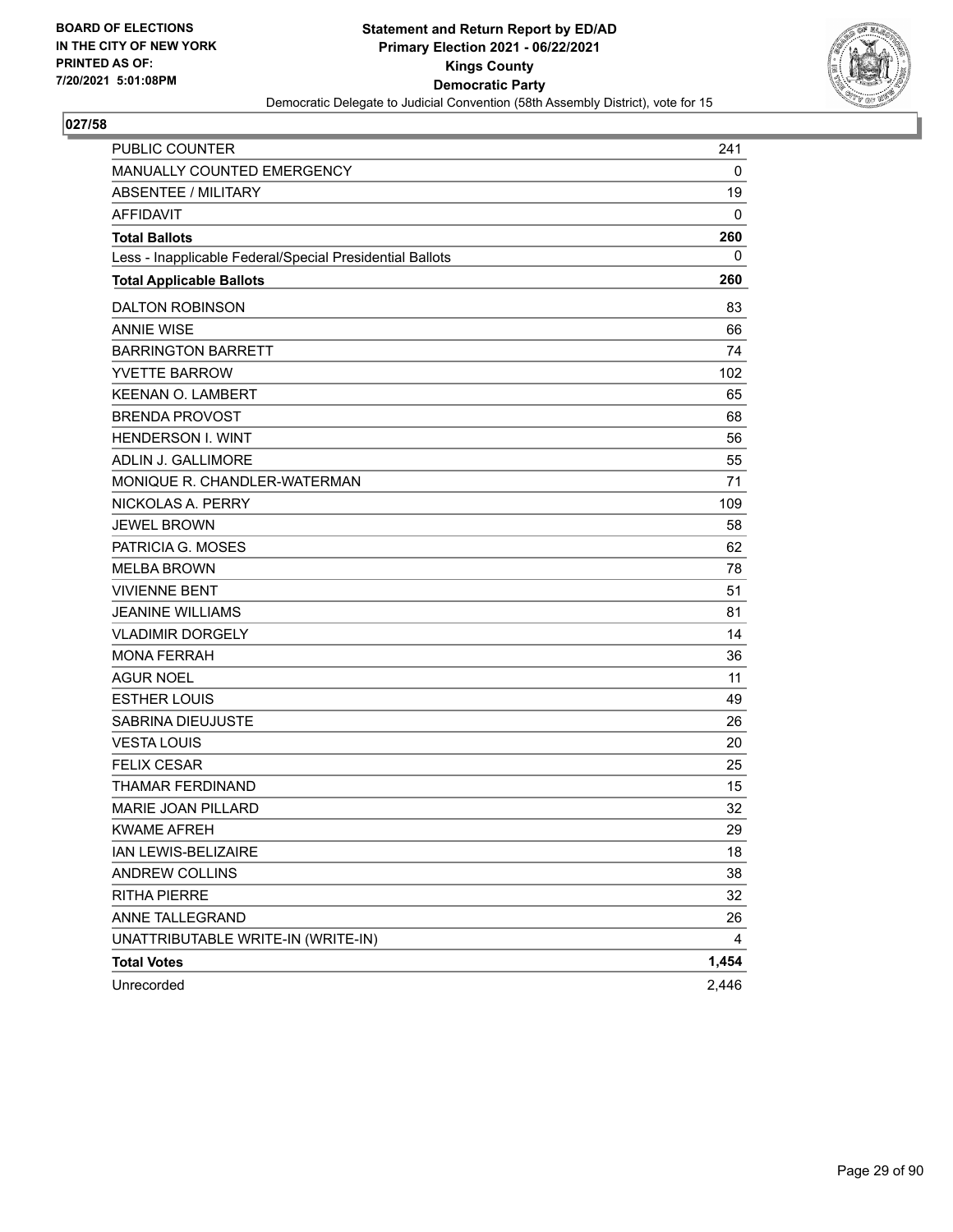BOARD OF ELECTIONS
IN THE CITY OF NEW YORK
PRINTED AS OF:
7/20/2021 5:01:08PM

**Statement and Return Report by ED/AD**
**Primary Election 2021 - 06/22/2021**
**Kings County**
**Democratic Party**
Democratic Delegate to Judicial Convention (58th Assembly District), vote for 15

**027/58**

| | |
|---|---|
| PUBLIC COUNTER | 241 |
| MANUALLY COUNTED EMERGENCY | 0 |
| ABSENTEE / MILITARY | 19 |
| AFFIDAVIT | 0 |
| **Total Ballots** | **260** |
| Less - Inapplicable Federal/Special Presidential Ballots | 0 |
| **Total Applicable Ballots** | **260** |
| DALTON ROBINSON | 83 |
| ANNIE WISE | 66 |
| BARRINGTON BARRETT | 74 |
| YVETTE BARROW | 102 |
| KEENAN O. LAMBERT | 65 |
| BRENDA PROVOST | 68 |
| HENDERSON I. WINT | 56 |
| ADLIN J. GALLIMORE | 55 |
| MONIQUE R. CHANDLER-WATERMAN | 71 |
| NICKOLAS A. PERRY | 109 |
| JEWEL BROWN | 58 |
| PATRICIA G. MOSES | 62 |
| MELBA BROWN | 78 |
| VIVIENNE BENT | 51 |
| JEANINE WILLIAMS | 81 |
| VLADIMIR DORGELY | 14 |
| MONA FERRAH | 36 |
| AGUR NOEL | 11 |
| ESTHER LOUIS | 49 |
| SABRINA DIEUJUSTE | 26 |
| VESTA LOUIS | 20 |
| FELIX CESAR | 25 |
| THAMAR FERDINAND | 15 |
| MARIE JOAN PILLARD | 32 |
| KWAME AFREH | 29 |
| IAN LEWIS-BELIZAIRE | 18 |
| ANDREW COLLINS | 38 |
| RITHA PIERRE | 32 |
| ANNE TALLEGRAND | 26 |
| UNATTRIBUTABLE WRITE-IN (WRITE-IN) | 4 |
| **Total Votes** | **1,454** |
| Unrecorded | 2,446 |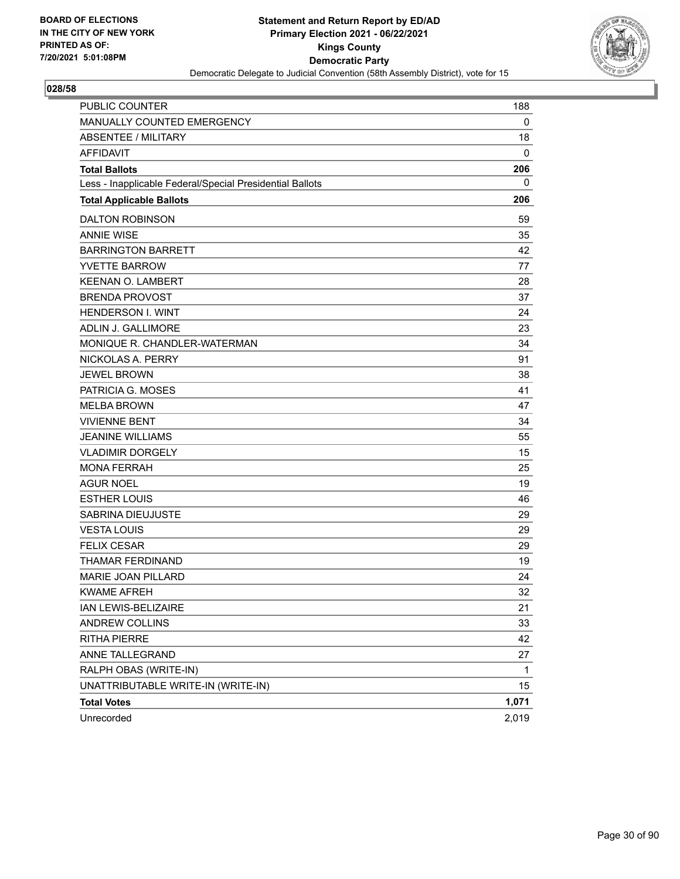**BOARD OF ELECTIONS IN THE CITY OF NEW YORK PRINTED AS OF: 7/20/2021 5:01:08PM**

**Statement and Return Report by ED/AD**
**Primary Election 2021 - 06/22/2021**
**Kings County**
**Democratic Party**
Democratic Delegate to Judicial Convention (58th Assembly District), vote for 15

**028/58**

| | |
|---|---|
| PUBLIC COUNTER | 188 |
| MANUALLY COUNTED EMERGENCY | 0 |
| ABSENTEE / MILITARY | 18 |
| AFFIDAVIT | 0 |
| **Total Ballots** | **206** |
| Less - Inapplicable Federal/Special Presidential Ballots | 0 |
| **Total Applicable Ballots** | **206** |
| DALTON ROBINSON | 59 |
| ANNIE WISE | 35 |
| BARRINGTON BARRETT | 42 |
| YVETTE BARROW | 77 |
| KEENAN O. LAMBERT | 28 |
| BRENDA PROVOST | 37 |
| HENDERSON I. WINT | 24 |
| ADLIN J. GALLIMORE | 23 |
| MONIQUE R. CHANDLER-WATERMAN | 34 |
| NICKOLAS A. PERRY | 91 |
| JEWEL BROWN | 38 |
| PATRICIA G. MOSES | 41 |
| MELBA BROWN | 47 |
| VIVIENNE BENT | 34 |
| JEANINE WILLIAMS | 55 |
| VLADIMIR DORGELY | 15 |
| MONA FERRAH | 25 |
| AGUR NOEL | 19 |
| ESTHER LOUIS | 46 |
| SABRINA DIEUJUSTE | 29 |
| VESTA LOUIS | 29 |
| FELIX CESAR | 29 |
| THAMAR FERDINAND | 19 |
| MARIE JOAN PILLARD | 24 |
| KWAME AFREH | 32 |
| IAN LEWIS-BELIZAIRE | 21 |
| ANDREW COLLINS | 33 |
| RITHA PIERRE | 42 |
| ANNE TALLEGRAND | 27 |
| RALPH OBAS (WRITE-IN) | 1 |
| UNATTRIBUTABLE WRITE-IN (WRITE-IN) | 15 |
| **Total Votes** | **1,071** |
| Unrecorded | 2,019 |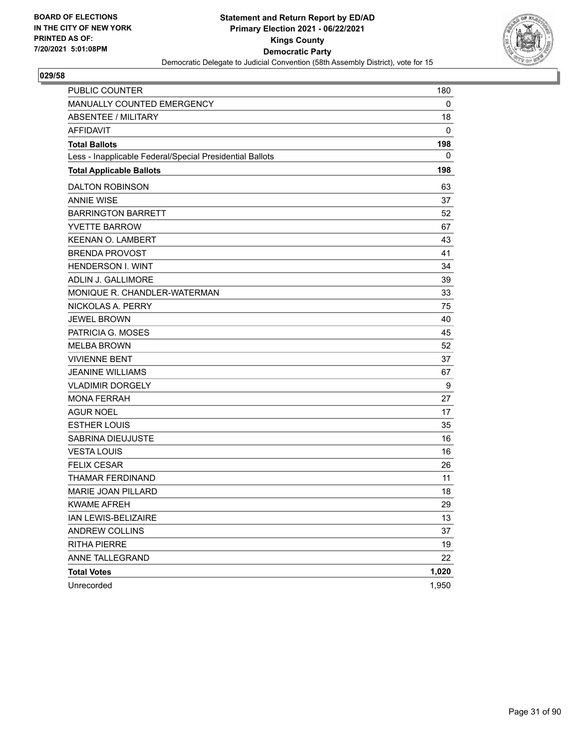**BOARD OF ELECTIONS IN THE CITY OF NEW YORK PRINTED AS OF: 7/20/2021 5:01:08PM**

**Statement and Return Report by ED/AD**
**Primary Election 2021 - 06/22/2021**
**Kings County**
**Democratic Party**
Democratic Delegate to Judicial Convention (58th Assembly District), vote for 15

## 029/58

| | |
|---|---|
| PUBLIC COUNTER | 180 |
| MANUALLY COUNTED EMERGENCY | 0 |
| ABSENTEE / MILITARY | 18 |
| AFFIDAVIT | 0 |
| **Total Ballots** | **198** |
| Less - Inapplicable Federal/Special Presidential Ballots | 0 |
| **Total Applicable Ballots** | **198** |
| DALTON ROBINSON | 63 |
| ANNIE WISE | 37 |
| BARRINGTON BARRETT | 52 |
| YVETTE BARROW | 67 |
| KEENAN O. LAMBERT | 43 |
| BRENDA PROVOST | 41 |
| HENDERSON I. WINT | 34 |
| ADLIN J. GALLIMORE | 39 |
| MONIQUE R. CHANDLER-WATERMAN | 33 |
| NICKOLAS A. PERRY | 75 |
| JEWEL BROWN | 40 |
| PATRICIA G. MOSES | 45 |
| MELBA BROWN | 52 |
| VIVIENNE BENT | 37 |
| JEANINE WILLIAMS | 67 |
| VLADIMIR DORGELY | 9 |
| MONA FERRAH | 27 |
| AGUR NOEL | 17 |
| ESTHER LOUIS | 35 |
| SABRINA DIEUJUSTE | 16 |
| VESTA LOUIS | 16 |
| FELIX CESAR | 26 |
| THAMAR FERDINAND | 11 |
| MARIE JOAN PILLARD | 18 |
| KWAME AFREH | 29 |
| IAN LEWIS-BELIZAIRE | 13 |
| ANDREW COLLINS | 37 |
| RITHA PIERRE | 19 |
| ANNE TALLEGRAND | 22 |
| **Total Votes** | **1,020** |
| Unrecorded | 1,950 |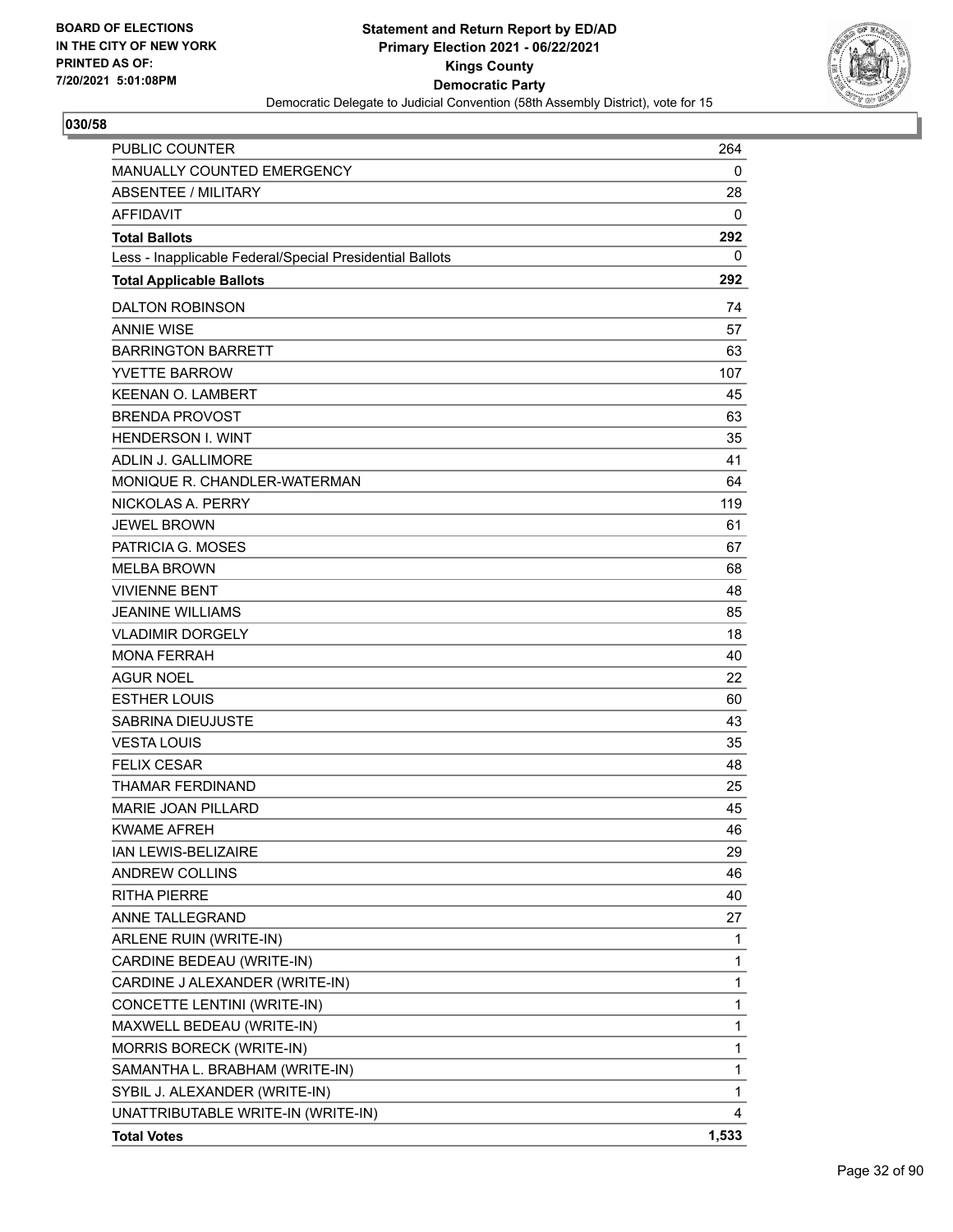BOARD OF ELECTIONS
IN THE CITY OF NEW YORK
PRINTED AS OF:
7/20/2021 5:01:08PM

**Statement and Return Report by ED/AD**
**Primary Election 2021 - 06/22/2021**
**Kings County**
**Democratic Party**
Democratic Delegate to Judicial Convention (58th Assembly District), vote for 15

## 030/58

| | |
|---|---|
| PUBLIC COUNTER | 264 |
| MANUALLY COUNTED EMERGENCY | 0 |
| ABSENTEE / MILITARY | 28 |
| AFFIDAVIT | 0 |
| **Total Ballots** | **292** |
| Less - Inapplicable Federal/Special Presidential Ballots | 0 |
| **Total Applicable Ballots** | **292** |
| DALTON ROBINSON | 74 |
| ANNIE WISE | 57 |
| BARRINGTON BARRETT | 63 |
| YVETTE BARROW | 107 |
| KEENAN O. LAMBERT | 45 |
| BRENDA PROVOST | 63 |
| HENDERSON I. WINT | 35 |
| ADLIN J. GALLIMORE | 41 |
| MONIQUE R. CHANDLER-WATERMAN | 64 |
| NICKOLAS A. PERRY | 119 |
| JEWEL BROWN | 61 |
| PATRICIA G. MOSES | 67 |
| MELBA BROWN | 68 |
| VIVIENNE BENT | 48 |
| JEANINE WILLIAMS | 85 |
| VLADIMIR DORGELY | 18 |
| MONA FERRAH | 40 |
| AGUR NOEL | 22 |
| ESTHER LOUIS | 60 |
| SABRINA DIEUJUSTE | 43 |
| VESTA LOUIS | 35 |
| FELIX CESAR | 48 |
| THAMAR FERDINAND | 25 |
| MARIE JOAN PILLARD | 45 |
| KWAME AFREH | 46 |
| IAN LEWIS-BELIZAIRE | 29 |
| ANDREW COLLINS | 46 |
| RITHA PIERRE | 40 |
| ANNE TALLEGRAND | 27 |
| ARLENE RUIN (WRITE-IN) | 1 |
| CARDINE BEDEAU (WRITE-IN) | 1 |
| CARDINE J ALEXANDER (WRITE-IN) | 1 |
| CONCETTE LENTINI (WRITE-IN) | 1 |
| MAXWELL BEDEAU (WRITE-IN) | 1 |
| MORRIS BORECK (WRITE-IN) | 1 |
| SAMANTHA L. BRABHAM (WRITE-IN) | 1 |
| SYBIL J. ALEXANDER (WRITE-IN) | 1 |
| UNATTRIBUTABLE WRITE-IN (WRITE-IN) | 4 |
| **Total Votes** | **1,533** |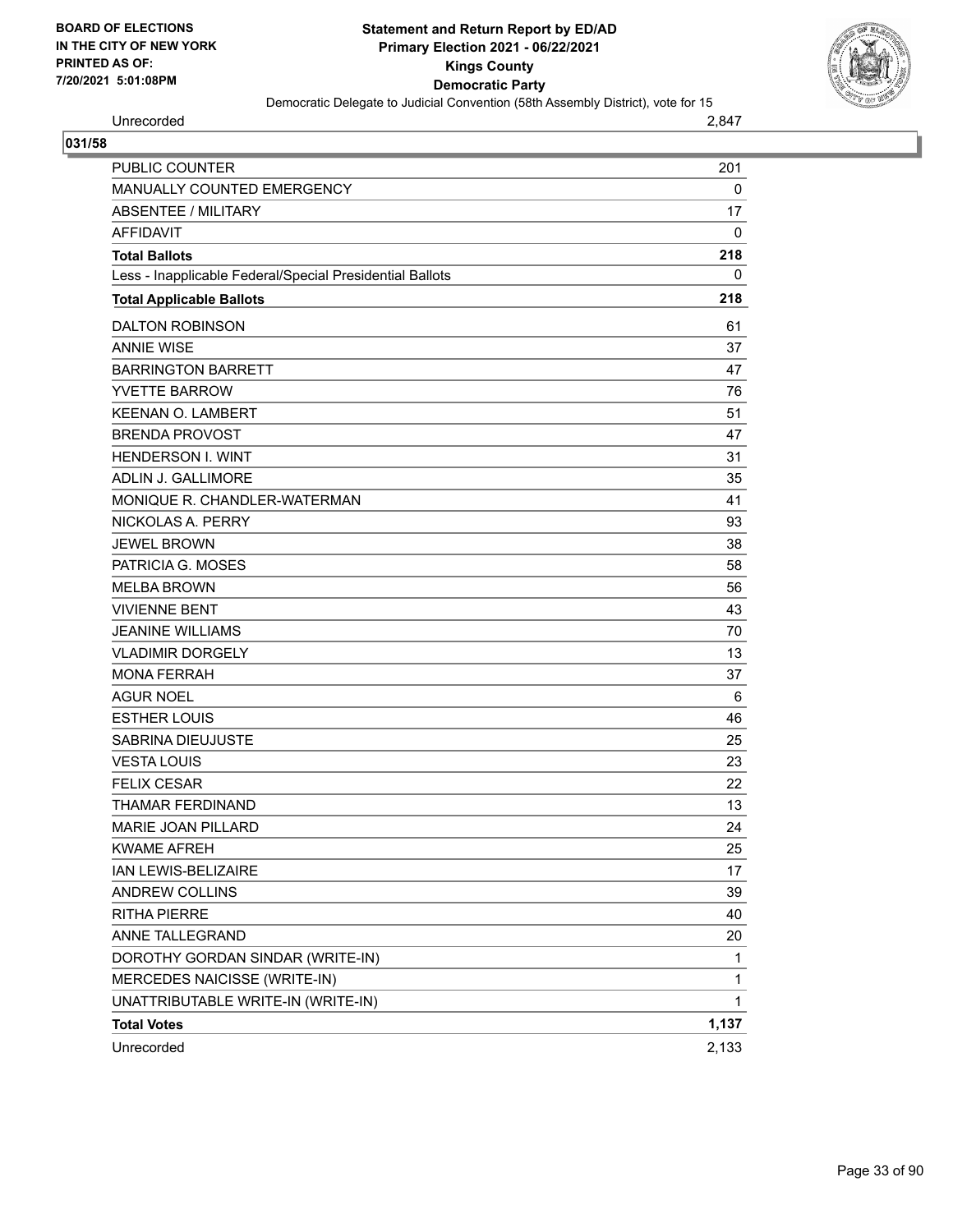**BOARD OF ELECTIONS IN THE CITY OF NEW YORK PRINTED AS OF: 7/20/2021 5:01:08PM**

**Statement and Return Report by ED/AD**
**Primary Election 2021 - 06/22/2021**
**Kings County**
**Democratic Party**
Democratic Delegate to Judicial Convention (58th Assembly District), vote for 15

| Unrecorded | 2,847 |
|---|---|

**031/58**

| | |
|---|---|
| PUBLIC COUNTER | 201 |
| MANUALLY COUNTED EMERGENCY | 0 |
| ABSENTEE / MILITARY | 17 |
| AFFIDAVIT | 0 |
| **Total Ballots** | **218** |
| Less - Inapplicable Federal/Special Presidential Ballots | 0 |
| **Total Applicable Ballots** | **218** |
| DALTON ROBINSON | 61 |
| ANNIE WISE | 37 |
| BARRINGTON BARRETT | 47 |
| YVETTE BARROW | 76 |
| KEENAN O. LAMBERT | 51 |
| BRENDA PROVOST | 47 |
| HENDERSON I. WINT | 31 |
| ADLIN J. GALLIMORE | 35 |
| MONIQUE R. CHANDLER-WATERMAN | 41 |
| NICKOLAS A. PERRY | 93 |
| JEWEL BROWN | 38 |
| PATRICIA G. MOSES | 58 |
| MELBA BROWN | 56 |
| VIVIENNE BENT | 43 |
| JEANINE WILLIAMS | 70 |
| VLADIMIR DORGELY | 13 |
| MONA FERRAH | 37 |
| AGUR NOEL | 6 |
| ESTHER LOUIS | 46 |
| SABRINA DIEUJUSTE | 25 |
| VESTA LOUIS | 23 |
| FELIX CESAR | 22 |
| THAMAR FERDINAND | 13 |
| MARIE JOAN PILLARD | 24 |
| KWAME AFREH | 25 |
| IAN LEWIS-BELIZAIRE | 17 |
| ANDREW COLLINS | 39 |
| RITHA PIERRE | 40 |
| ANNE TALLEGRAND | 20 |
| DOROTHY GORDAN SINDAR (WRITE-IN) | 1 |
| MERCEDES NAICISSE (WRITE-IN) | 1 |
| UNATTRIBUTABLE WRITE-IN (WRITE-IN) | 1 |
| **Total Votes** | **1,137** |
| Unrecorded | 2,133 |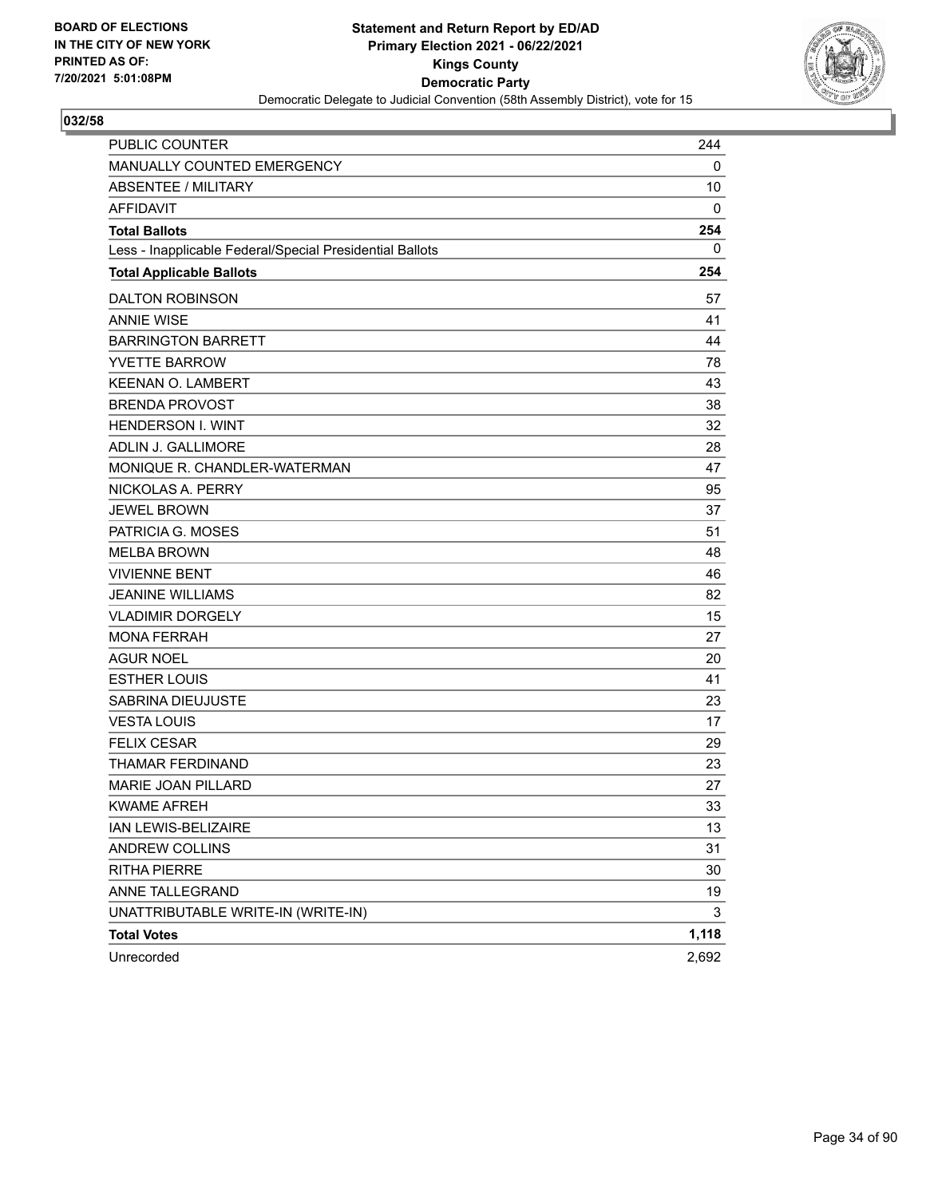**BOARD OF ELECTIONS IN THE CITY OF NEW YORK PRINTED AS OF: 7/20/2021 5:01:08PM**

**Statement and Return Report by ED/AD**
**Primary Election 2021 - 06/22/2021**
**Kings County**
**Democratic Party**
Democratic Delegate to Judicial Convention (58th Assembly District), vote for 15

**032/58**

| | |
|---|---|
| PUBLIC COUNTER | 244 |
| MANUALLY COUNTED EMERGENCY | 0 |
| ABSENTEE / MILITARY | 10 |
| AFFIDAVIT | 0 |
| **Total Ballots** | **254** |
| Less - Inapplicable Federal/Special Presidential Ballots | 0 |
| **Total Applicable Ballots** | **254** |
| DALTON ROBINSON | 57 |
| ANNIE WISE | 41 |
| BARRINGTON BARRETT | 44 |
| YVETTE BARROW | 78 |
| KEENAN O. LAMBERT | 43 |
| BRENDA PROVOST | 38 |
| HENDERSON I. WINT | 32 |
| ADLIN J. GALLIMORE | 28 |
| MONIQUE R. CHANDLER-WATERMAN | 47 |
| NICKOLAS A. PERRY | 95 |
| JEWEL BROWN | 37 |
| PATRICIA G. MOSES | 51 |
| MELBA BROWN | 48 |
| VIVIENNE BENT | 46 |
| JEANINE WILLIAMS | 82 |
| VLADIMIR DORGELY | 15 |
| MONA FERRAH | 27 |
| AGUR NOEL | 20 |
| ESTHER LOUIS | 41 |
| SABRINA DIEUJUSTE | 23 |
| VESTA LOUIS | 17 |
| FELIX CESAR | 29 |
| THAMAR FERDINAND | 23 |
| MARIE JOAN PILLARD | 27 |
| KWAME AFREH | 33 |
| IAN LEWIS-BELIZAIRE | 13 |
| ANDREW COLLINS | 31 |
| RITHA PIERRE | 30 |
| ANNE TALLEGRAND | 19 |
| UNATTRIBUTABLE WRITE-IN (WRITE-IN) | 3 |
| **Total Votes** | **1,118** |
| Unrecorded | 2,692 |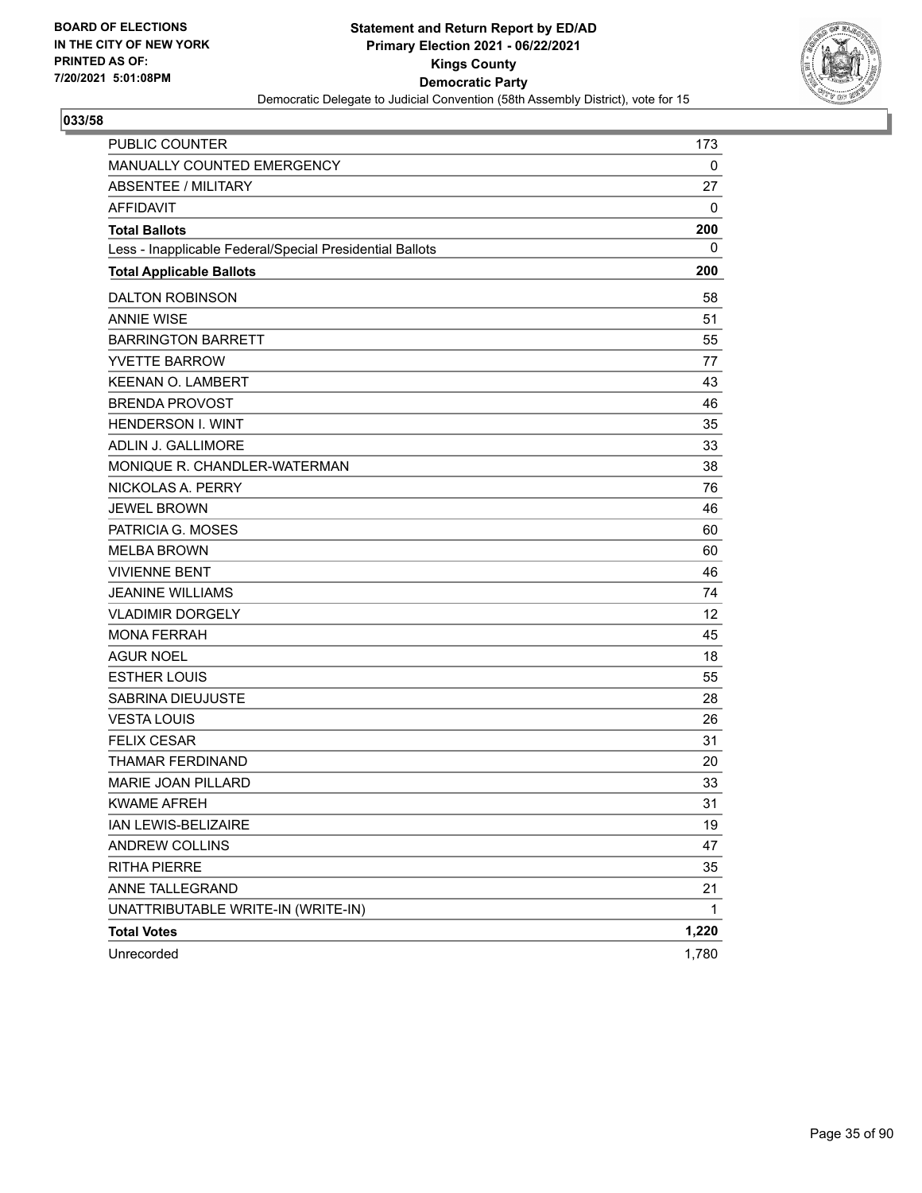BOARD OF ELECTIONS
IN THE CITY OF NEW YORK
PRINTED AS OF:
7/20/2021 5:01:08PM

**Statement and Return Report by ED/AD**
**Primary Election 2021 - 06/22/2021**
**Kings County**
**Democratic Party**
Democratic Delegate to Judicial Convention (58th Assembly District), vote for 15

## 033/58

| | |
|---|---|
| PUBLIC COUNTER | 173 |
| MANUALLY COUNTED EMERGENCY | 0 |
| ABSENTEE / MILITARY | 27 |
| AFFIDAVIT | 0 |
| **Total Ballots** | **200** |
| Less - Inapplicable Federal/Special Presidential Ballots | 0 |
| **Total Applicable Ballots** | **200** |
| DALTON ROBINSON | 58 |
| ANNIE WISE | 51 |
| BARRINGTON BARRETT | 55 |
| YVETTE BARROW | 77 |
| KEENAN O. LAMBERT | 43 |
| BRENDA PROVOST | 46 |
| HENDERSON I. WINT | 35 |
| ADLIN J. GALLIMORE | 33 |
| MONIQUE R. CHANDLER-WATERMAN | 38 |
| NICKOLAS A. PERRY | 76 |
| JEWEL BROWN | 46 |
| PATRICIA G. MOSES | 60 |
| MELBA BROWN | 60 |
| VIVIENNE BENT | 46 |
| JEANINE WILLIAMS | 74 |
| VLADIMIR DORGELY | 12 |
| MONA FERRAH | 45 |
| AGUR NOEL | 18 |
| ESTHER LOUIS | 55 |
| SABRINA DIEUJUSTE | 28 |
| VESTA LOUIS | 26 |
| FELIX CESAR | 31 |
| THAMAR FERDINAND | 20 |
| MARIE JOAN PILLARD | 33 |
| KWAME AFREH | 31 |
| IAN LEWIS-BELIZAIRE | 19 |
| ANDREW COLLINS | 47 |
| RITHA PIERRE | 35 |
| ANNE TALLEGRAND | 21 |
| UNATTRIBUTABLE WRITE-IN (WRITE-IN) | 1 |
| **Total Votes** | **1,220** |
| Unrecorded | 1,780 |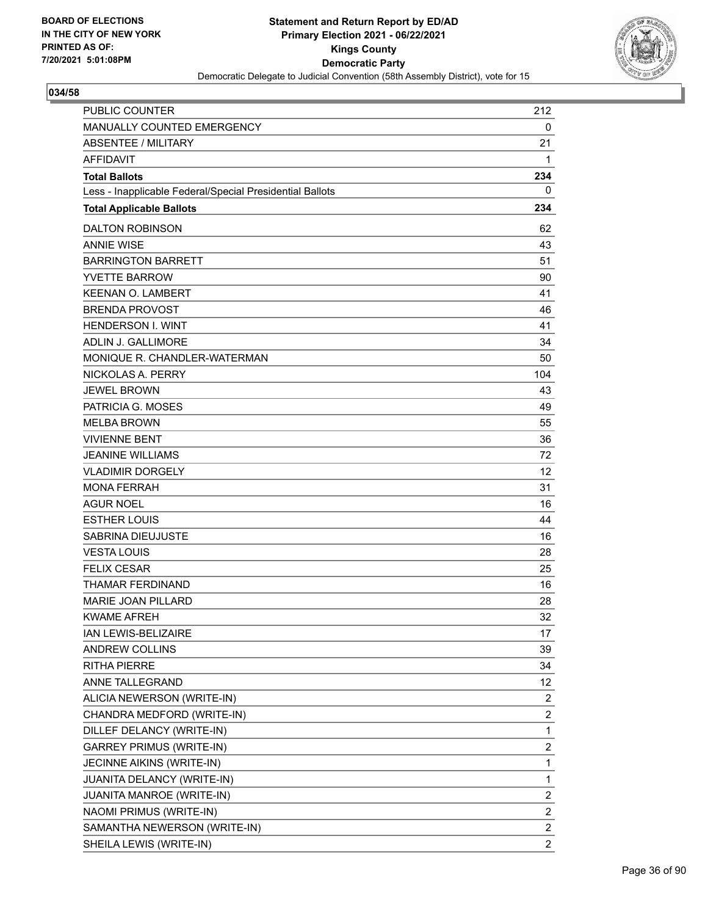BOARD OF ELECTIONS
IN THE CITY OF NEW YORK
PRINTED AS OF:
7/20/2021 5:01:08PM

**Statement and Return Report by ED/AD**
**Primary Election 2021 - 06/22/2021**
**Kings County**
**Democratic Party**
Democratic Delegate to Judicial Convention (58th Assembly District), vote for 15

## 034/58

| | |
|---|---|
| PUBLIC COUNTER | 212 |
| MANUALLY COUNTED EMERGENCY | 0 |
| ABSENTEE / MILITARY | 21 |
| AFFIDAVIT | 1 |
| **Total Ballots** | **234** |
| Less - Inapplicable Federal/Special Presidential Ballots | 0 |
| **Total Applicable Ballots** | **234** |
| DALTON ROBINSON | 62 |
| ANNIE WISE | 43 |
| BARRINGTON BARRETT | 51 |
| YVETTE BARROW | 90 |
| KEENAN O. LAMBERT | 41 |
| BRENDA PROVOST | 46 |
| HENDERSON I. WINT | 41 |
| ADLIN J. GALLIMORE | 34 |
| MONIQUE R. CHANDLER-WATERMAN | 50 |
| NICKOLAS A. PERRY | 104 |
| JEWEL BROWN | 43 |
| PATRICIA G. MOSES | 49 |
| MELBA BROWN | 55 |
| VIVIENNE BENT | 36 |
| JEANINE WILLIAMS | 72 |
| VLADIMIR DORGELY | 12 |
| MONA FERRAH | 31 |
| AGUR NOEL | 16 |
| ESTHER LOUIS | 44 |
| SABRINA DIEUJUSTE | 16 |
| VESTA LOUIS | 28 |
| FELIX CESAR | 25 |
| THAMAR FERDINAND | 16 |
| MARIE JOAN PILLARD | 28 |
| KWAME AFREH | 32 |
| IAN LEWIS-BELIZAIRE | 17 |
| ANDREW COLLINS | 39 |
| RITHA PIERRE | 34 |
| ANNE TALLEGRAND | 12 |
| ALICIA NEWERSON (WRITE-IN) | 2 |
| CHANDRA MEDFORD (WRITE-IN) | 2 |
| DILLEF DELANCY (WRITE-IN) | 1 |
| GARREY PRIMUS (WRITE-IN) | 2 |
| JECINNE AIKINS (WRITE-IN) | 1 |
| JUANITA DELANCY (WRITE-IN) | 1 |
| JUANITA MANROE (WRITE-IN) | 2 |
| NAOMI PRIMUS (WRITE-IN) | 2 |
| SAMANTHA NEWERSON (WRITE-IN) | 2 |
| SHEILA LEWIS (WRITE-IN) | 2 |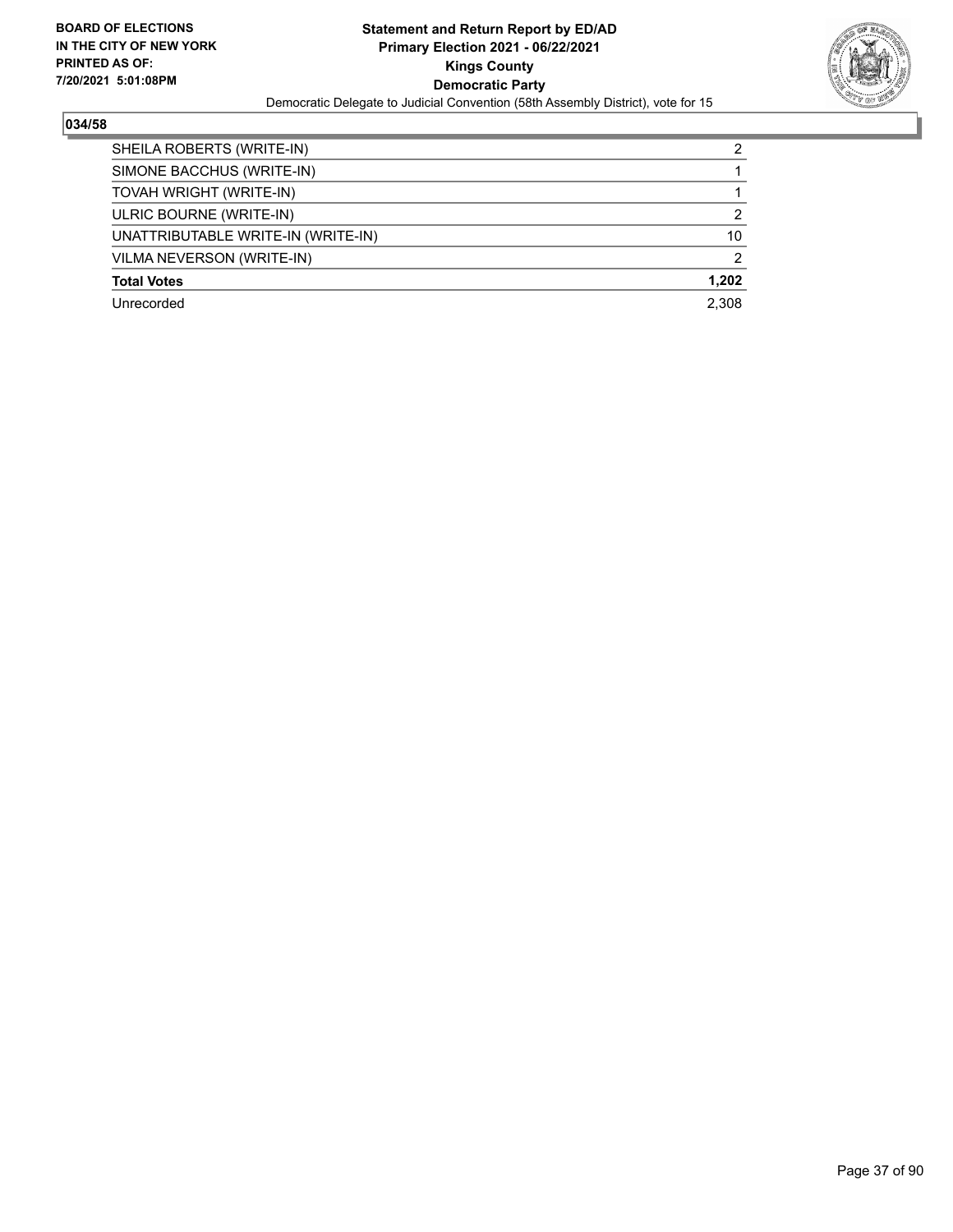**BOARD OF ELECTIONS IN THE CITY OF NEW YORK PRINTED AS OF: 7/20/2021 5:01:08PM**

**Statement and Return Report by ED/AD**
**Primary Election 2021 - 06/22/2021**
**Kings County**
**Democratic Party**
Democratic Delegate to Judicial Convention (58th Assembly District), vote for 15

## 034/58

| | |
|---|---|
| SHEILA ROBERTS (WRITE-IN) | 2 |
| SIMONE BACCHUS (WRITE-IN) | 1 |
| TOVAH WRIGHT (WRITE-IN) | 1 |
| ULRIC BOURNE (WRITE-IN) | 2 |
| UNATTRIBUTABLE WRITE-IN (WRITE-IN) | 10 |
| VILMA NEVERSON (WRITE-IN) | 2 |
| **Total Votes** | **1,202** |
| Unrecorded | 2,308 |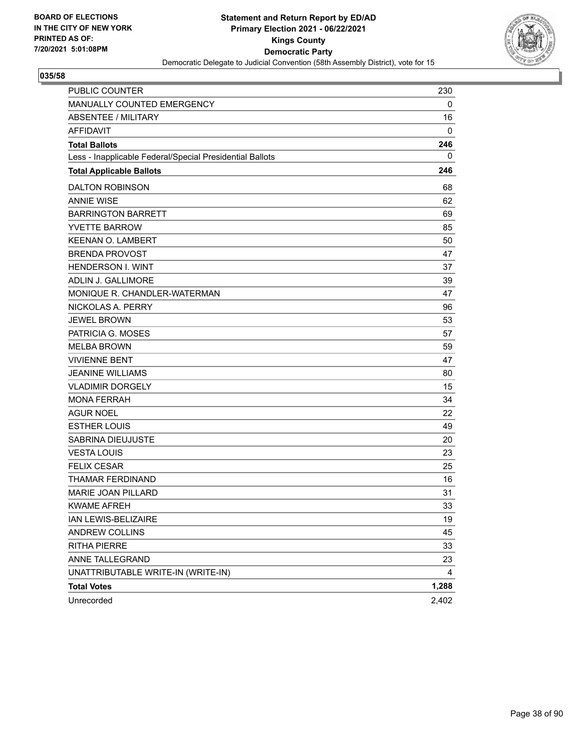BOARD OF ELECTIONS
IN THE CITY OF NEW YORK
PRINTED AS OF:
7/20/2021 5:01:08PM

**Statement and Return Report by ED/AD**
**Primary Election 2021 - 06/22/2021**
**Kings County**
**Democratic Party**
Democratic Delegate to Judicial Convention (58th Assembly District), vote for 15

**035/58**

| | |
|---|---|
| PUBLIC COUNTER | 230 |
| MANUALLY COUNTED EMERGENCY | 0 |
| ABSENTEE / MILITARY | 16 |
| AFFIDAVIT | 0 |
| **Total Ballots** | **246** |
| Less - Inapplicable Federal/Special Presidential Ballots | 0 |
| **Total Applicable Ballots** | **246** |
| DALTON ROBINSON | 68 |
| ANNIE WISE | 62 |
| BARRINGTON BARRETT | 69 |
| YVETTE BARROW | 85 |
| KEENAN O. LAMBERT | 50 |
| BRENDA PROVOST | 47 |
| HENDERSON I. WINT | 37 |
| ADLIN J. GALLIMORE | 39 |
| MONIQUE R. CHANDLER-WATERMAN | 47 |
| NICKOLAS A. PERRY | 96 |
| JEWEL BROWN | 53 |
| PATRICIA G. MOSES | 57 |
| MELBA BROWN | 59 |
| VIVIENNE BENT | 47 |
| JEANINE WILLIAMS | 80 |
| VLADIMIR DORGELY | 15 |
| MONA FERRAH | 34 |
| AGUR NOEL | 22 |
| ESTHER LOUIS | 49 |
| SABRINA DIEUJUSTE | 20 |
| VESTA LOUIS | 23 |
| FELIX CESAR | 25 |
| THAMAR FERDINAND | 16 |
| MARIE JOAN PILLARD | 31 |
| KWAME AFREH | 33 |
| IAN LEWIS-BELIZAIRE | 19 |
| ANDREW COLLINS | 45 |
| RITHA PIERRE | 33 |
| ANNE TALLEGRAND | 23 |
| UNATTRIBUTABLE WRITE-IN (WRITE-IN) | 4 |
| **Total Votes** | **1,288** |
| Unrecorded | 2,402 |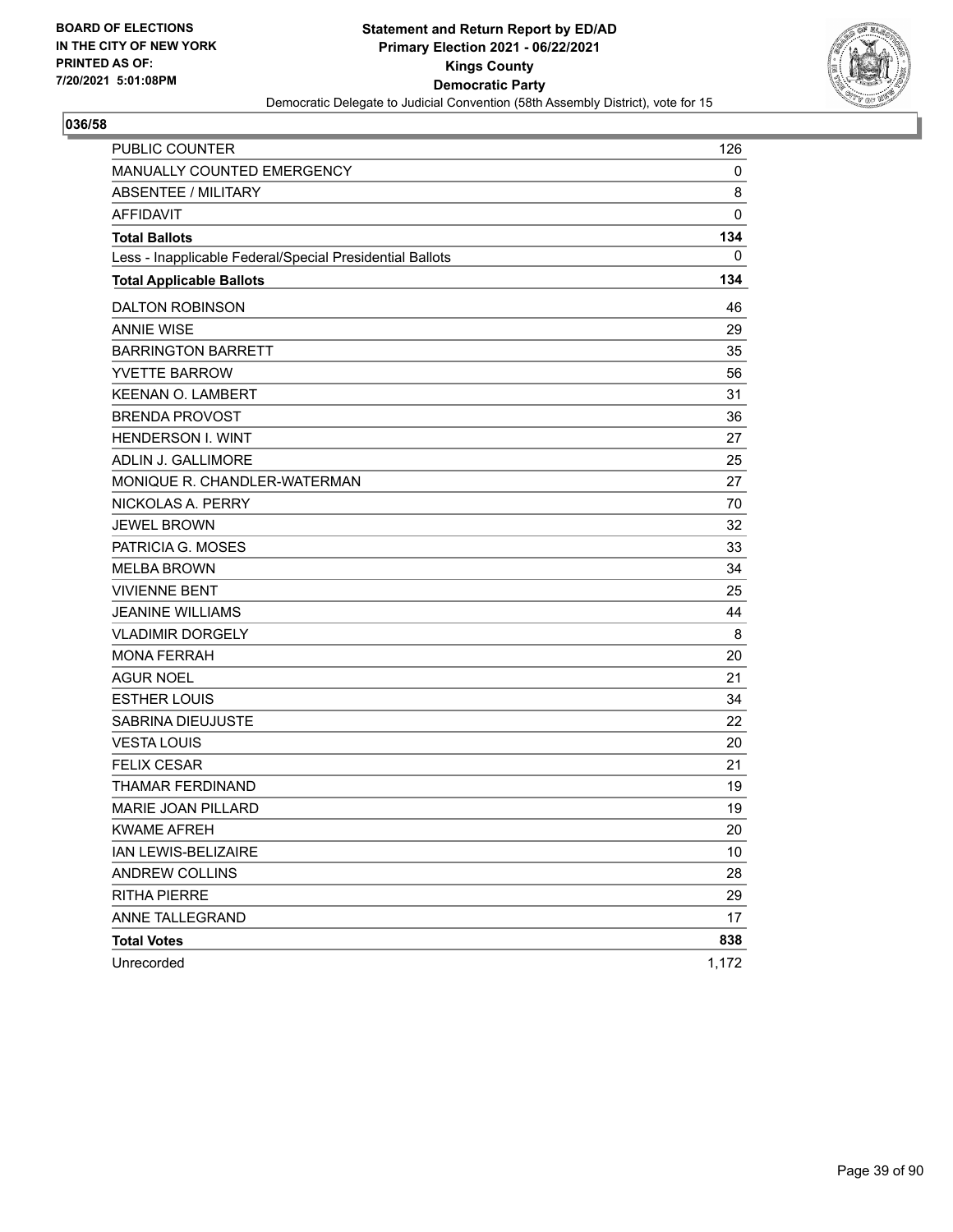**BOARD OF ELECTIONS IN THE CITY OF NEW YORK PRINTED AS OF: 7/20/2021 5:01:08PM**

# Statement and Return Report by ED/AD
## Primary Election 2021 - 06/22/2021
## Kings County
## Democratic Party

Democratic Delegate to Judicial Convention (58th Assembly District), vote for 15

### 036/58

| | |
|---|---|
| PUBLIC COUNTER | 126 |
| MANUALLY COUNTED EMERGENCY | 0 |
| ABSENTEE / MILITARY | 8 |
| AFFIDAVIT | 0 |
| **Total Ballots** | **134** |
| Less - Inapplicable Federal/Special Presidential Ballots | 0 |
| **Total Applicable Ballots** | **134** |
| DALTON ROBINSON | 46 |
| ANNIE WISE | 29 |
| BARRINGTON BARRETT | 35 |
| YVETTE BARROW | 56 |
| KEENAN O. LAMBERT | 31 |
| BRENDA PROVOST | 36 |
| HENDERSON I. WINT | 27 |
| ADLIN J. GALLIMORE | 25 |
| MONIQUE R. CHANDLER-WATERMAN | 27 |
| NICKOLAS A. PERRY | 70 |
| JEWEL BROWN | 32 |
| PATRICIA G. MOSES | 33 |
| MELBA BROWN | 34 |
| VIVIENNE BENT | 25 |
| JEANINE WILLIAMS | 44 |
| VLADIMIR DORGELY | 8 |
| MONA FERRAH | 20 |
| AGUR NOEL | 21 |
| ESTHER LOUIS | 34 |
| SABRINA DIEUJUSTE | 22 |
| VESTA LOUIS | 20 |
| FELIX CESAR | 21 |
| THAMAR FERDINAND | 19 |
| MARIE JOAN PILLARD | 19 |
| KWAME AFREH | 20 |
| IAN LEWIS-BELIZAIRE | 10 |
| ANDREW COLLINS | 28 |
| RITHA PIERRE | 29 |
| ANNE TALLEGRAND | 17 |
| **Total Votes** | **838** |
| Unrecorded | 1,172 |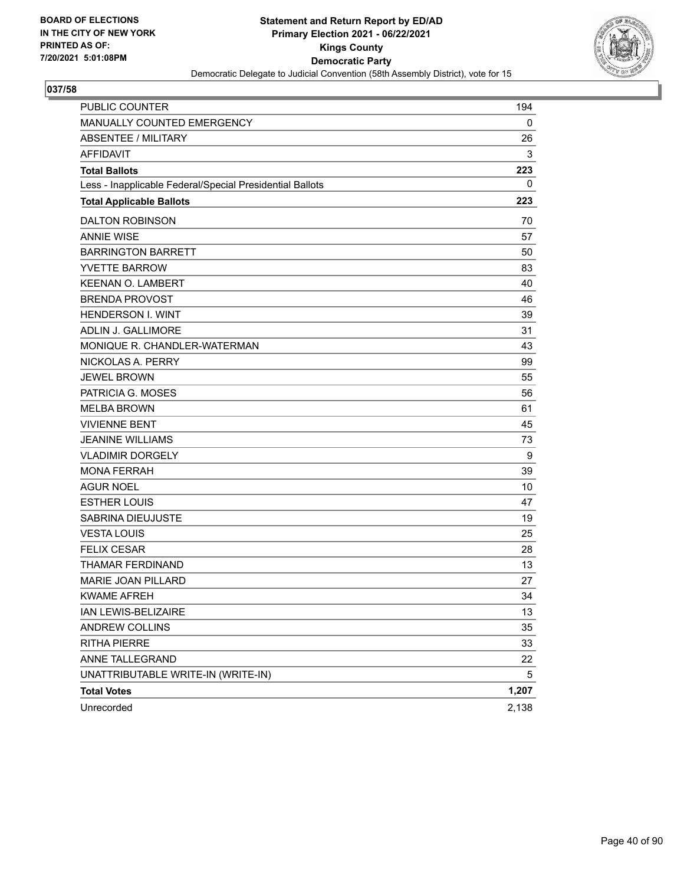**BOARD OF ELECTIONS IN THE CITY OF NEW YORK PRINTED AS OF: 7/20/2021 5:01:08PM**

**Statement and Return Report by ED/AD**
**Primary Election 2021 - 06/22/2021**
**Kings County**
**Democratic Party**
Democratic Delegate to Judicial Convention (58th Assembly District), vote for 15

## 037/58

| | |
|---|---|
| PUBLIC COUNTER | 194 |
| MANUALLY COUNTED EMERGENCY | 0 |
| ABSENTEE / MILITARY | 26 |
| AFFIDAVIT | 3 |
| **Total Ballots** | **223** |
| Less - Inapplicable Federal/Special Presidential Ballots | 0 |
| **Total Applicable Ballots** | **223** |
| DALTON ROBINSON | 70 |
| ANNIE WISE | 57 |
| BARRINGTON BARRETT | 50 |
| YVETTE BARROW | 83 |
| KEENAN O. LAMBERT | 40 |
| BRENDA PROVOST | 46 |
| HENDERSON I. WINT | 39 |
| ADLIN J. GALLIMORE | 31 |
| MONIQUE R. CHANDLER-WATERMAN | 43 |
| NICKOLAS A. PERRY | 99 |
| JEWEL BROWN | 55 |
| PATRICIA G. MOSES | 56 |
| MELBA BROWN | 61 |
| VIVIENNE BENT | 45 |
| JEANINE WILLIAMS | 73 |
| VLADIMIR DORGELY | 9 |
| MONA FERRAH | 39 |
| AGUR NOEL | 10 |
| ESTHER LOUIS | 47 |
| SABRINA DIEUJUSTE | 19 |
| VESTA LOUIS | 25 |
| FELIX CESAR | 28 |
| THAMAR FERDINAND | 13 |
| MARIE JOAN PILLARD | 27 |
| KWAME AFREH | 34 |
| IAN LEWIS-BELIZAIRE | 13 |
| ANDREW COLLINS | 35 |
| RITHA PIERRE | 33 |
| ANNE TALLEGRAND | 22 |
| UNATTRIBUTABLE WRITE-IN (WRITE-IN) | 5 |
| **Total Votes** | **1,207** |
| Unrecorded | 2,138 |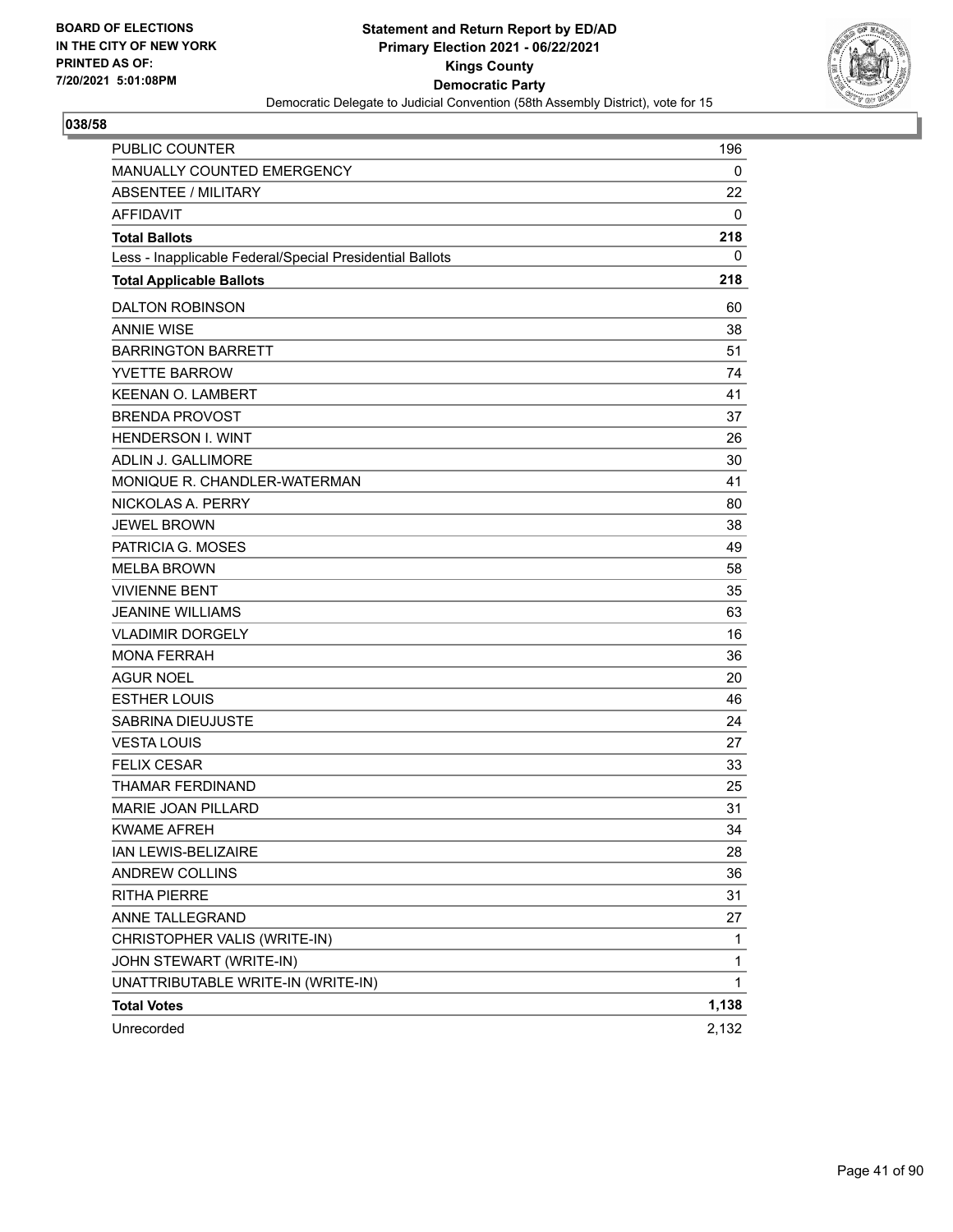BOARD OF ELECTIONS
IN THE CITY OF NEW YORK
PRINTED AS OF:
7/20/2021 5:01:08PM

**Statement and Return Report by ED/AD**
**Primary Election 2021 - 06/22/2021**
**Kings County**
**Democratic Party**
Democratic Delegate to Judicial Convention (58th Assembly District), vote for 15

## 038/58

| | |
|---|---|
| PUBLIC COUNTER | 196 |
| MANUALLY COUNTED EMERGENCY | 0 |
| ABSENTEE / MILITARY | 22 |
| AFFIDAVIT | 0 |
| **Total Ballots** | **218** |
| Less - Inapplicable Federal/Special Presidential Ballots | 0 |
| **Total Applicable Ballots** | **218** |
| DALTON ROBINSON | 60 |
| ANNIE WISE | 38 |
| BARRINGTON BARRETT | 51 |
| YVETTE BARROW | 74 |
| KEENAN O. LAMBERT | 41 |
| BRENDA PROVOST | 37 |
| HENDERSON I. WINT | 26 |
| ADLIN J. GALLIMORE | 30 |
| MONIQUE R. CHANDLER-WATERMAN | 41 |
| NICKOLAS A. PERRY | 80 |
| JEWEL BROWN | 38 |
| PATRICIA G. MOSES | 49 |
| MELBA BROWN | 58 |
| VIVIENNE BENT | 35 |
| JEANINE WILLIAMS | 63 |
| VLADIMIR DORGELY | 16 |
| MONA FERRAH | 36 |
| AGUR NOEL | 20 |
| ESTHER LOUIS | 46 |
| SABRINA DIEUJUSTE | 24 |
| VESTA LOUIS | 27 |
| FELIX CESAR | 33 |
| THAMAR FERDINAND | 25 |
| MARIE JOAN PILLARD | 31 |
| KWAME AFREH | 34 |
| IAN LEWIS-BELIZAIRE | 28 |
| ANDREW COLLINS | 36 |
| RITHA PIERRE | 31 |
| ANNE TALLEGRAND | 27 |
| CHRISTOPHER VALIS (WRITE-IN) | 1 |
| JOHN STEWART (WRITE-IN) | 1 |
| UNATTRIBUTABLE WRITE-IN (WRITE-IN) | 1 |
| **Total Votes** | **1,138** |
| Unrecorded | 2,132 |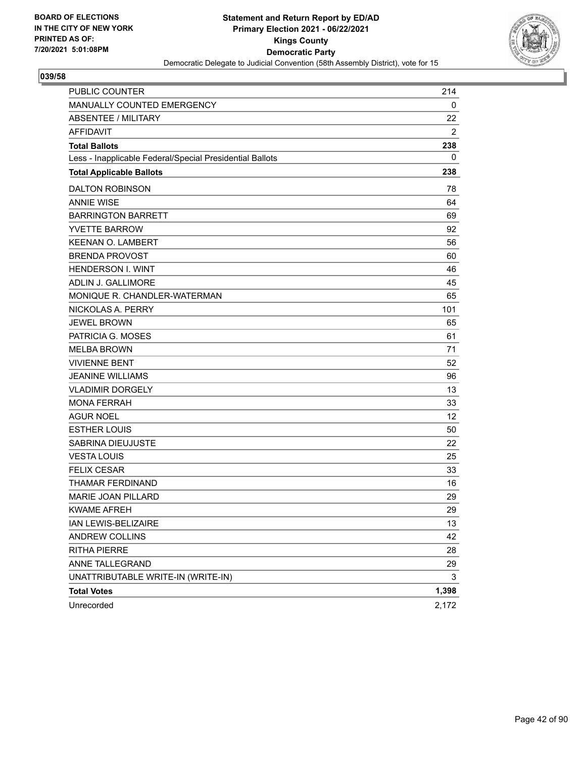BOARD OF ELECTIONS
IN THE CITY OF NEW YORK
PRINTED AS OF:
7/20/2021 5:01:08PM

**Statement and Return Report by ED/AD**
**Primary Election 2021 - 06/22/2021**
**Kings County**
**Democratic Party**
Democratic Delegate to Judicial Convention (58th Assembly District), vote for 15

## 039/58

| | |
|---|---|
| PUBLIC COUNTER | 214 |
| MANUALLY COUNTED EMERGENCY | 0 |
| ABSENTEE / MILITARY | 22 |
| AFFIDAVIT | 2 |
| **Total Ballots** | **238** |
| Less - Inapplicable Federal/Special Presidential Ballots | 0 |
| **Total Applicable Ballots** | **238** |
| DALTON ROBINSON | 78 |
| ANNIE WISE | 64 |
| BARRINGTON BARRETT | 69 |
| YVETTE BARROW | 92 |
| KEENAN O. LAMBERT | 56 |
| BRENDA PROVOST | 60 |
| HENDERSON I. WINT | 46 |
| ADLIN J. GALLIMORE | 45 |
| MONIQUE R. CHANDLER-WATERMAN | 65 |
| NICKOLAS A. PERRY | 101 |
| JEWEL BROWN | 65 |
| PATRICIA G. MOSES | 61 |
| MELBA BROWN | 71 |
| VIVIENNE BENT | 52 |
| JEANINE WILLIAMS | 96 |
| VLADIMIR DORGELY | 13 |
| MONA FERRAH | 33 |
| AGUR NOEL | 12 |
| ESTHER LOUIS | 50 |
| SABRINA DIEUJUSTE | 22 |
| VESTA LOUIS | 25 |
| FELIX CESAR | 33 |
| THAMAR FERDINAND | 16 |
| MARIE JOAN PILLARD | 29 |
| KWAME AFREH | 29 |
| IAN LEWIS-BELIZAIRE | 13 |
| ANDREW COLLINS | 42 |
| RITHA PIERRE | 28 |
| ANNE TALLEGRAND | 29 |
| UNATTRIBUTABLE WRITE-IN (WRITE-IN) | 3 |
| **Total Votes** | **1,398** |
| Unrecorded | 2,172 |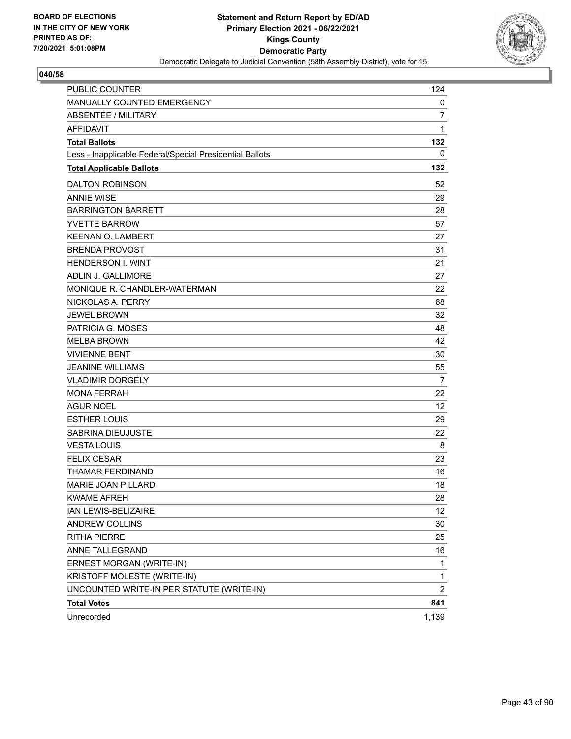BOARD OF ELECTIONS
IN THE CITY OF NEW YORK
PRINTED AS OF:
7/20/2021 5:01:08PM

**Statement and Return Report by ED/AD**
**Primary Election 2021 - 06/22/2021**
**Kings County**
**Democratic Party**
Democratic Delegate to Judicial Convention (58th Assembly District), vote for 15

**040/58**

| | |
|---|---|
| PUBLIC COUNTER | 124 |
| MANUALLY COUNTED EMERGENCY | 0 |
| ABSENTEE / MILITARY | 7 |
| AFFIDAVIT | 1 |
| **Total Ballots** | **132** |
| Less - Inapplicable Federal/Special Presidential Ballots | 0 |
| **Total Applicable Ballots** | **132** |
| DALTON ROBINSON | 52 |
| ANNIE WISE | 29 |
| BARRINGTON BARRETT | 28 |
| YVETTE BARROW | 57 |
| KEENAN O. LAMBERT | 27 |
| BRENDA PROVOST | 31 |
| HENDERSON I. WINT | 21 |
| ADLIN J. GALLIMORE | 27 |
| MONIQUE R. CHANDLER-WATERMAN | 22 |
| NICKOLAS A. PERRY | 68 |
| JEWEL BROWN | 32 |
| PATRICIA G. MOSES | 48 |
| MELBA BROWN | 42 |
| VIVIENNE BENT | 30 |
| JEANINE WILLIAMS | 55 |
| VLADIMIR DORGELY | 7 |
| MONA FERRAH | 22 |
| AGUR NOEL | 12 |
| ESTHER LOUIS | 29 |
| SABRINA DIEUJUSTE | 22 |
| VESTA LOUIS | 8 |
| FELIX CESAR | 23 |
| THAMAR FERDINAND | 16 |
| MARIE JOAN PILLARD | 18 |
| KWAME AFREH | 28 |
| IAN LEWIS-BELIZAIRE | 12 |
| ANDREW COLLINS | 30 |
| RITHA PIERRE | 25 |
| ANNE TALLEGRAND | 16 |
| ERNEST MORGAN (WRITE-IN) | 1 |
| KRISTOFF MOLESTE (WRITE-IN) | 1 |
| UNCOUNTED WRITE-IN PER STATUTE (WRITE-IN) | 2 |
| **Total Votes** | **841** |
| Unrecorded | 1,139 |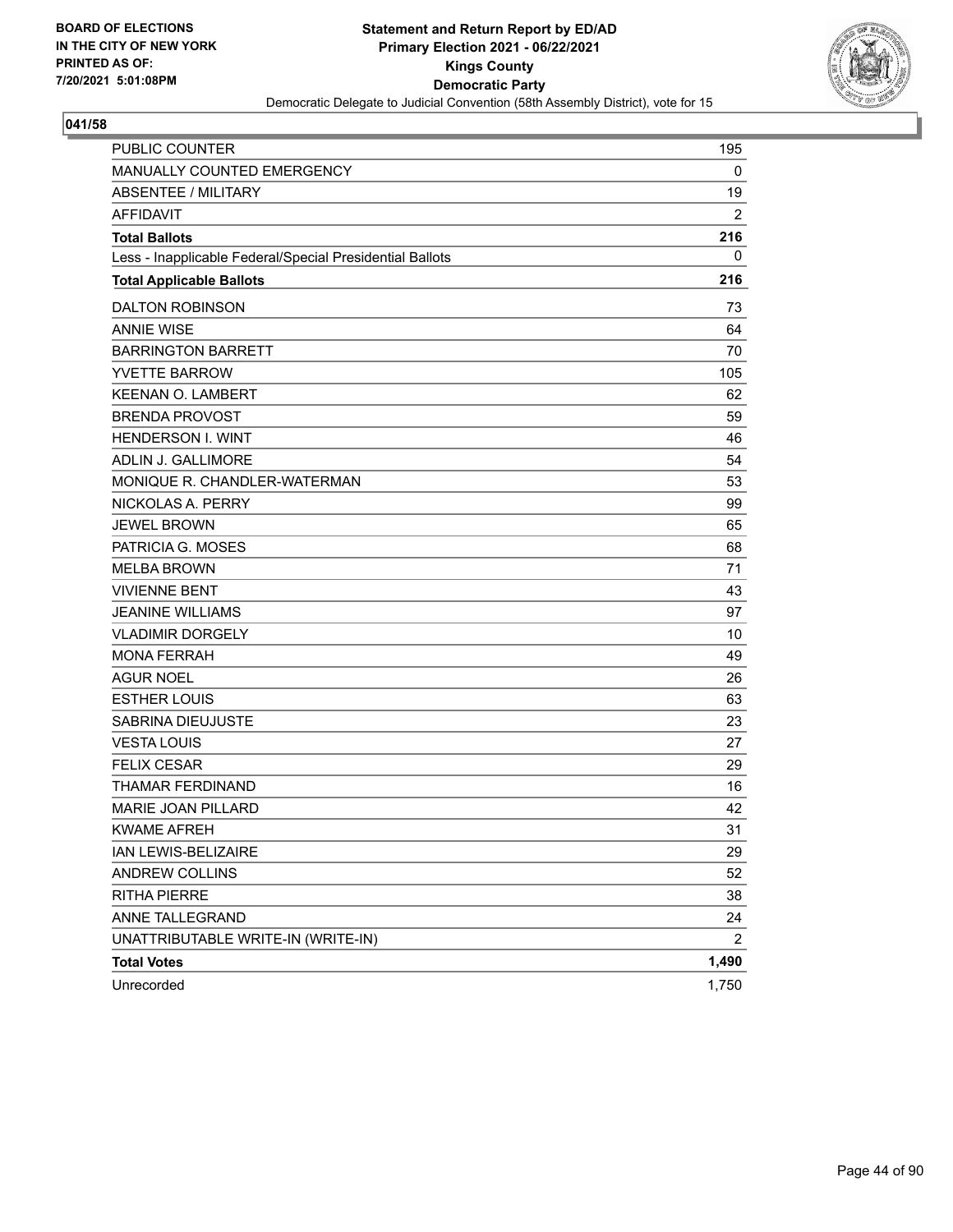BOARD OF ELECTIONS
IN THE CITY OF NEW YORK
PRINTED AS OF:
7/20/2021 5:01:08PM

**Statement and Return Report by ED/AD**
**Primary Election 2021 - 06/22/2021**
**Kings County**
**Democratic Party**
Democratic Delegate to Judicial Convention (58th Assembly District), vote for 15

**041/58**

| | |
|---|---|
| PUBLIC COUNTER | 195 |
| MANUALLY COUNTED EMERGENCY | 0 |
| ABSENTEE / MILITARY | 19 |
| AFFIDAVIT | 2 |
| **Total Ballots** | **216** |
| Less - Inapplicable Federal/Special Presidential Ballots | 0 |
| **Total Applicable Ballots** | **216** |
| DALTON ROBINSON | 73 |
| ANNIE WISE | 64 |
| BARRINGTON BARRETT | 70 |
| YVETTE BARROW | 105 |
| KEENAN O. LAMBERT | 62 |
| BRENDA PROVOST | 59 |
| HENDERSON I. WINT | 46 |
| ADLIN J. GALLIMORE | 54 |
| MONIQUE R. CHANDLER-WATERMAN | 53 |
| NICKOLAS A. PERRY | 99 |
| JEWEL BROWN | 65 |
| PATRICIA G. MOSES | 68 |
| MELBA BROWN | 71 |
| VIVIENNE BENT | 43 |
| JEANINE WILLIAMS | 97 |
| VLADIMIR DORGELY | 10 |
| MONA FERRAH | 49 |
| AGUR NOEL | 26 |
| ESTHER LOUIS | 63 |
| SABRINA DIEUJUSTE | 23 |
| VESTA LOUIS | 27 |
| FELIX CESAR | 29 |
| THAMAR FERDINAND | 16 |
| MARIE JOAN PILLARD | 42 |
| KWAME AFREH | 31 |
| IAN LEWIS-BELIZAIRE | 29 |
| ANDREW COLLINS | 52 |
| RITHA PIERRE | 38 |
| ANNE TALLEGRAND | 24 |
| UNATTRIBUTABLE WRITE-IN (WRITE-IN) | 2 |
| **Total Votes** | **1,490** |
| Unrecorded | 1,750 |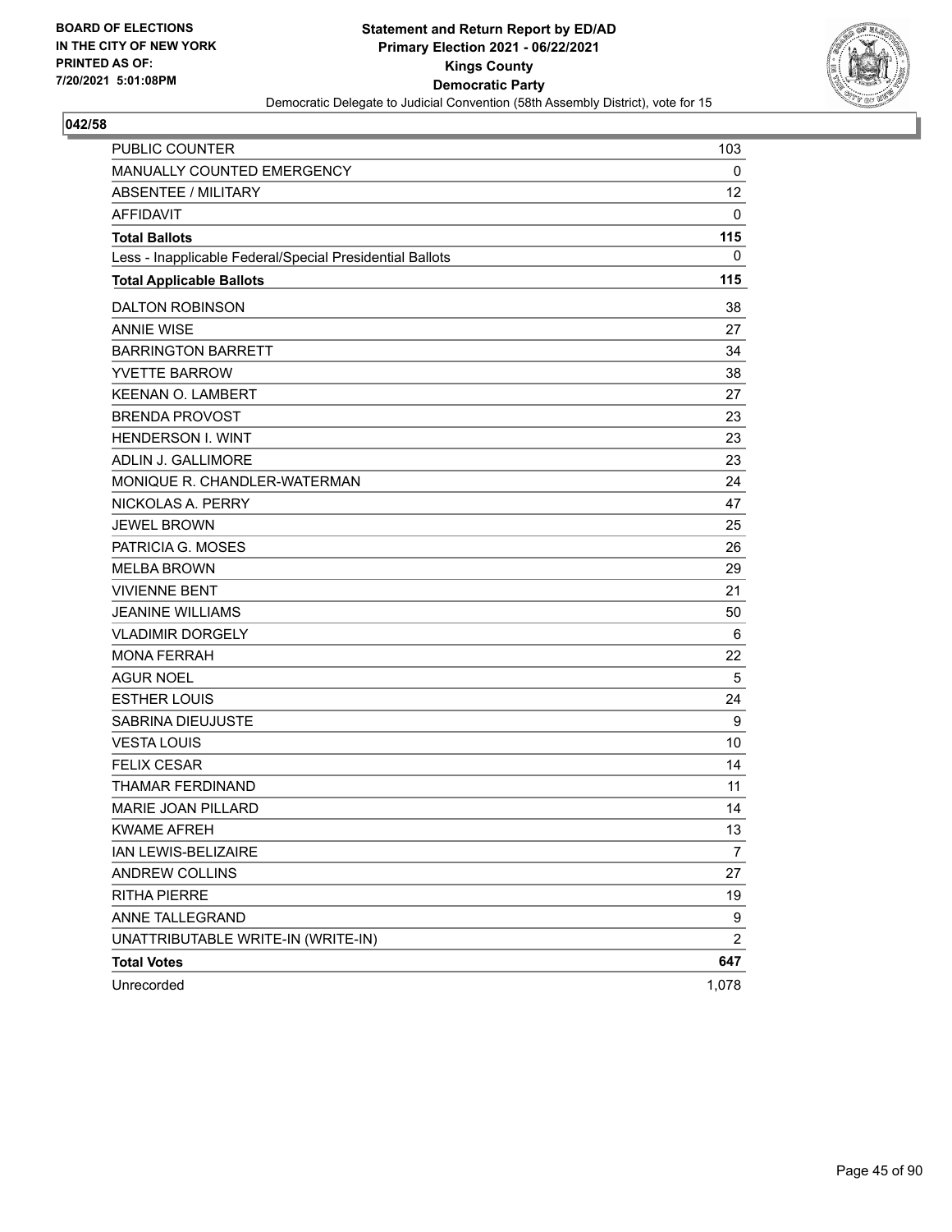BOARD OF ELECTIONS
IN THE CITY OF NEW YORK
PRINTED AS OF:
7/20/2021 5:01:08PM

**Statement and Return Report by ED/AD**
**Primary Election 2021 - 06/22/2021**
**Kings County**
**Democratic Party**
Democratic Delegate to Judicial Convention (58th Assembly District), vote for 15

**042/58**

| | |
|---|---|
| PUBLIC COUNTER | 103 |
| MANUALLY COUNTED EMERGENCY | 0 |
| ABSENTEE / MILITARY | 12 |
| AFFIDAVIT | 0 |
| **Total Ballots** | **115** |
| Less - Inapplicable Federal/Special Presidential Ballots | 0 |
| **Total Applicable Ballots** | **115** |
| DALTON ROBINSON | 38 |
| ANNIE WISE | 27 |
| BARRINGTON BARRETT | 34 |
| YVETTE BARROW | 38 |
| KEENAN O. LAMBERT | 27 |
| BRENDA PROVOST | 23 |
| HENDERSON I. WINT | 23 |
| ADLIN J. GALLIMORE | 23 |
| MONIQUE R. CHANDLER-WATERMAN | 24 |
| NICKOLAS A. PERRY | 47 |
| JEWEL BROWN | 25 |
| PATRICIA G. MOSES | 26 |
| MELBA BROWN | 29 |
| VIVIENNE BENT | 21 |
| JEANINE WILLIAMS | 50 |
| VLADIMIR DORGELY | 6 |
| MONA FERRAH | 22 |
| AGUR NOEL | 5 |
| ESTHER LOUIS | 24 |
| SABRINA DIEUJUSTE | 9 |
| VESTA LOUIS | 10 |
| FELIX CESAR | 14 |
| THAMAR FERDINAND | 11 |
| MARIE JOAN PILLARD | 14 |
| KWAME AFREH | 13 |
| IAN LEWIS-BELIZAIRE | 7 |
| ANDREW COLLINS | 27 |
| RITHA PIERRE | 19 |
| ANNE TALLEGRAND | 9 |
| UNATTRIBUTABLE WRITE-IN (WRITE-IN) | 2 |
| **Total Votes** | **647** |
| Unrecorded | 1,078 |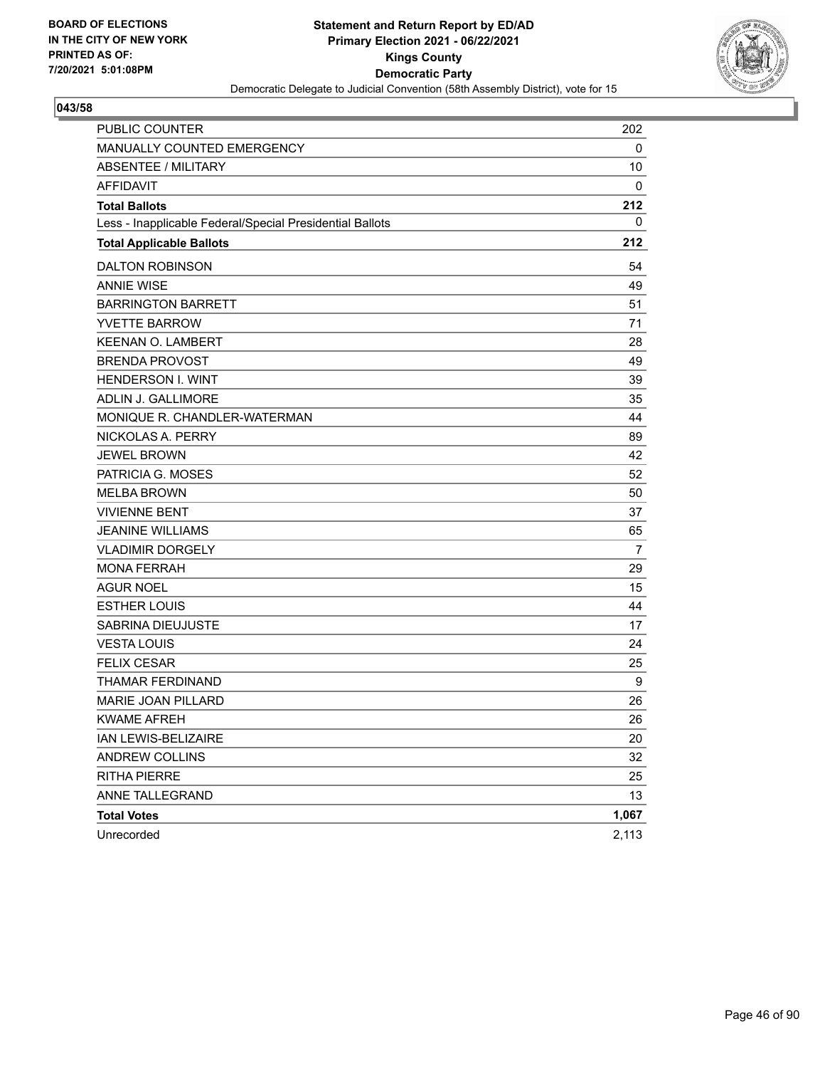BOARD OF ELECTIONS
IN THE CITY OF NEW YORK
PRINTED AS OF:
7/20/2021 5:01:08PM

**Statement and Return Report by ED/AD**
**Primary Election 2021 - 06/22/2021**
**Kings County**
**Democratic Party**
Democratic Delegate to Judicial Convention (58th Assembly District), vote for 15

**043/58**

| | |
|---|---|
| PUBLIC COUNTER | 202 |
| MANUALLY COUNTED EMERGENCY | 0 |
| ABSENTEE / MILITARY | 10 |
| AFFIDAVIT | 0 |
| **Total Ballots** | **212** |
| Less - Inapplicable Federal/Special Presidential Ballots | 0 |
| **Total Applicable Ballots** | **212** |
| DALTON ROBINSON | 54 |
| ANNIE WISE | 49 |
| BARRINGTON BARRETT | 51 |
| YVETTE BARROW | 71 |
| KEENAN O. LAMBERT | 28 |
| BRENDA PROVOST | 49 |
| HENDERSON I. WINT | 39 |
| ADLIN J. GALLIMORE | 35 |
| MONIQUE R. CHANDLER-WATERMAN | 44 |
| NICKOLAS A. PERRY | 89 |
| JEWEL BROWN | 42 |
| PATRICIA G. MOSES | 52 |
| MELBA BROWN | 50 |
| VIVIENNE BENT | 37 |
| JEANINE WILLIAMS | 65 |
| VLADIMIR DORGELY | 7 |
| MONA FERRAH | 29 |
| AGUR NOEL | 15 |
| ESTHER LOUIS | 44 |
| SABRINA DIEUJUSTE | 17 |
| VESTA LOUIS | 24 |
| FELIX CESAR | 25 |
| THAMAR FERDINAND | 9 |
| MARIE JOAN PILLARD | 26 |
| KWAME AFREH | 26 |
| IAN LEWIS-BELIZAIRE | 20 |
| ANDREW COLLINS | 32 |
| RITHA PIERRE | 25 |
| ANNE TALLEGRAND | 13 |
| **Total Votes** | **1,067** |
| Unrecorded | 2,113 |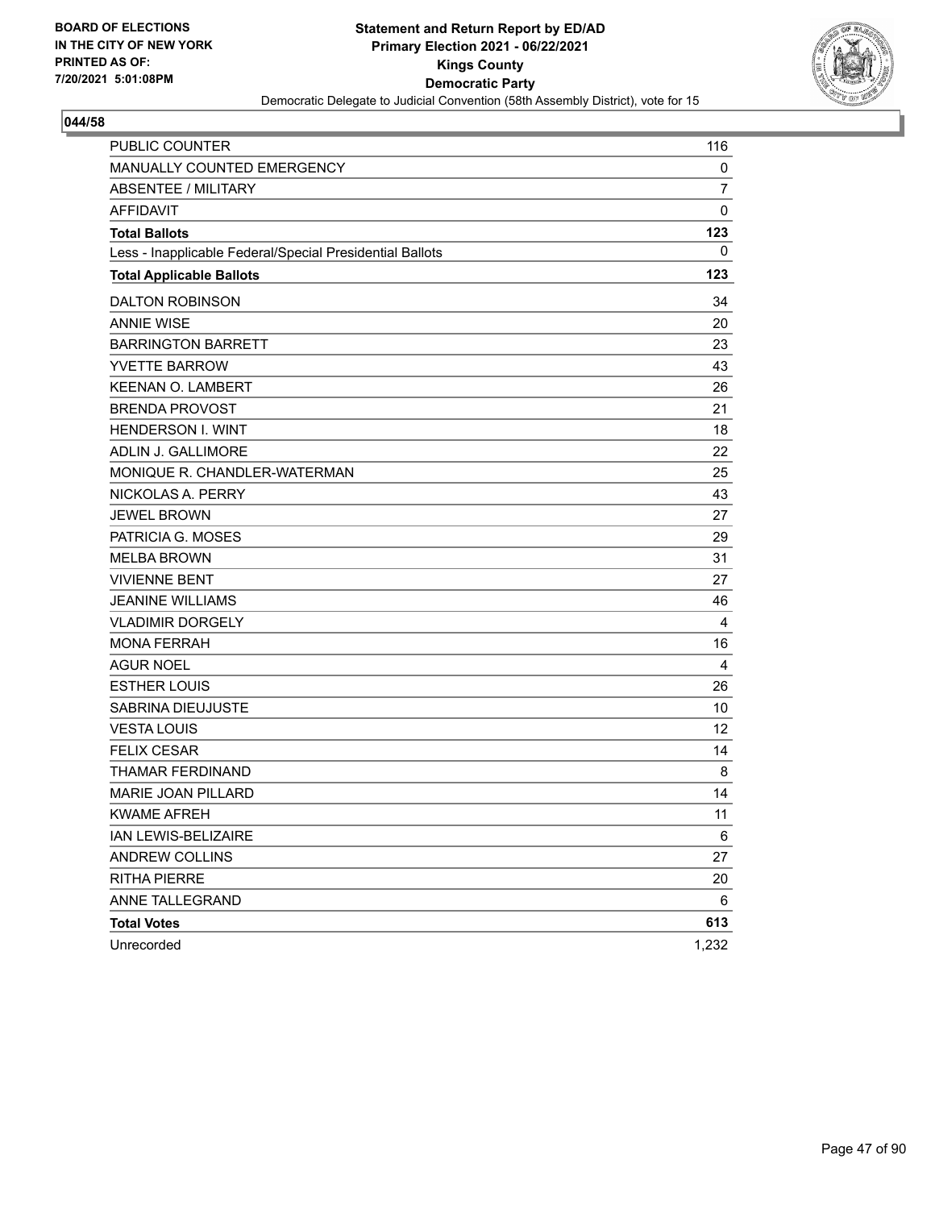BOARD OF ELECTIONS
IN THE CITY OF NEW YORK
PRINTED AS OF:
7/20/2021 5:01:08PM

**Statement and Return Report by ED/AD**
**Primary Election 2021 - 06/22/2021**
**Kings County**
**Democratic Party**
Democratic Delegate to Judicial Convention (58th Assembly District), vote for 15

## 044/58

| | |
|---|---|
| PUBLIC COUNTER | 116 |
| MANUALLY COUNTED EMERGENCY | 0 |
| ABSENTEE / MILITARY | 7 |
| AFFIDAVIT | 0 |
| **Total Ballots** | **123** |
| Less - Inapplicable Federal/Special Presidential Ballots | 0 |
| **Total Applicable Ballots** | **123** |
| DALTON ROBINSON | 34 |
| ANNIE WISE | 20 |
| BARRINGTON BARRETT | 23 |
| YVETTE BARROW | 43 |
| KEENAN O. LAMBERT | 26 |
| BRENDA PROVOST | 21 |
| HENDERSON I. WINT | 18 |
| ADLIN J. GALLIMORE | 22 |
| MONIQUE R. CHANDLER-WATERMAN | 25 |
| NICKOLAS A. PERRY | 43 |
| JEWEL BROWN | 27 |
| PATRICIA G. MOSES | 29 |
| MELBA BROWN | 31 |
| VIVIENNE BENT | 27 |
| JEANINE WILLIAMS | 46 |
| VLADIMIR DORGELY | 4 |
| MONA FERRAH | 16 |
| AGUR NOEL | 4 |
| ESTHER LOUIS | 26 |
| SABRINA DIEUJUSTE | 10 |
| VESTA LOUIS | 12 |
| FELIX CESAR | 14 |
| THAMAR FERDINAND | 8 |
| MARIE JOAN PILLARD | 14 |
| KWAME AFREH | 11 |
| IAN LEWIS-BELIZAIRE | 6 |
| ANDREW COLLINS | 27 |
| RITHA PIERRE | 20 |
| ANNE TALLEGRAND | 6 |
| **Total Votes** | **613** |
| Unrecorded | 1,232 |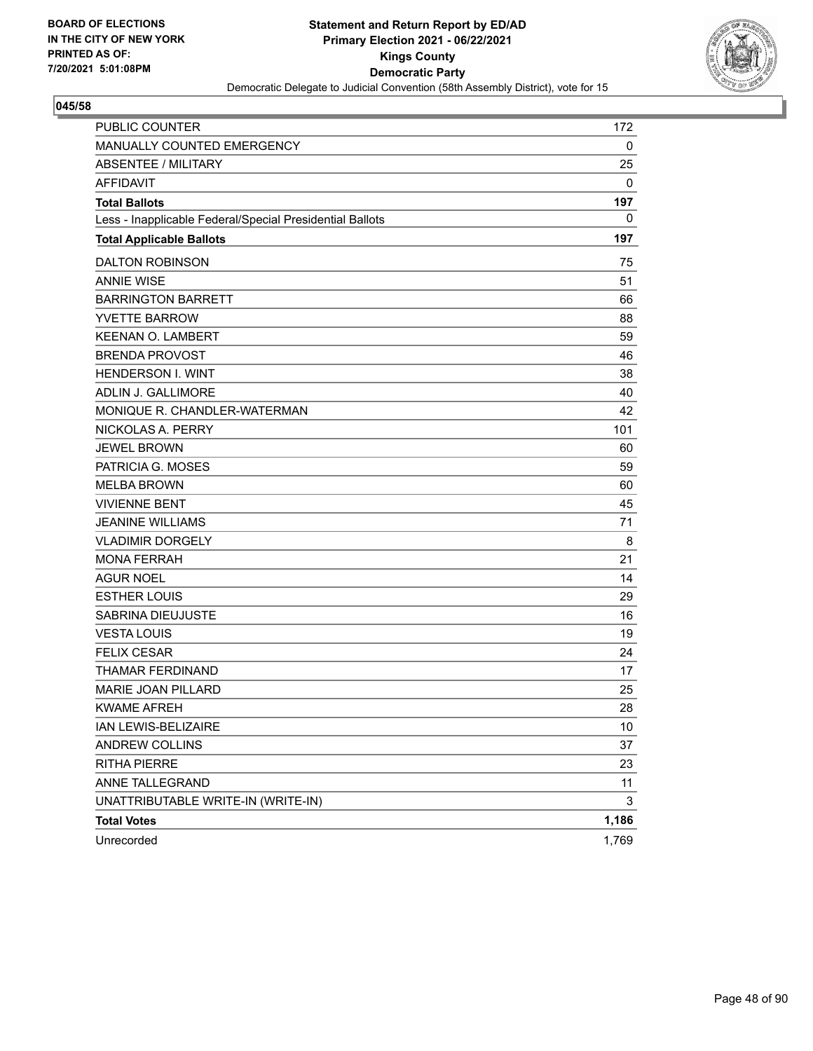BOARD OF ELECTIONS
IN THE CITY OF NEW YORK
PRINTED AS OF:
7/20/2021 5:01:08PM

**Statement and Return Report by ED/AD**
**Primary Election 2021 - 06/22/2021**
**Kings County**
**Democratic Party**
Democratic Delegate to Judicial Convention (58th Assembly District), vote for 15

**045/58**

| | |
|---|---|
| PUBLIC COUNTER | 172 |
| MANUALLY COUNTED EMERGENCY | 0 |
| ABSENTEE / MILITARY | 25 |
| AFFIDAVIT | 0 |
| **Total Ballots** | **197** |
| Less - Inapplicable Federal/Special Presidential Ballots | 0 |
| **Total Applicable Ballots** | **197** |
| DALTON ROBINSON | 75 |
| ANNIE WISE | 51 |
| BARRINGTON BARRETT | 66 |
| YVETTE BARROW | 88 |
| KEENAN O. LAMBERT | 59 |
| BRENDA PROVOST | 46 |
| HENDERSON I. WINT | 38 |
| ADLIN J. GALLIMORE | 40 |
| MONIQUE R. CHANDLER-WATERMAN | 42 |
| NICKOLAS A. PERRY | 101 |
| JEWEL BROWN | 60 |
| PATRICIA G. MOSES | 59 |
| MELBA BROWN | 60 |
| VIVIENNE BENT | 45 |
| JEANINE WILLIAMS | 71 |
| VLADIMIR DORGELY | 8 |
| MONA FERRAH | 21 |
| AGUR NOEL | 14 |
| ESTHER LOUIS | 29 |
| SABRINA DIEUJUSTE | 16 |
| VESTA LOUIS | 19 |
| FELIX CESAR | 24 |
| THAMAR FERDINAND | 17 |
| MARIE JOAN PILLARD | 25 |
| KWAME AFREH | 28 |
| IAN LEWIS-BELIZAIRE | 10 |
| ANDREW COLLINS | 37 |
| RITHA PIERRE | 23 |
| ANNE TALLEGRAND | 11 |
| UNATTRIBUTABLE WRITE-IN (WRITE-IN) | 3 |
| **Total Votes** | **1,186** |
| Unrecorded | 1,769 |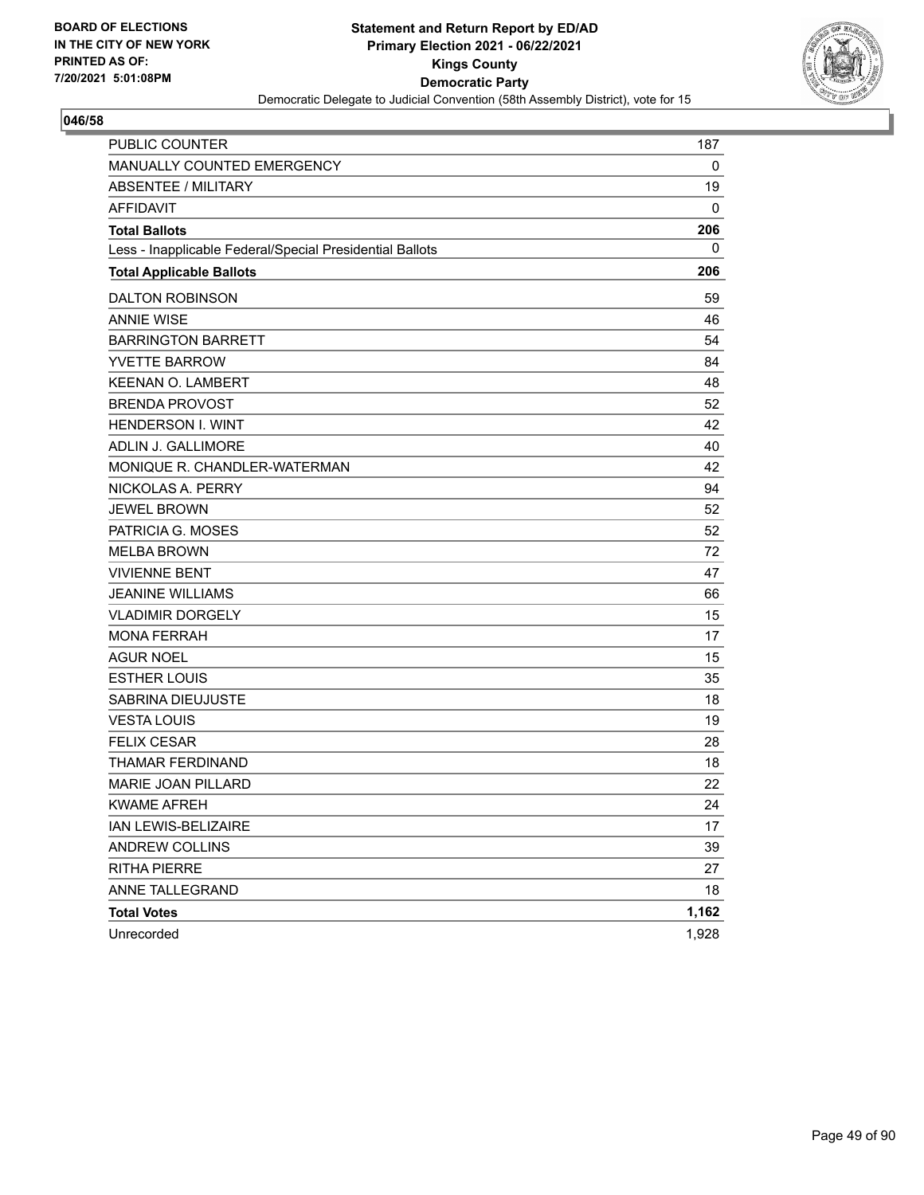**BOARD OF ELECTIONS IN THE CITY OF NEW YORK PRINTED AS OF: 7/20/2021 5:01:08PM**

**Statement and Return Report by ED/AD**
**Primary Election 2021 - 06/22/2021**
**Kings County**
**Democratic Party**
Democratic Delegate to Judicial Convention (58th Assembly District), vote for 15

**046/58**

| | |
|---|---|
| PUBLIC COUNTER | 187 |
| MANUALLY COUNTED EMERGENCY | 0 |
| ABSENTEE / MILITARY | 19 |
| AFFIDAVIT | 0 |
| **Total Ballots** | **206** |
| Less - Inapplicable Federal/Special Presidential Ballots | 0 |
| **Total Applicable Ballots** | **206** |
| DALTON ROBINSON | 59 |
| ANNIE WISE | 46 |
| BARRINGTON BARRETT | 54 |
| YVETTE BARROW | 84 |
| KEENAN O. LAMBERT | 48 |
| BRENDA PROVOST | 52 |
| HENDERSON I. WINT | 42 |
| ADLIN J. GALLIMORE | 40 |
| MONIQUE R. CHANDLER-WATERMAN | 42 |
| NICKOLAS A. PERRY | 94 |
| JEWEL BROWN | 52 |
| PATRICIA G. MOSES | 52 |
| MELBA BROWN | 72 |
| VIVIENNE BENT | 47 |
| JEANINE WILLIAMS | 66 |
| VLADIMIR DORGELY | 15 |
| MONA FERRAH | 17 |
| AGUR NOEL | 15 |
| ESTHER LOUIS | 35 |
| SABRINA DIEUJUSTE | 18 |
| VESTA LOUIS | 19 |
| FELIX CESAR | 28 |
| THAMAR FERDINAND | 18 |
| MARIE JOAN PILLARD | 22 |
| KWAME AFREH | 24 |
| IAN LEWIS-BELIZAIRE | 17 |
| ANDREW COLLINS | 39 |
| RITHA PIERRE | 27 |
| ANNE TALLEGRAND | 18 |
| **Total Votes** | **1,162** |
| Unrecorded | 1,928 |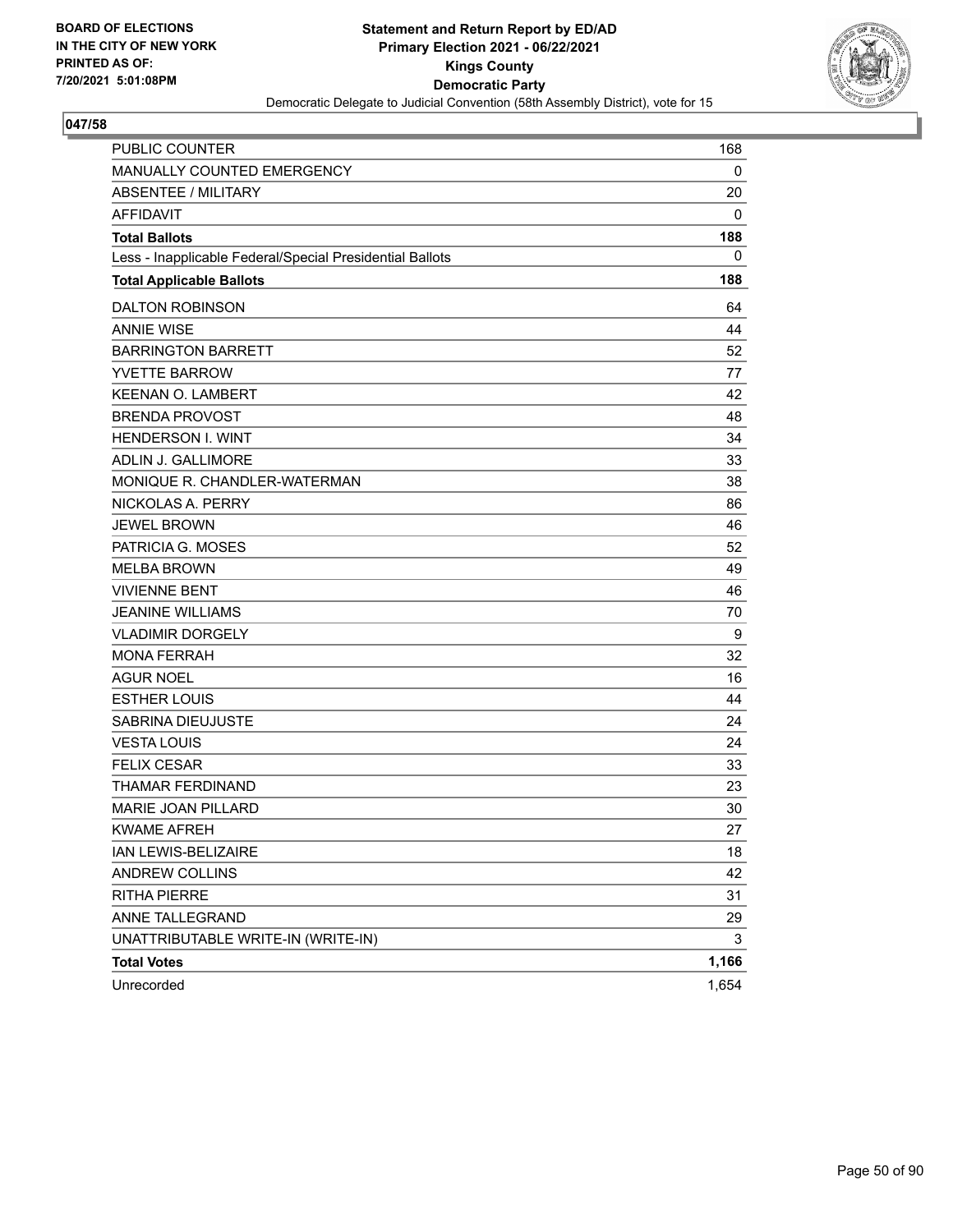**BOARD OF ELECTIONS IN THE CITY OF NEW YORK PRINTED AS OF: 7/20/2021 5:01:08PM**

**Statement and Return Report by ED/AD**
**Primary Election 2021 - 06/22/2021**
**Kings County**
**Democratic Party**
Democratic Delegate to Judicial Convention (58th Assembly District), vote for 15

**047/58**

| | |
|---|---|
| PUBLIC COUNTER | 168 |
| MANUALLY COUNTED EMERGENCY | 0 |
| ABSENTEE / MILITARY | 20 |
| AFFIDAVIT | 0 |
| **Total Ballots** | **188** |
| Less - Inapplicable Federal/Special Presidential Ballots | 0 |
| **Total Applicable Ballots** | **188** |
| DALTON ROBINSON | 64 |
| ANNIE WISE | 44 |
| BARRINGTON BARRETT | 52 |
| YVETTE BARROW | 77 |
| KEENAN O. LAMBERT | 42 |
| BRENDA PROVOST | 48 |
| HENDERSON I. WINT | 34 |
| ADLIN J. GALLIMORE | 33 |
| MONIQUE R. CHANDLER-WATERMAN | 38 |
| NICKOLAS A. PERRY | 86 |
| JEWEL BROWN | 46 |
| PATRICIA G. MOSES | 52 |
| MELBA BROWN | 49 |
| VIVIENNE BENT | 46 |
| JEANINE WILLIAMS | 70 |
| VLADIMIR DORGELY | 9 |
| MONA FERRAH | 32 |
| AGUR NOEL | 16 |
| ESTHER LOUIS | 44 |
| SABRINA DIEUJUSTE | 24 |
| VESTA LOUIS | 24 |
| FELIX CESAR | 33 |
| THAMAR FERDINAND | 23 |
| MARIE JOAN PILLARD | 30 |
| KWAME AFREH | 27 |
| IAN LEWIS-BELIZAIRE | 18 |
| ANDREW COLLINS | 42 |
| RITHA PIERRE | 31 |
| ANNE TALLEGRAND | 29 |
| UNATTRIBUTABLE WRITE-IN (WRITE-IN) | 3 |
| **Total Votes** | **1,166** |
| Unrecorded | 1,654 |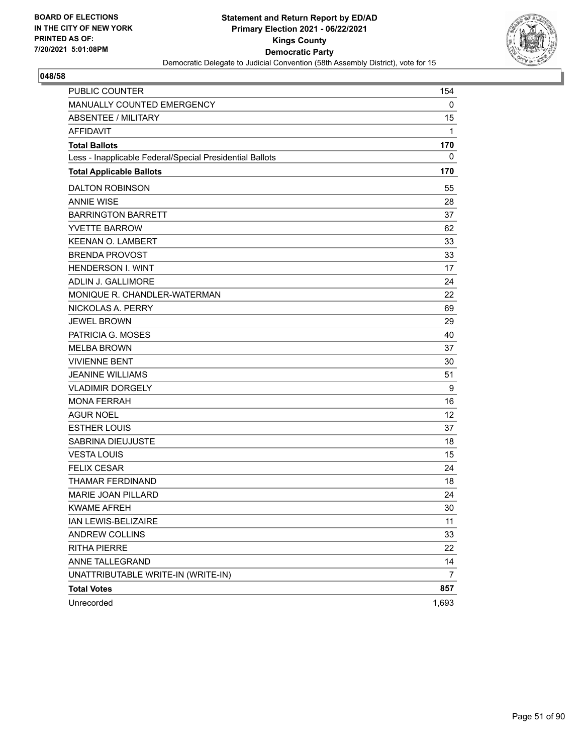BOARD OF ELECTIONS
IN THE CITY OF NEW YORK
PRINTED AS OF:
7/20/2021 5:01:08PM

**Statement and Return Report by ED/AD**
**Primary Election 2021 - 06/22/2021**
**Kings County**
**Democratic Party**
Democratic Delegate to Judicial Convention (58th Assembly District), vote for 15

**048/58**

| | |
|---|---|
| PUBLIC COUNTER | 154 |
| MANUALLY COUNTED EMERGENCY | 0 |
| ABSENTEE / MILITARY | 15 |
| AFFIDAVIT | 1 |
| **Total Ballots** | **170** |
| Less - Inapplicable Federal/Special Presidential Ballots | 0 |
| **Total Applicable Ballots** | **170** |
| DALTON ROBINSON | 55 |
| ANNIE WISE | 28 |
| BARRINGTON BARRETT | 37 |
| YVETTE BARROW | 62 |
| KEENAN O. LAMBERT | 33 |
| BRENDA PROVOST | 33 |
| HENDERSON I. WINT | 17 |
| ADLIN J. GALLIMORE | 24 |
| MONIQUE R. CHANDLER-WATERMAN | 22 |
| NICKOLAS A. PERRY | 69 |
| JEWEL BROWN | 29 |
| PATRICIA G. MOSES | 40 |
| MELBA BROWN | 37 |
| VIVIENNE BENT | 30 |
| JEANINE WILLIAMS | 51 |
| VLADIMIR DORGELY | 9 |
| MONA FERRAH | 16 |
| AGUR NOEL | 12 |
| ESTHER LOUIS | 37 |
| SABRINA DIEUJUSTE | 18 |
| VESTA LOUIS | 15 |
| FELIX CESAR | 24 |
| THAMAR FERDINAND | 18 |
| MARIE JOAN PILLARD | 24 |
| KWAME AFREH | 30 |
| IAN LEWIS-BELIZAIRE | 11 |
| ANDREW COLLINS | 33 |
| RITHA PIERRE | 22 |
| ANNE TALLEGRAND | 14 |
| UNATTRIBUTABLE WRITE-IN (WRITE-IN) | 7 |
| **Total Votes** | **857** |
| Unrecorded | 1,693 |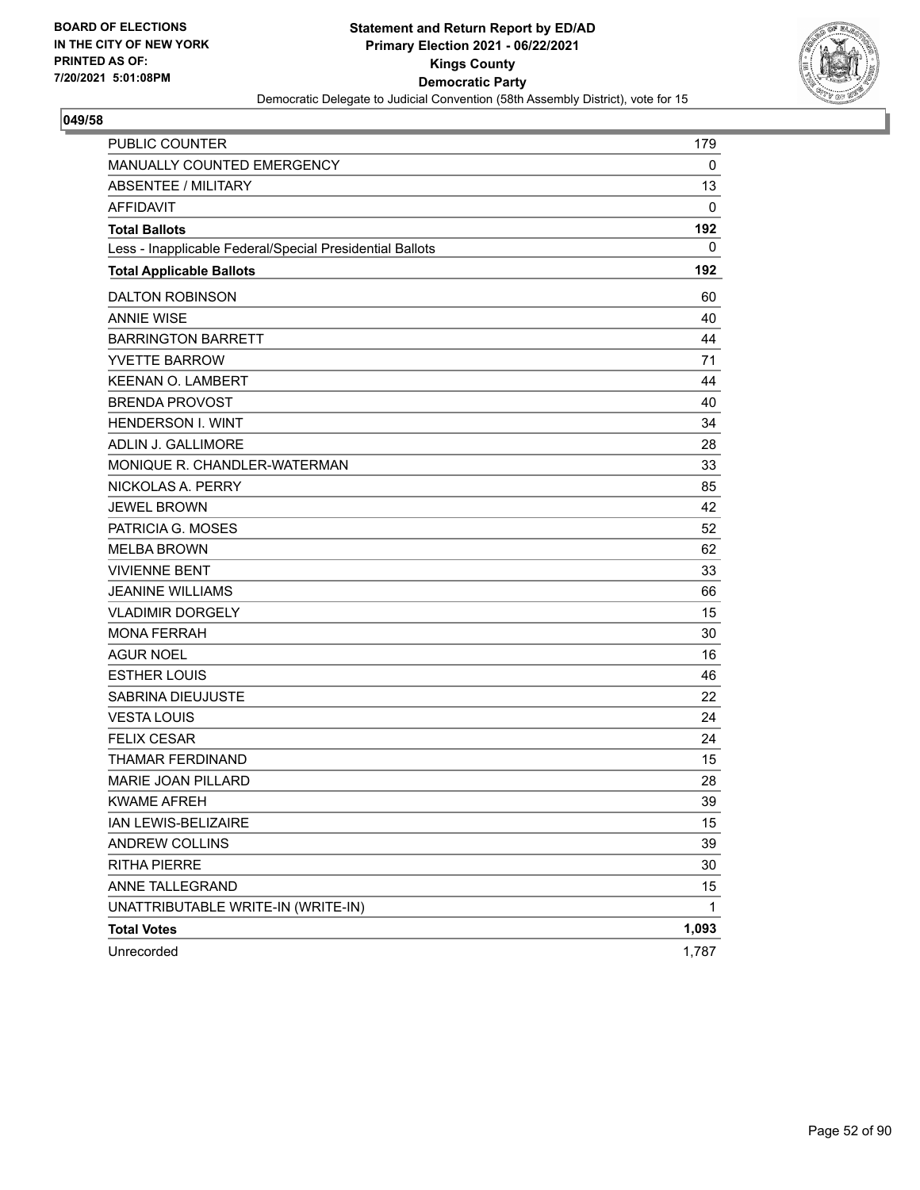**BOARD OF ELECTIONS IN THE CITY OF NEW YORK PRINTED AS OF: 7/20/2021 5:01:08PM**

**Statement and Return Report by ED/AD**
**Primary Election 2021 - 06/22/2021**
**Kings County**
**Democratic Party**
Democratic Delegate to Judicial Convention (58th Assembly District), vote for 15

**049/58**

| | |
|---|---|
| PUBLIC COUNTER | 179 |
| MANUALLY COUNTED EMERGENCY | 0 |
| ABSENTEE / MILITARY | 13 |
| AFFIDAVIT | 0 |
| **Total Ballots** | **192** |
| Less - Inapplicable Federal/Special Presidential Ballots | 0 |
| **Total Applicable Ballots** | **192** |
| DALTON ROBINSON | 60 |
| ANNIE WISE | 40 |
| BARRINGTON BARRETT | 44 |
| YVETTE BARROW | 71 |
| KEENAN O. LAMBERT | 44 |
| BRENDA PROVOST | 40 |
| HENDERSON I. WINT | 34 |
| ADLIN J. GALLIMORE | 28 |
| MONIQUE R. CHANDLER-WATERMAN | 33 |
| NICKOLAS A. PERRY | 85 |
| JEWEL BROWN | 42 |
| PATRICIA G. MOSES | 52 |
| MELBA BROWN | 62 |
| VIVIENNE BENT | 33 |
| JEANINE WILLIAMS | 66 |
| VLADIMIR DORGELY | 15 |
| MONA FERRAH | 30 |
| AGUR NOEL | 16 |
| ESTHER LOUIS | 46 |
| SABRINA DIEUJUSTE | 22 |
| VESTA LOUIS | 24 |
| FELIX CESAR | 24 |
| THAMAR FERDINAND | 15 |
| MARIE JOAN PILLARD | 28 |
| KWAME AFREH | 39 |
| IAN LEWIS-BELIZAIRE | 15 |
| ANDREW COLLINS | 39 |
| RITHA PIERRE | 30 |
| ANNE TALLEGRAND | 15 |
| UNATTRIBUTABLE WRITE-IN (WRITE-IN) | 1 |
| **Total Votes** | **1,093** |
| Unrecorded | 1,787 |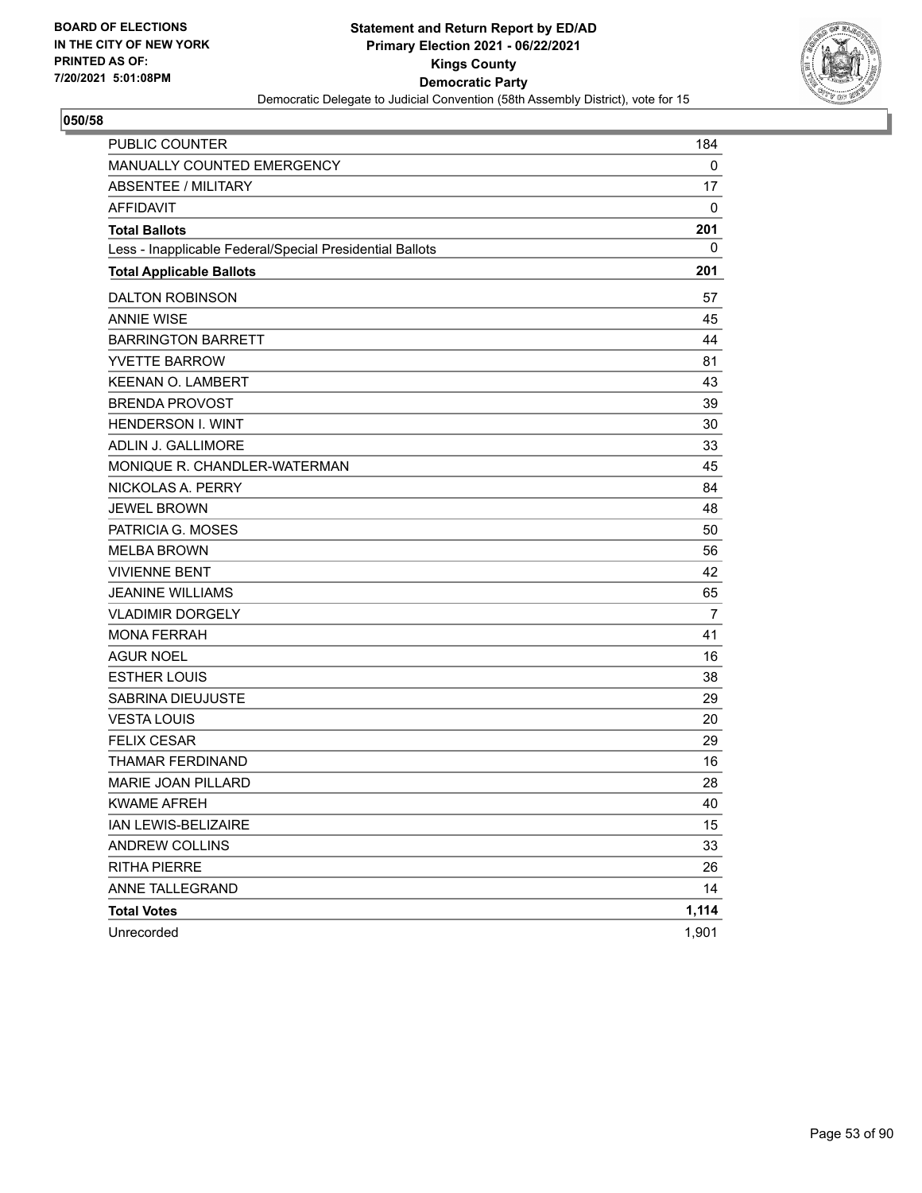BOARD OF ELECTIONS
IN THE CITY OF NEW YORK
PRINTED AS OF:
7/20/2021 5:01:08PM

**Statement and Return Report by ED/AD**
**Primary Election 2021 - 06/22/2021**
**Kings County**
**Democratic Party**
Democratic Delegate to Judicial Convention (58th Assembly District), vote for 15

**050/58**

| | |
|---|---|
| PUBLIC COUNTER | 184 |
| MANUALLY COUNTED EMERGENCY | 0 |
| ABSENTEE / MILITARY | 17 |
| AFFIDAVIT | 0 |
| **Total Ballots** | **201** |
| Less - Inapplicable Federal/Special Presidential Ballots | 0 |
| **Total Applicable Ballots** | **201** |
| DALTON ROBINSON | 57 |
| ANNIE WISE | 45 |
| BARRINGTON BARRETT | 44 |
| YVETTE BARROW | 81 |
| KEENAN O. LAMBERT | 43 |
| BRENDA PROVOST | 39 |
| HENDERSON I. WINT | 30 |
| ADLIN J. GALLIMORE | 33 |
| MONIQUE R. CHANDLER-WATERMAN | 45 |
| NICKOLAS A. PERRY | 84 |
| JEWEL BROWN | 48 |
| PATRICIA G. MOSES | 50 |
| MELBA BROWN | 56 |
| VIVIENNE BENT | 42 |
| JEANINE WILLIAMS | 65 |
| VLADIMIR DORGELY | 7 |
| MONA FERRAH | 41 |
| AGUR NOEL | 16 |
| ESTHER LOUIS | 38 |
| SABRINA DIEUJUSTE | 29 |
| VESTA LOUIS | 20 |
| FELIX CESAR | 29 |
| THAMAR FERDINAND | 16 |
| MARIE JOAN PILLARD | 28 |
| KWAME AFREH | 40 |
| IAN LEWIS-BELIZAIRE | 15 |
| ANDREW COLLINS | 33 |
| RITHA PIERRE | 26 |
| ANNE TALLEGRAND | 14 |
| **Total Votes** | **1,114** |
| Unrecorded | 1,901 |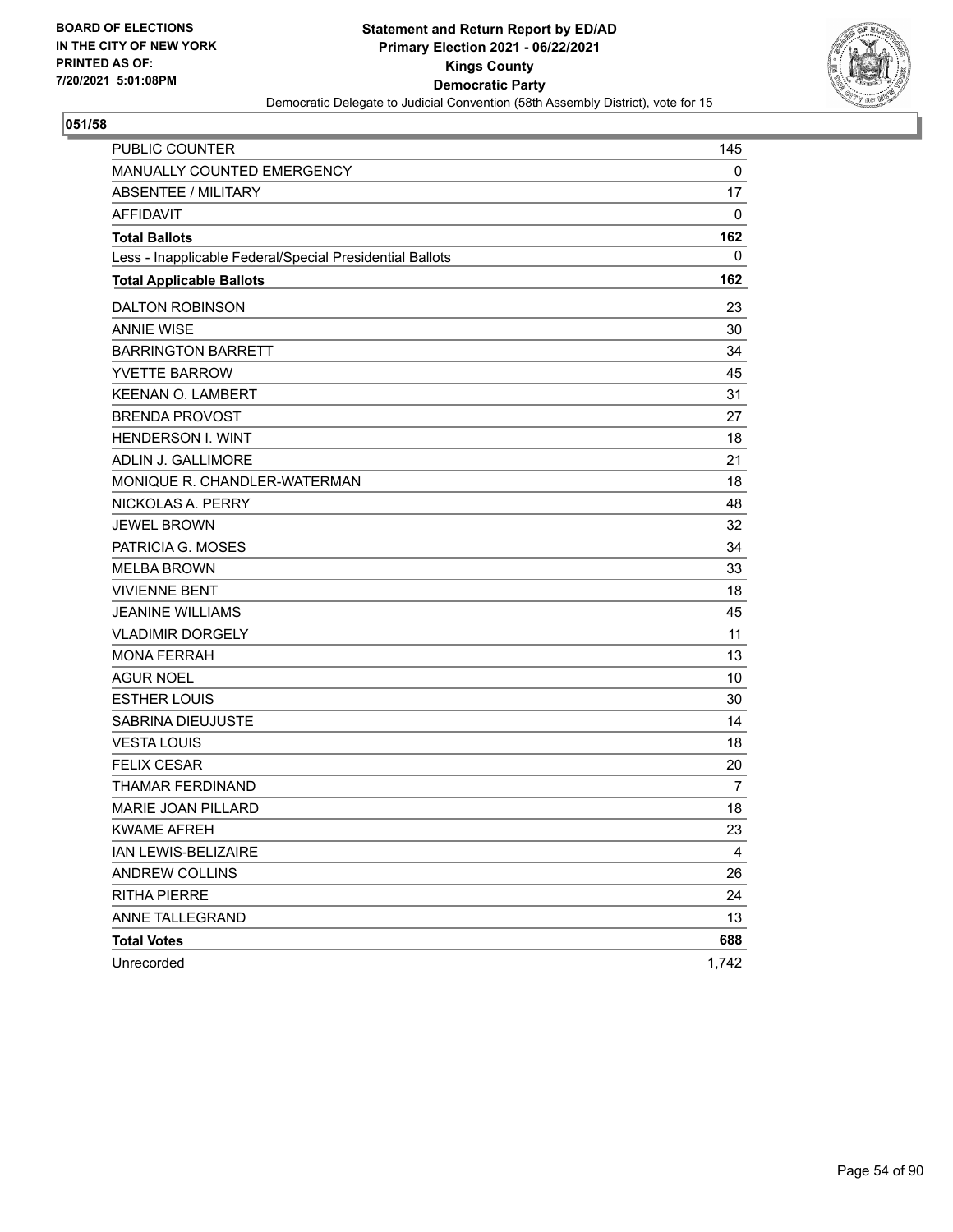BOARD OF ELECTIONS
IN THE CITY OF NEW YORK
PRINTED AS OF:
7/20/2021 5:01:08PM

**Statement and Return Report by ED/AD**
**Primary Election 2021 - 06/22/2021**
**Kings County**
**Democratic Party**
Democratic Delegate to Judicial Convention (58th Assembly District), vote for 15

**051/58**

| | |
|---|---|
| PUBLIC COUNTER | 145 |
| MANUALLY COUNTED EMERGENCY | 0 |
| ABSENTEE / MILITARY | 17 |
| AFFIDAVIT | 0 |
| **Total Ballots** | **162** |
| Less - Inapplicable Federal/Special Presidential Ballots | 0 |
| **Total Applicable Ballots** | **162** |
| DALTON ROBINSON | 23 |
| ANNIE WISE | 30 |
| BARRINGTON BARRETT | 34 |
| YVETTE BARROW | 45 |
| KEENAN O. LAMBERT | 31 |
| BRENDA PROVOST | 27 |
| HENDERSON I. WINT | 18 |
| ADLIN J. GALLIMORE | 21 |
| MONIQUE R. CHANDLER-WATERMAN | 18 |
| NICKOLAS A. PERRY | 48 |
| JEWEL BROWN | 32 |
| PATRICIA G. MOSES | 34 |
| MELBA BROWN | 33 |
| VIVIENNE BENT | 18 |
| JEANINE WILLIAMS | 45 |
| VLADIMIR DORGELY | 11 |
| MONA FERRAH | 13 |
| AGUR NOEL | 10 |
| ESTHER LOUIS | 30 |
| SABRINA DIEUJUSTE | 14 |
| VESTA LOUIS | 18 |
| FELIX CESAR | 20 |
| THAMAR FERDINAND | 7 |
| MARIE JOAN PILLARD | 18 |
| KWAME AFREH | 23 |
| IAN LEWIS-BELIZAIRE | 4 |
| ANDREW COLLINS | 26 |
| RITHA PIERRE | 24 |
| ANNE TALLEGRAND | 13 |
| **Total Votes** | **688** |
| Unrecorded | 1,742 |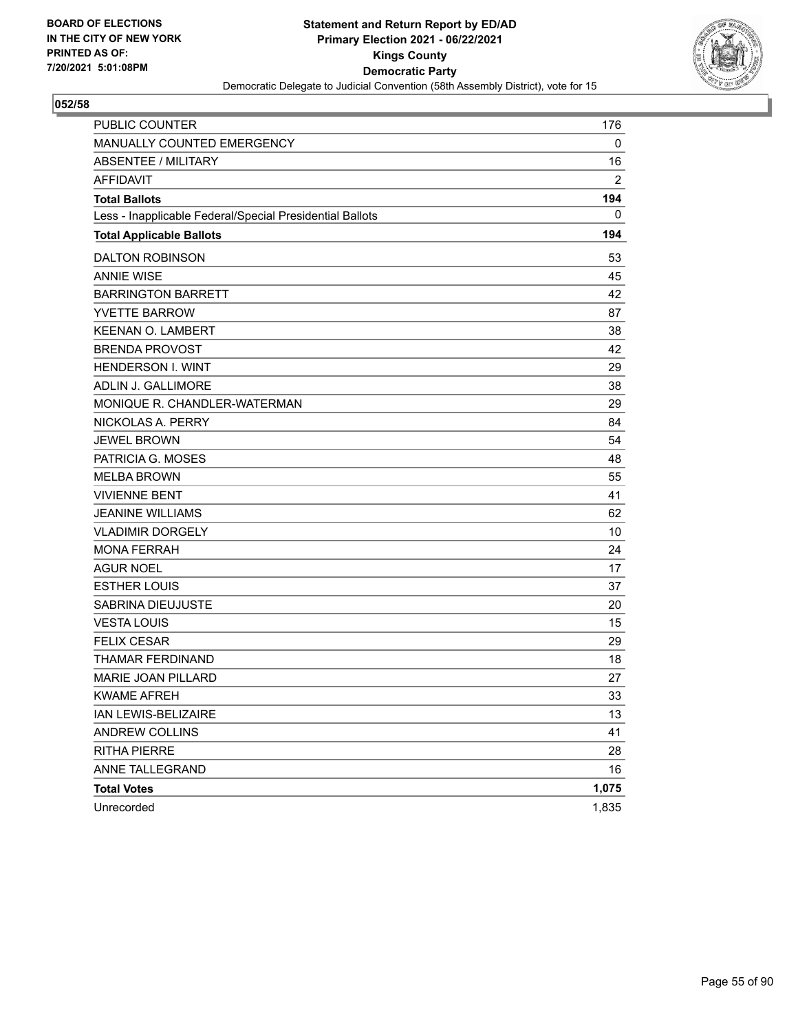BOARD OF ELECTIONS
IN THE CITY OF NEW YORK
PRINTED AS OF:
7/20/2021 5:01:08PM

**Statement and Return Report by ED/AD**
**Primary Election 2021 - 06/22/2021**
**Kings County**
**Democratic Party**
Democratic Delegate to Judicial Convention (58th Assembly District), vote for 15

**052/58**

| | |
|---|---|
| PUBLIC COUNTER | 176 |
| MANUALLY COUNTED EMERGENCY | 0 |
| ABSENTEE / MILITARY | 16 |
| AFFIDAVIT | 2 |
| **Total Ballots** | **194** |
| Less - Inapplicable Federal/Special Presidential Ballots | 0 |
| **Total Applicable Ballots** | **194** |
| DALTON ROBINSON | 53 |
| ANNIE WISE | 45 |
| BARRINGTON BARRETT | 42 |
| YVETTE BARROW | 87 |
| KEENAN O. LAMBERT | 38 |
| BRENDA PROVOST | 42 |
| HENDERSON I. WINT | 29 |
| ADLIN J. GALLIMORE | 38 |
| MONIQUE R. CHANDLER-WATERMAN | 29 |
| NICKOLAS A. PERRY | 84 |
| JEWEL BROWN | 54 |
| PATRICIA G. MOSES | 48 |
| MELBA BROWN | 55 |
| VIVIENNE BENT | 41 |
| JEANINE WILLIAMS | 62 |
| VLADIMIR DORGELY | 10 |
| MONA FERRAH | 24 |
| AGUR NOEL | 17 |
| ESTHER LOUIS | 37 |
| SABRINA DIEUJUSTE | 20 |
| VESTA LOUIS | 15 |
| FELIX CESAR | 29 |
| THAMAR FERDINAND | 18 |
| MARIE JOAN PILLARD | 27 |
| KWAME AFREH | 33 |
| IAN LEWIS-BELIZAIRE | 13 |
| ANDREW COLLINS | 41 |
| RITHA PIERRE | 28 |
| ANNE TALLEGRAND | 16 |
| **Total Votes** | **1,075** |
| Unrecorded | 1,835 |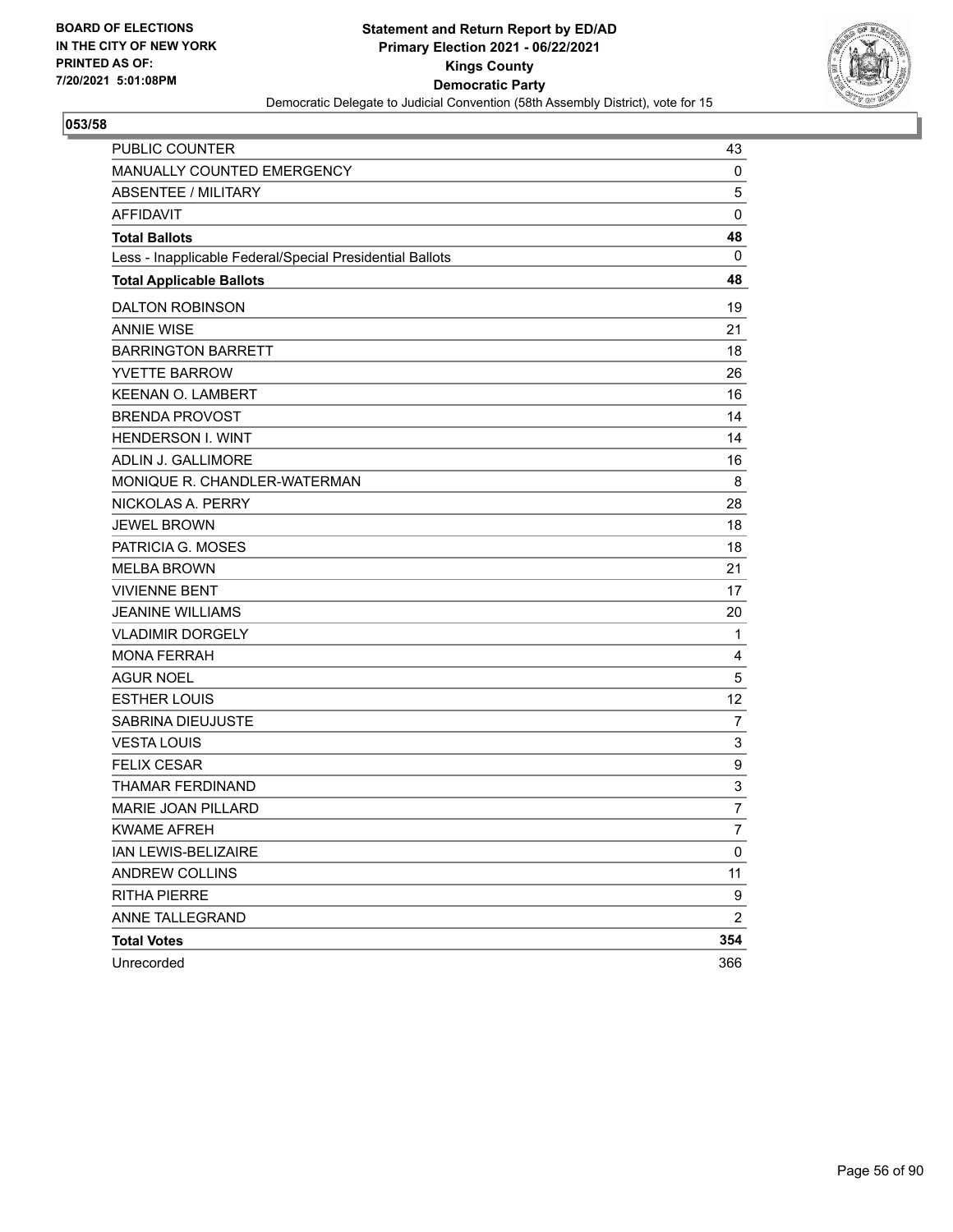BOARD OF ELECTIONS
IN THE CITY OF NEW YORK
PRINTED AS OF:
7/20/2021 5:01:08PM

**Statement and Return Report by ED/AD**
**Primary Election 2021 - 06/22/2021**
**Kings County**
**Democratic Party**
Democratic Delegate to Judicial Convention (58th Assembly District), vote for 15

**053/58**

| | |
|---|---|
| PUBLIC COUNTER | 43 |
| MANUALLY COUNTED EMERGENCY | 0 |
| ABSENTEE / MILITARY | 5 |
| AFFIDAVIT | 0 |
| **Total Ballots** | **48** |
| Less - Inapplicable Federal/Special Presidential Ballots | 0 |
| **Total Applicable Ballots** | **48** |
| DALTON ROBINSON | 19 |
| ANNIE WISE | 21 |
| BARRINGTON BARRETT | 18 |
| YVETTE BARROW | 26 |
| KEENAN O. LAMBERT | 16 |
| BRENDA PROVOST | 14 |
| HENDERSON I. WINT | 14 |
| ADLIN J. GALLIMORE | 16 |
| MONIQUE R. CHANDLER-WATERMAN | 8 |
| NICKOLAS A. PERRY | 28 |
| JEWEL BROWN | 18 |
| PATRICIA G. MOSES | 18 |
| MELBA BROWN | 21 |
| VIVIENNE BENT | 17 |
| JEANINE WILLIAMS | 20 |
| VLADIMIR DORGELY | 1 |
| MONA FERRAH | 4 |
| AGUR NOEL | 5 |
| ESTHER LOUIS | 12 |
| SABRINA DIEUJUSTE | 7 |
| VESTA LOUIS | 3 |
| FELIX CESAR | 9 |
| THAMAR FERDINAND | 3 |
| MARIE JOAN PILLARD | 7 |
| KWAME AFREH | 7 |
| IAN LEWIS-BELIZAIRE | 0 |
| ANDREW COLLINS | 11 |
| RITHA PIERRE | 9 |
| ANNE TALLEGRAND | 2 |
| **Total Votes** | **354** |
| Unrecorded | 366 |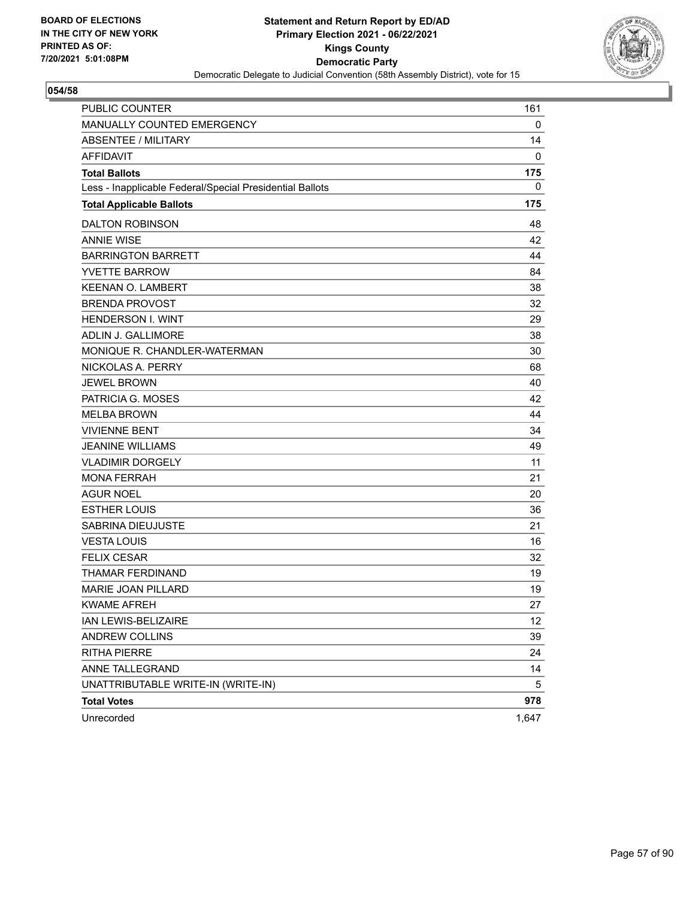BOARD OF ELECTIONS
IN THE CITY OF NEW YORK
PRINTED AS OF:
7/20/2021 5:01:08PM

**Statement and Return Report by ED/AD**
**Primary Election 2021 - 06/22/2021**
**Kings County**
**Democratic Party**
Democratic Delegate to Judicial Convention (58th Assembly District), vote for 15

**054/58**

| | |
|---|---|
| PUBLIC COUNTER | 161 |
| MANUALLY COUNTED EMERGENCY | 0 |
| ABSENTEE / MILITARY | 14 |
| AFFIDAVIT | 0 |
| **Total Ballots** | **175** |
| Less - Inapplicable Federal/Special Presidential Ballots | 0 |
| **Total Applicable Ballots** | **175** |
| DALTON ROBINSON | 48 |
| ANNIE WISE | 42 |
| BARRINGTON BARRETT | 44 |
| YVETTE BARROW | 84 |
| KEENAN O. LAMBERT | 38 |
| BRENDA PROVOST | 32 |
| HENDERSON I. WINT | 29 |
| ADLIN J. GALLIMORE | 38 |
| MONIQUE R. CHANDLER-WATERMAN | 30 |
| NICKOLAS A. PERRY | 68 |
| JEWEL BROWN | 40 |
| PATRICIA G. MOSES | 42 |
| MELBA BROWN | 44 |
| VIVIENNE BENT | 34 |
| JEANINE WILLIAMS | 49 |
| VLADIMIR DORGELY | 11 |
| MONA FERRAH | 21 |
| AGUR NOEL | 20 |
| ESTHER LOUIS | 36 |
| SABRINA DIEUJUSTE | 21 |
| VESTA LOUIS | 16 |
| FELIX CESAR | 32 |
| THAMAR FERDINAND | 19 |
| MARIE JOAN PILLARD | 19 |
| KWAME AFREH | 27 |
| IAN LEWIS-BELIZAIRE | 12 |
| ANDREW COLLINS | 39 |
| RITHA PIERRE | 24 |
| ANNE TALLEGRAND | 14 |
| UNATTRIBUTABLE WRITE-IN (WRITE-IN) | 5 |
| **Total Votes** | **978** |
| Unrecorded | 1,647 |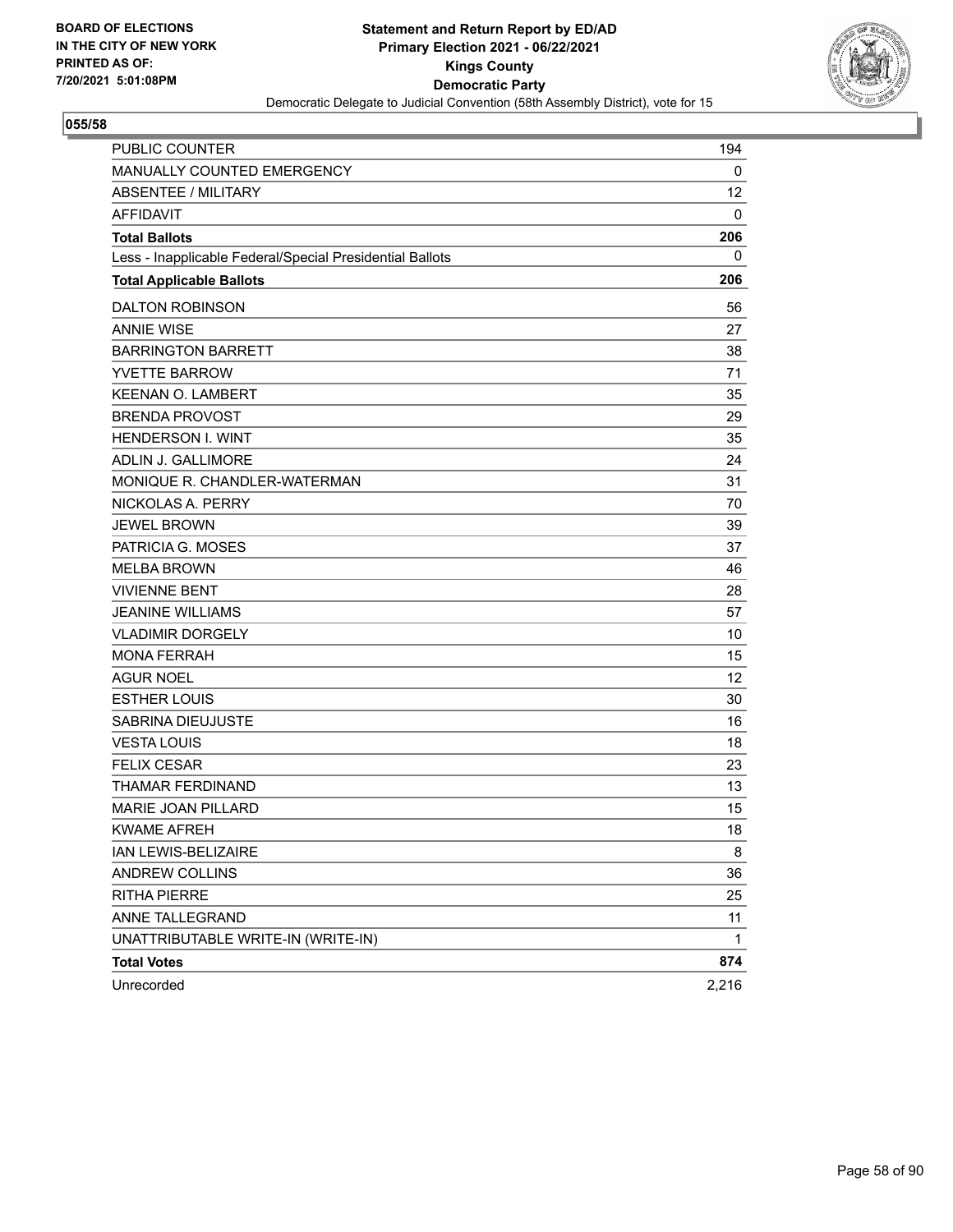**BOARD OF ELECTIONS IN THE CITY OF NEW YORK PRINTED AS OF: 7/20/2021 5:01:08PM**

**Statement and Return Report by ED/AD**
**Primary Election 2021 - 06/22/2021**
**Kings County**
**Democratic Party**
Democratic Delegate to Judicial Convention (58th Assembly District), vote for 15

**055/58**

| | |
|---|---|
| PUBLIC COUNTER | 194 |
| MANUALLY COUNTED EMERGENCY | 0 |
| ABSENTEE / MILITARY | 12 |
| AFFIDAVIT | 0 |
| **Total Ballots** | **206** |
| Less - Inapplicable Federal/Special Presidential Ballots | 0 |
| **Total Applicable Ballots** | **206** |
| DALTON ROBINSON | 56 |
| ANNIE WISE | 27 |
| BARRINGTON BARRETT | 38 |
| YVETTE BARROW | 71 |
| KEENAN O. LAMBERT | 35 |
| BRENDA PROVOST | 29 |
| HENDERSON I. WINT | 35 |
| ADLIN J. GALLIMORE | 24 |
| MONIQUE R. CHANDLER-WATERMAN | 31 |
| NICKOLAS A. PERRY | 70 |
| JEWEL BROWN | 39 |
| PATRICIA G. MOSES | 37 |
| MELBA BROWN | 46 |
| VIVIENNE BENT | 28 |
| JEANINE WILLIAMS | 57 |
| VLADIMIR DORGELY | 10 |
| MONA FERRAH | 15 |
| AGUR NOEL | 12 |
| ESTHER LOUIS | 30 |
| SABRINA DIEUJUSTE | 16 |
| VESTA LOUIS | 18 |
| FELIX CESAR | 23 |
| THAMAR FERDINAND | 13 |
| MARIE JOAN PILLARD | 15 |
| KWAME AFREH | 18 |
| IAN LEWIS-BELIZAIRE | 8 |
| ANDREW COLLINS | 36 |
| RITHA PIERRE | 25 |
| ANNE TALLEGRAND | 11 |
| UNATTRIBUTABLE WRITE-IN (WRITE-IN) | 1 |
| **Total Votes** | **874** |
| Unrecorded | 2,216 |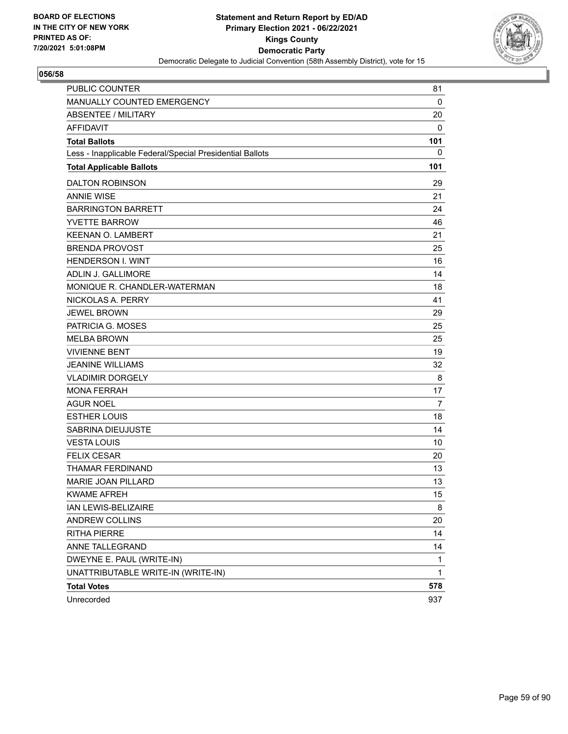BOARD OF ELECTIONS
IN THE CITY OF NEW YORK
PRINTED AS OF:
7/20/2021 5:01:08PM

**Statement and Return Report by ED/AD**
**Primary Election 2021 - 06/22/2021**
**Kings County**
**Democratic Party**
Democratic Delegate to Judicial Convention (58th Assembly District), vote for 15

**056/58**

| | |
|---|---|
| PUBLIC COUNTER | 81 |
| MANUALLY COUNTED EMERGENCY | 0 |
| ABSENTEE / MILITARY | 20 |
| AFFIDAVIT | 0 |
| **Total Ballots** | **101** |
| Less - Inapplicable Federal/Special Presidential Ballots | 0 |
| **Total Applicable Ballots** | **101** |
| DALTON ROBINSON | 29 |
| ANNIE WISE | 21 |
| BARRINGTON BARRETT | 24 |
| YVETTE BARROW | 46 |
| KEENAN O. LAMBERT | 21 |
| BRENDA PROVOST | 25 |
| HENDERSON I. WINT | 16 |
| ADLIN J. GALLIMORE | 14 |
| MONIQUE R. CHANDLER-WATERMAN | 18 |
| NICKOLAS A. PERRY | 41 |
| JEWEL BROWN | 29 |
| PATRICIA G. MOSES | 25 |
| MELBA BROWN | 25 |
| VIVIENNE BENT | 19 |
| JEANINE WILLIAMS | 32 |
| VLADIMIR DORGELY | 8 |
| MONA FERRAH | 17 |
| AGUR NOEL | 7 |
| ESTHER LOUIS | 18 |
| SABRINA DIEUJUSTE | 14 |
| VESTA LOUIS | 10 |
| FELIX CESAR | 20 |
| THAMAR FERDINAND | 13 |
| MARIE JOAN PILLARD | 13 |
| KWAME AFREH | 15 |
| IAN LEWIS-BELIZAIRE | 8 |
| ANDREW COLLINS | 20 |
| RITHA PIERRE | 14 |
| ANNE TALLEGRAND | 14 |
| DWEYNE E. PAUL (WRITE-IN) | 1 |
| UNATTRIBUTABLE WRITE-IN (WRITE-IN) | 1 |
| **Total Votes** | **578** |
| Unrecorded | 937 |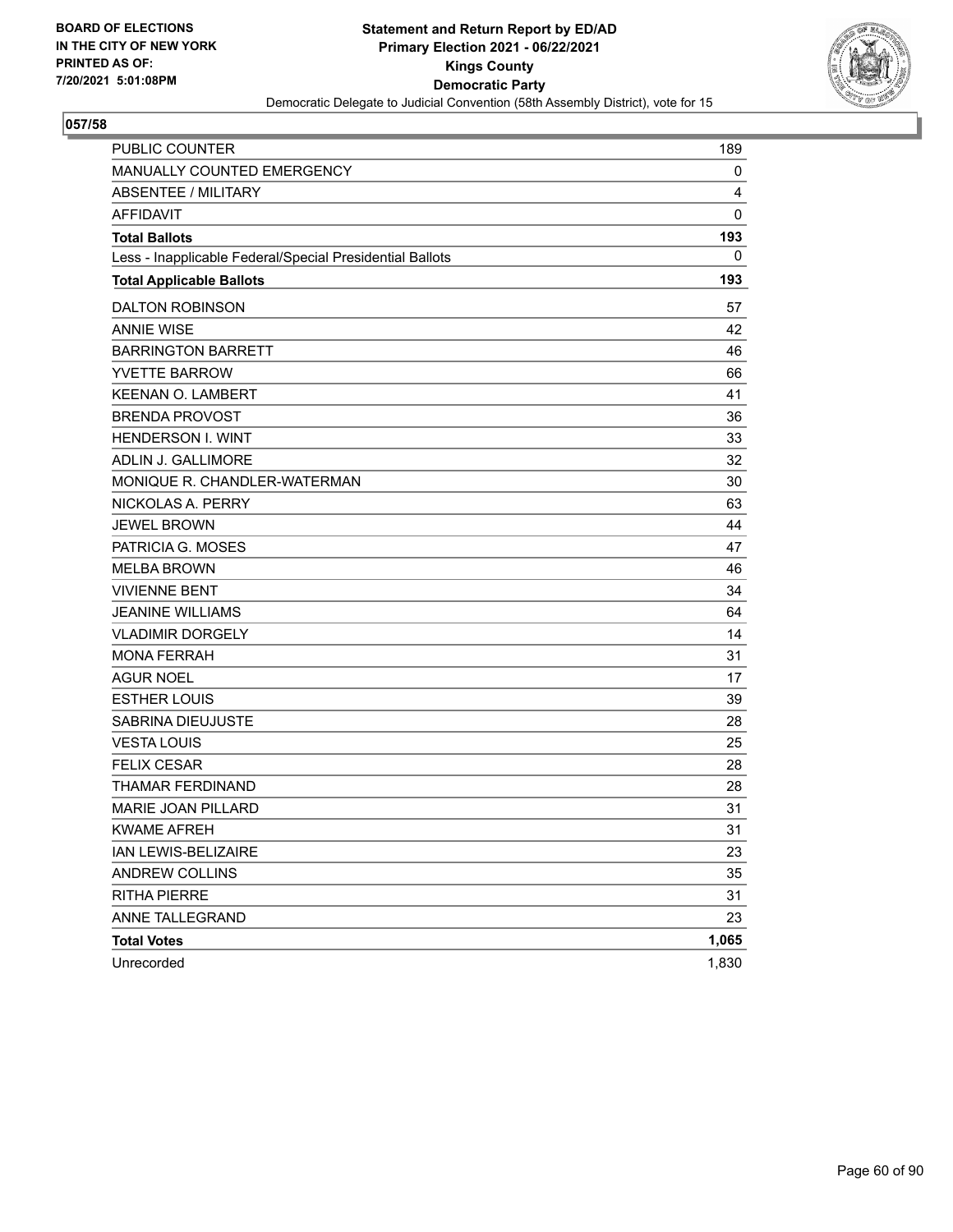BOARD OF ELECTIONS
IN THE CITY OF NEW YORK
PRINTED AS OF:
7/20/2021 5:01:08PM

**Statement and Return Report by ED/AD**
**Primary Election 2021 - 06/22/2021**
**Kings County**
**Democratic Party**
Democratic Delegate to Judicial Convention (58th Assembly District), vote for 15

**057/58**

| | |
|---|---|
| PUBLIC COUNTER | 189 |
| MANUALLY COUNTED EMERGENCY | 0 |
| ABSENTEE / MILITARY | 4 |
| AFFIDAVIT | 0 |
| **Total Ballots** | **193** |
| Less - Inapplicable Federal/Special Presidential Ballots | 0 |
| **Total Applicable Ballots** | **193** |
| DALTON ROBINSON | 57 |
| ANNIE WISE | 42 |
| BARRINGTON BARRETT | 46 |
| YVETTE BARROW | 66 |
| KEENAN O. LAMBERT | 41 |
| BRENDA PROVOST | 36 |
| HENDERSON I. WINT | 33 |
| ADLIN J. GALLIMORE | 32 |
| MONIQUE R. CHANDLER-WATERMAN | 30 |
| NICKOLAS A. PERRY | 63 |
| JEWEL BROWN | 44 |
| PATRICIA G. MOSES | 47 |
| MELBA BROWN | 46 |
| VIVIENNE BENT | 34 |
| JEANINE WILLIAMS | 64 |
| VLADIMIR DORGELY | 14 |
| MONA FERRAH | 31 |
| AGUR NOEL | 17 |
| ESTHER LOUIS | 39 |
| SABRINA DIEUJUSTE | 28 |
| VESTA LOUIS | 25 |
| FELIX CESAR | 28 |
| THAMAR FERDINAND | 28 |
| MARIE JOAN PILLARD | 31 |
| KWAME AFREH | 31 |
| IAN LEWIS-BELIZAIRE | 23 |
| ANDREW COLLINS | 35 |
| RITHA PIERRE | 31 |
| ANNE TALLEGRAND | 23 |
| **Total Votes** | **1,065** |
| Unrecorded | 1,830 |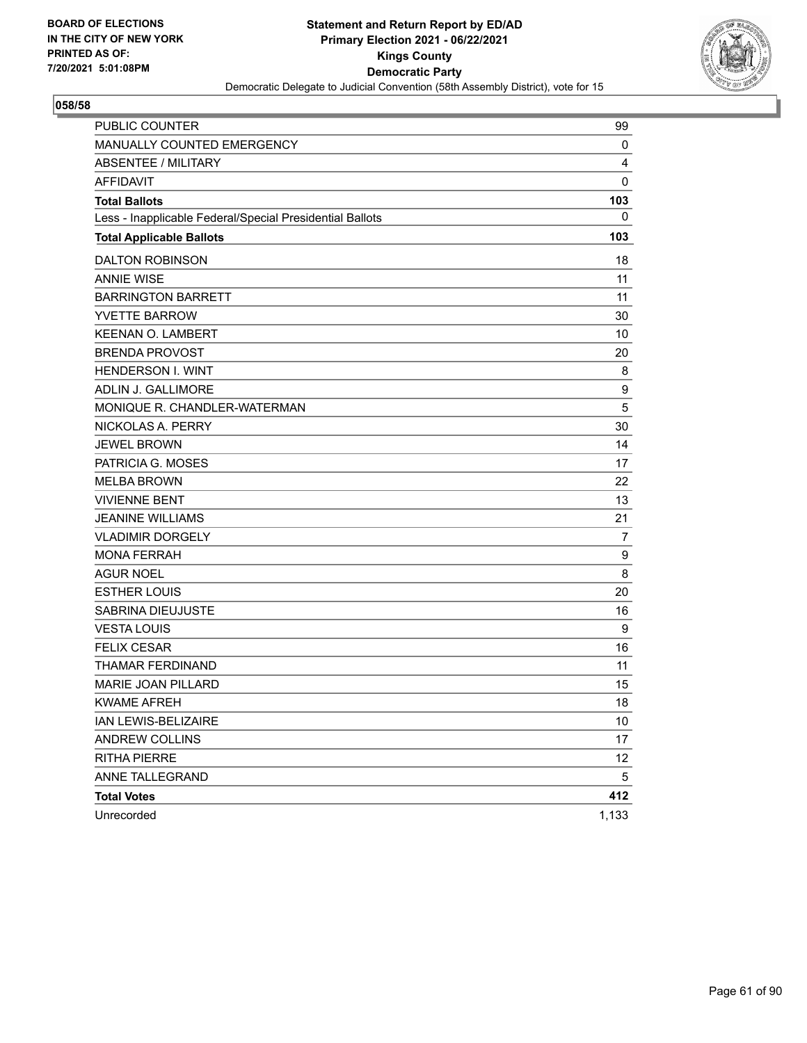**BOARD OF ELECTIONS IN THE CITY OF NEW YORK PRINTED AS OF: 7/20/2021 5:01:08PM**

**Statement and Return Report by ED/AD**
**Primary Election 2021 - 06/22/2021**
**Kings County**
**Democratic Party**
Democratic Delegate to Judicial Convention (58th Assembly District), vote for 15

**058/58**

| | |
|---|---|
| PUBLIC COUNTER | 99 |
| MANUALLY COUNTED EMERGENCY | 0 |
| ABSENTEE / MILITARY | 4 |
| AFFIDAVIT | 0 |
| **Total Ballots** | **103** |
| Less - Inapplicable Federal/Special Presidential Ballots | 0 |
| **Total Applicable Ballots** | **103** |
| DALTON ROBINSON | 18 |
| ANNIE WISE | 11 |
| BARRINGTON BARRETT | 11 |
| YVETTE BARROW | 30 |
| KEENAN O. LAMBERT | 10 |
| BRENDA PROVOST | 20 |
| HENDERSON I. WINT | 8 |
| ADLIN J. GALLIMORE | 9 |
| MONIQUE R. CHANDLER-WATERMAN | 5 |
| NICKOLAS A. PERRY | 30 |
| JEWEL BROWN | 14 |
| PATRICIA G. MOSES | 17 |
| MELBA BROWN | 22 |
| VIVIENNE BENT | 13 |
| JEANINE WILLIAMS | 21 |
| VLADIMIR DORGELY | 7 |
| MONA FERRAH | 9 |
| AGUR NOEL | 8 |
| ESTHER LOUIS | 20 |
| SABRINA DIEUJUSTE | 16 |
| VESTA LOUIS | 9 |
| FELIX CESAR | 16 |
| THAMAR FERDINAND | 11 |
| MARIE JOAN PILLARD | 15 |
| KWAME AFREH | 18 |
| IAN LEWIS-BELIZAIRE | 10 |
| ANDREW COLLINS | 17 |
| RITHA PIERRE | 12 |
| ANNE TALLEGRAND | 5 |
| **Total Votes** | **412** |
| Unrecorded | 1,133 |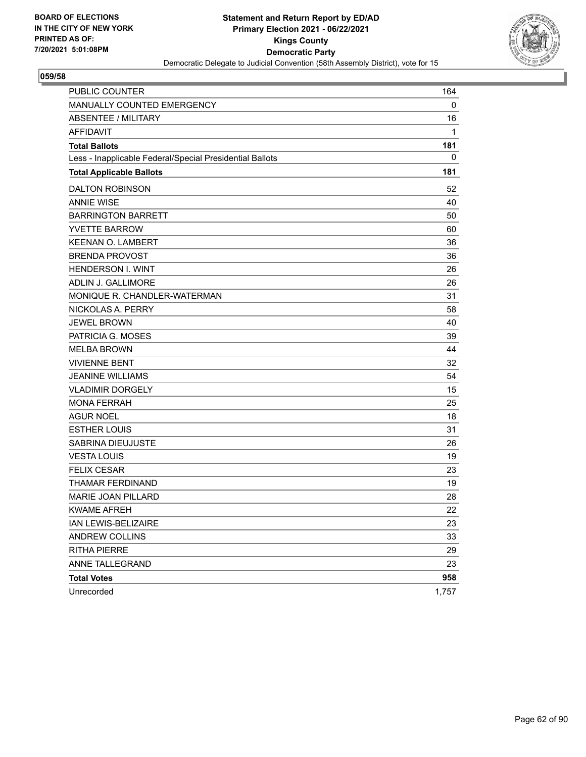BOARD OF ELECTIONS
IN THE CITY OF NEW YORK
PRINTED AS OF:
7/20/2021 5:01:08PM

**Statement and Return Report by ED/AD**
**Primary Election 2021 - 06/22/2021**
**Kings County**
**Democratic Party**
Democratic Delegate to Judicial Convention (58th Assembly District), vote for 15

**059/58**

| | |
|---|---|
| PUBLIC COUNTER | 164 |
| MANUALLY COUNTED EMERGENCY | 0 |
| ABSENTEE / MILITARY | 16 |
| AFFIDAVIT | 1 |
| **Total Ballots** | **181** |
| Less - Inapplicable Federal/Special Presidential Ballots | 0 |
| **Total Applicable Ballots** | **181** |
| DALTON ROBINSON | 52 |
| ANNIE WISE | 40 |
| BARRINGTON BARRETT | 50 |
| YVETTE BARROW | 60 |
| KEENAN O. LAMBERT | 36 |
| BRENDA PROVOST | 36 |
| HENDERSON I. WINT | 26 |
| ADLIN J. GALLIMORE | 26 |
| MONIQUE R. CHANDLER-WATERMAN | 31 |
| NICKOLAS A. PERRY | 58 |
| JEWEL BROWN | 40 |
| PATRICIA G. MOSES | 39 |
| MELBA BROWN | 44 |
| VIVIENNE BENT | 32 |
| JEANINE WILLIAMS | 54 |
| VLADIMIR DORGELY | 15 |
| MONA FERRAH | 25 |
| AGUR NOEL | 18 |
| ESTHER LOUIS | 31 |
| SABRINA DIEUJUSTE | 26 |
| VESTA LOUIS | 19 |
| FELIX CESAR | 23 |
| THAMAR FERDINAND | 19 |
| MARIE JOAN PILLARD | 28 |
| KWAME AFREH | 22 |
| IAN LEWIS-BELIZAIRE | 23 |
| ANDREW COLLINS | 33 |
| RITHA PIERRE | 29 |
| ANNE TALLEGRAND | 23 |
| **Total Votes** | **958** |
| Unrecorded | 1,757 |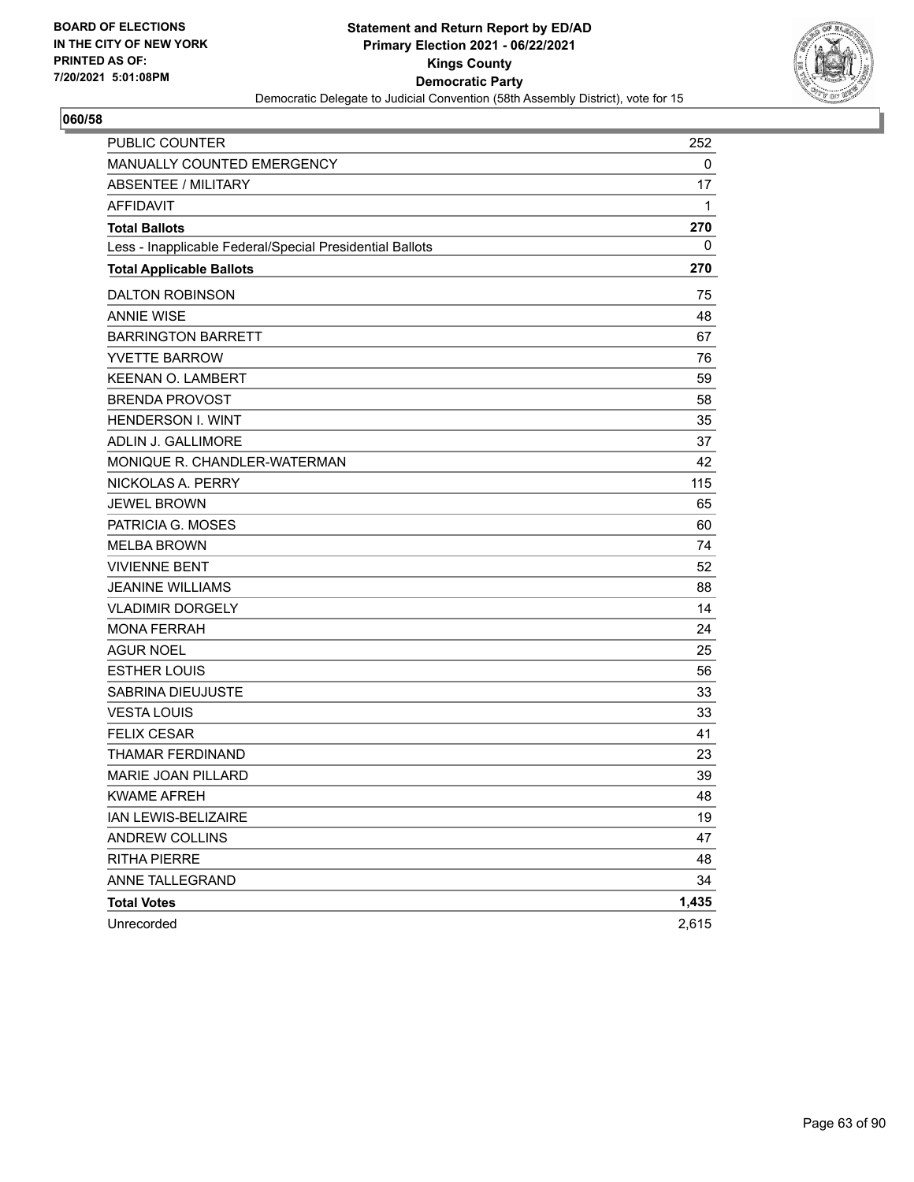BOARD OF ELECTIONS
IN THE CITY OF NEW YORK
PRINTED AS OF:
7/20/2021 5:01:08PM

**Statement and Return Report by ED/AD**
**Primary Election 2021 - 06/22/2021**
**Kings County**
**Democratic Party**
Democratic Delegate to Judicial Convention (58th Assembly District), vote for 15

## 060/58

| | |
|---|---|
| PUBLIC COUNTER | 252 |
| MANUALLY COUNTED EMERGENCY | 0 |
| ABSENTEE / MILITARY | 17 |
| AFFIDAVIT | 1 |
| **Total Ballots** | **270** |
| Less - Inapplicable Federal/Special Presidential Ballots | 0 |
| **Total Applicable Ballots** | **270** |
| DALTON ROBINSON | 75 |
| ANNIE WISE | 48 |
| BARRINGTON BARRETT | 67 |
| YVETTE BARROW | 76 |
| KEENAN O. LAMBERT | 59 |
| BRENDA PROVOST | 58 |
| HENDERSON I. WINT | 35 |
| ADLIN J. GALLIMORE | 37 |
| MONIQUE R. CHANDLER-WATERMAN | 42 |
| NICKOLAS A. PERRY | 115 |
| JEWEL BROWN | 65 |
| PATRICIA G. MOSES | 60 |
| MELBA BROWN | 74 |
| VIVIENNE BENT | 52 |
| JEANINE WILLIAMS | 88 |
| VLADIMIR DORGELY | 14 |
| MONA FERRAH | 24 |
| AGUR NOEL | 25 |
| ESTHER LOUIS | 56 |
| SABRINA DIEUJUSTE | 33 |
| VESTA LOUIS | 33 |
| FELIX CESAR | 41 |
| THAMAR FERDINAND | 23 |
| MARIE JOAN PILLARD | 39 |
| KWAME AFREH | 48 |
| IAN LEWIS-BELIZAIRE | 19 |
| ANDREW COLLINS | 47 |
| RITHA PIERRE | 48 |
| ANNE TALLEGRAND | 34 |
| **Total Votes** | **1,435** |
| Unrecorded | 2,615 |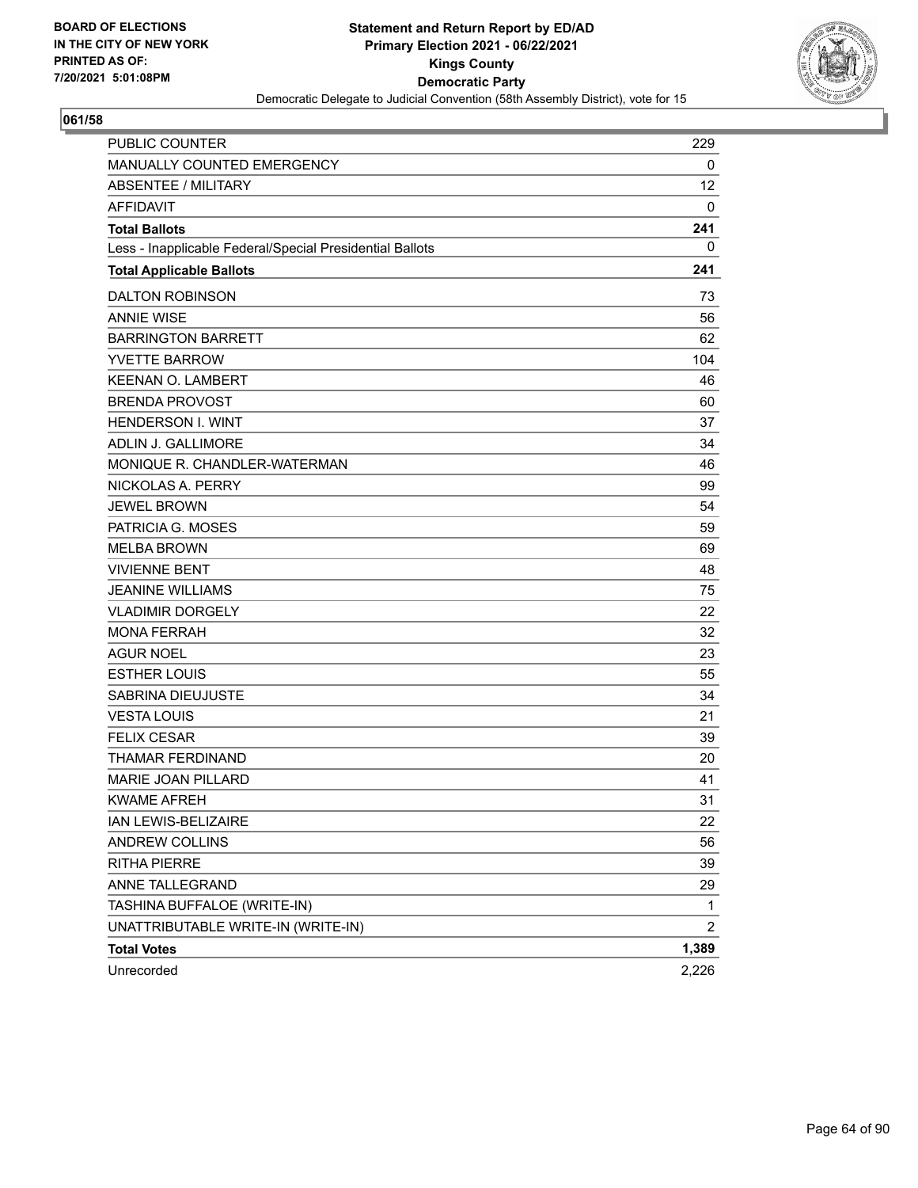BOARD OF ELECTIONS
IN THE CITY OF NEW YORK
PRINTED AS OF:
7/20/2021 5:01:08PM

**Statement and Return Report by ED/AD**
**Primary Election 2021 - 06/22/2021**
**Kings County**
**Democratic Party**
Democratic Delegate to Judicial Convention (58th Assembly District), vote for 15

**061/58**

| | |
|---|---|
| PUBLIC COUNTER | 229 |
| MANUALLY COUNTED EMERGENCY | 0 |
| ABSENTEE / MILITARY | 12 |
| AFFIDAVIT | 0 |
| **Total Ballots** | **241** |
| Less - Inapplicable Federal/Special Presidential Ballots | 0 |
| **Total Applicable Ballots** | **241** |
| DALTON ROBINSON | 73 |
| ANNIE WISE | 56 |
| BARRINGTON BARRETT | 62 |
| YVETTE BARROW | 104 |
| KEENAN O. LAMBERT | 46 |
| BRENDA PROVOST | 60 |
| HENDERSON I. WINT | 37 |
| ADLIN J. GALLIMORE | 34 |
| MONIQUE R. CHANDLER-WATERMAN | 46 |
| NICKOLAS A. PERRY | 99 |
| JEWEL BROWN | 54 |
| PATRICIA G. MOSES | 59 |
| MELBA BROWN | 69 |
| VIVIENNE BENT | 48 |
| JEANINE WILLIAMS | 75 |
| VLADIMIR DORGELY | 22 |
| MONA FERRAH | 32 |
| AGUR NOEL | 23 |
| ESTHER LOUIS | 55 |
| SABRINA DIEUJUSTE | 34 |
| VESTA LOUIS | 21 |
| FELIX CESAR | 39 |
| THAMAR FERDINAND | 20 |
| MARIE JOAN PILLARD | 41 |
| KWAME AFREH | 31 |
| IAN LEWIS-BELIZAIRE | 22 |
| ANDREW COLLINS | 56 |
| RITHA PIERRE | 39 |
| ANNE TALLEGRAND | 29 |
| TASHINA BUFFALOE (WRITE-IN) | 1 |
| UNATTRIBUTABLE WRITE-IN (WRITE-IN) | 2 |
| **Total Votes** | **1,389** |
| Unrecorded | 2,226 |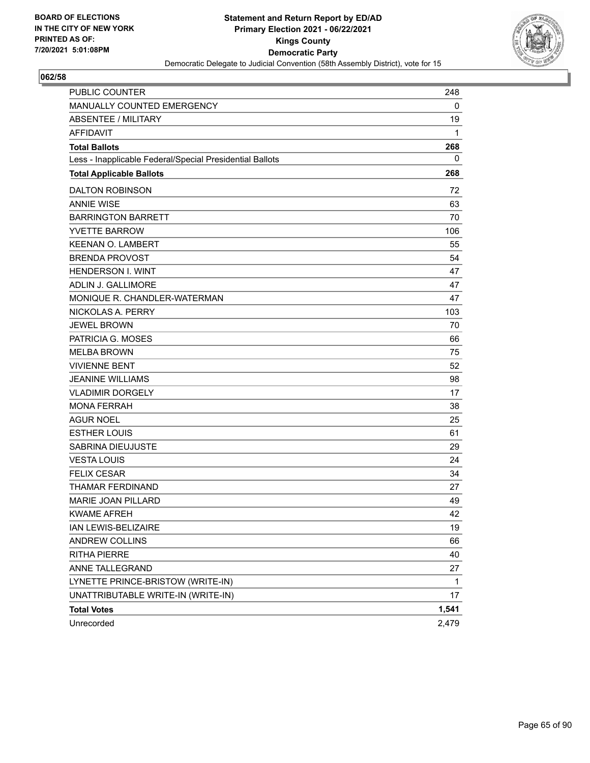BOARD OF ELECTIONS
IN THE CITY OF NEW YORK
PRINTED AS OF:
7/20/2021 5:01:08PM

**Statement and Return Report by ED/AD**
**Primary Election 2021 - 06/22/2021**
**Kings County**
**Democratic Party**
Democratic Delegate to Judicial Convention (58th Assembly District), vote for 15

**062/58**

| | |
|---|---|
| PUBLIC COUNTER | 248 |
| MANUALLY COUNTED EMERGENCY | 0 |
| ABSENTEE / MILITARY | 19 |
| AFFIDAVIT | 1 |
| **Total Ballots** | **268** |
| Less - Inapplicable Federal/Special Presidential Ballots | 0 |
| **Total Applicable Ballots** | **268** |
| DALTON ROBINSON | 72 |
| ANNIE WISE | 63 |
| BARRINGTON BARRETT | 70 |
| YVETTE BARROW | 106 |
| KEENAN O. LAMBERT | 55 |
| BRENDA PROVOST | 54 |
| HENDERSON I. WINT | 47 |
| ADLIN J. GALLIMORE | 47 |
| MONIQUE R. CHANDLER-WATERMAN | 47 |
| NICKOLAS A. PERRY | 103 |
| JEWEL BROWN | 70 |
| PATRICIA G. MOSES | 66 |
| MELBA BROWN | 75 |
| VIVIENNE BENT | 52 |
| JEANINE WILLIAMS | 98 |
| VLADIMIR DORGELY | 17 |
| MONA FERRAH | 38 |
| AGUR NOEL | 25 |
| ESTHER LOUIS | 61 |
| SABRINA DIEUJUSTE | 29 |
| VESTA LOUIS | 24 |
| FELIX CESAR | 34 |
| THAMAR FERDINAND | 27 |
| MARIE JOAN PILLARD | 49 |
| KWAME AFREH | 42 |
| IAN LEWIS-BELIZAIRE | 19 |
| ANDREW COLLINS | 66 |
| RITHA PIERRE | 40 |
| ANNE TALLEGRAND | 27 |
| LYNETTE PRINCE-BRISTOW (WRITE-IN) | 1 |
| UNATTRIBUTABLE WRITE-IN (WRITE-IN) | 17 |
| **Total Votes** | **1,541** |
| Unrecorded | 2,479 |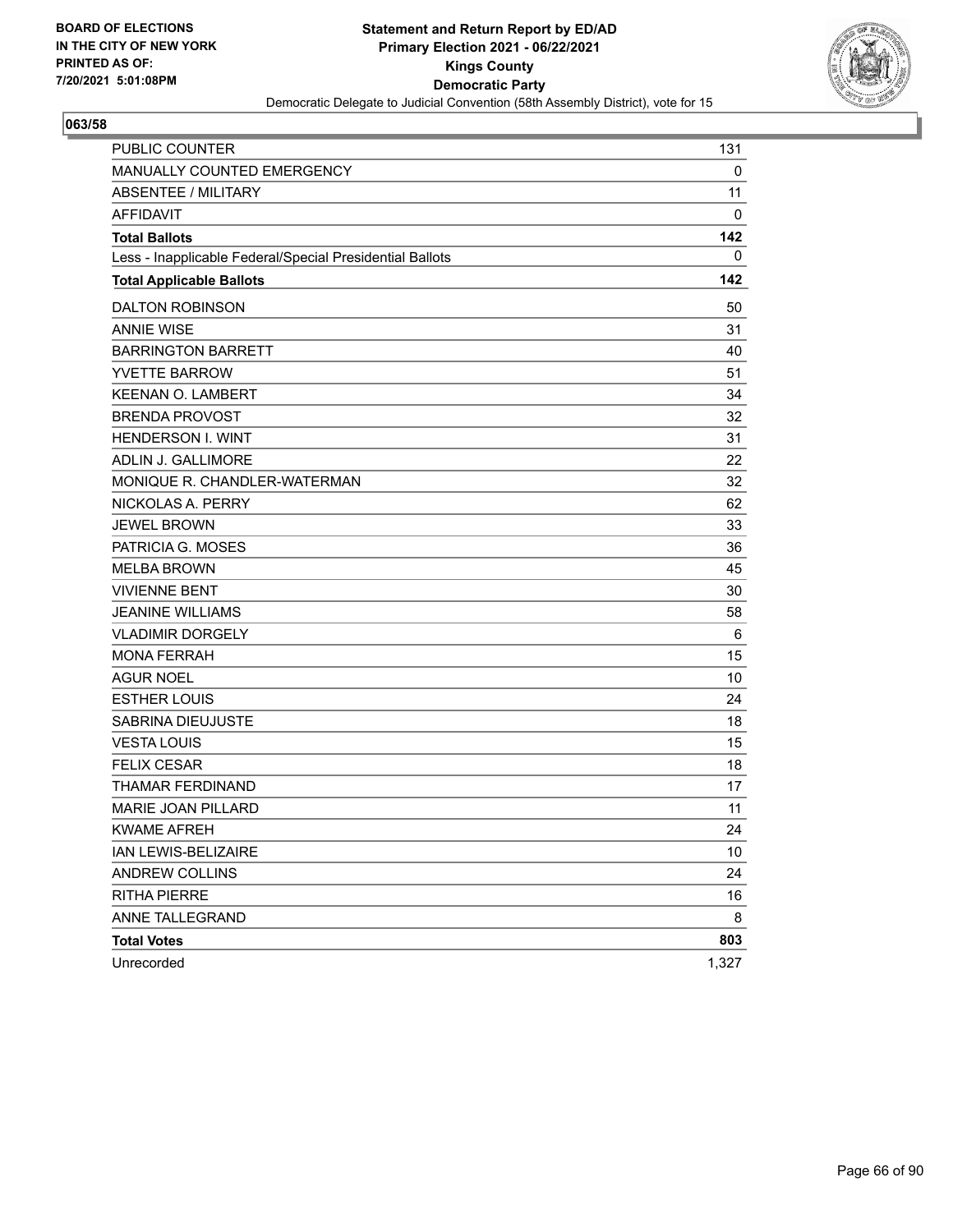BOARD OF ELECTIONS
IN THE CITY OF NEW YORK
PRINTED AS OF:
7/20/2021 5:01:08PM

**Statement and Return Report by ED/AD**
**Primary Election 2021 - 06/22/2021**
**Kings County**
**Democratic Party**
Democratic Delegate to Judicial Convention (58th Assembly District), vote for 15

## 063/58

| | |
|---|---|
| PUBLIC COUNTER | 131 |
| MANUALLY COUNTED EMERGENCY | 0 |
| ABSENTEE / MILITARY | 11 |
| AFFIDAVIT | 0 |
| **Total Ballots** | **142** |
| Less - Inapplicable Federal/Special Presidential Ballots | 0 |
| **Total Applicable Ballots** | **142** |
| DALTON ROBINSON | 50 |
| ANNIE WISE | 31 |
| BARRINGTON BARRETT | 40 |
| YVETTE BARROW | 51 |
| KEENAN O. LAMBERT | 34 |
| BRENDA PROVOST | 32 |
| HENDERSON I. WINT | 31 |
| ADLIN J. GALLIMORE | 22 |
| MONIQUE R. CHANDLER-WATERMAN | 32 |
| NICKOLAS A. PERRY | 62 |
| JEWEL BROWN | 33 |
| PATRICIA G. MOSES | 36 |
| MELBA BROWN | 45 |
| VIVIENNE BENT | 30 |
| JEANINE WILLIAMS | 58 |
| VLADIMIR DORGELY | 6 |
| MONA FERRAH | 15 |
| AGUR NOEL | 10 |
| ESTHER LOUIS | 24 |
| SABRINA DIEUJUSTE | 18 |
| VESTA LOUIS | 15 |
| FELIX CESAR | 18 |
| THAMAR FERDINAND | 17 |
| MARIE JOAN PILLARD | 11 |
| KWAME AFREH | 24 |
| IAN LEWIS-BELIZAIRE | 10 |
| ANDREW COLLINS | 24 |
| RITHA PIERRE | 16 |
| ANNE TALLEGRAND | 8 |
| **Total Votes** | **803** |
| Unrecorded | 1,327 |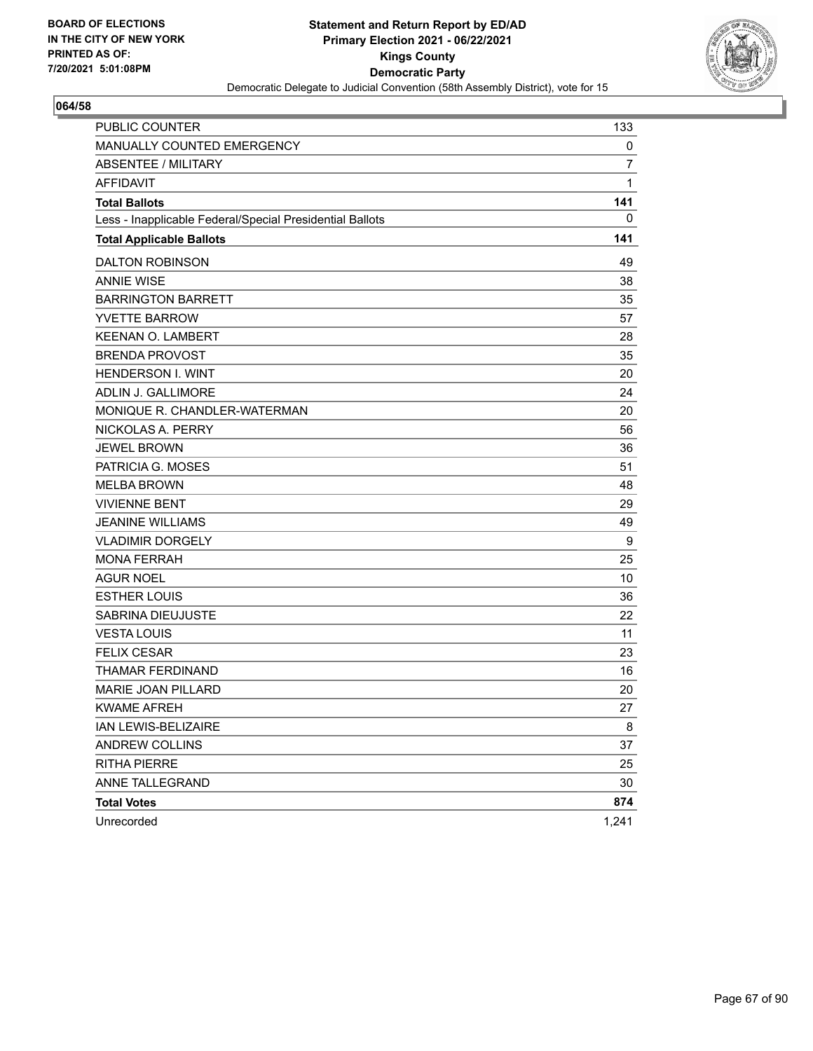BOARD OF ELECTIONS
IN THE CITY OF NEW YORK
PRINTED AS OF:
7/20/2021 5:01:08PM

**Statement and Return Report by ED/AD**
**Primary Election 2021 - 06/22/2021**
**Kings County**
**Democratic Party**
Democratic Delegate to Judicial Convention (58th Assembly District), vote for 15

## 064/58

| | |
|---|---|
| PUBLIC COUNTER | 133 |
| MANUALLY COUNTED EMERGENCY | 0 |
| ABSENTEE / MILITARY | 7 |
| AFFIDAVIT | 1 |
| **Total Ballots** | **141** |
| Less - Inapplicable Federal/Special Presidential Ballots | 0 |
| **Total Applicable Ballots** | **141** |
| DALTON ROBINSON | 49 |
| ANNIE WISE | 38 |
| BARRINGTON BARRETT | 35 |
| YVETTE BARROW | 57 |
| KEENAN O. LAMBERT | 28 |
| BRENDA PROVOST | 35 |
| HENDERSON I. WINT | 20 |
| ADLIN J. GALLIMORE | 24 |
| MONIQUE R. CHANDLER-WATERMAN | 20 |
| NICKOLAS A. PERRY | 56 |
| JEWEL BROWN | 36 |
| PATRICIA G. MOSES | 51 |
| MELBA BROWN | 48 |
| VIVIENNE BENT | 29 |
| JEANINE WILLIAMS | 49 |
| VLADIMIR DORGELY | 9 |
| MONA FERRAH | 25 |
| AGUR NOEL | 10 |
| ESTHER LOUIS | 36 |
| SABRINA DIEUJUSTE | 22 |
| VESTA LOUIS | 11 |
| FELIX CESAR | 23 |
| THAMAR FERDINAND | 16 |
| MARIE JOAN PILLARD | 20 |
| KWAME AFREH | 27 |
| IAN LEWIS-BELIZAIRE | 8 |
| ANDREW COLLINS | 37 |
| RITHA PIERRE | 25 |
| ANNE TALLEGRAND | 30 |
| **Total Votes** | **874** |
| Unrecorded | 1,241 |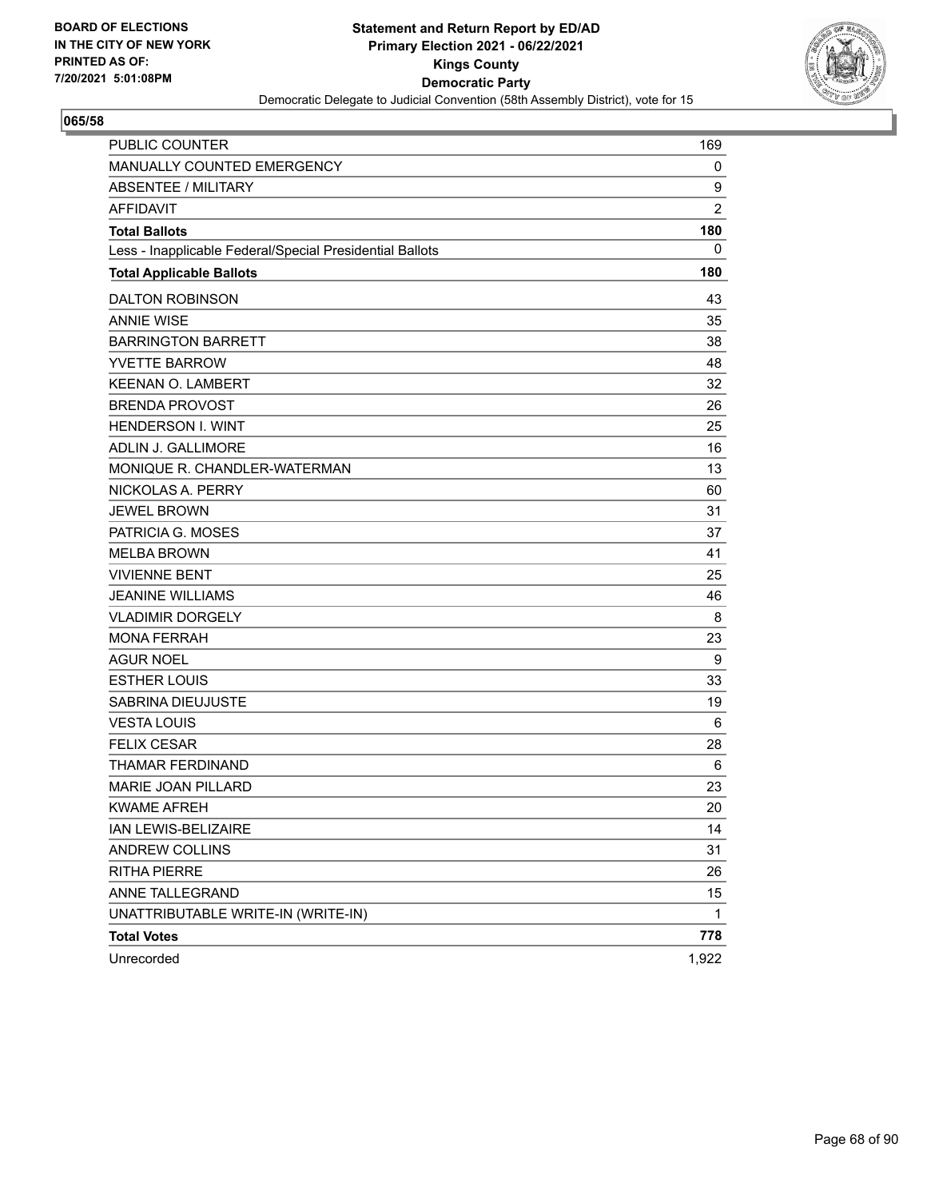BOARD OF ELECTIONS
IN THE CITY OF NEW YORK
PRINTED AS OF:
7/20/2021 5:01:08PM

**Statement and Return Report by ED/AD**
**Primary Election 2021 - 06/22/2021**
**Kings County**
**Democratic Party**
Democratic Delegate to Judicial Convention (58th Assembly District), vote for 15

**065/58**

| | |
|---|---|
| PUBLIC COUNTER | 169 |
| MANUALLY COUNTED EMERGENCY | 0 |
| ABSENTEE / MILITARY | 9 |
| AFFIDAVIT | 2 |
| **Total Ballots** | **180** |
| Less - Inapplicable Federal/Special Presidential Ballots | 0 |
| **Total Applicable Ballots** | **180** |
| DALTON ROBINSON | 43 |
| ANNIE WISE | 35 |
| BARRINGTON BARRETT | 38 |
| YVETTE BARROW | 48 |
| KEENAN O. LAMBERT | 32 |
| BRENDA PROVOST | 26 |
| HENDERSON I. WINT | 25 |
| ADLIN J. GALLIMORE | 16 |
| MONIQUE R. CHANDLER-WATERMAN | 13 |
| NICKOLAS A. PERRY | 60 |
| JEWEL BROWN | 31 |
| PATRICIA G. MOSES | 37 |
| MELBA BROWN | 41 |
| VIVIENNE BENT | 25 |
| JEANINE WILLIAMS | 46 |
| VLADIMIR DORGELY | 8 |
| MONA FERRAH | 23 |
| AGUR NOEL | 9 |
| ESTHER LOUIS | 33 |
| SABRINA DIEUJUSTE | 19 |
| VESTA LOUIS | 6 |
| FELIX CESAR | 28 |
| THAMAR FERDINAND | 6 |
| MARIE JOAN PILLARD | 23 |
| KWAME AFREH | 20 |
| IAN LEWIS-BELIZAIRE | 14 |
| ANDREW COLLINS | 31 |
| RITHA PIERRE | 26 |
| ANNE TALLEGRAND | 15 |
| UNATTRIBUTABLE WRITE-IN (WRITE-IN) | 1 |
| **Total Votes** | **778** |
| Unrecorded | 1,922 |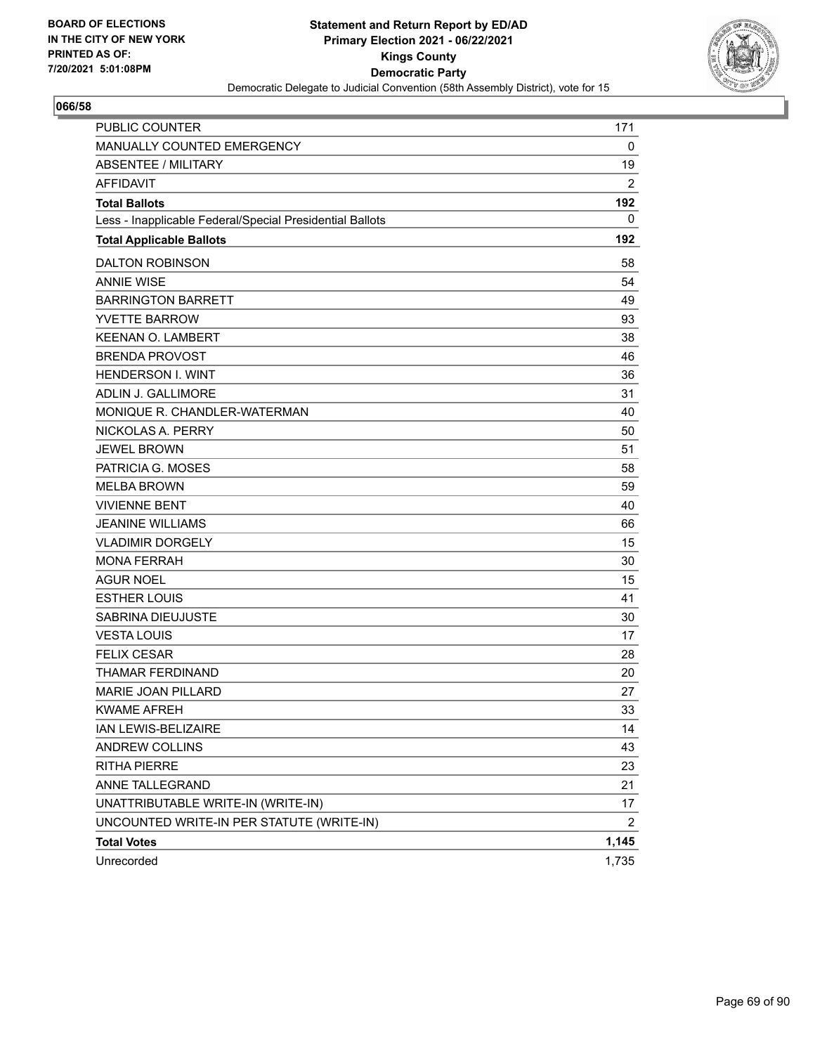BOARD OF ELECTIONS
IN THE CITY OF NEW YORK
PRINTED AS OF:
7/20/2021 5:01:08PM

**Statement and Return Report by ED/AD**
**Primary Election 2021 - 06/22/2021**
**Kings County**
**Democratic Party**
Democratic Delegate to Judicial Convention (58th Assembly District), vote for 15

**066/58**

| | |
|---|---|
| PUBLIC COUNTER | 171 |
| MANUALLY COUNTED EMERGENCY | 0 |
| ABSENTEE / MILITARY | 19 |
| AFFIDAVIT | 2 |
| **Total Ballots** | **192** |
| Less - Inapplicable Federal/Special Presidential Ballots | 0 |
| **Total Applicable Ballots** | **192** |
| DALTON ROBINSON | 58 |
| ANNIE WISE | 54 |
| BARRINGTON BARRETT | 49 |
| YVETTE BARROW | 93 |
| KEENAN O. LAMBERT | 38 |
| BRENDA PROVOST | 46 |
| HENDERSON I. WINT | 36 |
| ADLIN J. GALLIMORE | 31 |
| MONIQUE R. CHANDLER-WATERMAN | 40 |
| NICKOLAS A. PERRY | 50 |
| JEWEL BROWN | 51 |
| PATRICIA G. MOSES | 58 |
| MELBA BROWN | 59 |
| VIVIENNE BENT | 40 |
| JEANINE WILLIAMS | 66 |
| VLADIMIR DORGELY | 15 |
| MONA FERRAH | 30 |
| AGUR NOEL | 15 |
| ESTHER LOUIS | 41 |
| SABRINA DIEUJUSTE | 30 |
| VESTA LOUIS | 17 |
| FELIX CESAR | 28 |
| THAMAR FERDINAND | 20 |
| MARIE JOAN PILLARD | 27 |
| KWAME AFREH | 33 |
| IAN LEWIS-BELIZAIRE | 14 |
| ANDREW COLLINS | 43 |
| RITHA PIERRE | 23 |
| ANNE TALLEGRAND | 21 |
| UNATTRIBUTABLE WRITE-IN (WRITE-IN) | 17 |
| UNCOUNTED WRITE-IN PER STATUTE (WRITE-IN) | 2 |
| **Total Votes** | **1,145** |
| Unrecorded | 1,735 |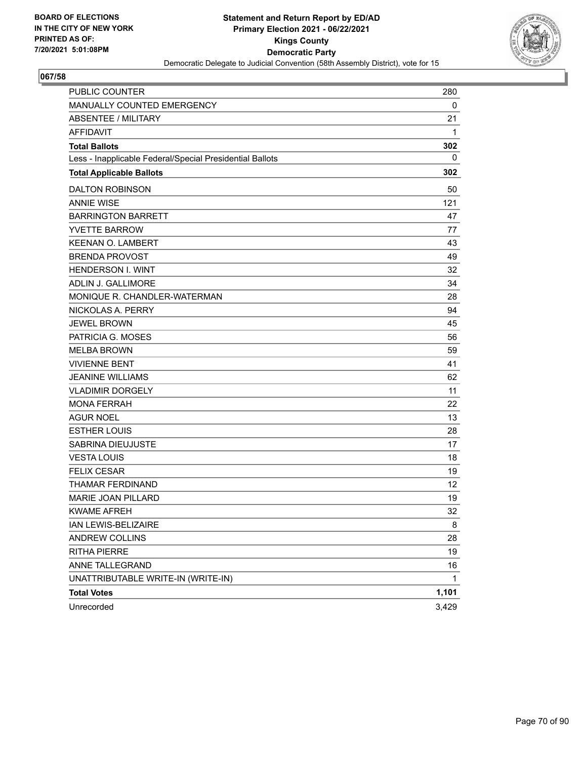BOARD OF ELECTIONS
IN THE CITY OF NEW YORK
PRINTED AS OF:
7/20/2021 5:01:08PM

**Statement and Return Report by ED/AD**
**Primary Election 2021 - 06/22/2021**
**Kings County**
**Democratic Party**
Democratic Delegate to Judicial Convention (58th Assembly District), vote for 15

## 067/58

| | |
|---|---|
| PUBLIC COUNTER | 280 |
| MANUALLY COUNTED EMERGENCY | 0 |
| ABSENTEE / MILITARY | 21 |
| AFFIDAVIT | 1 |
| **Total Ballots** | **302** |
| Less - Inapplicable Federal/Special Presidential Ballots | 0 |
| **Total Applicable Ballots** | **302** |
| DALTON ROBINSON | 50 |
| ANNIE WISE | 121 |
| BARRINGTON BARRETT | 47 |
| YVETTE BARROW | 77 |
| KEENAN O. LAMBERT | 43 |
| BRENDA PROVOST | 49 |
| HENDERSON I. WINT | 32 |
| ADLIN J. GALLIMORE | 34 |
| MONIQUE R. CHANDLER-WATERMAN | 28 |
| NICKOLAS A. PERRY | 94 |
| JEWEL BROWN | 45 |
| PATRICIA G. MOSES | 56 |
| MELBA BROWN | 59 |
| VIVIENNE BENT | 41 |
| JEANINE WILLIAMS | 62 |
| VLADIMIR DORGELY | 11 |
| MONA FERRAH | 22 |
| AGUR NOEL | 13 |
| ESTHER LOUIS | 28 |
| SABRINA DIEUJUSTE | 17 |
| VESTA LOUIS | 18 |
| FELIX CESAR | 19 |
| THAMAR FERDINAND | 12 |
| MARIE JOAN PILLARD | 19 |
| KWAME AFREH | 32 |
| IAN LEWIS-BELIZAIRE | 8 |
| ANDREW COLLINS | 28 |
| RITHA PIERRE | 19 |
| ANNE TALLEGRAND | 16 |
| UNATTRIBUTABLE WRITE-IN (WRITE-IN) | 1 |
| **Total Votes** | **1,101** |
| Unrecorded | 3,429 |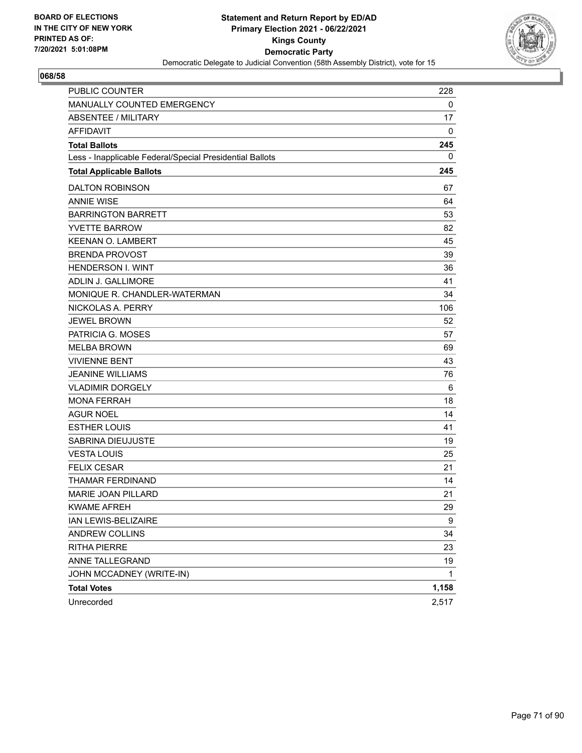BOARD OF ELECTIONS
IN THE CITY OF NEW YORK
PRINTED AS OF:
7/20/2021 5:01:08PM

**Statement and Return Report by ED/AD**
**Primary Election 2021 - 06/22/2021**
**Kings County**
**Democratic Party**
Democratic Delegate to Judicial Convention (58th Assembly District), vote for 15

**068/58**

| | |
|---|---|
| PUBLIC COUNTER | 228 |
| MANUALLY COUNTED EMERGENCY | 0 |
| ABSENTEE / MILITARY | 17 |
| AFFIDAVIT | 0 |
| **Total Ballots** | **245** |
| Less - Inapplicable Federal/Special Presidential Ballots | 0 |
| **Total Applicable Ballots** | **245** |
| DALTON ROBINSON | 67 |
| ANNIE WISE | 64 |
| BARRINGTON BARRETT | 53 |
| YVETTE BARROW | 82 |
| KEENAN O. LAMBERT | 45 |
| BRENDA PROVOST | 39 |
| HENDERSON I. WINT | 36 |
| ADLIN J. GALLIMORE | 41 |
| MONIQUE R. CHANDLER-WATERMAN | 34 |
| NICKOLAS A. PERRY | 106 |
| JEWEL BROWN | 52 |
| PATRICIA G. MOSES | 57 |
| MELBA BROWN | 69 |
| VIVIENNE BENT | 43 |
| JEANINE WILLIAMS | 76 |
| VLADIMIR DORGELY | 6 |
| MONA FERRAH | 18 |
| AGUR NOEL | 14 |
| ESTHER LOUIS | 41 |
| SABRINA DIEUJUSTE | 19 |
| VESTA LOUIS | 25 |
| FELIX CESAR | 21 |
| THAMAR FERDINAND | 14 |
| MARIE JOAN PILLARD | 21 |
| KWAME AFREH | 29 |
| IAN LEWIS-BELIZAIRE | 9 |
| ANDREW COLLINS | 34 |
| RITHA PIERRE | 23 |
| ANNE TALLEGRAND | 19 |
| JOHN MCCADNEY (WRITE-IN) | 1 |
| **Total Votes** | **1,158** |
| Unrecorded | 2,517 |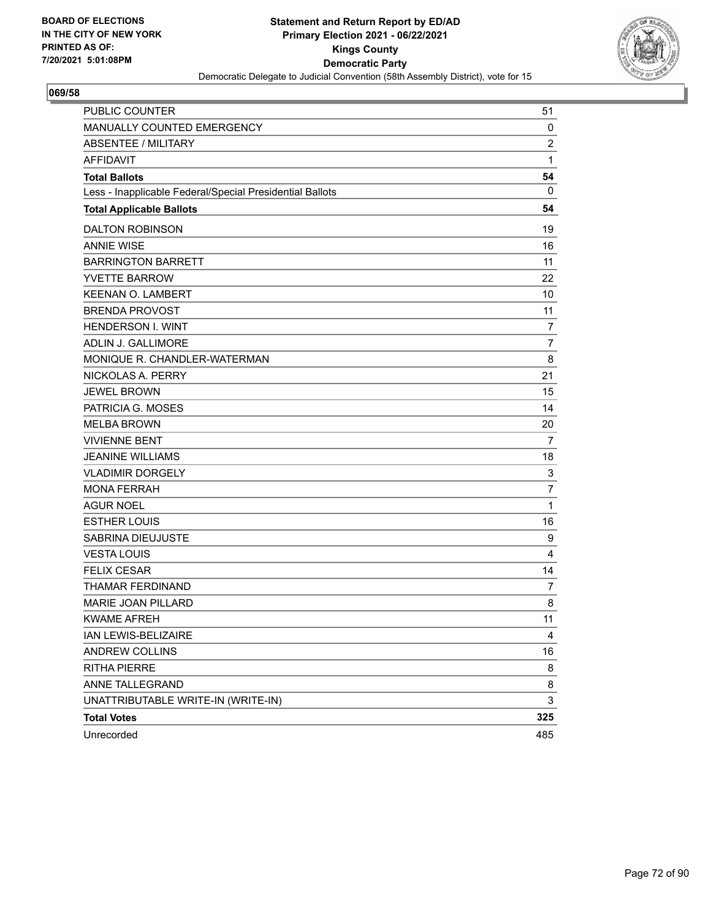BOARD OF ELECTIONS
IN THE CITY OF NEW YORK
PRINTED AS OF:
7/20/2021 5:01:08PM

**Statement and Return Report by ED/AD**
**Primary Election 2021 - 06/22/2021**
**Kings County**
**Democratic Party**
Democratic Delegate to Judicial Convention (58th Assembly District), vote for 15

## 069/58

| | |
|---|---|
| PUBLIC COUNTER | 51 |
| MANUALLY COUNTED EMERGENCY | 0 |
| ABSENTEE / MILITARY | 2 |
| AFFIDAVIT | 1 |
| **Total Ballots** | **54** |
| Less - Inapplicable Federal/Special Presidential Ballots | 0 |
| **Total Applicable Ballots** | **54** |
| DALTON ROBINSON | 19 |
| ANNIE WISE | 16 |
| BARRINGTON BARRETT | 11 |
| YVETTE BARROW | 22 |
| KEENAN O. LAMBERT | 10 |
| BRENDA PROVOST | 11 |
| HENDERSON I. WINT | 7 |
| ADLIN J. GALLIMORE | 7 |
| MONIQUE R. CHANDLER-WATERMAN | 8 |
| NICKOLAS A. PERRY | 21 |
| JEWEL BROWN | 15 |
| PATRICIA G. MOSES | 14 |
| MELBA BROWN | 20 |
| VIVIENNE BENT | 7 |
| JEANINE WILLIAMS | 18 |
| VLADIMIR DORGELY | 3 |
| MONA FERRAH | 7 |
| AGUR NOEL | 1 |
| ESTHER LOUIS | 16 |
| SABRINA DIEUJUSTE | 9 |
| VESTA LOUIS | 4 |
| FELIX CESAR | 14 |
| THAMAR FERDINAND | 7 |
| MARIE JOAN PILLARD | 8 |
| KWAME AFREH | 11 |
| IAN LEWIS-BELIZAIRE | 4 |
| ANDREW COLLINS | 16 |
| RITHA PIERRE | 8 |
| ANNE TALLEGRAND | 8 |
| UNATTRIBUTABLE WRITE-IN (WRITE-IN) | 3 |
| **Total Votes** | **325** |
| Unrecorded | 485 |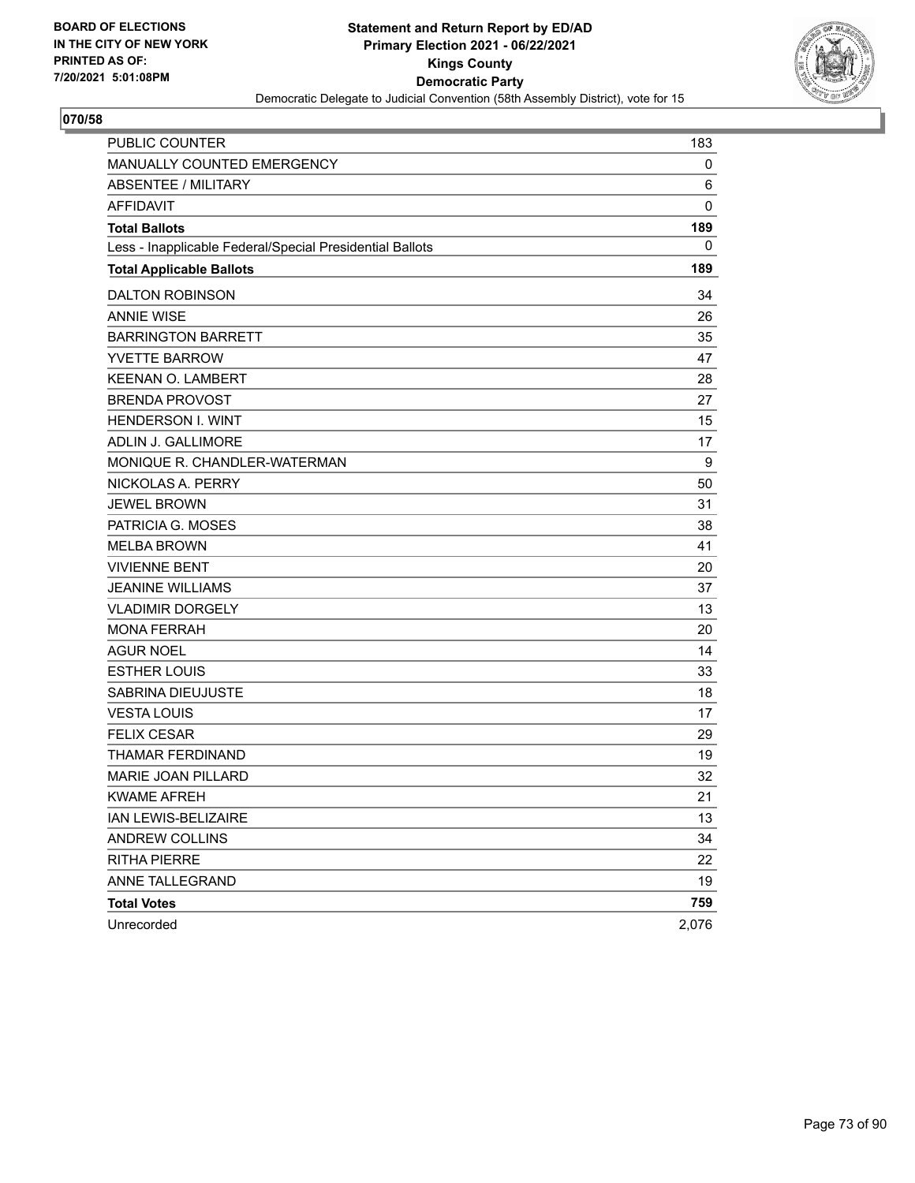BOARD OF ELECTIONS
IN THE CITY OF NEW YORK
PRINTED AS OF:
7/20/2021 5:01:08PM

**Statement and Return Report by ED/AD**
**Primary Election 2021 - 06/22/2021**
**Kings County**
**Democratic Party**
Democratic Delegate to Judicial Convention (58th Assembly District), vote for 15

**070/58**

| | |
|---|---|
| PUBLIC COUNTER | 183 |
| MANUALLY COUNTED EMERGENCY | 0 |
| ABSENTEE / MILITARY | 6 |
| AFFIDAVIT | 0 |
| **Total Ballots** | **189** |
| Less - Inapplicable Federal/Special Presidential Ballots | 0 |
| **Total Applicable Ballots** | **189** |
| DALTON ROBINSON | 34 |
| ANNIE WISE | 26 |
| BARRINGTON BARRETT | 35 |
| YVETTE BARROW | 47 |
| KEENAN O. LAMBERT | 28 |
| BRENDA PROVOST | 27 |
| HENDERSON I. WINT | 15 |
| ADLIN J. GALLIMORE | 17 |
| MONIQUE R. CHANDLER-WATERMAN | 9 |
| NICKOLAS A. PERRY | 50 |
| JEWEL BROWN | 31 |
| PATRICIA G. MOSES | 38 |
| MELBA BROWN | 41 |
| VIVIENNE BENT | 20 |
| JEANINE WILLIAMS | 37 |
| VLADIMIR DORGELY | 13 |
| MONA FERRAH | 20 |
| AGUR NOEL | 14 |
| ESTHER LOUIS | 33 |
| SABRINA DIEUJUSTE | 18 |
| VESTA LOUIS | 17 |
| FELIX CESAR | 29 |
| THAMAR FERDINAND | 19 |
| MARIE JOAN PILLARD | 32 |
| KWAME AFREH | 21 |
| IAN LEWIS-BELIZAIRE | 13 |
| ANDREW COLLINS | 34 |
| RITHA PIERRE | 22 |
| ANNE TALLEGRAND | 19 |
| **Total Votes** | **759** |
| Unrecorded | 2,076 |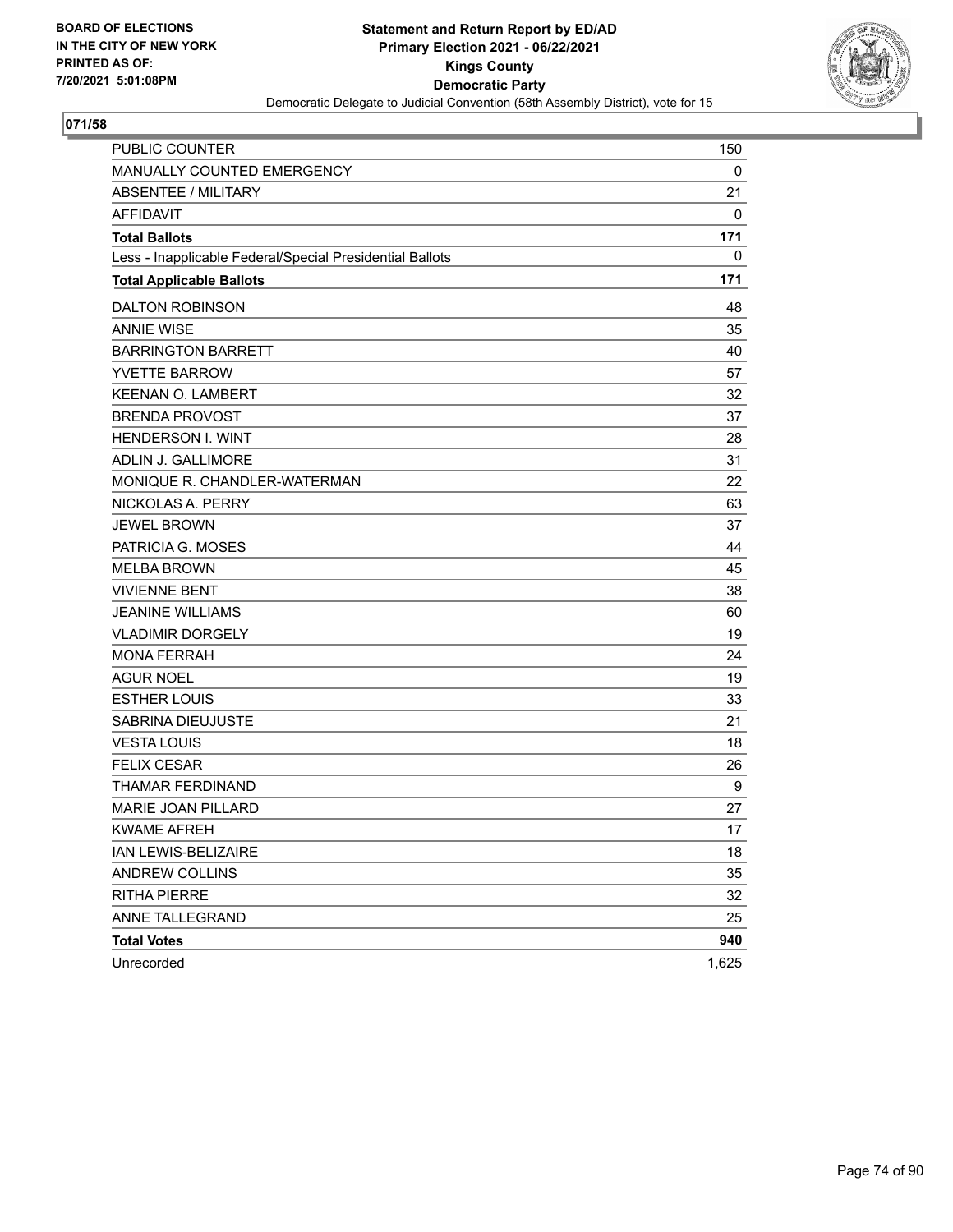BOARD OF ELECTIONS
IN THE CITY OF NEW YORK
PRINTED AS OF:
7/20/2021 5:01:08PM

**Statement and Return Report by ED/AD**
**Primary Election 2021 - 06/22/2021**
**Kings County**
**Democratic Party**
Democratic Delegate to Judicial Convention (58th Assembly District), vote for 15

## 071/58

| | |
|---|---|
| PUBLIC COUNTER | 150 |
| MANUALLY COUNTED EMERGENCY | 0 |
| ABSENTEE / MILITARY | 21 |
| AFFIDAVIT | 0 |
| **Total Ballots** | **171** |
| Less - Inapplicable Federal/Special Presidential Ballots | 0 |
| **Total Applicable Ballots** | **171** |
| DALTON ROBINSON | 48 |
| ANNIE WISE | 35 |
| BARRINGTON BARRETT | 40 |
| YVETTE BARROW | 57 |
| KEENAN O. LAMBERT | 32 |
| BRENDA PROVOST | 37 |
| HENDERSON I. WINT | 28 |
| ADLIN J. GALLIMORE | 31 |
| MONIQUE R. CHANDLER-WATERMAN | 22 |
| NICKOLAS A. PERRY | 63 |
| JEWEL BROWN | 37 |
| PATRICIA G. MOSES | 44 |
| MELBA BROWN | 45 |
| VIVIENNE BENT | 38 |
| JEANINE WILLIAMS | 60 |
| VLADIMIR DORGELY | 19 |
| MONA FERRAH | 24 |
| AGUR NOEL | 19 |
| ESTHER LOUIS | 33 |
| SABRINA DIEUJUSTE | 21 |
| VESTA LOUIS | 18 |
| FELIX CESAR | 26 |
| THAMAR FERDINAND | 9 |
| MARIE JOAN PILLARD | 27 |
| KWAME AFREH | 17 |
| IAN LEWIS-BELIZAIRE | 18 |
| ANDREW COLLINS | 35 |
| RITHA PIERRE | 32 |
| ANNE TALLEGRAND | 25 |
| **Total Votes** | **940** |
| Unrecorded | 1,625 |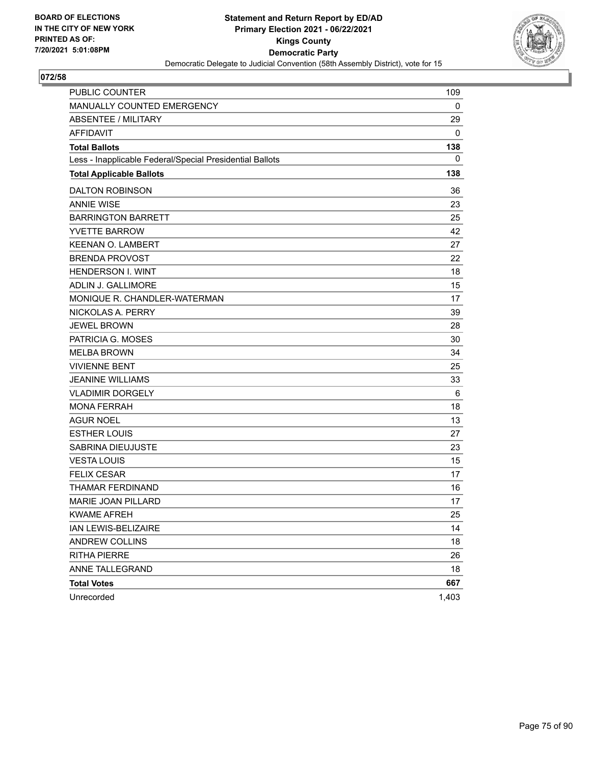BOARD OF ELECTIONS
IN THE CITY OF NEW YORK
PRINTED AS OF:
7/20/2021 5:01:08PM

**Statement and Return Report by ED/AD**
**Primary Election 2021 - 06/22/2021**
**Kings County**
**Democratic Party**
Democratic Delegate to Judicial Convention (58th Assembly District), vote for 15

## 072/58

| | |
|---|---|
| PUBLIC COUNTER | 109 |
| MANUALLY COUNTED EMERGENCY | 0 |
| ABSENTEE / MILITARY | 29 |
| AFFIDAVIT | 0 |
| **Total Ballots** | **138** |
| Less - Inapplicable Federal/Special Presidential Ballots | 0 |
| **Total Applicable Ballots** | **138** |
| DALTON ROBINSON | 36 |
| ANNIE WISE | 23 |
| BARRINGTON BARRETT | 25 |
| YVETTE BARROW | 42 |
| KEENAN O. LAMBERT | 27 |
| BRENDA PROVOST | 22 |
| HENDERSON I. WINT | 18 |
| ADLIN J. GALLIMORE | 15 |
| MONIQUE R. CHANDLER-WATERMAN | 17 |
| NICKOLAS A. PERRY | 39 |
| JEWEL BROWN | 28 |
| PATRICIA G. MOSES | 30 |
| MELBA BROWN | 34 |
| VIVIENNE BENT | 25 |
| JEANINE WILLIAMS | 33 |
| VLADIMIR DORGELY | 6 |
| MONA FERRAH | 18 |
| AGUR NOEL | 13 |
| ESTHER LOUIS | 27 |
| SABRINA DIEUJUSTE | 23 |
| VESTA LOUIS | 15 |
| FELIX CESAR | 17 |
| THAMAR FERDINAND | 16 |
| MARIE JOAN PILLARD | 17 |
| KWAME AFREH | 25 |
| IAN LEWIS-BELIZAIRE | 14 |
| ANDREW COLLINS | 18 |
| RITHA PIERRE | 26 |
| ANNE TALLEGRAND | 18 |
| **Total Votes** | **667** |
| Unrecorded | 1,403 |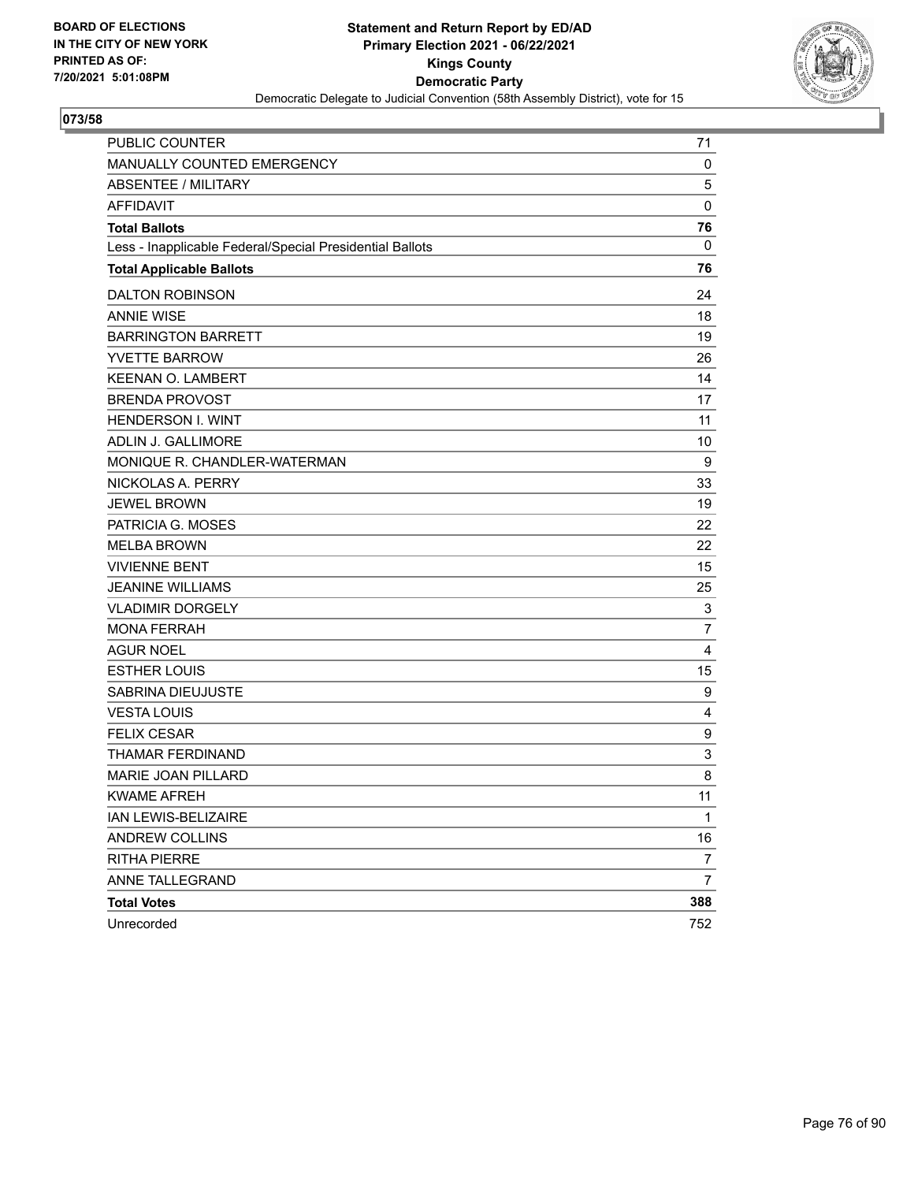BOARD OF ELECTIONS
IN THE CITY OF NEW YORK
PRINTED AS OF:
7/20/2021 5:01:08PM

**Statement and Return Report by ED/AD**
**Primary Election 2021 - 06/22/2021**
**Kings County**
**Democratic Party**
Democratic Delegate to Judicial Convention (58th Assembly District), vote for 15

**073/58**

| | |
|---|---|
| PUBLIC COUNTER | 71 |
| MANUALLY COUNTED EMERGENCY | 0 |
| ABSENTEE / MILITARY | 5 |
| AFFIDAVIT | 0 |
| **Total Ballots** | **76** |
| Less - Inapplicable Federal/Special Presidential Ballots | 0 |
| **Total Applicable Ballots** | **76** |
| DALTON ROBINSON | 24 |
| ANNIE WISE | 18 |
| BARRINGTON BARRETT | 19 |
| YVETTE BARROW | 26 |
| KEENAN O. LAMBERT | 14 |
| BRENDA PROVOST | 17 |
| HENDERSON I. WINT | 11 |
| ADLIN J. GALLIMORE | 10 |
| MONIQUE R. CHANDLER-WATERMAN | 9 |
| NICKOLAS A. PERRY | 33 |
| JEWEL BROWN | 19 |
| PATRICIA G. MOSES | 22 |
| MELBA BROWN | 22 |
| VIVIENNE BENT | 15 |
| JEANINE WILLIAMS | 25 |
| VLADIMIR DORGELY | 3 |
| MONA FERRAH | 7 |
| AGUR NOEL | 4 |
| ESTHER LOUIS | 15 |
| SABRINA DIEUJUSTE | 9 |
| VESTA LOUIS | 4 |
| FELIX CESAR | 9 |
| THAMAR FERDINAND | 3 |
| MARIE JOAN PILLARD | 8 |
| KWAME AFREH | 11 |
| IAN LEWIS-BELIZAIRE | 1 |
| ANDREW COLLINS | 16 |
| RITHA PIERRE | 7 |
| ANNE TALLEGRAND | 7 |
| **Total Votes** | **388** |
| Unrecorded | 752 |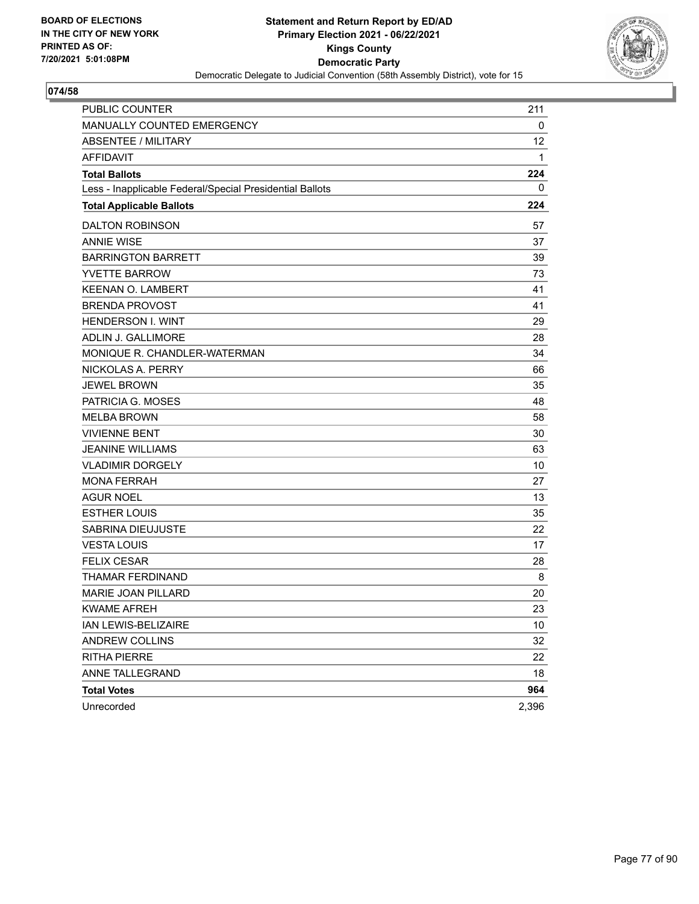BOARD OF ELECTIONS
IN THE CITY OF NEW YORK
PRINTED AS OF:
7/20/2021 5:01:08PM

**Statement and Return Report by ED/AD**
**Primary Election 2021 - 06/22/2021**
**Kings County**
**Democratic Party**
Democratic Delegate to Judicial Convention (58th Assembly District), vote for 15

**074/58**

| | |
|---|---|
| PUBLIC COUNTER | 211 |
| MANUALLY COUNTED EMERGENCY | 0 |
| ABSENTEE / MILITARY | 12 |
| AFFIDAVIT | 1 |
| **Total Ballots** | **224** |
| Less - Inapplicable Federal/Special Presidential Ballots | 0 |
| **Total Applicable Ballots** | **224** |
| DALTON ROBINSON | 57 |
| ANNIE WISE | 37 |
| BARRINGTON BARRETT | 39 |
| YVETTE BARROW | 73 |
| KEENAN O. LAMBERT | 41 |
| BRENDA PROVOST | 41 |
| HENDERSON I. WINT | 29 |
| ADLIN J. GALLIMORE | 28 |
| MONIQUE R. CHANDLER-WATERMAN | 34 |
| NICKOLAS A. PERRY | 66 |
| JEWEL BROWN | 35 |
| PATRICIA G. MOSES | 48 |
| MELBA BROWN | 58 |
| VIVIENNE BENT | 30 |
| JEANINE WILLIAMS | 63 |
| VLADIMIR DORGELY | 10 |
| MONA FERRAH | 27 |
| AGUR NOEL | 13 |
| ESTHER LOUIS | 35 |
| SABRINA DIEUJUSTE | 22 |
| VESTA LOUIS | 17 |
| FELIX CESAR | 28 |
| THAMAR FERDINAND | 8 |
| MARIE JOAN PILLARD | 20 |
| KWAME AFREH | 23 |
| IAN LEWIS-BELIZAIRE | 10 |
| ANDREW COLLINS | 32 |
| RITHA PIERRE | 22 |
| ANNE TALLEGRAND | 18 |
| **Total Votes** | **964** |
| Unrecorded | 2,396 |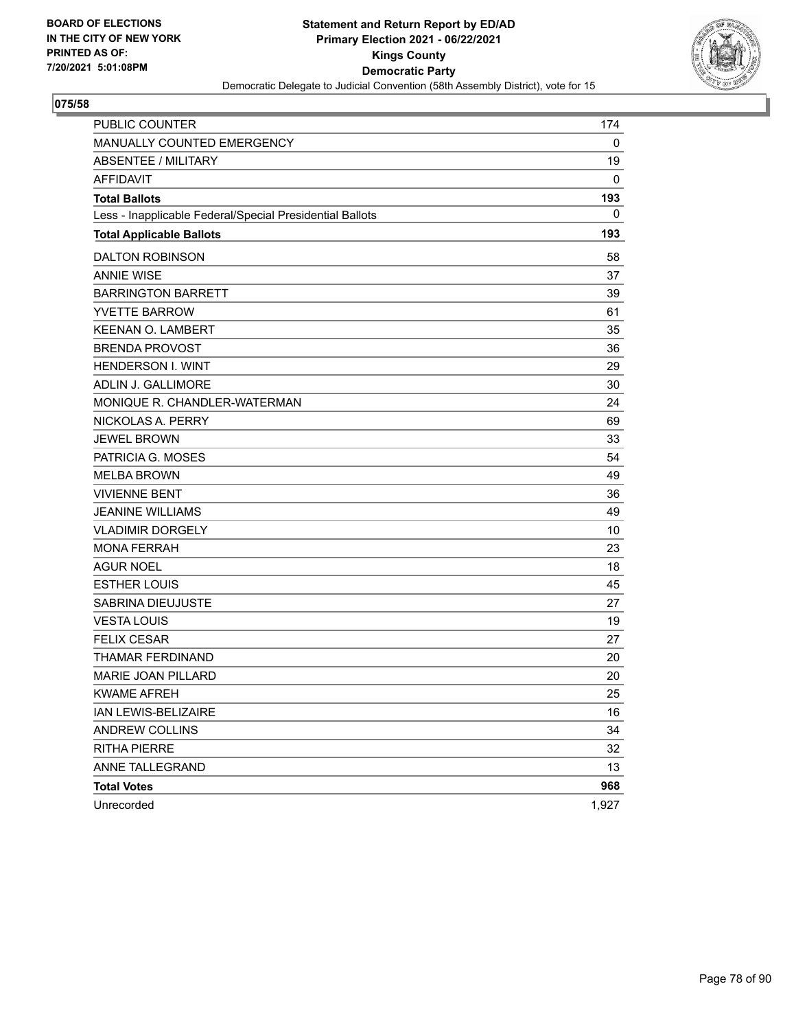**BOARD OF ELECTIONS IN THE CITY OF NEW YORK PRINTED AS OF: 7/20/2021 5:01:08PM**

# Statement and Return Report by ED/AD
## Primary Election 2021 - 06/22/2021
## Kings County
## Democratic Party
### Democratic Delegate to Judicial Convention (58th Assembly District), vote for 15

**075/58**

| | |
|---|---|
| PUBLIC COUNTER | 174 |
| MANUALLY COUNTED EMERGENCY | 0 |
| ABSENTEE / MILITARY | 19 |
| AFFIDAVIT | 0 |
| **Total Ballots** | **193** |
| Less - Inapplicable Federal/Special Presidential Ballots | 0 |
| **Total Applicable Ballots** | **193** |
| DALTON ROBINSON | 58 |
| ANNIE WISE | 37 |
| BARRINGTON BARRETT | 39 |
| YVETTE BARROW | 61 |
| KEENAN O. LAMBERT | 35 |
| BRENDA PROVOST | 36 |
| HENDERSON I. WINT | 29 |
| ADLIN J. GALLIMORE | 30 |
| MONIQUE R. CHANDLER-WATERMAN | 24 |
| NICKOLAS A. PERRY | 69 |
| JEWEL BROWN | 33 |
| PATRICIA G. MOSES | 54 |
| MELBA BROWN | 49 |
| VIVIENNE BENT | 36 |
| JEANINE WILLIAMS | 49 |
| VLADIMIR DORGELY | 10 |
| MONA FERRAH | 23 |
| AGUR NOEL | 18 |
| ESTHER LOUIS | 45 |
| SABRINA DIEUJUSTE | 27 |
| VESTA LOUIS | 19 |
| FELIX CESAR | 27 |
| THAMAR FERDINAND | 20 |
| MARIE JOAN PILLARD | 20 |
| KWAME AFREH | 25 |
| IAN LEWIS-BELIZAIRE | 16 |
| ANDREW COLLINS | 34 |
| RITHA PIERRE | 32 |
| ANNE TALLEGRAND | 13 |
| **Total Votes** | **968** |
| Unrecorded | 1,927 |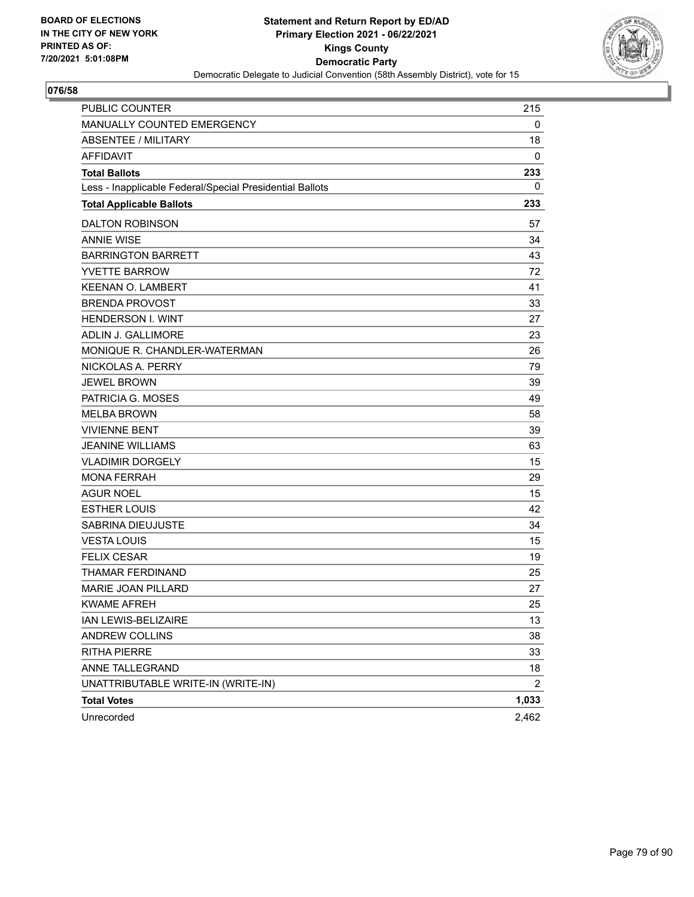BOARD OF ELECTIONS
IN THE CITY OF NEW YORK
PRINTED AS OF:
7/20/2021 5:01:08PM

**Statement and Return Report by ED/AD**
**Primary Election 2021 - 06/22/2021**
**Kings County**
**Democratic Party**
Democratic Delegate to Judicial Convention (58th Assembly District), vote for 15

## 076/58

| | |
|---|---|
| PUBLIC COUNTER | 215 |
| MANUALLY COUNTED EMERGENCY | 0 |
| ABSENTEE / MILITARY | 18 |
| AFFIDAVIT | 0 |
| **Total Ballots** | **233** |
| Less - Inapplicable Federal/Special Presidential Ballots | 0 |
| **Total Applicable Ballots** | **233** |
| DALTON ROBINSON | 57 |
| ANNIE WISE | 34 |
| BARRINGTON BARRETT | 43 |
| YVETTE BARROW | 72 |
| KEENAN O. LAMBERT | 41 |
| BRENDA PROVOST | 33 |
| HENDERSON I. WINT | 27 |
| ADLIN J. GALLIMORE | 23 |
| MONIQUE R. CHANDLER-WATERMAN | 26 |
| NICKOLAS A. PERRY | 79 |
| JEWEL BROWN | 39 |
| PATRICIA G. MOSES | 49 |
| MELBA BROWN | 58 |
| VIVIENNE BENT | 39 |
| JEANINE WILLIAMS | 63 |
| VLADIMIR DORGELY | 15 |
| MONA FERRAH | 29 |
| AGUR NOEL | 15 |
| ESTHER LOUIS | 42 |
| SABRINA DIEUJUSTE | 34 |
| VESTA LOUIS | 15 |
| FELIX CESAR | 19 |
| THAMAR FERDINAND | 25 |
| MARIE JOAN PILLARD | 27 |
| KWAME AFREH | 25 |
| IAN LEWIS-BELIZAIRE | 13 |
| ANDREW COLLINS | 38 |
| RITHA PIERRE | 33 |
| ANNE TALLEGRAND | 18 |
| UNATTRIBUTABLE WRITE-IN (WRITE-IN) | 2 |
| **Total Votes** | **1,033** |
| Unrecorded | 2,462 |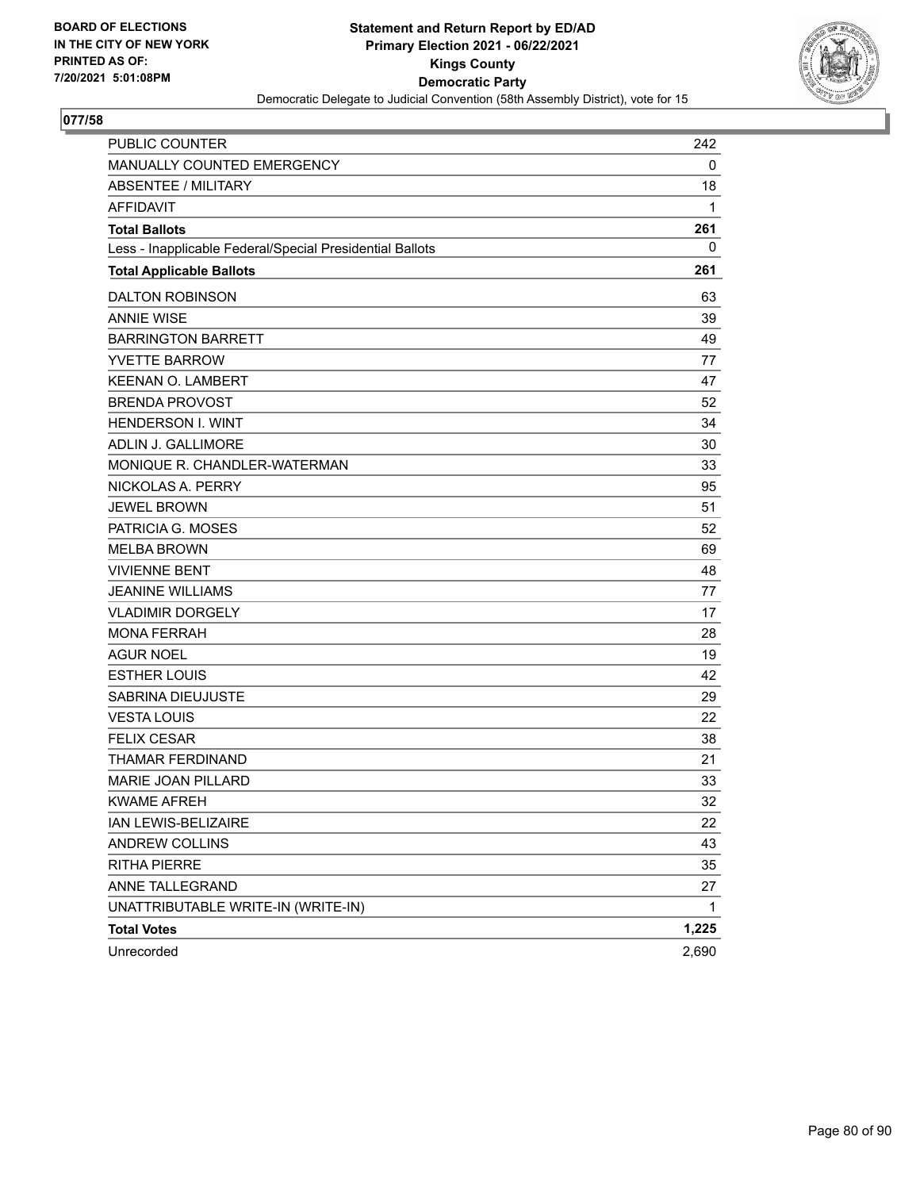BOARD OF ELECTIONS
IN THE CITY OF NEW YORK
PRINTED AS OF:
7/20/2021 5:01:08PM

**Statement and Return Report by ED/AD**
**Primary Election 2021 - 06/22/2021**
**Kings County**
**Democratic Party**
Democratic Delegate to Judicial Convention (58th Assembly District), vote for 15

## 077/58

| | |
|---|---|
| PUBLIC COUNTER | 242 |
| MANUALLY COUNTED EMERGENCY | 0 |
| ABSENTEE / MILITARY | 18 |
| AFFIDAVIT | 1 |
| **Total Ballots** | **261** |
| Less - Inapplicable Federal/Special Presidential Ballots | 0 |
| **Total Applicable Ballots** | **261** |
| DALTON ROBINSON | 63 |
| ANNIE WISE | 39 |
| BARRINGTON BARRETT | 49 |
| YVETTE BARROW | 77 |
| KEENAN O. LAMBERT | 47 |
| BRENDA PROVOST | 52 |
| HENDERSON I. WINT | 34 |
| ADLIN J. GALLIMORE | 30 |
| MONIQUE R. CHANDLER-WATERMAN | 33 |
| NICKOLAS A. PERRY | 95 |
| JEWEL BROWN | 51 |
| PATRICIA G. MOSES | 52 |
| MELBA BROWN | 69 |
| VIVIENNE BENT | 48 |
| JEANINE WILLIAMS | 77 |
| VLADIMIR DORGELY | 17 |
| MONA FERRAH | 28 |
| AGUR NOEL | 19 |
| ESTHER LOUIS | 42 |
| SABRINA DIEUJUSTE | 29 |
| VESTA LOUIS | 22 |
| FELIX CESAR | 38 |
| THAMAR FERDINAND | 21 |
| MARIE JOAN PILLARD | 33 |
| KWAME AFREH | 32 |
| IAN LEWIS-BELIZAIRE | 22 |
| ANDREW COLLINS | 43 |
| RITHA PIERRE | 35 |
| ANNE TALLEGRAND | 27 |
| UNATTRIBUTABLE WRITE-IN (WRITE-IN) | 1 |
| **Total Votes** | **1,225** |
| Unrecorded | 2,690 |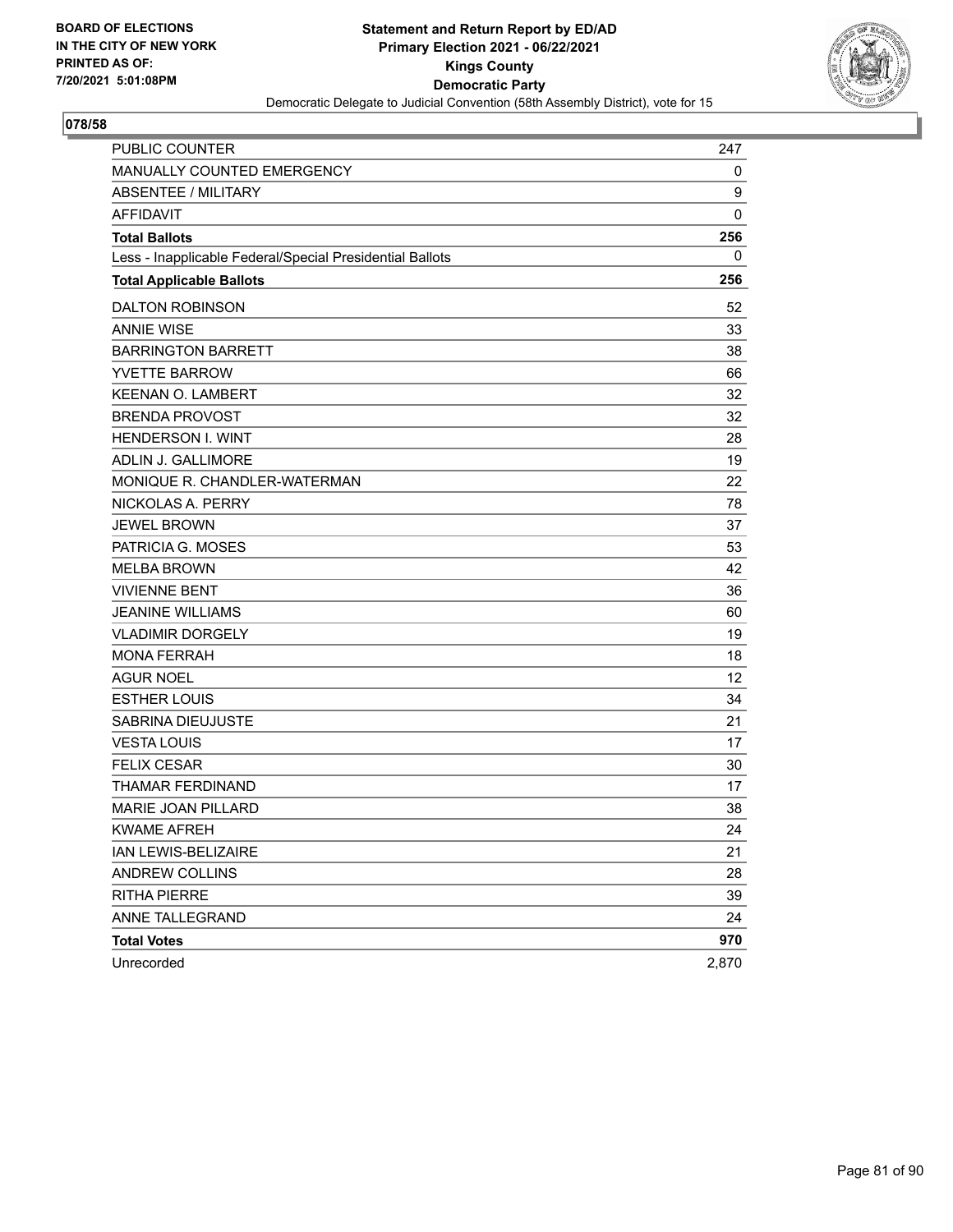BOARD OF ELECTIONS
IN THE CITY OF NEW YORK
PRINTED AS OF:
7/20/2021 5:01:08PM

**Statement and Return Report by ED/AD**
**Primary Election 2021 - 06/22/2021**
**Kings County**
**Democratic Party**
Democratic Delegate to Judicial Convention (58th Assembly District), vote for 15

**078/58**

| | |
|---|---|
| PUBLIC COUNTER | 247 |
| MANUALLY COUNTED EMERGENCY | 0 |
| ABSENTEE / MILITARY | 9 |
| AFFIDAVIT | 0 |
| **Total Ballots** | **256** |
| Less - Inapplicable Federal/Special Presidential Ballots | 0 |
| **Total Applicable Ballots** | **256** |
| DALTON ROBINSON | 52 |
| ANNIE WISE | 33 |
| BARRINGTON BARRETT | 38 |
| YVETTE BARROW | 66 |
| KEENAN O. LAMBERT | 32 |
| BRENDA PROVOST | 32 |
| HENDERSON I. WINT | 28 |
| ADLIN J. GALLIMORE | 19 |
| MONIQUE R. CHANDLER-WATERMAN | 22 |
| NICKOLAS A. PERRY | 78 |
| JEWEL BROWN | 37 |
| PATRICIA G. MOSES | 53 |
| MELBA BROWN | 42 |
| VIVIENNE BENT | 36 |
| JEANINE WILLIAMS | 60 |
| VLADIMIR DORGELY | 19 |
| MONA FERRAH | 18 |
| AGUR NOEL | 12 |
| ESTHER LOUIS | 34 |
| SABRINA DIEUJUSTE | 21 |
| VESTA LOUIS | 17 |
| FELIX CESAR | 30 |
| THAMAR FERDINAND | 17 |
| MARIE JOAN PILLARD | 38 |
| KWAME AFREH | 24 |
| IAN LEWIS-BELIZAIRE | 21 |
| ANDREW COLLINS | 28 |
| RITHA PIERRE | 39 |
| ANNE TALLEGRAND | 24 |
| **Total Votes** | **970** |
| Unrecorded | 2,870 |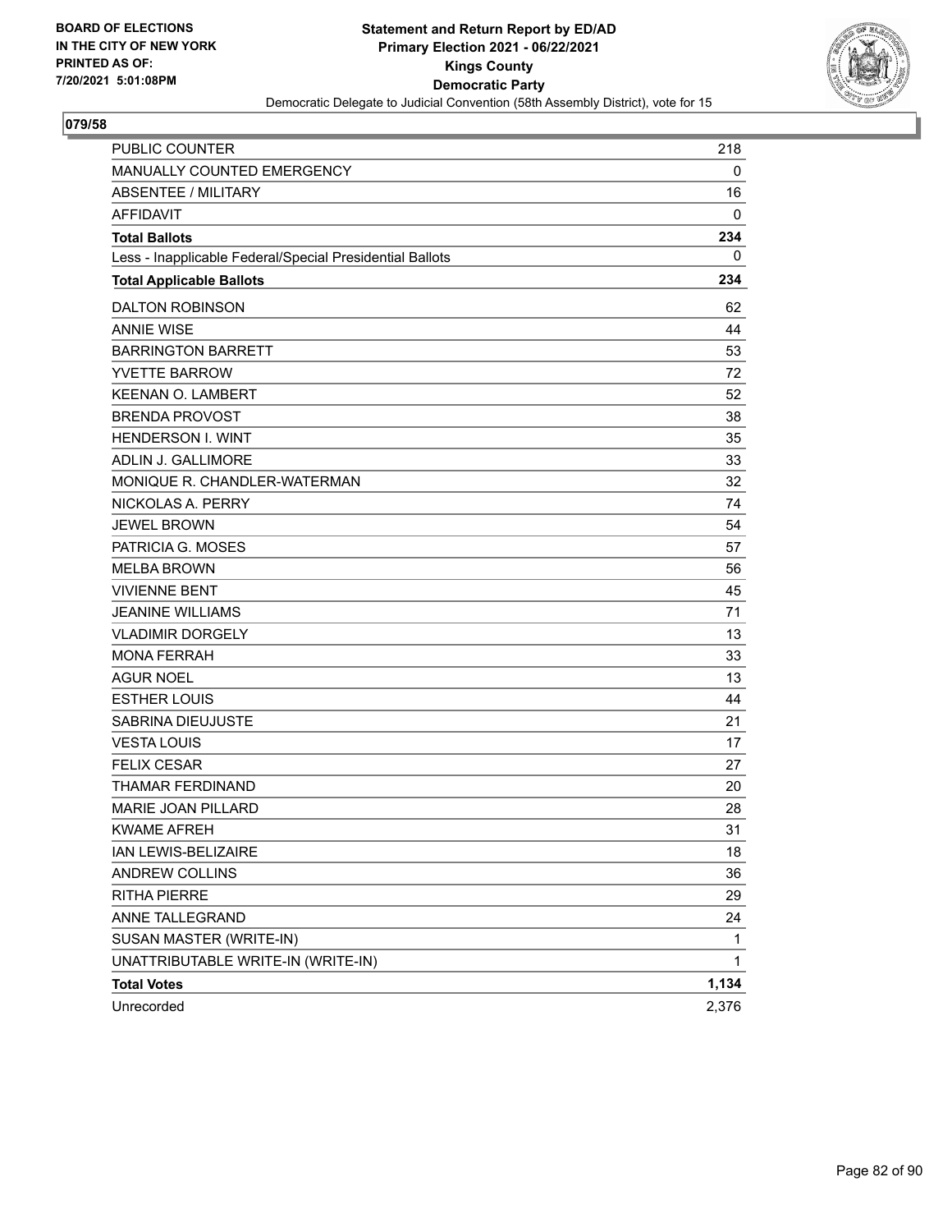BOARD OF ELECTIONS
IN THE CITY OF NEW YORK
PRINTED AS OF:
7/20/2021 5:01:08PM

**Statement and Return Report by ED/AD**
**Primary Election 2021 - 06/22/2021**
**Kings County**
**Democratic Party**
Democratic Delegate to Judicial Convention (58th Assembly District), vote for 15

**079/58**

| | |
|---|---|
| PUBLIC COUNTER | 218 |
| MANUALLY COUNTED EMERGENCY | 0 |
| ABSENTEE / MILITARY | 16 |
| AFFIDAVIT | 0 |
| **Total Ballots** | **234** |
| Less - Inapplicable Federal/Special Presidential Ballots | 0 |
| **Total Applicable Ballots** | **234** |
| DALTON ROBINSON | 62 |
| ANNIE WISE | 44 |
| BARRINGTON BARRETT | 53 |
| YVETTE BARROW | 72 |
| KEENAN O. LAMBERT | 52 |
| BRENDA PROVOST | 38 |
| HENDERSON I. WINT | 35 |
| ADLIN J. GALLIMORE | 33 |
| MONIQUE R. CHANDLER-WATERMAN | 32 |
| NICKOLAS A. PERRY | 74 |
| JEWEL BROWN | 54 |
| PATRICIA G. MOSES | 57 |
| MELBA BROWN | 56 |
| VIVIENNE BENT | 45 |
| JEANINE WILLIAMS | 71 |
| VLADIMIR DORGELY | 13 |
| MONA FERRAH | 33 |
| AGUR NOEL | 13 |
| ESTHER LOUIS | 44 |
| SABRINA DIEUJUSTE | 21 |
| VESTA LOUIS | 17 |
| FELIX CESAR | 27 |
| THAMAR FERDINAND | 20 |
| MARIE JOAN PILLARD | 28 |
| KWAME AFREH | 31 |
| IAN LEWIS-BELIZAIRE | 18 |
| ANDREW COLLINS | 36 |
| RITHA PIERRE | 29 |
| ANNE TALLEGRAND | 24 |
| SUSAN MASTER (WRITE-IN) | 1 |
| UNATTRIBUTABLE WRITE-IN (WRITE-IN) | 1 |
| **Total Votes** | **1,134** |
| Unrecorded | 2,376 |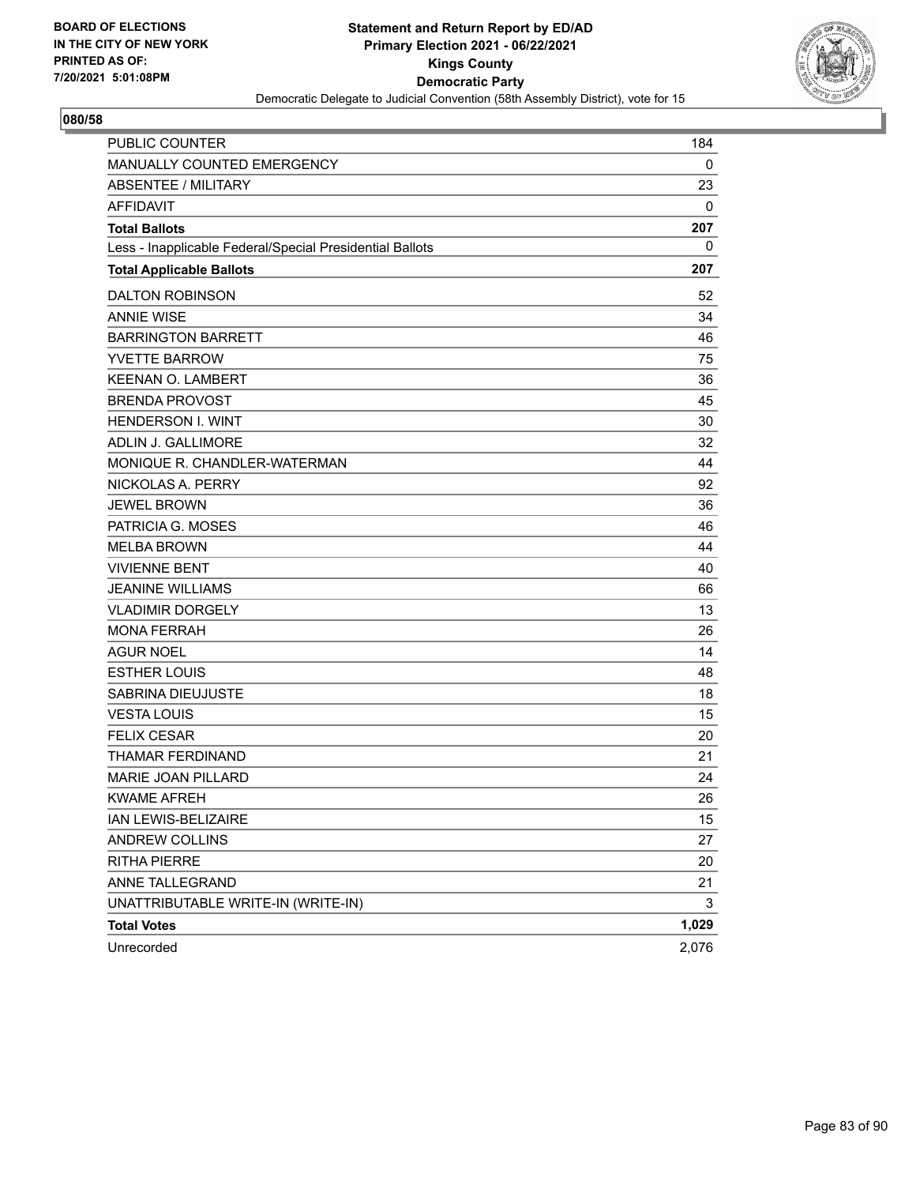BOARD OF ELECTIONS
IN THE CITY OF NEW YORK
PRINTED AS OF:
7/20/2021 5:01:08PM

**Statement and Return Report by ED/AD**
**Primary Election 2021 - 06/22/2021**
**Kings County**
**Democratic Party**
Democratic Delegate to Judicial Convention (58th Assembly District), vote for 15

**080/58**

| | |
|---|---|
| PUBLIC COUNTER | 184 |
| MANUALLY COUNTED EMERGENCY | 0 |
| ABSENTEE / MILITARY | 23 |
| AFFIDAVIT | 0 |
| **Total Ballots** | **207** |
| Less - Inapplicable Federal/Special Presidential Ballots | 0 |
| **Total Applicable Ballots** | **207** |
| DALTON ROBINSON | 52 |
| ANNIE WISE | 34 |
| BARRINGTON BARRETT | 46 |
| YVETTE BARROW | 75 |
| KEENAN O. LAMBERT | 36 |
| BRENDA PROVOST | 45 |
| HENDERSON I. WINT | 30 |
| ADLIN J. GALLIMORE | 32 |
| MONIQUE R. CHANDLER-WATERMAN | 44 |
| NICKOLAS A. PERRY | 92 |
| JEWEL BROWN | 36 |
| PATRICIA G. MOSES | 46 |
| MELBA BROWN | 44 |
| VIVIENNE BENT | 40 |
| JEANINE WILLIAMS | 66 |
| VLADIMIR DORGELY | 13 |
| MONA FERRAH | 26 |
| AGUR NOEL | 14 |
| ESTHER LOUIS | 48 |
| SABRINA DIEUJUSTE | 18 |
| VESTA LOUIS | 15 |
| FELIX CESAR | 20 |
| THAMAR FERDINAND | 21 |
| MARIE JOAN PILLARD | 24 |
| KWAME AFREH | 26 |
| IAN LEWIS-BELIZAIRE | 15 |
| ANDREW COLLINS | 27 |
| RITHA PIERRE | 20 |
| ANNE TALLEGRAND | 21 |
| UNATTRIBUTABLE WRITE-IN (WRITE-IN) | 3 |
| **Total Votes** | **1,029** |
| Unrecorded | 2,076 |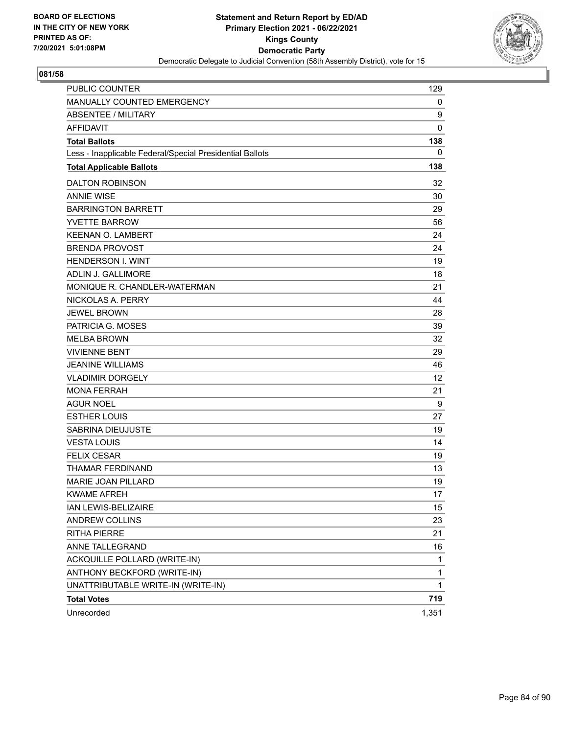BOARD OF ELECTIONS
IN THE CITY OF NEW YORK
PRINTED AS OF:
7/20/2021 5:01:08PM

**Statement and Return Report by ED/AD**
**Primary Election 2021 - 06/22/2021**
**Kings County**
**Democratic Party**
Democratic Delegate to Judicial Convention (58th Assembly District), vote for 15

## 081/58

| | |
|---|---|
| PUBLIC COUNTER | 129 |
| MANUALLY COUNTED EMERGENCY | 0 |
| ABSENTEE / MILITARY | 9 |
| AFFIDAVIT | 0 |
| **Total Ballots** | **138** |
| Less - Inapplicable Federal/Special Presidential Ballots | 0 |
| **Total Applicable Ballots** | **138** |
| DALTON ROBINSON | 32 |
| ANNIE WISE | 30 |
| BARRINGTON BARRETT | 29 |
| YVETTE BARROW | 56 |
| KEENAN O. LAMBERT | 24 |
| BRENDA PROVOST | 24 |
| HENDERSON I. WINT | 19 |
| ADLIN J. GALLIMORE | 18 |
| MONIQUE R. CHANDLER-WATERMAN | 21 |
| NICKOLAS A. PERRY | 44 |
| JEWEL BROWN | 28 |
| PATRICIA G. MOSES | 39 |
| MELBA BROWN | 32 |
| VIVIENNE BENT | 29 |
| JEANINE WILLIAMS | 46 |
| VLADIMIR DORGELY | 12 |
| MONA FERRAH | 21 |
| AGUR NOEL | 9 |
| ESTHER LOUIS | 27 |
| SABRINA DIEUJUSTE | 19 |
| VESTA LOUIS | 14 |
| FELIX CESAR | 19 |
| THAMAR FERDINAND | 13 |
| MARIE JOAN PILLARD | 19 |
| KWAME AFREH | 17 |
| IAN LEWIS-BELIZAIRE | 15 |
| ANDREW COLLINS | 23 |
| RITHA PIERRE | 21 |
| ANNE TALLEGRAND | 16 |
| ACKQUILLE POLLARD (WRITE-IN) | 1 |
| ANTHONY BECKFORD (WRITE-IN) | 1 |
| UNATTRIBUTABLE WRITE-IN (WRITE-IN) | 1 |
| **Total Votes** | **719** |
| Unrecorded | 1,351 |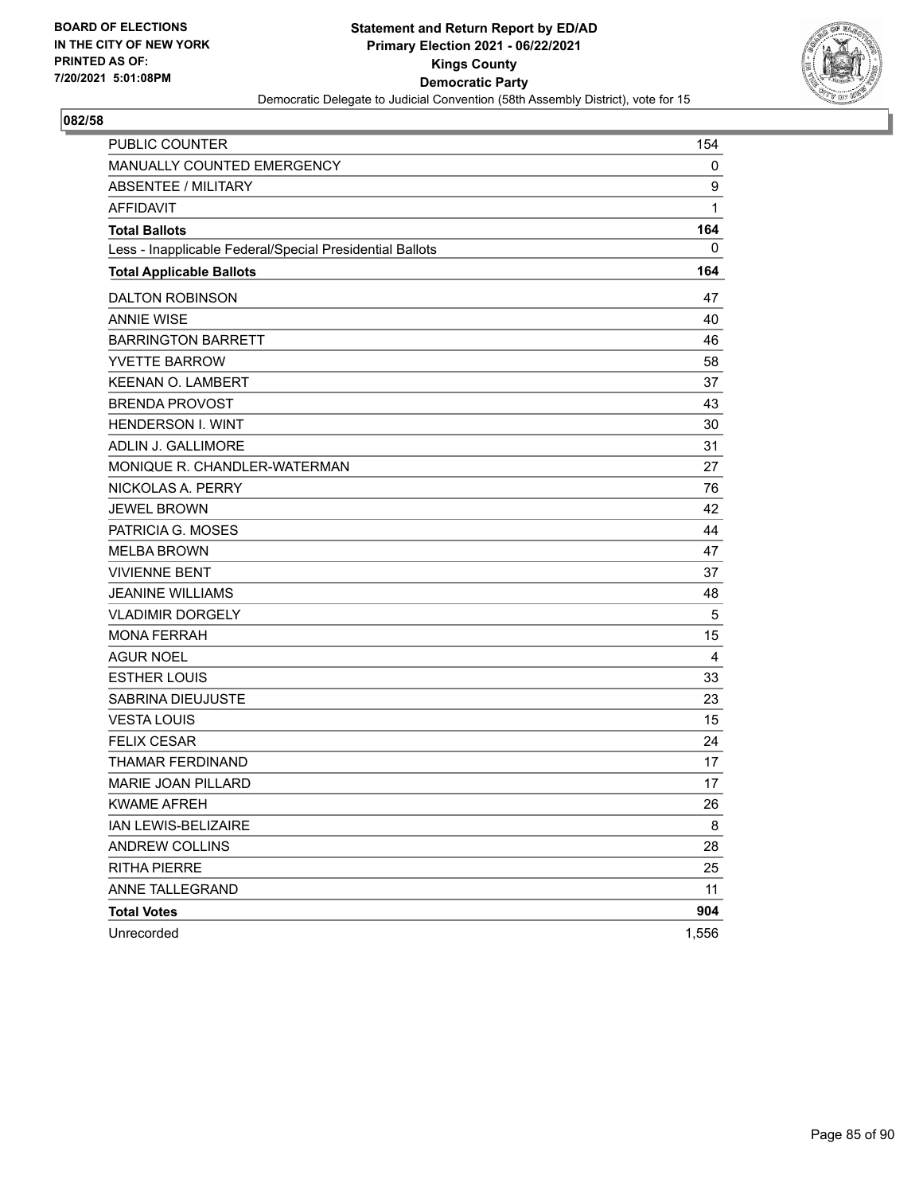**BOARD OF ELECTIONS IN THE CITY OF NEW YORK PRINTED AS OF: 7/20/2021 5:01:08PM**

**Statement and Return Report by ED/AD**
**Primary Election 2021 - 06/22/2021**
**Kings County**
**Democratic Party**
Democratic Delegate to Judicial Convention (58th Assembly District), vote for 15

## 082/58

| | |
|---|---|
| PUBLIC COUNTER | 154 |
| MANUALLY COUNTED EMERGENCY | 0 |
| ABSENTEE / MILITARY | 9 |
| AFFIDAVIT | 1 |
| **Total Ballots** | **164** |
| Less - Inapplicable Federal/Special Presidential Ballots | 0 |
| **Total Applicable Ballots** | **164** |
| DALTON ROBINSON | 47 |
| ANNIE WISE | 40 |
| BARRINGTON BARRETT | 46 |
| YVETTE BARROW | 58 |
| KEENAN O. LAMBERT | 37 |
| BRENDA PROVOST | 43 |
| HENDERSON I. WINT | 30 |
| ADLIN J. GALLIMORE | 31 |
| MONIQUE R. CHANDLER-WATERMAN | 27 |
| NICKOLAS A. PERRY | 76 |
| JEWEL BROWN | 42 |
| PATRICIA G. MOSES | 44 |
| MELBA BROWN | 47 |
| VIVIENNE BENT | 37 |
| JEANINE WILLIAMS | 48 |
| VLADIMIR DORGELY | 5 |
| MONA FERRAH | 15 |
| AGUR NOEL | 4 |
| ESTHER LOUIS | 33 |
| SABRINA DIEUJUSTE | 23 |
| VESTA LOUIS | 15 |
| FELIX CESAR | 24 |
| THAMAR FERDINAND | 17 |
| MARIE JOAN PILLARD | 17 |
| KWAME AFREH | 26 |
| IAN LEWIS-BELIZAIRE | 8 |
| ANDREW COLLINS | 28 |
| RITHA PIERRE | 25 |
| ANNE TALLEGRAND | 11 |
| **Total Votes** | **904** |
| Unrecorded | 1,556 |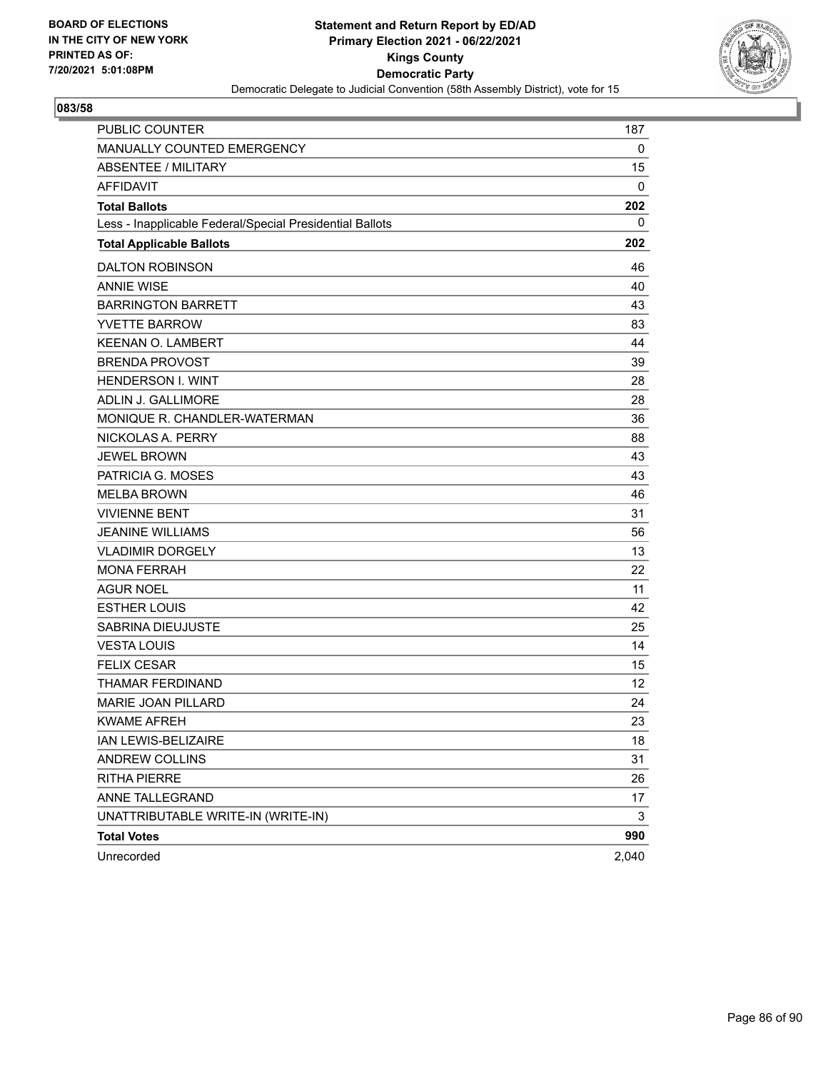BOARD OF ELECTIONS
IN THE CITY OF NEW YORK
PRINTED AS OF:
7/20/2021 5:01:08PM

**Statement and Return Report by ED/AD**
**Primary Election 2021 - 06/22/2021**
**Kings County**
**Democratic Party**
Democratic Delegate to Judicial Convention (58th Assembly District), vote for 15

## 083/58

| | |
|---|---|
| PUBLIC COUNTER | 187 |
| MANUALLY COUNTED EMERGENCY | 0 |
| ABSENTEE / MILITARY | 15 |
| AFFIDAVIT | 0 |
| **Total Ballots** | **202** |
| Less - Inapplicable Federal/Special Presidential Ballots | 0 |
| **Total Applicable Ballots** | **202** |
| DALTON ROBINSON | 46 |
| ANNIE WISE | 40 |
| BARRINGTON BARRETT | 43 |
| YVETTE BARROW | 83 |
| KEENAN O. LAMBERT | 44 |
| BRENDA PROVOST | 39 |
| HENDERSON I. WINT | 28 |
| ADLIN J. GALLIMORE | 28 |
| MONIQUE R. CHANDLER-WATERMAN | 36 |
| NICKOLAS A. PERRY | 88 |
| JEWEL BROWN | 43 |
| PATRICIA G. MOSES | 43 |
| MELBA BROWN | 46 |
| VIVIENNE BENT | 31 |
| JEANINE WILLIAMS | 56 |
| VLADIMIR DORGELY | 13 |
| MONA FERRAH | 22 |
| AGUR NOEL | 11 |
| ESTHER LOUIS | 42 |
| SABRINA DIEUJUSTE | 25 |
| VESTA LOUIS | 14 |
| FELIX CESAR | 15 |
| THAMAR FERDINAND | 12 |
| MARIE JOAN PILLARD | 24 |
| KWAME AFREH | 23 |
| IAN LEWIS-BELIZAIRE | 18 |
| ANDREW COLLINS | 31 |
| RITHA PIERRE | 26 |
| ANNE TALLEGRAND | 17 |
| UNATTRIBUTABLE WRITE-IN (WRITE-IN) | 3 |
| **Total Votes** | **990** |
| Unrecorded | 2,040 |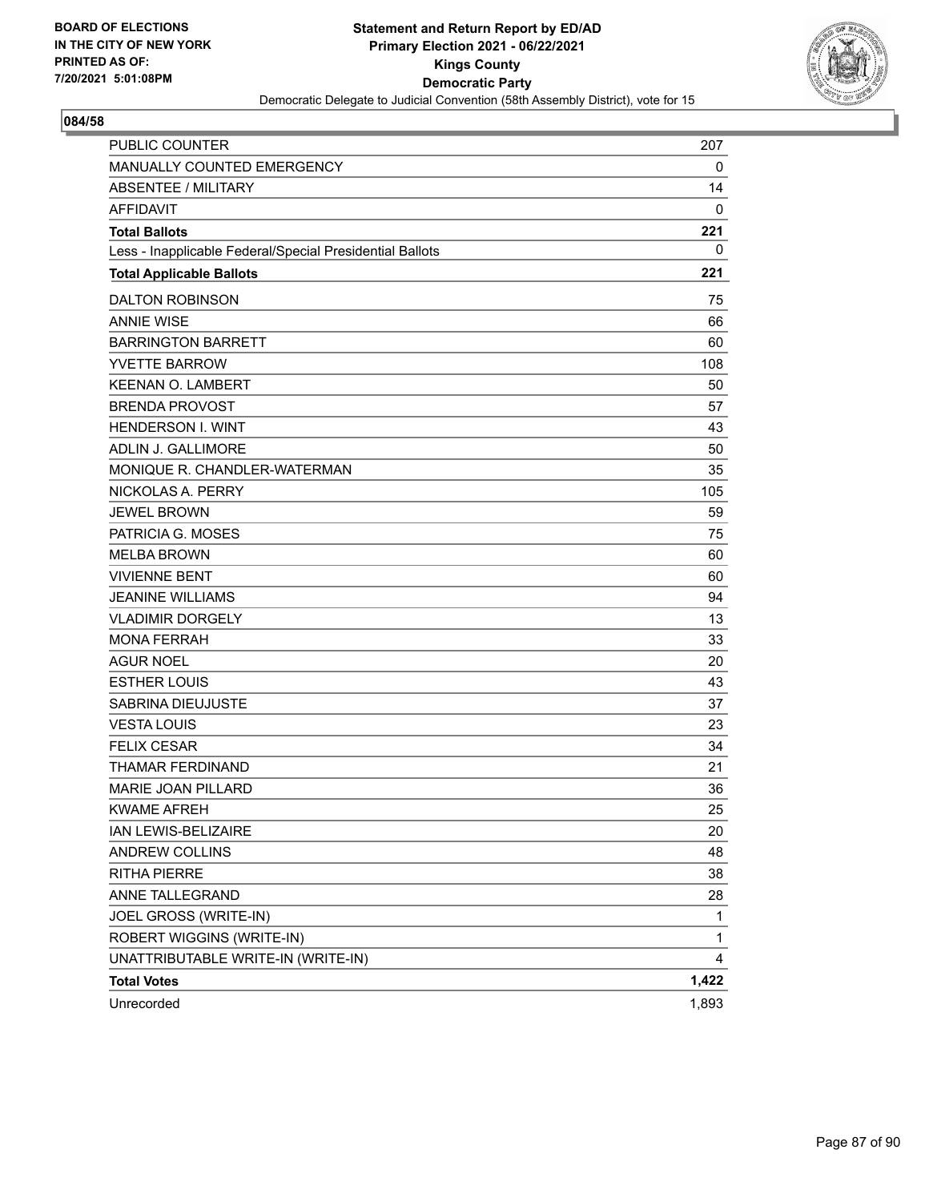BOARD OF ELECTIONS
IN THE CITY OF NEW YORK
PRINTED AS OF:
7/20/2021 5:01:08PM

**Statement and Return Report by ED/AD**
**Primary Election 2021 - 06/22/2021**
**Kings County**
**Democratic Party**
Democratic Delegate to Judicial Convention (58th Assembly District), vote for 15

## 084/58

| | |
|---|---|
| PUBLIC COUNTER | 207 |
| MANUALLY COUNTED EMERGENCY | 0 |
| ABSENTEE / MILITARY | 14 |
| AFFIDAVIT | 0 |
| **Total Ballots** | **221** |
| Less - Inapplicable Federal/Special Presidential Ballots | 0 |
| **Total Applicable Ballots** | **221** |
| DALTON ROBINSON | 75 |
| ANNIE WISE | 66 |
| BARRINGTON BARRETT | 60 |
| YVETTE BARROW | 108 |
| KEENAN O. LAMBERT | 50 |
| BRENDA PROVOST | 57 |
| HENDERSON I. WINT | 43 |
| ADLIN J. GALLIMORE | 50 |
| MONIQUE R. CHANDLER-WATERMAN | 35 |
| NICKOLAS A. PERRY | 105 |
| JEWEL BROWN | 59 |
| PATRICIA G. MOSES | 75 |
| MELBA BROWN | 60 |
| VIVIENNE BENT | 60 |
| JEANINE WILLIAMS | 94 |
| VLADIMIR DORGELY | 13 |
| MONA FERRAH | 33 |
| AGUR NOEL | 20 |
| ESTHER LOUIS | 43 |
| SABRINA DIEUJUSTE | 37 |
| VESTA LOUIS | 23 |
| FELIX CESAR | 34 |
| THAMAR FERDINAND | 21 |
| MARIE JOAN PILLARD | 36 |
| KWAME AFREH | 25 |
| IAN LEWIS-BELIZAIRE | 20 |
| ANDREW COLLINS | 48 |
| RITHA PIERRE | 38 |
| ANNE TALLEGRAND | 28 |
| JOEL GROSS (WRITE-IN) | 1 |
| ROBERT WIGGINS (WRITE-IN) | 1 |
| UNATTRIBUTABLE WRITE-IN (WRITE-IN) | 4 |
| **Total Votes** | **1,422** |
| Unrecorded | 1,893 |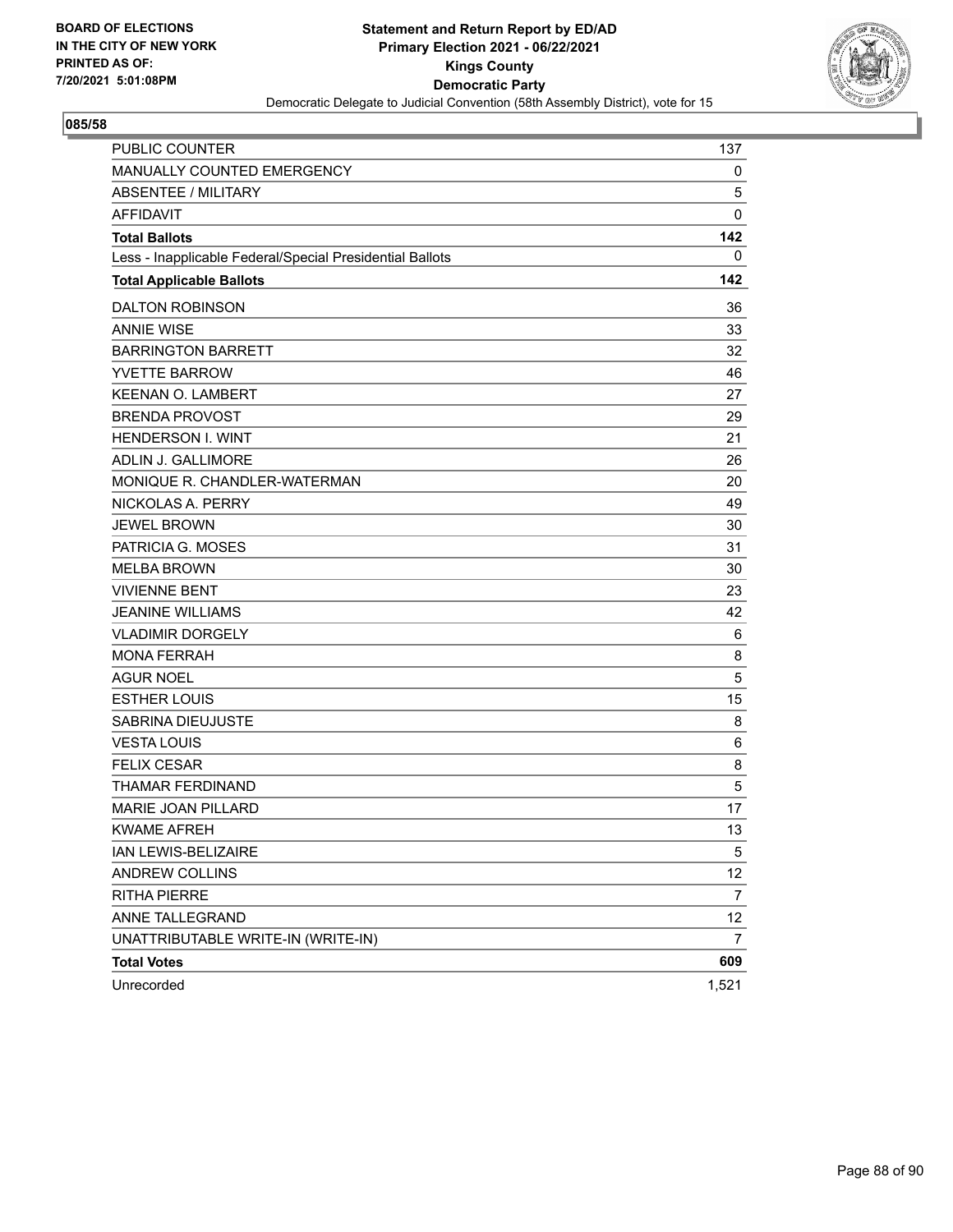BOARD OF ELECTIONS
IN THE CITY OF NEW YORK
PRINTED AS OF:
7/20/2021 5:01:08PM

**Statement and Return Report by ED/AD**
**Primary Election 2021 - 06/22/2021**
**Kings County**
**Democratic Party**
Democratic Delegate to Judicial Convention (58th Assembly District), vote for 15

## 085/58

| | |
|---|---|
| PUBLIC COUNTER | 137 |
| MANUALLY COUNTED EMERGENCY | 0 |
| ABSENTEE / MILITARY | 5 |
| AFFIDAVIT | 0 |
| **Total Ballots** | **142** |
| Less - Inapplicable Federal/Special Presidential Ballots | 0 |
| **Total Applicable Ballots** | **142** |
| DALTON ROBINSON | 36 |
| ANNIE WISE | 33 |
| BARRINGTON BARRETT | 32 |
| YVETTE BARROW | 46 |
| KEENAN O. LAMBERT | 27 |
| BRENDA PROVOST | 29 |
| HENDERSON I. WINT | 21 |
| ADLIN J. GALLIMORE | 26 |
| MONIQUE R. CHANDLER-WATERMAN | 20 |
| NICKOLAS A. PERRY | 49 |
| JEWEL BROWN | 30 |
| PATRICIA G. MOSES | 31 |
| MELBA BROWN | 30 |
| VIVIENNE BENT | 23 |
| JEANINE WILLIAMS | 42 |
| VLADIMIR DORGELY | 6 |
| MONA FERRAH | 8 |
| AGUR NOEL | 5 |
| ESTHER LOUIS | 15 |
| SABRINA DIEUJUSTE | 8 |
| VESTA LOUIS | 6 |
| FELIX CESAR | 8 |
| THAMAR FERDINAND | 5 |
| MARIE JOAN PILLARD | 17 |
| KWAME AFREH | 13 |
| IAN LEWIS-BELIZAIRE | 5 |
| ANDREW COLLINS | 12 |
| RITHA PIERRE | 7 |
| ANNE TALLEGRAND | 12 |
| UNATTRIBUTABLE WRITE-IN (WRITE-IN) | 7 |
| **Total Votes** | **609** |
| Unrecorded | 1,521 |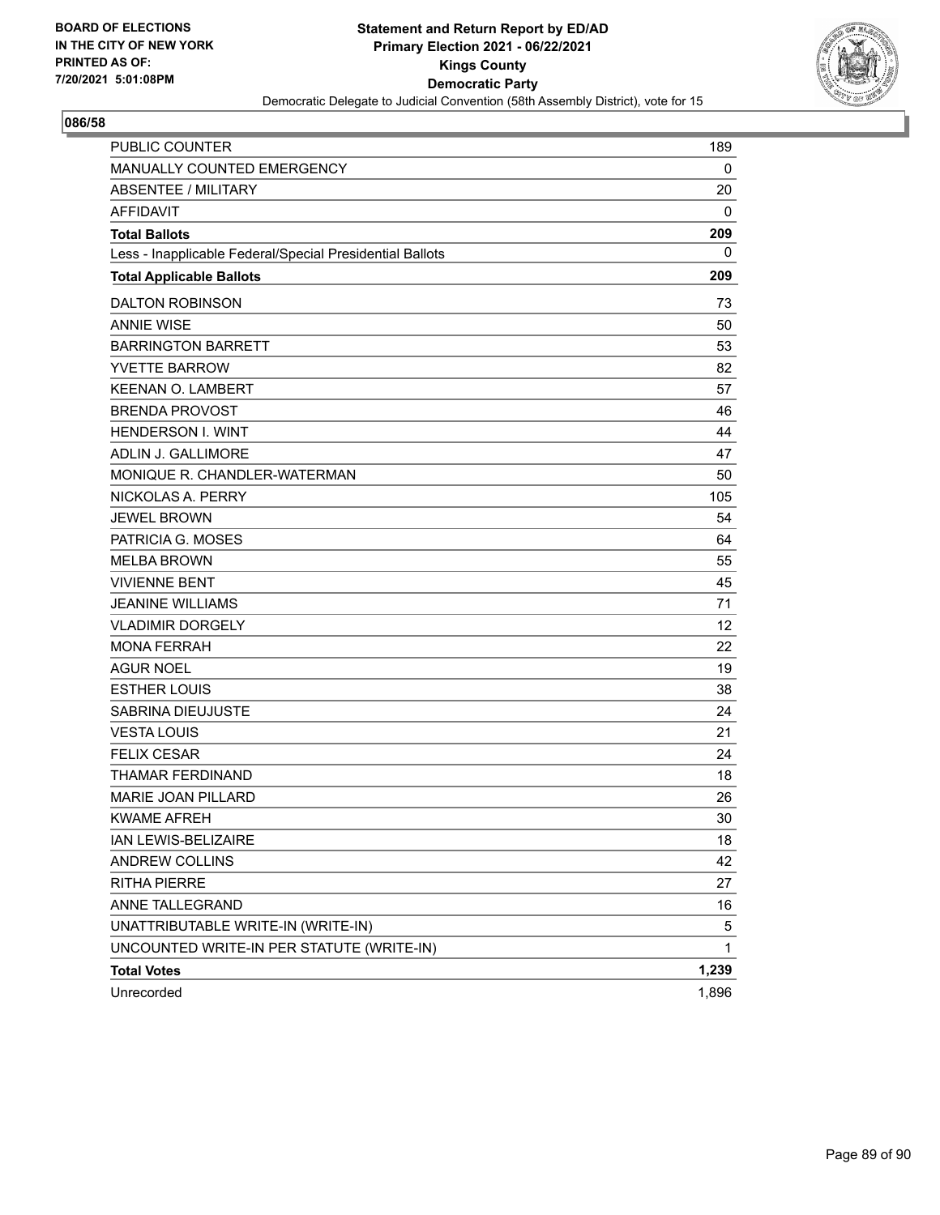**BOARD OF ELECTIONS IN THE CITY OF NEW YORK PRINTED AS OF: 7/20/2021 5:01:08PM**

**Statement and Return Report by ED/AD**
**Primary Election 2021 - 06/22/2021**
**Kings County**
**Democratic Party**
Democratic Delegate to Judicial Convention (58th Assembly District), vote for 15

## 086/58

| | |
|---|---|
| PUBLIC COUNTER | 189 |
| MANUALLY COUNTED EMERGENCY | 0 |
| ABSENTEE / MILITARY | 20 |
| AFFIDAVIT | 0 |
| **Total Ballots** | **209** |
| Less - Inapplicable Federal/Special Presidential Ballots | 0 |
| **Total Applicable Ballots** | **209** |
| DALTON ROBINSON | 73 |
| ANNIE WISE | 50 |
| BARRINGTON BARRETT | 53 |
| YVETTE BARROW | 82 |
| KEENAN O. LAMBERT | 57 |
| BRENDA PROVOST | 46 |
| HENDERSON I. WINT | 44 |
| ADLIN J. GALLIMORE | 47 |
| MONIQUE R. CHANDLER-WATERMAN | 50 |
| NICKOLAS A. PERRY | 105 |
| JEWEL BROWN | 54 |
| PATRICIA G. MOSES | 64 |
| MELBA BROWN | 55 |
| VIVIENNE BENT | 45 |
| JEANINE WILLIAMS | 71 |
| VLADIMIR DORGELY | 12 |
| MONA FERRAH | 22 |
| AGUR NOEL | 19 |
| ESTHER LOUIS | 38 |
| SABRINA DIEUJUSTE | 24 |
| VESTA LOUIS | 21 |
| FELIX CESAR | 24 |
| THAMAR FERDINAND | 18 |
| MARIE JOAN PILLARD | 26 |
| KWAME AFREH | 30 |
| IAN LEWIS-BELIZAIRE | 18 |
| ANDREW COLLINS | 42 |
| RITHA PIERRE | 27 |
| ANNE TALLEGRAND | 16 |
| UNATTRIBUTABLE WRITE-IN (WRITE-IN) | 5 |
| UNCOUNTED WRITE-IN PER STATUTE (WRITE-IN) | 1 |
| **Total Votes** | **1,239** |
| Unrecorded | 1,896 |